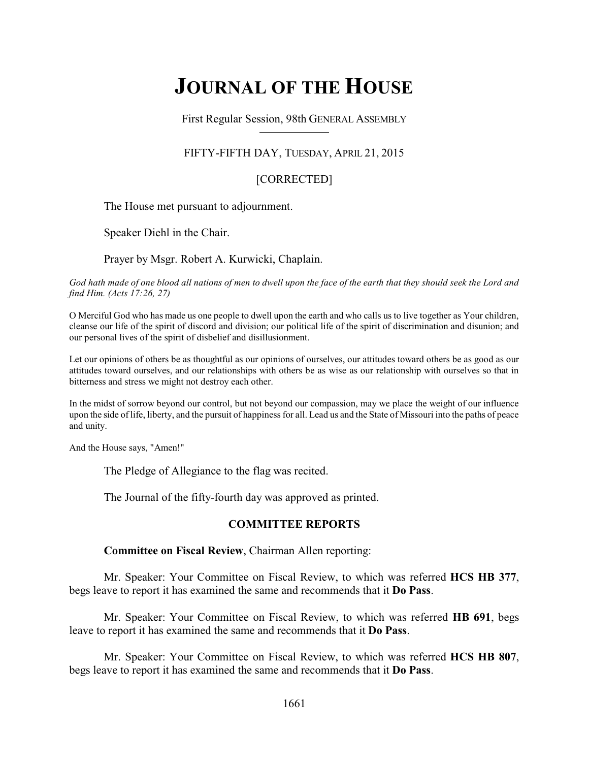# JOURNAL OF THE HOUSE

First Regular Session, 98th GENERAL ASSEMBLY

FIFTY-FIFTH DAY, TUESDAY, APRIL 21, 2015

[CORRECTED]

The House met pursuant to adjournment.

Speaker Diehl in the Chair.

Prayer by Msgr. Robert A. Kurwicki, Chaplain.

*God hath made of one blood all nations of men to dwell upon the face of the earth that they should seek the Lord and find Him. (Acts 17:26, 27)*

O Merciful God who has made us one people to dwell upon the earth and who calls us to live together as Your children, cleanse our life of the spirit of discord and division; our political life of the spirit of discrimination and disunion; and our personal lives of the spirit of disbelief and disillusionment.

Let our opinions of others be as thoughtful as our opinions of ourselves, our attitudes toward others be as good as our attitudes toward ourselves, and our relationships with others be as wise as our relationship with ourselves so that in bitterness and stress we might not destroy each other.

In the midst of sorrow beyond our control, but not beyond our compassion, may we place the weight of our influence upon the side of life, liberty, and the pursuit of happiness for all. Lead us and the State of Missouri into the paths of peace and unity.

And the House says, "Amen!"

The Pledge of Allegiance to the flag was recited.

The Journal of the fifty-fourth day was approved as printed.

## COMMITTEE REPORTS

**Committee on Fiscal Review**, Chairman Allen reporting:

Mr. Speaker: Your Committee on Fiscal Review, to which was referred **HCS HB 377**, begs leave to report it has examined the same and recommends that it **Do Pass**.

Mr. Speaker: Your Committee on Fiscal Review, to which was referred **HB 691**, begs leave to report it has examined the same and recommends that it **Do Pass**.

Mr. Speaker: Your Committee on Fiscal Review, to which was referred **HCS HB 807**, begs leave to report it has examined the same and recommends that it **Do Pass**.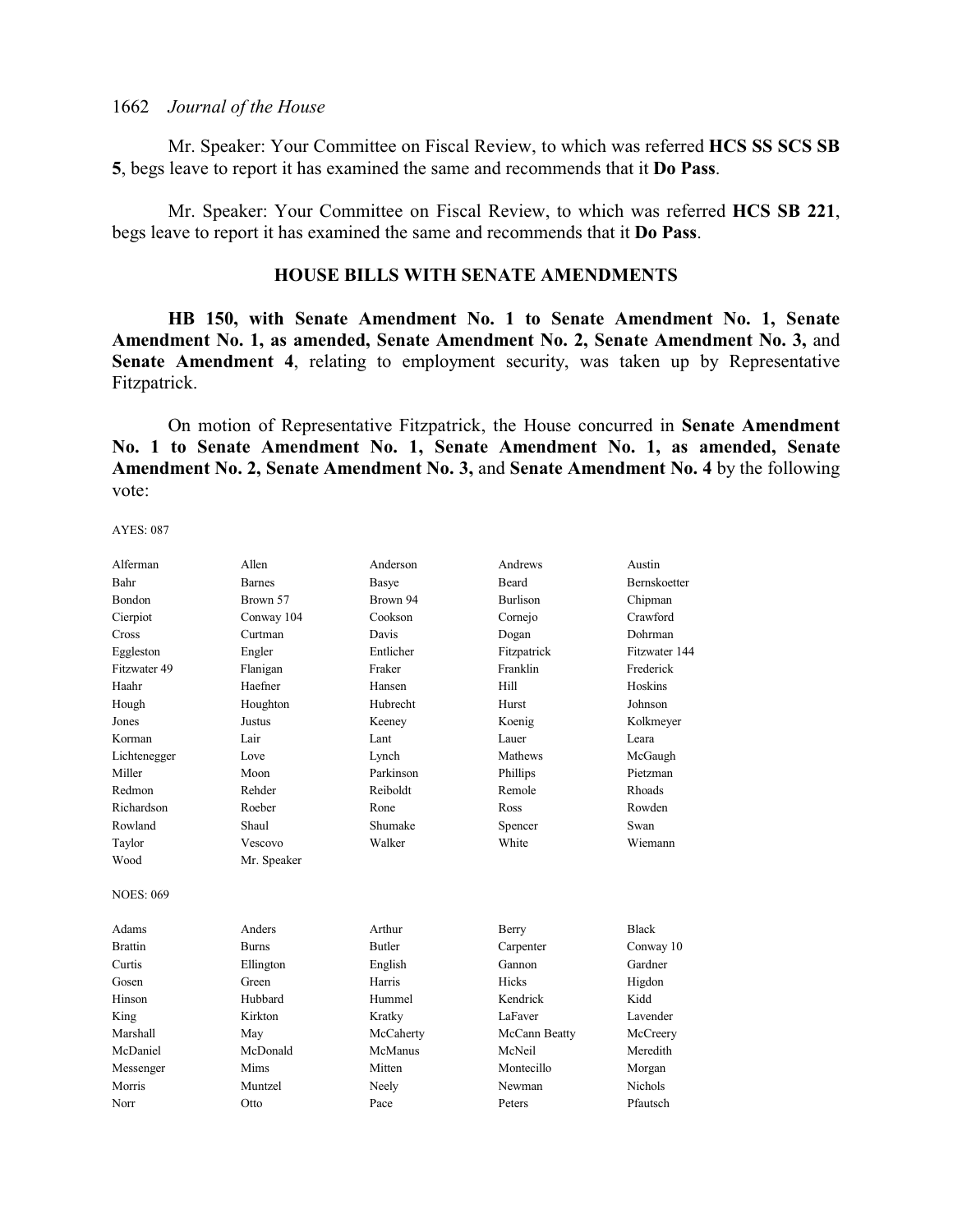Mr. Speaker: Your Committee on Fiscal Review, to which was referred **HCS SS SCS SB 5**, begs leave to report it has examined the same and recommends that it **Do Pass**.

Mr. Speaker: Your Committee on Fiscal Review, to which was referred **HCS SB 221**, begs leave to report it has examined the same and recommends that it **Do Pass**.

## HOUSE BILLS WITH SENATE AMENDMENTS

**HB 150, with Senate Amendment No. 1 to Senate Amendment No. 1, Senate Amendment No. 1, as amended, Senate Amendment No. 2, Senate Amendment No. 3,** and **Senate Amendment 4**, relating to employment security, was taken up by Representative Fitzpatrick.

On motion of Representative Fitzpatrick, the House concurred in **Senate Amendment No. 1 to Senate Amendment No. 1, Senate Amendment No. 1, as amended, Senate Amendment No. 2, Senate Amendment No. 3,** and **Senate Amendment No. 4** by the following vote:

AYES: 087

| | | | | |
|---|---|---|---|---|
| Alferman | Allen | Anderson | Andrews | Austin |
| Bahr | Barnes | Basye | Beard | Bernskoetter |
| Bondon | Brown 57 | Brown 94 | Burlison | Chipman |
| Cierpiot | Conway 104 | Cookson | Cornejo | Crawford |
| Cross | Curtman | Davis | Dogan | Dohrman |
| Eggleston | Engler | Entlicher | Fitzpatrick | Fitzwater 144 |
| Fitzwater 49 | Flanigan | Fraker | Franklin | Frederick |
| Haahr | Haefner | Hansen | Hill | Hoskins |
| Hough | Houghton | Hubrecht | Hurst | Johnson |
| Jones | Justus | Keeney | Koenig | Kolkmeyer |
| Korman | Lair | Lant | Lauer | Leara |
| Lichtenegger | Love | Lynch | Mathews | McGaugh |
| Miller | Moon | Parkinson | Phillips | Pietzman |
| Redmon | Rehder | Reiboldt | Remole | Rhoads |
| Richardson | Roeber | Rone | Ross | Rowden |
| Rowland | Shaul | Shumake | Spencer | Swan |
| Taylor | Vescovo | Walker | White | Wiemann |
| Wood | Mr. Speaker | | | |

NOES: 069

| | | | | |
|---|---|---|---|---|
| Adams | Anders | Arthur | Berry | Black |
| Brattin | Burns | Butler | Carpenter | Conway 10 |
| Curtis | Ellington | English | Gannon | Gardner |
| Gosen | Green | Harris | Hicks | Higdon |
| Hinson | Hubbard | Hummel | Kendrick | Kidd |
| King | Kirkton | Kratky | LaFaver | Lavender |
| Marshall | May | McCaherty | McCann Beatty | McCreery |
| McDaniel | McDonald | McManus | McNeil | Meredith |
| Messenger | Mims | Mitten | Montecillo | Morgan |
| Morris | Muntzel | Neely | Newman | Nichols |
| Norr | Otto | Pace | Peters | Pfautsch |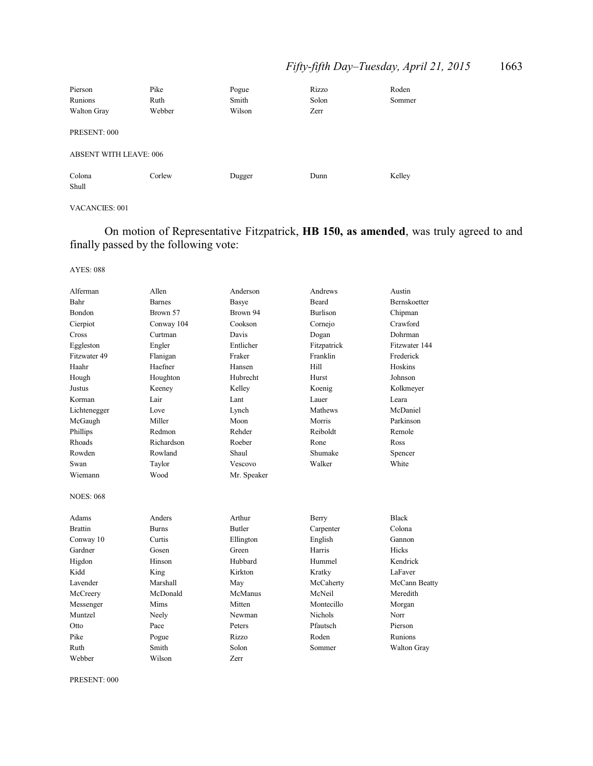| | | | | |
|---|---|---|---|---|
| Pierson | Pike | Pogue | Rizzo | Roden |
| Runions | Ruth | Smith | Solon | Sommer |
| Walton Gray | Webber | Wilson | Zerr | |

PRESENT: 000

ABSENT WITH LEAVE: 006

| | | | | |
|---|---|---|---|---|
| Colona | Corlew | Dugger | Dunn | Kelley |
| Shull | | | | |

VACANCIES: 001

On motion of Representative Fitzpatrick, **HB 150, as amended**, was truly agreed to and finally passed by the following vote:

AYES: 088

| | | | | |
|---|---|---|---|---|
| Alferman | Allen | Anderson | Andrews | Austin |
| Bahr | Barnes | Basye | Beard | Bernskoetter |
| Bondon | Brown 57 | Brown 94 | Burlison | Chipman |
| Cierpiot | Conway 104 | Cookson | Cornejo | Crawford |
| Cross | Curtman | Davis | Dogan | Dohrman |
| Eggleston | Engler | Entlicher | Fitzpatrick | Fitzwater 144 |
| Fitzwater 49 | Flanigan | Fraker | Franklin | Frederick |
| Haahr | Haefner | Hansen | Hill | Hoskins |
| Hough | Houghton | Hubrecht | Hurst | Johnson |
| Justus | Keeney | Kelley | Koenig | Kolkmeyer |
| Korman | Lair | Lant | Lauer | Leara |
| Lichtenegger | Love | Lynch | Mathews | McDaniel |
| McGaugh | Miller | Moon | Morris | Parkinson |
| Phillips | Redmon | Rehder | Reiboldt | Remole |
| Rhoads | Richardson | Roeber | Rone | Ross |
| Rowden | Rowland | Shaul | Shumake | Spencer |
| Swan | Taylor | Vescovo | Walker | White |
| Wiemann | Wood | Mr. Speaker | | |

NOES: 068

| | | | | |
|---|---|---|---|---|
| Adams | Anders | Arthur | Berry | Black |
| Brattin | Burns | Butler | Carpenter | Colona |
| Conway 10 | Curtis | Ellington | English | Gannon |
| Gardner | Gosen | Green | Harris | Hicks |
| Higdon | Hinson | Hubbard | Hummel | Kendrick |
| Kidd | King | Kirkton | Kratky | LaFaver |
| Lavender | Marshall | May | McCaherty | McCann Beatty |
| McCreery | McDonald | McManus | McNeil | Meredith |
| Messenger | Mims | Mitten | Montecillo | Morgan |
| Muntzel | Neely | Newman | Nichols | Norr |
| Otto | Pace | Peters | Pfautsch | Pierson |
| Pike | Pogue | Rizzo | Roden | Runions |
| Ruth | Smith | Solon | Sommer | Walton Gray |
| Webber | Wilson | Zerr | | |

PRESENT: 000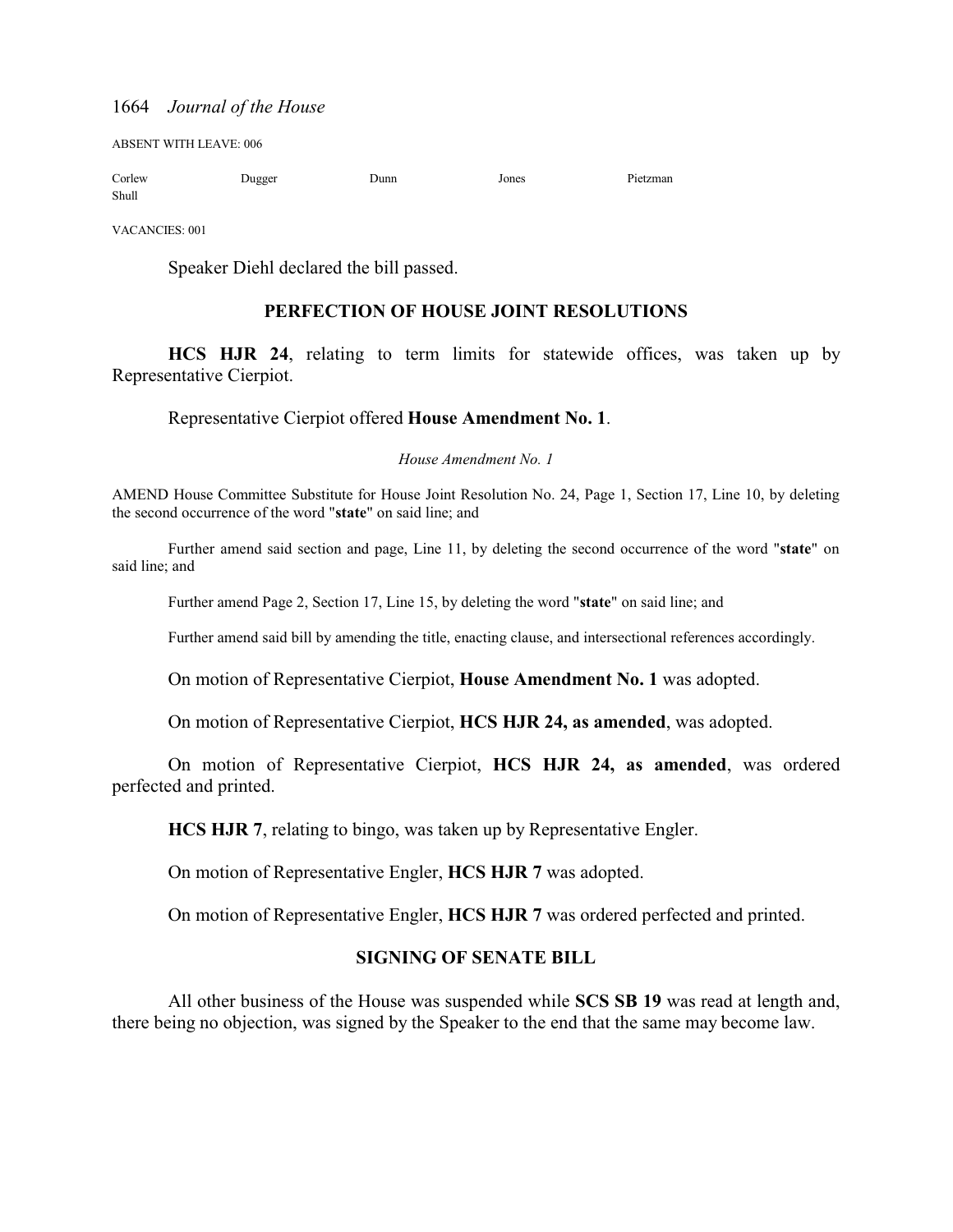ABSENT WITH LEAVE: 006

| | | | | |
|---|---|---|---|---|
| Corlew | Dugger | Dunn | Jones | Pietzman |
| Shull | | | | |

VACANCIES: 001

Speaker Diehl declared the bill passed.

## PERFECTION OF HOUSE JOINT RESOLUTIONS

**HCS HJR 24**, relating to term limits for statewide offices, was taken up by Representative Cierpiot.

Representative Cierpiot offered **House Amendment No. 1**.

*House Amendment No. 1*

AMEND House Committee Substitute for House Joint Resolution No. 24, Page 1, Section 17, Line 10, by deleting the second occurrence of the word "**state**" on said line; and

Further amend said section and page, Line 11, by deleting the second occurrence of the word "**state**" on said line; and

Further amend Page 2, Section 17, Line 15, by deleting the word "**state**" on said line; and

Further amend said bill by amending the title, enacting clause, and intersectional references accordingly.

On motion of Representative Cierpiot, **House Amendment No. 1** was adopted.

On motion of Representative Cierpiot, **HCS HJR 24, as amended**, was adopted.

On motion of Representative Cierpiot, **HCS HJR 24, as amended**, was ordered perfected and printed.

**HCS HJR 7**, relating to bingo, was taken up by Representative Engler.

On motion of Representative Engler, **HCS HJR 7** was adopted.

On motion of Representative Engler, **HCS HJR 7** was ordered perfected and printed.

## SIGNING OF SENATE BILL

All other business of the House was suspended while **SCS SB 19** was read at length and, there being no objection, was signed by the Speaker to the end that the same may become law.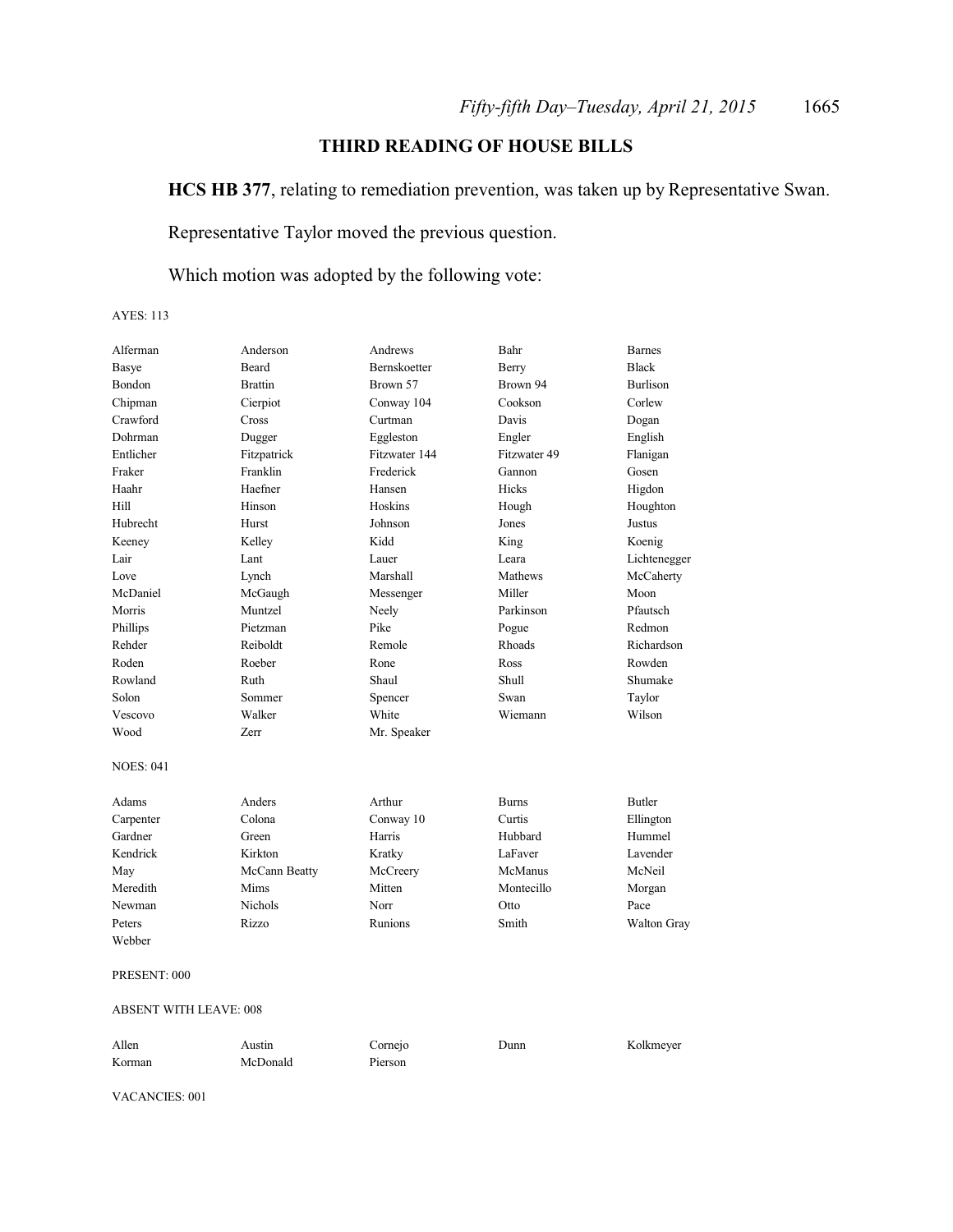## THIRD READING OF HOUSE BILLS

**HCS HB 377**, relating to remediation prevention, was taken up by Representative Swan.

Representative Taylor moved the previous question.

Which motion was adopted by the following vote:

AYES: 113

| | | | | |
|---|---|---|---|---|
| Alferman | Anderson | Andrews | Bahr | Barnes |
| Basye | Beard | Bernskoetter | Berry | Black |
| Bondon | Brattin | Brown 57 | Brown 94 | Burlison |
| Chipman | Cierpiot | Conway 104 | Cookson | Corlew |
| Crawford | Cross | Curtman | Davis | Dogan |
| Dohrman | Dugger | Eggleston | Engler | English |
| Entlicher | Fitzpatrick | Fitzwater 144 | Fitzwater 49 | Flanigan |
| Fraker | Franklin | Frederick | Gannon | Gosen |
| Haahr | Haefner | Hansen | Hicks | Higdon |
| Hill | Hinson | Hoskins | Hough | Houghton |
| Hubrecht | Hurst | Johnson | Jones | Justus |
| Keeney | Kelley | Kidd | King | Koenig |
| Lair | Lant | Lauer | Leara | Lichtenegger |
| Love | Lynch | Marshall | Mathews | McCaherty |
| McDaniel | McGaugh | Messenger | Miller | Moon |
| Morris | Muntzel | Neely | Parkinson | Pfautsch |
| Phillips | Pietzman | Pike | Pogue | Redmon |
| Rehder | Reiboldt | Remole | Rhoads | Richardson |
| Roden | Roeber | Rone | Ross | Rowden |
| Rowland | Ruth | Shaul | Shull | Shumake |
| Solon | Sommer | Spencer | Swan | Taylor |
| Vescovo | Walker | White | Wiemann | Wilson |
| Wood | Zerr | Mr. Speaker | | |

NOES: 041

| | | | | |
|---|---|---|---|---|
| Adams | Anders | Arthur | Burns | Butler |
| Carpenter | Colona | Conway 10 | Curtis | Ellington |
| Gardner | Green | Harris | Hubbard | Hummel |
| Kendrick | Kirkton | Kratky | LaFaver | Lavender |
| May | McCann Beatty | McCreery | McManus | McNeil |
| Meredith | Mims | Mitten | Montecillo | Morgan |
| Newman | Nichols | Norr | Otto | Pace |
| Peters | Rizzo | Runions | Smith | Walton Gray |
| Webber | | | | |

PRESENT: 000

ABSENT WITH LEAVE: 008

| | | | | |
|---|---|---|---|---|
| Allen | Austin | Cornejo | Dunn | Kolkmeyer |
| Korman | McDonald | Pierson | | |

VACANCIES: 001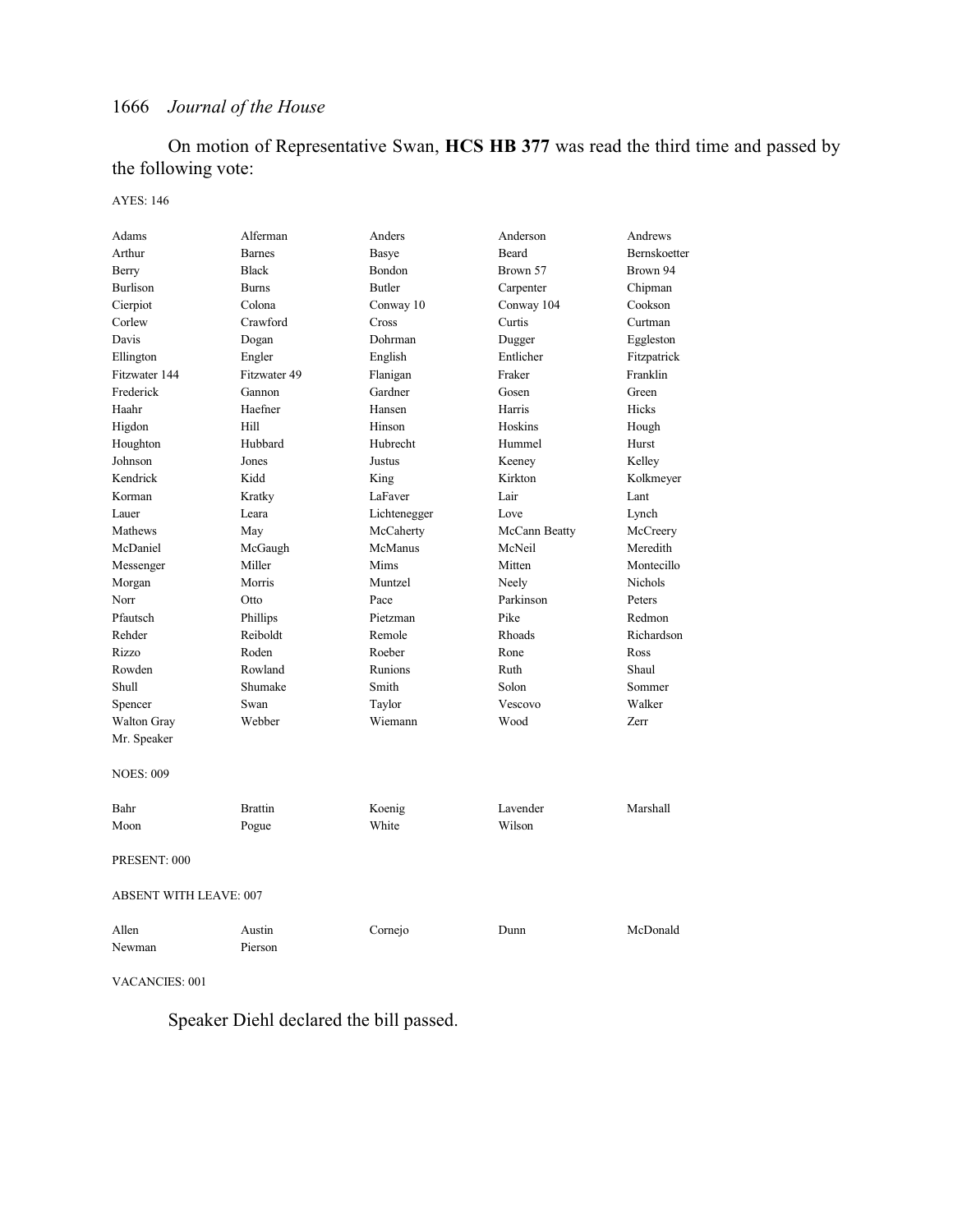On motion of Representative Swan, **HCS HB 377** was read the third time and passed by the following vote:

AYES: 146

| | | | | |
|---|---|---|---|---|
| Adams | Alferman | Anders | Anderson | Andrews |
| Arthur | Barnes | Basye | Beard | Bernskoetter |
| Berry | Black | Bondon | Brown 57 | Brown 94 |
| Burlison | Burns | Butler | Carpenter | Chipman |
| Cierpiot | Colona | Conway 10 | Conway 104 | Cookson |
| Corlew | Crawford | Cross | Curtis | Curtman |
| Davis | Dogan | Dohrman | Dugger | Eggleston |
| Ellington | Engler | English | Entlicher | Fitzpatrick |
| Fitzwater 144 | Fitzwater 49 | Flanigan | Fraker | Franklin |
| Frederick | Gannon | Gardner | Gosen | Green |
| Haahr | Haefner | Hansen | Harris | Hicks |
| Higdon | Hill | Hinson | Hoskins | Hough |
| Houghton | Hubbard | Hubrecht | Hummel | Hurst |
| Johnson | Jones | Justus | Keeney | Kelley |
| Kendrick | Kidd | King | Kirkton | Kolkmeyer |
| Korman | Kratky | LaFaver | Lair | Lant |
| Lauer | Leara | Lichtenegger | Love | Lynch |
| Mathews | May | McCaherty | McCann Beatty | McCreery |
| McDaniel | McGaugh | McManus | McNeil | Meredith |
| Messenger | Miller | Mims | Mitten | Montecillo |
| Morgan | Morris | Muntzel | Neely | Nichols |
| Norr | Otto | Pace | Parkinson | Peters |
| Pfautsch | Phillips | Pietzman | Pike | Redmon |
| Rehder | Reiboldt | Remole | Rhoads | Richardson |
| Rizzo | Roden | Roeber | Rone | Ross |
| Rowden | Rowland | Runions | Ruth | Shaul |
| Shull | Shumake | Smith | Solon | Sommer |
| Spencer | Swan | Taylor | Vescovo | Walker |
| Walton Gray | Webber | Wiemann | Wood | Zerr |
| Mr. Speaker | | | | |

NOES: 009

| | | | | |
|---|---|---|---|---|
| Bahr | Brattin | Koenig | Lavender | Marshall |
| Moon | Pogue | White | Wilson | |

PRESENT: 000

ABSENT WITH LEAVE: 007

| | | | | |
|---|---|---|---|---|
| Allen | Austin | Cornejo | Dunn | McDonald |
| Newman | Pierson | | | |

VACANCIES: 001

Speaker Diehl declared the bill passed.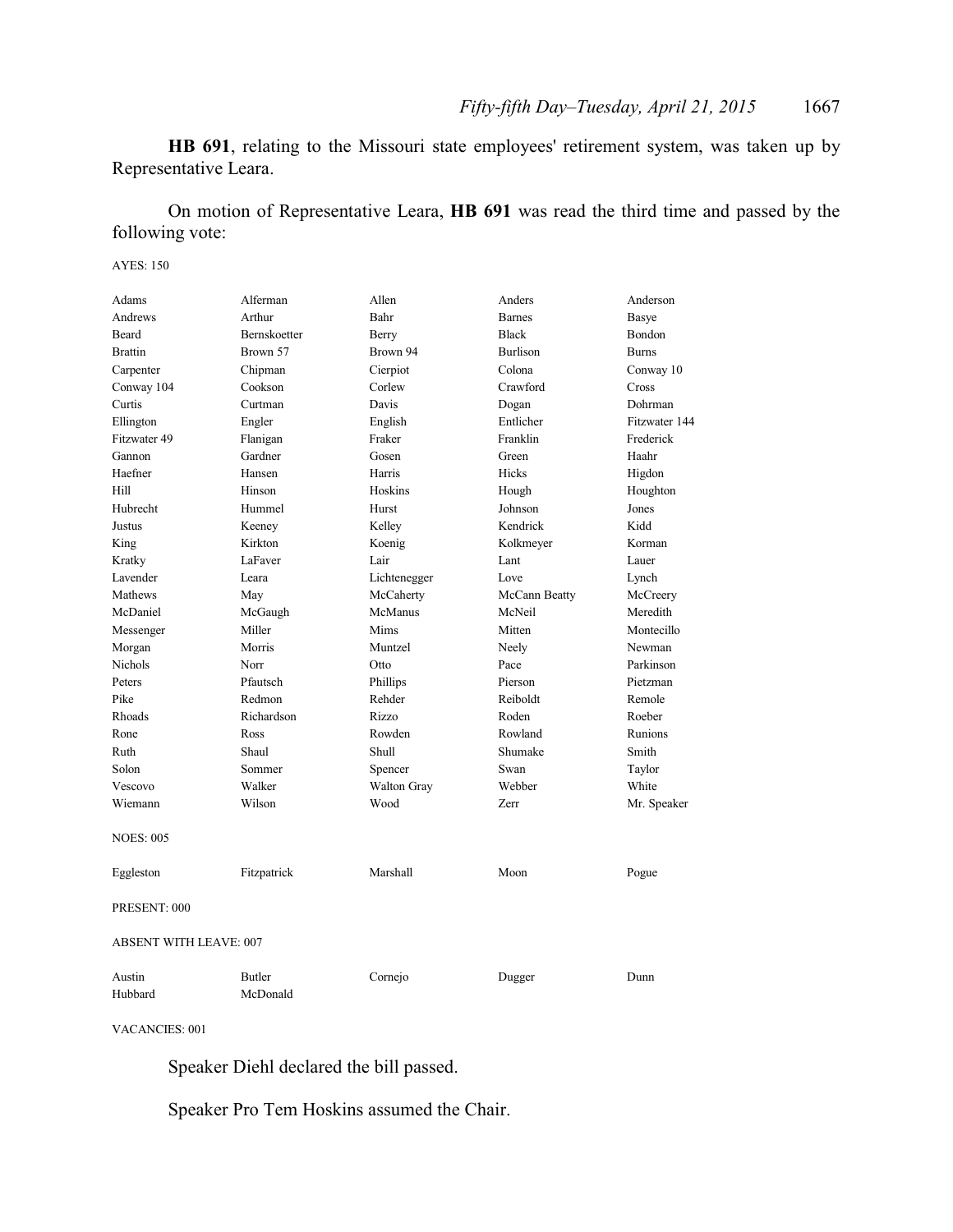**HB 691**, relating to the Missouri state employees' retirement system, was taken up by Representative Leara.

On motion of Representative Leara, **HB 691** was read the third time and passed by the following vote:

AYES: 150

| | | | | |
|---|---|---|---|---|
| Adams | Alferman | Allen | Anders | Anderson |
| Andrews | Arthur | Bahr | Barnes | Basye |
| Beard | Bernskoetter | Berry | Black | Bondon |
| Brattin | Brown 57 | Brown 94 | Burlison | Burns |
| Carpenter | Chipman | Cierpiot | Colona | Conway 10 |
| Conway 104 | Cookson | Corlew | Crawford | Cross |
| Curtis | Curtman | Davis | Dogan | Dohrman |
| Ellington | Engler | English | Entlicher | Fitzwater 144 |
| Fitzwater 49 | Flanigan | Fraker | Franklin | Frederick |
| Gannon | Gardner | Gosen | Green | Haahr |
| Haefner | Hansen | Harris | Hicks | Higdon |
| Hill | Hinson | Hoskins | Hough | Houghton |
| Hubrecht | Hummel | Hurst | Johnson | Jones |
| Justus | Keeney | Kelley | Kendrick | Kidd |
| King | Kirkton | Koenig | Kolkmeyer | Korman |
| Kratky | LaFaver | Lair | Lant | Lauer |
| Lavender | Leara | Lichtenegger | Love | Lynch |
| Mathews | May | McCaherty | McCann Beatty | McCreery |
| McDaniel | McGaugh | McManus | McNeil | Meredith |
| Messenger | Miller | Mims | Mitten | Montecillo |
| Morgan | Morris | Muntzel | Neely | Newman |
| Nichols | Norr | Otto | Pace | Parkinson |
| Peters | Pfautsch | Phillips | Pierson | Pietzman |
| Pike | Redmon | Rehder | Reiboldt | Remole |
| Rhoads | Richardson | Rizzo | Roden | Roeber |
| Rone | Ross | Rowden | Rowland | Runions |
| Ruth | Shaul | Shull | Shumake | Smith |
| Solon | Sommer | Spencer | Swan | Taylor |
| Vescovo | Walker | Walton Gray | Webber | White |
| Wiemann | Wilson | Wood | Zerr | Mr. Speaker |

NOES: 005

| | | | | |
|---|---|---|---|---|
| Eggleston | Fitzpatrick | Marshall | Moon | Pogue |

PRESENT: 000

ABSENT WITH LEAVE: 007

| | | | | |
|---|---|---|---|---|
| Austin | Butler | Cornejo | Dugger | Dunn |
| Hubbard | McDonald | | | |

VACANCIES: 001

Speaker Diehl declared the bill passed.

Speaker Pro Tem Hoskins assumed the Chair.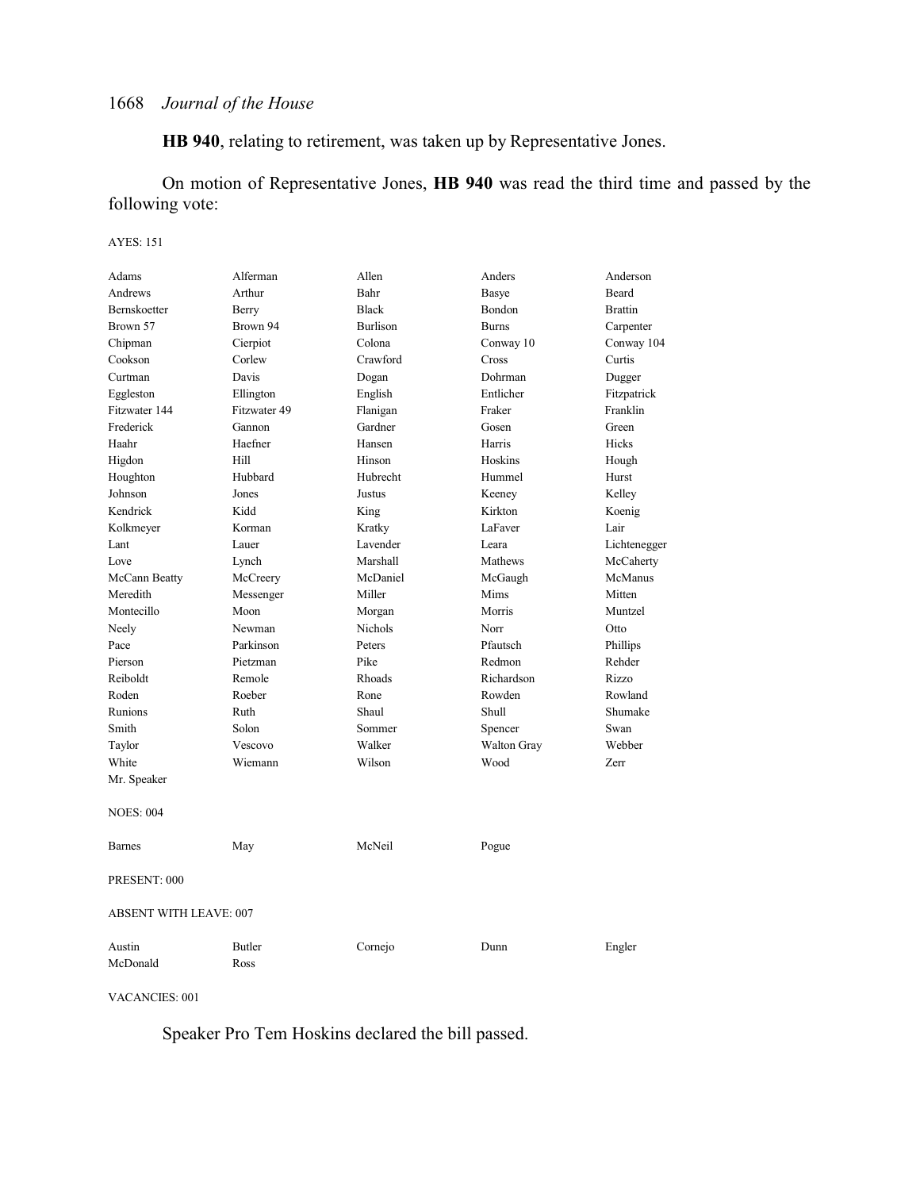**HB 940**, relating to retirement, was taken up by Representative Jones.

On motion of Representative Jones, **HB 940** was read the third time and passed by the following vote:

AYES: 151

| | | | | |
|---|---|---|---|---|
| Adams | Alferman | Allen | Anders | Anderson |
| Andrews | Arthur | Bahr | Basye | Beard |
| Bernskoetter | Berry | Black | Bondon | Brattin |
| Brown 57 | Brown 94 | Burlison | Burns | Carpenter |
| Chipman | Cierpiot | Colona | Conway 10 | Conway 104 |
| Cookson | Corlew | Crawford | Cross | Curtis |
| Curtman | Davis | Dogan | Dohrman | Dugger |
| Eggleston | Ellington | English | Entlicher | Fitzpatrick |
| Fitzwater 144 | Fitzwater 49 | Flanigan | Fraker | Franklin |
| Frederick | Gannon | Gardner | Gosen | Green |
| Haahr | Haefner | Hansen | Harris | Hicks |
| Higdon | Hill | Hinson | Hoskins | Hough |
| Houghton | Hubbard | Hubrecht | Hummel | Hurst |
| Johnson | Jones | Justus | Keeney | Kelley |
| Kendrick | Kidd | King | Kirkton | Koenig |
| Kolkmeyer | Korman | Kratky | LaFaver | Lair |
| Lant | Lauer | Lavender | Leara | Lichtenegger |
| Love | Lynch | Marshall | Mathews | McCaherty |
| McCann Beatty | McCreery | McDaniel | McGaugh | McManus |
| Meredith | Messenger | Miller | Mims | Mitten |
| Montecillo | Moon | Morgan | Morris | Muntzel |
| Neely | Newman | Nichols | Norr | Otto |
| Pace | Parkinson | Peters | Pfautsch | Phillips |
| Pierson | Pietzman | Pike | Redmon | Rehder |
| Reiboldt | Remole | Rhoads | Richardson | Rizzo |
| Roden | Roeber | Rone | Rowden | Rowland |
| Runions | Ruth | Shaul | Shull | Shumake |
| Smith | Solon | Sommer | Spencer | Swan |
| Taylor | Vescovo | Walker | Walton Gray | Webber |
| White | Wiemann | Wilson | Wood | Zerr |
| Mr. Speaker | | | | |

NOES: 004

| | | | |
|---|---|---|---|
| Barnes | May | McNeil | Pogue |

PRESENT: 000

ABSENT WITH LEAVE: 007

| | | | | |
|---|---|---|---|---|
| Austin | Butler | Cornejo | Dunn | Engler |
| McDonald | Ross | | | |

VACANCIES: 001

Speaker Pro Tem Hoskins declared the bill passed.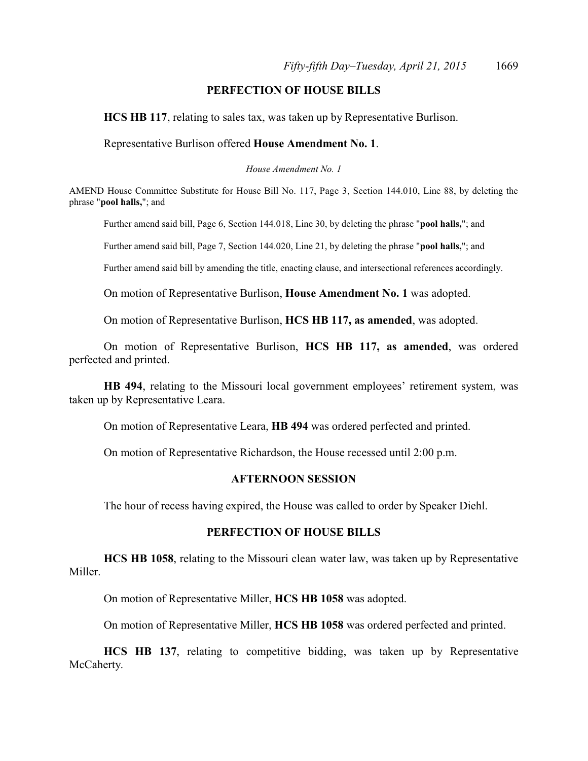## PERFECTION OF HOUSE BILLS

**HCS HB 117**, relating to sales tax, was taken up by Representative Burlison.

Representative Burlison offered **House Amendment No. 1**.

*House Amendment No. 1*

AMEND House Committee Substitute for House Bill No. 117, Page 3, Section 144.010, Line 88, by deleting the phrase "**pool halls,**"; and

Further amend said bill, Page 6, Section 144.018, Line 30, by deleting the phrase "**pool halls,**"; and

Further amend said bill, Page 7, Section 144.020, Line 21, by deleting the phrase "**pool halls,**"; and

Further amend said bill by amending the title, enacting clause, and intersectional references accordingly.

On motion of Representative Burlison, **House Amendment No. 1** was adopted.

On motion of Representative Burlison, **HCS HB 117, as amended**, was adopted.

On motion of Representative Burlison, **HCS HB 117, as amended**, was ordered perfected and printed.

**HB 494**, relating to the Missouri local government employees' retirement system, was taken up by Representative Leara.

On motion of Representative Leara, **HB 494** was ordered perfected and printed.

On motion of Representative Richardson, the House recessed until 2:00 p.m.

## AFTERNOON SESSION

The hour of recess having expired, the House was called to order by Speaker Diehl.

## PERFECTION OF HOUSE BILLS

**HCS HB 1058**, relating to the Missouri clean water law, was taken up by Representative Miller.

On motion of Representative Miller, **HCS HB 1058** was adopted.

On motion of Representative Miller, **HCS HB 1058** was ordered perfected and printed.

**HCS HB 137**, relating to competitive bidding, was taken up by Representative McCaherty.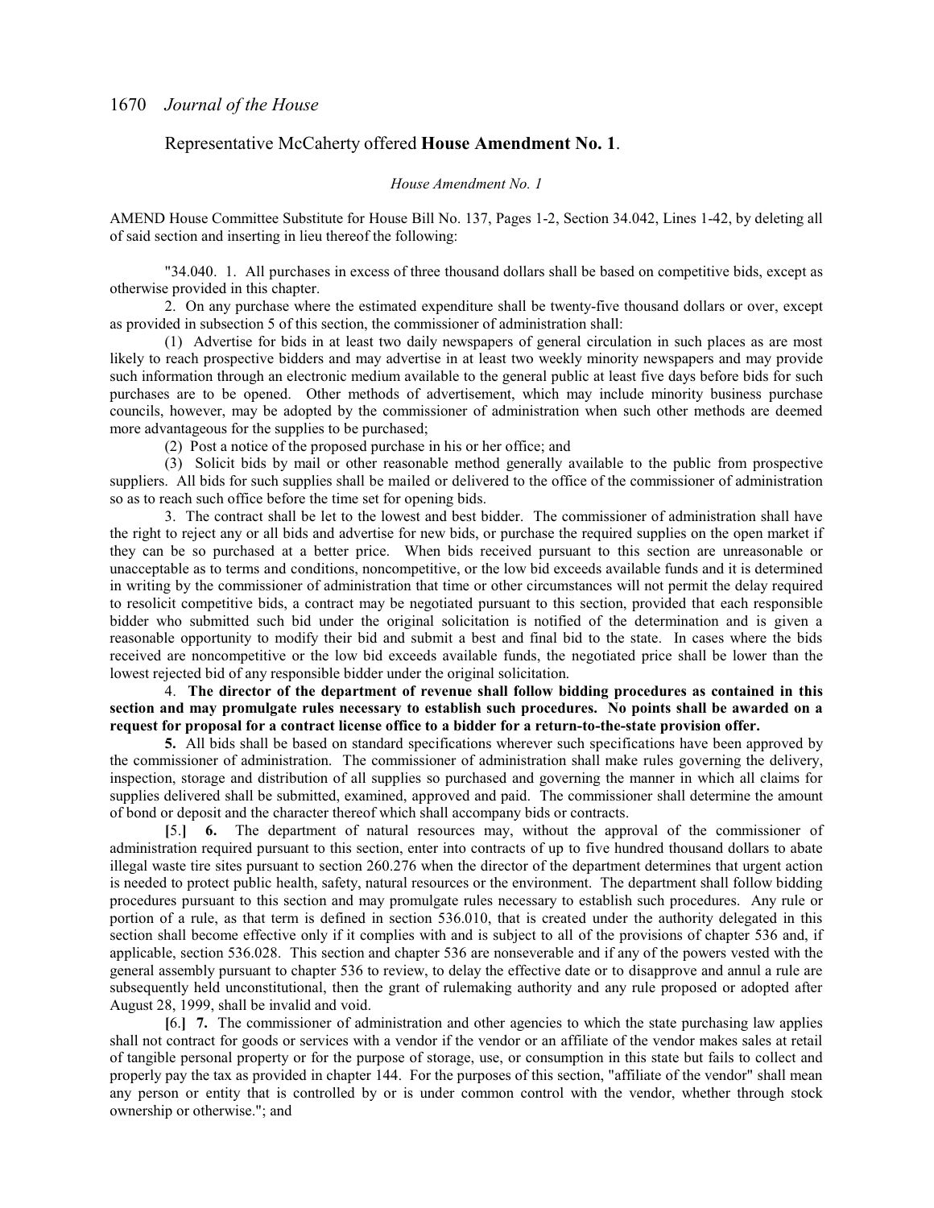Representative McCaherty offered **House Amendment No. 1**.

*House Amendment No. 1*

AMEND House Committee Substitute for House Bill No. 137, Pages 1-2, Section 34.042, Lines 1-42, by deleting all of said section and inserting in lieu thereof the following:

"34.040. 1. All purchases in excess of three thousand dollars shall be based on competitive bids, except as otherwise provided in this chapter.

2. On any purchase where the estimated expenditure shall be twenty-five thousand dollars or over, except as provided in subsection 5 of this section, the commissioner of administration shall:

(1) Advertise for bids in at least two daily newspapers of general circulation in such places as are most likely to reach prospective bidders and may advertise in at least two weekly minority newspapers and may provide such information through an electronic medium available to the general public at least five days before bids for such purchases are to be opened. Other methods of advertisement, which may include minority business purchase councils, however, may be adopted by the commissioner of administration when such other methods are deemed more advantageous for the supplies to be purchased;

(2) Post a notice of the proposed purchase in his or her office; and

(3) Solicit bids by mail or other reasonable method generally available to the public from prospective suppliers. All bids for such supplies shall be mailed or delivered to the office of the commissioner of administration so as to reach such office before the time set for opening bids.

3. The contract shall be let to the lowest and best bidder. The commissioner of administration shall have the right to reject any or all bids and advertise for new bids, or purchase the required supplies on the open market if they can be so purchased at a better price. When bids received pursuant to this section are unreasonable or unacceptable as to terms and conditions, noncompetitive, or the low bid exceeds available funds and it is determined in writing by the commissioner of administration that time or other circumstances will not permit the delay required to resolicit competitive bids, a contract may be negotiated pursuant to this section, provided that each responsible bidder who submitted such bid under the original solicitation is notified of the determination and is given a reasonable opportunity to modify their bid and submit a best and final bid to the state. In cases where the bids received are noncompetitive or the low bid exceeds available funds, the negotiated price shall be lower than the lowest rejected bid of any responsible bidder under the original solicitation.

4. **The director of the department of revenue shall follow bidding procedures as contained in this section and may promulgate rules necessary to establish such procedures. No points shall be awarded on a request for proposal for a contract license office to a bidder for a return-to-the-state provision offer.**

**5.** All bids shall be based on standard specifications wherever such specifications have been approved by the commissioner of administration. The commissioner of administration shall make rules governing the delivery, inspection, storage and distribution of all supplies so purchased and governing the manner in which all claims for supplies delivered shall be submitted, examined, approved and paid. The commissioner shall determine the amount of bond or deposit and the character thereof which shall accompany bids or contracts.

**[**5.**]** **6.** The department of natural resources may, without the approval of the commissioner of administration required pursuant to this section, enter into contracts of up to five hundred thousand dollars to abate illegal waste tire sites pursuant to section 260.276 when the director of the department determines that urgent action is needed to protect public health, safety, natural resources or the environment. The department shall follow bidding procedures pursuant to this section and may promulgate rules necessary to establish such procedures. Any rule or portion of a rule, as that term is defined in section 536.010, that is created under the authority delegated in this section shall become effective only if it complies with and is subject to all of the provisions of chapter 536 and, if applicable, section 536.028. This section and chapter 536 are nonseverable and if any of the powers vested with the general assembly pursuant to chapter 536 to review, to delay the effective date or to disapprove and annul a rule are subsequently held unconstitutional, then the grant of rulemaking authority and any rule proposed or adopted after August 28, 1999, shall be invalid and void.

**[**6.**]** **7.** The commissioner of administration and other agencies to which the state purchasing law applies shall not contract for goods or services with a vendor if the vendor or an affiliate of the vendor makes sales at retail of tangible personal property or for the purpose of storage, use, or consumption in this state but fails to collect and properly pay the tax as provided in chapter 144. For the purposes of this section, "affiliate of the vendor" shall mean any person or entity that is controlled by or is under common control with the vendor, whether through stock ownership or otherwise."; and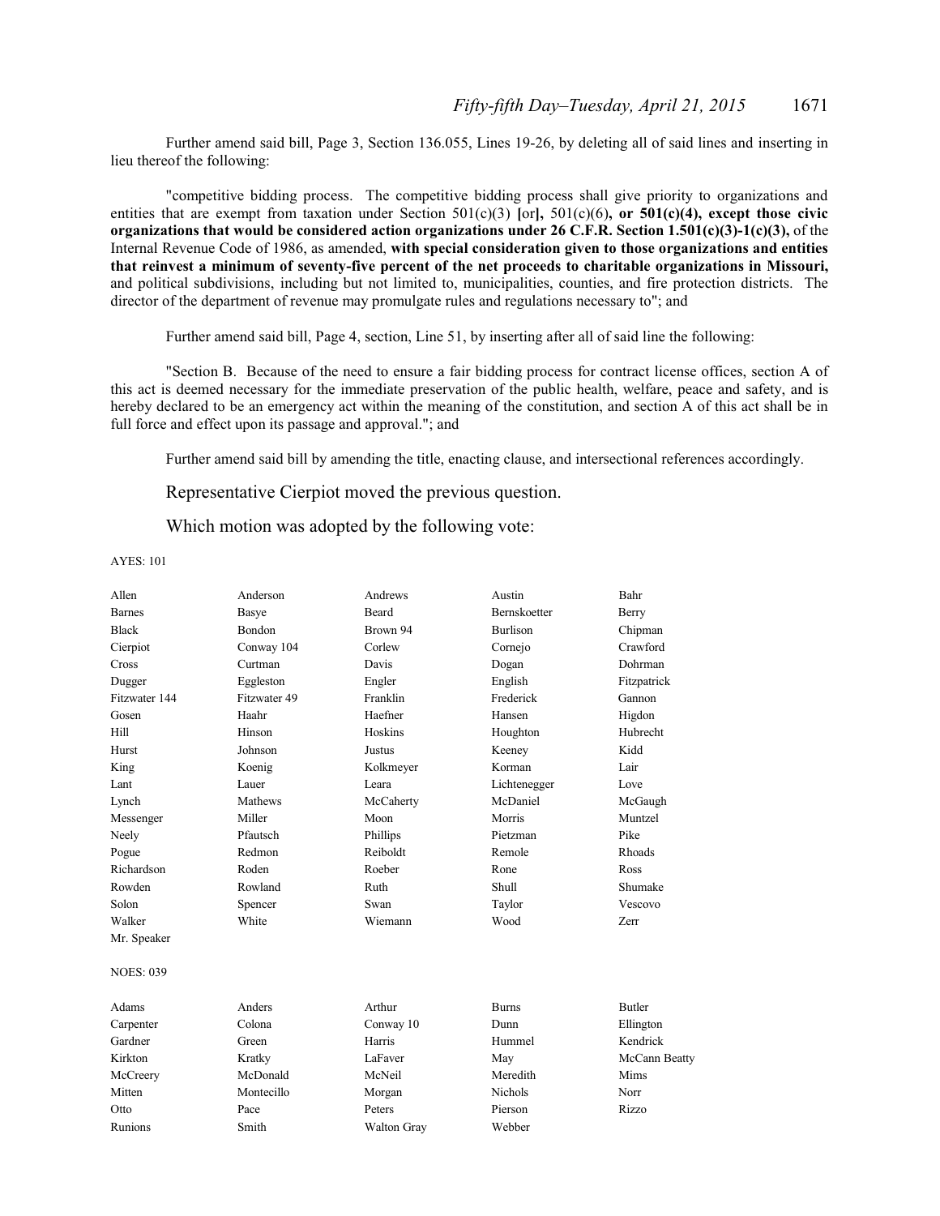Further amend said bill, Page 3, Section 136.055, Lines 19-26, by deleting all of said lines and inserting in lieu thereof the following:

"competitive bidding process. The competitive bidding process shall give priority to organizations and entities that are exempt from taxation under Section 501(c)(3) **[**or**]**, 501(c)(6)**, or 501(c)(4), except those civic organizations that would be considered action organizations under 26 C.F.R. Section 1.501(c)(3)-1(c)(3),** of the Internal Revenue Code of 1986, as amended, **with special consideration given to those organizations and entities that reinvest a minimum of seventy-five percent of the net proceeds to charitable organizations in Missouri,** and political subdivisions, including but not limited to, municipalities, counties, and fire protection districts. The director of the department of revenue may promulgate rules and regulations necessary to"; and

Further amend said bill, Page 4, section, Line 51, by inserting after all of said line the following:

"Section B. Because of the need to ensure a fair bidding process for contract license offices, section A of this act is deemed necessary for the immediate preservation of the public health, welfare, peace and safety, and is hereby declared to be an emergency act within the meaning of the constitution, and section A of this act shall be in full force and effect upon its passage and approval."; and

Further amend said bill by amending the title, enacting clause, and intersectional references accordingly.

Representative Cierpiot moved the previous question.

Which motion was adopted by the following vote:

AYES: 101

| | | | | |
|---|---|---|---|---|
| Allen | Anderson | Andrews | Austin | Bahr |
| Barnes | Basye | Beard | Bernskoetter | Berry |
| Black | Bondon | Brown 94 | Burlison | Chipman |
| Cierpiot | Conway 104 | Corlew | Cornejo | Crawford |
| Cross | Curtman | Davis | Dogan | Dohrman |
| Dugger | Eggleston | Engler | English | Fitzpatrick |
| Fitzwater 144 | Fitzwater 49 | Franklin | Frederick | Gannon |
| Gosen | Haahr | Haefner | Hansen | Higdon |
| Hill | Hinson | Hoskins | Houghton | Hubrecht |
| Hurst | Johnson | Justus | Keeney | Kidd |
| King | Koenig | Kolkmeyer | Korman | Lair |
| Lant | Lauer | Leara | Lichtenegger | Love |
| Lynch | Mathews | McCaherty | McDaniel | McGaugh |
| Messenger | Miller | Moon | Morris | Muntzel |
| Neely | Pfautsch | Phillips | Pietzman | Pike |
| Pogue | Redmon | Reiboldt | Remole | Rhoads |
| Richardson | Roden | Roeber | Rone | Ross |
| Rowden | Rowland | Ruth | Shull | Shumake |
| Solon | Spencer | Swan | Taylor | Vescovo |
| Walker | White | Wiemann | Wood | Zerr |
| Mr. Speaker | | | | |

NOES: 039

| | | | | |
|---|---|---|---|---|
| Adams | Anders | Arthur | Burns | Butler |
| Carpenter | Colona | Conway 10 | Dunn | Ellington |
| Gardner | Green | Harris | Hummel | Kendrick |
| Kirkton | Kratky | LaFaver | May | McCann Beatty |
| McCreery | McDonald | McNeil | Meredith | Mims |
| Mitten | Montecillo | Morgan | Nichols | Norr |
| Otto | Pace | Peters | Pierson | Rizzo |
| Runions | Smith | Walton Gray | Webber | |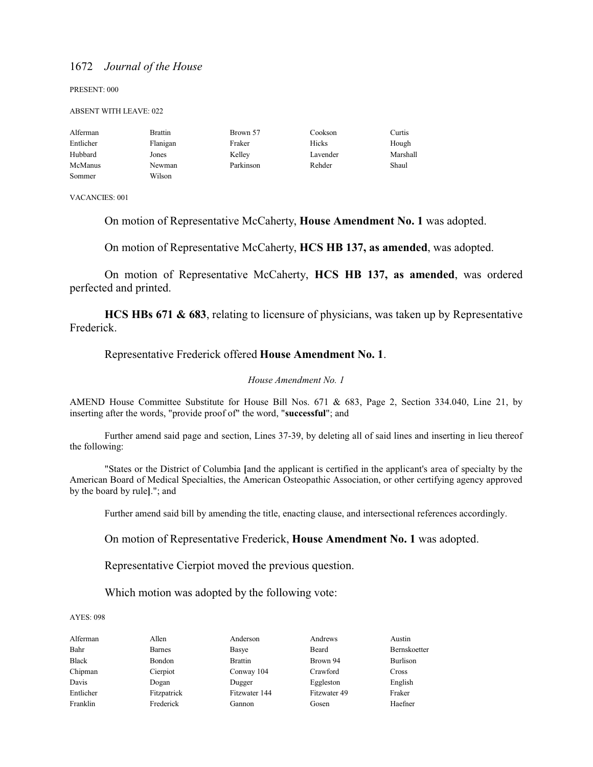PRESENT: 000

ABSENT WITH LEAVE: 022

| | | | | |
|---|---|---|---|---|
| Alferman | Brattin | Brown 57 | Cookson | Curtis |
| Entlicher | Flanigan | Fraker | Hicks | Hough |
| Hubbard | Jones | Kelley | Lavender | Marshall |
| McManus | Newman | Parkinson | Rehder | Shaul |
| Sommer | Wilson | | | |

VACANCIES: 001

On motion of Representative McCaherty, **House Amendment No. 1** was adopted.

On motion of Representative McCaherty, **HCS HB 137, as amended**, was adopted.

On motion of Representative McCaherty, **HCS HB 137, as amended**, was ordered perfected and printed.

**HCS HBs 671 & 683**, relating to licensure of physicians, was taken up by Representative Frederick.

Representative Frederick offered **House Amendment No. 1**.

*House Amendment No. 1*

AMEND House Committee Substitute for House Bill Nos. 671 & 683, Page 2, Section 334.040, Line 21, by inserting after the words, "provide proof of" the word, "**successful**"; and

Further amend said page and section, Lines 37-39, by deleting all of said lines and inserting in lieu thereof the following:

"States or the District of Columbia **[**and the applicant is certified in the applicant's area of specialty by the American Board of Medical Specialties, the American Osteopathic Association, or other certifying agency approved by the board by rule**]**."; and

Further amend said bill by amending the title, enacting clause, and intersectional references accordingly.

On motion of Representative Frederick, **House Amendment No. 1** was adopted.

Representative Cierpiot moved the previous question.

Which motion was adopted by the following vote:

AYES: 098

| | | | | |
|---|---|---|---|---|
| Alferman | Allen | Anderson | Andrews | Austin |
| Bahr | Barnes | Basye | Beard | Bernskoetter |
| Black | Bondon | Brattin | Brown 94 | Burlison |
| Chipman | Cierpiot | Conway 104 | Crawford | Cross |
| Davis | Dogan | Dugger | Eggleston | English |
| Entlicher | Fitzpatrick | Fitzwater 144 | Fitzwater 49 | Fraker |
| Franklin | Frederick | Gannon | Gosen | Haefner |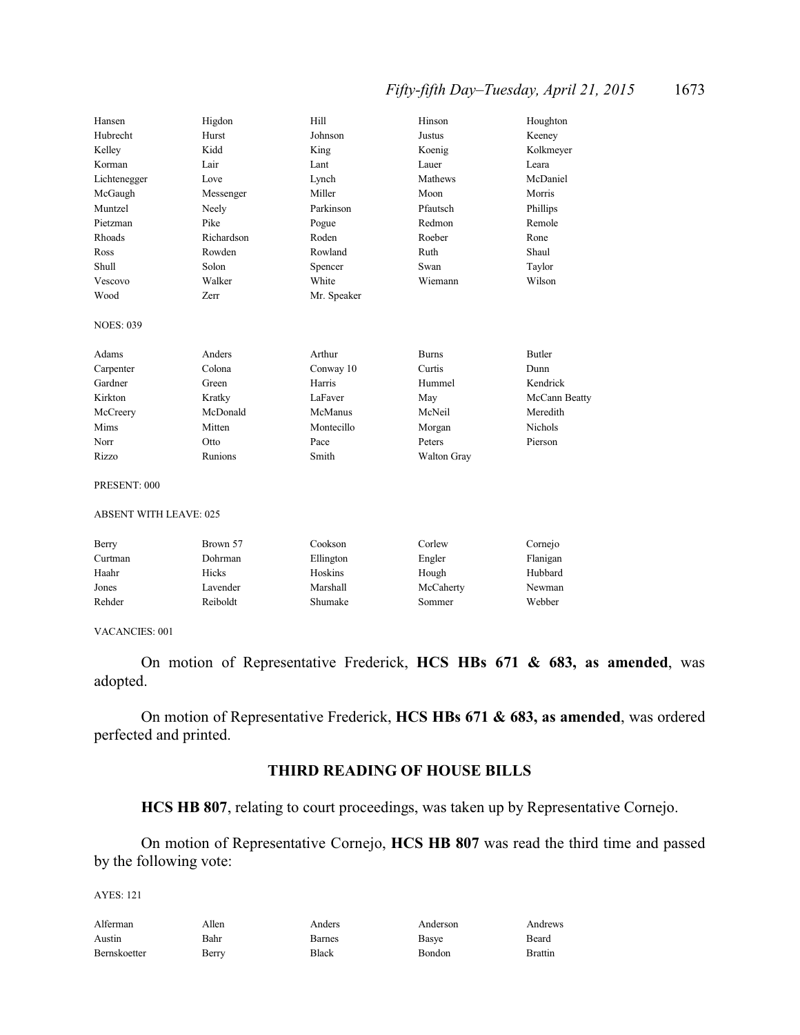| | | | | |
|---|---|---|---|---|
| Hansen | Higdon | Hill | Hinson | Houghton |
| Hubrecht | Hurst | Johnson | Justus | Keeney |
| Kelley | Kidd | King | Koenig | Kolkmeyer |
| Korman | Lair | Lant | Lauer | Leara |
| Lichtenegger | Love | Lynch | Mathews | McDaniel |
| McGaugh | Messenger | Miller | Moon | Morris |
| Muntzel | Neely | Parkinson | Pfautsch | Phillips |
| Pietzman | Pike | Pogue | Redmon | Remole |
| Rhoads | Richardson | Roden | Roeber | Rone |
| Ross | Rowden | Rowland | Ruth | Shaul |
| Shull | Solon | Spencer | Swan | Taylor |
| Vescovo | Walker | White | Wiemann | Wilson |
| Wood | Zerr | Mr. Speaker | | |

NOES: 039

| | | | | |
|---|---|---|---|---|
| Adams | Anders | Arthur | Burns | Butler |
| Carpenter | Colona | Conway 10 | Curtis | Dunn |
| Gardner | Green | Harris | Hummel | Kendrick |
| Kirkton | Kratky | LaFaver | May | McCann Beatty |
| McCreery | McDonald | McManus | McNeil | Meredith |
| Mims | Mitten | Montecillo | Morgan | Nichols |
| Norr | Otto | Pace | Peters | Pierson |
| Rizzo | Runions | Smith | Walton Gray | |

PRESENT: 000

ABSENT WITH LEAVE: 025

| | | | | |
|---|---|---|---|---|
| Berry | Brown 57 | Cookson | Corlew | Cornejo |
| Curtman | Dohrman | Ellington | Engler | Flanigan |
| Haahr | Hicks | Hoskins | Hough | Hubbard |
| Jones | Lavender | Marshall | McCaherty | Newman |
| Rehder | Reiboldt | Shumake | Sommer | Webber |

VACANCIES: 001

On motion of Representative Frederick, **HCS HBs 671 & 683, as amended**, was adopted.

On motion of Representative Frederick, **HCS HBs 671 & 683, as amended**, was ordered perfected and printed.

## THIRD READING OF HOUSE BILLS

**HCS HB 807**, relating to court proceedings, was taken up by Representative Cornejo.

On motion of Representative Cornejo, **HCS HB 807** was read the third time and passed by the following vote:

AYES: 121

| | | | | |
|---|---|---|---|---|
| Alferman | Allen | Anders | Anderson | Andrews |
| Austin | Bahr | Barnes | Basye | Beard |
| Bernskoetter | Berry | Black | Bondon | Brattin |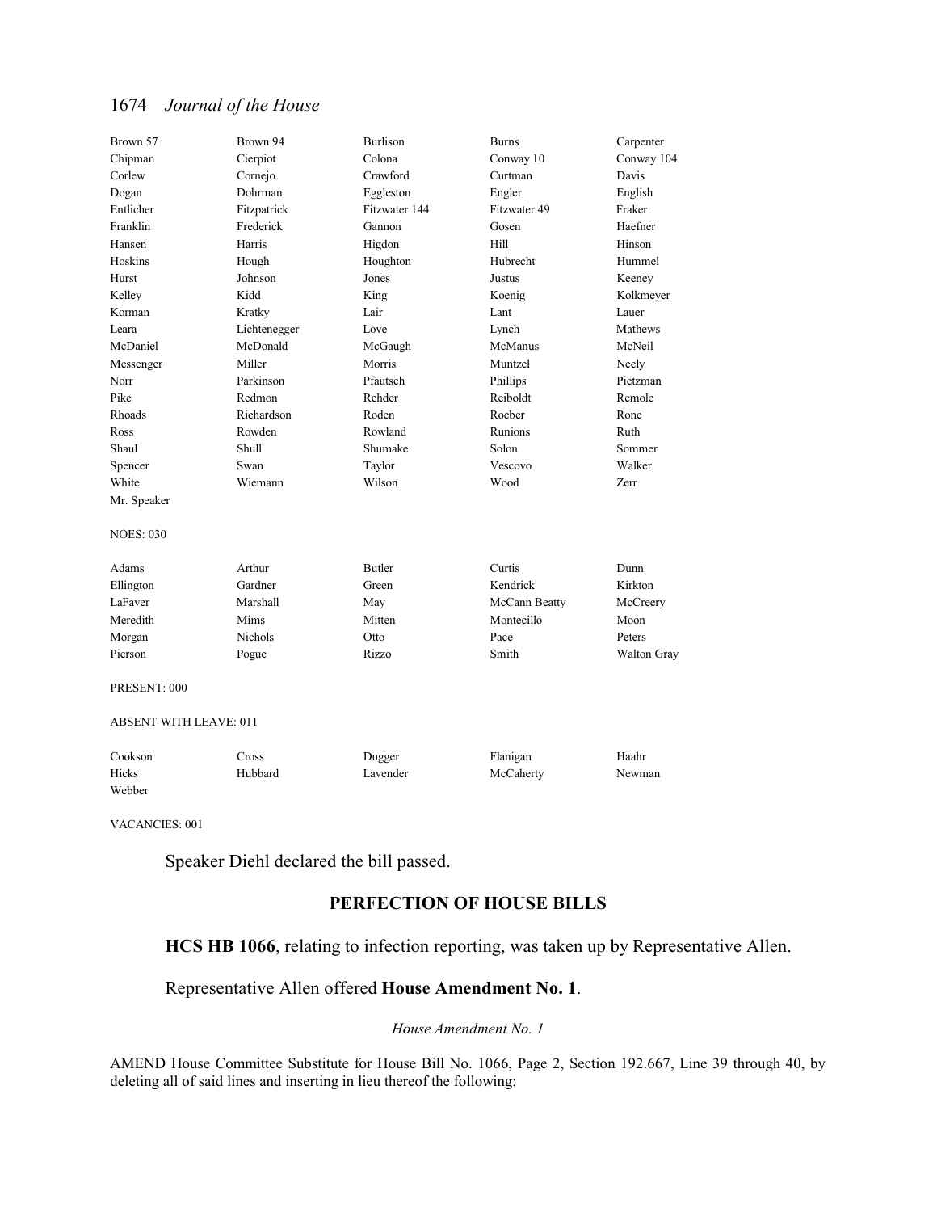| | | | | |
|---|---|---|---|---|
| Brown 57 | Brown 94 | Burlison | Burns | Carpenter |
| Chipman | Cierpiot | Colona | Conway 10 | Conway 104 |
| Corlew | Cornejo | Crawford | Curtman | Davis |
| Dogan | Dohrman | Eggleston | Engler | English |
| Entlicher | Fitzpatrick | Fitzwater 144 | Fitzwater 49 | Fraker |
| Franklin | Frederick | Gannon | Gosen | Haefner |
| Hansen | Harris | Higdon | Hill | Hinson |
| Hoskins | Hough | Houghton | Hubrecht | Hummel |
| Hurst | Johnson | Jones | Justus | Keeney |
| Kelley | Kidd | King | Koenig | Kolkmeyer |
| Korman | Kratky | Lair | Lant | Lauer |
| Leara | Lichtenegger | Love | Lynch | Mathews |
| McDaniel | McDonald | McGaugh | McManus | McNeil |
| Messenger | Miller | Morris | Muntzel | Neely |
| Norr | Parkinson | Pfautsch | Phillips | Pietzman |
| Pike | Redmon | Rehder | Reiboldt | Remole |
| Rhoads | Richardson | Roden | Roeber | Rone |
| Ross | Rowden | Rowland | Runions | Ruth |
| Shaul | Shull | Shumake | Solon | Sommer |
| Spencer | Swan | Taylor | Vescovo | Walker |
| White | Wiemann | Wilson | Wood | Zerr |
| Mr. Speaker | | | | |

NOES: 030

| | | | | |
|---|---|---|---|---|
| Adams | Arthur | Butler | Curtis | Dunn |
| Ellington | Gardner | Green | Kendrick | Kirkton |
| LaFaver | Marshall | May | McCann Beatty | McCreery |
| Meredith | Mims | Mitten | Montecillo | Moon |
| Morgan | Nichols | Otto | Pace | Peters |
| Pierson | Pogue | Rizzo | Smith | Walton Gray |

PRESENT: 000

ABSENT WITH LEAVE: 011

| | | | | |
|---|---|---|---|---|
| Cookson | Cross | Dugger | Flanigan | Haahr |
| Hicks | Hubbard | Lavender | McCaherty | Newman |
| Webber | | | | |

VACANCIES: 001

Speaker Diehl declared the bill passed.

## PERFECTION OF HOUSE BILLS

**HCS HB 1066**, relating to infection reporting, was taken up by Representative Allen.

Representative Allen offered **House Amendment No. 1**.

*House Amendment No. 1*

AMEND House Committee Substitute for House Bill No. 1066, Page 2, Section 192.667, Line 39 through 40, by deleting all of said lines and inserting in lieu thereof the following: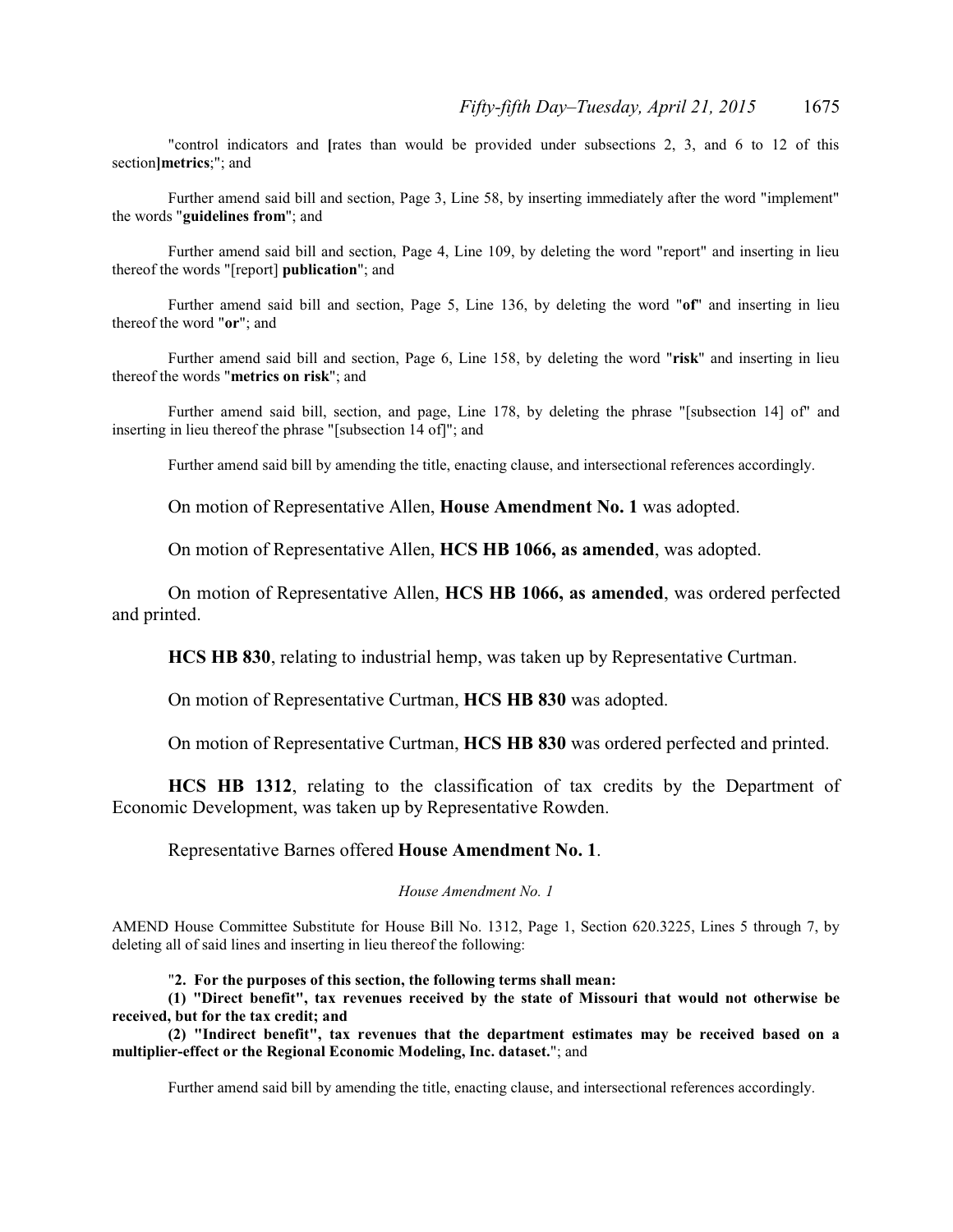"control indicators and **[**rates than would be provided under subsections 2, 3, and 6 to 12 of this section**]metrics**;"; and

Further amend said bill and section, Page 3, Line 58, by inserting immediately after the word "implement" the words "**guidelines from**"; and

Further amend said bill and section, Page 4, Line 109, by deleting the word "report" and inserting in lieu thereof the words "[report] **publication**"; and

Further amend said bill and section, Page 5, Line 136, by deleting the word "**of**" and inserting in lieu thereof the word "**or**"; and

Further amend said bill and section, Page 6, Line 158, by deleting the word "**risk**" and inserting in lieu thereof the words "**metrics on risk**"; and

Further amend said bill, section, and page, Line 178, by deleting the phrase "[subsection 14] of" and inserting in lieu thereof the phrase "[subsection 14 of]"; and

Further amend said bill by amending the title, enacting clause, and intersectional references accordingly.

On motion of Representative Allen, **House Amendment No. 1** was adopted.

On motion of Representative Allen, **HCS HB 1066, as amended**, was adopted.

On motion of Representative Allen, **HCS HB 1066, as amended**, was ordered perfected and printed.

**HCS HB 830**, relating to industrial hemp, was taken up by Representative Curtman.

On motion of Representative Curtman, **HCS HB 830** was adopted.

On motion of Representative Curtman, **HCS HB 830** was ordered perfected and printed.

**HCS HB 1312**, relating to the classification of tax credits by the Department of Economic Development, was taken up by Representative Rowden.

Representative Barnes offered **House Amendment No. 1**.

*House Amendment No. 1*

AMEND House Committee Substitute for House Bill No. 1312, Page 1, Section 620.3225, Lines 5 through 7, by deleting all of said lines and inserting in lieu thereof the following:

"**2. For the purposes of this section, the following terms shall mean:**

**(1) "Direct benefit", tax revenues received by the state of Missouri that would not otherwise be received, but for the tax credit; and**

**(2) "Indirect benefit", tax revenues that the department estimates may be received based on a multiplier-effect or the Regional Economic Modeling, Inc. dataset.**"; and

Further amend said bill by amending the title, enacting clause, and intersectional references accordingly.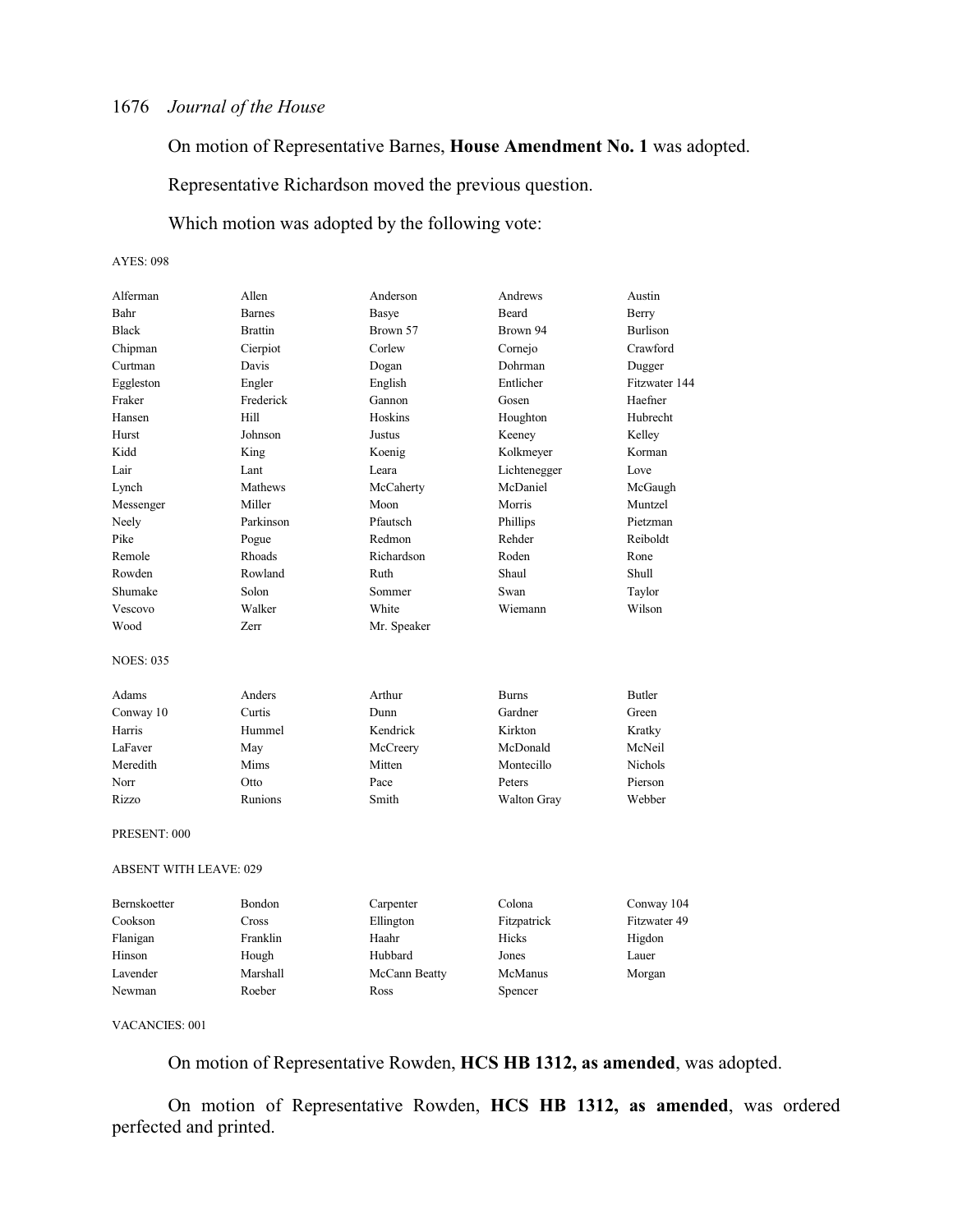On motion of Representative Barnes, **House Amendment No. 1** was adopted.

Representative Richardson moved the previous question.

Which motion was adopted by the following vote:

AYES: 098

| | | | | |
|---|---|---|---|---|
| Alferman | Allen | Anderson | Andrews | Austin |
| Bahr | Barnes | Basye | Beard | Berry |
| Black | Brattin | Brown 57 | Brown 94 | Burlison |
| Chipman | Cierpiot | Corlew | Cornejo | Crawford |
| Curtman | Davis | Dogan | Dohrman | Dugger |
| Eggleston | Engler | English | Entlicher | Fitzwater 144 |
| Fraker | Frederick | Gannon | Gosen | Haefner |
| Hansen | Hill | Hoskins | Houghton | Hubrecht |
| Hurst | Johnson | Justus | Keeney | Kelley |
| Kidd | King | Koenig | Kolkmeyer | Korman |
| Lair | Lant | Leara | Lichtenegger | Love |
| Lynch | Mathews | McCaherty | McDaniel | McGaugh |
| Messenger | Miller | Moon | Morris | Muntzel |
| Neely | Parkinson | Pfautsch | Phillips | Pietzman |
| Pike | Pogue | Redmon | Rehder | Reiboldt |
| Remole | Rhoads | Richardson | Roden | Rone |
| Rowden | Rowland | Ruth | Shaul | Shull |
| Shumake | Solon | Sommer | Swan | Taylor |
| Vescovo | Walker | White | Wiemann | Wilson |
| Wood | Zerr | Mr. Speaker | | |

NOES: 035

| | | | | |
|---|---|---|---|---|
| Adams | Anders | Arthur | Burns | Butler |
| Conway 10 | Curtis | Dunn | Gardner | Green |
| Harris | Hummel | Kendrick | Kirkton | Kratky |
| LaFaver | May | McCreery | McDonald | McNeil |
| Meredith | Mims | Mitten | Montecillo | Nichols |
| Norr | Otto | Pace | Peters | Pierson |
| Rizzo | Runions | Smith | Walton Gray | Webber |

PRESENT: 000

ABSENT WITH LEAVE: 029

| | | | | |
|---|---|---|---|---|
| Bernskoetter | Bondon | Carpenter | Colona | Conway 104 |
| Cookson | Cross | Ellington | Fitzpatrick | Fitzwater 49 |
| Flanigan | Franklin | Haahr | Hicks | Higdon |
| Hinson | Hough | Hubbard | Jones | Lauer |
| Lavender | Marshall | McCann Beatty | McManus | Morgan |
| Newman | Roeber | Ross | Spencer | |

VACANCIES: 001

On motion of Representative Rowden, **HCS HB 1312, as amended**, was adopted.

On motion of Representative Rowden, **HCS HB 1312, as amended**, was ordered perfected and printed.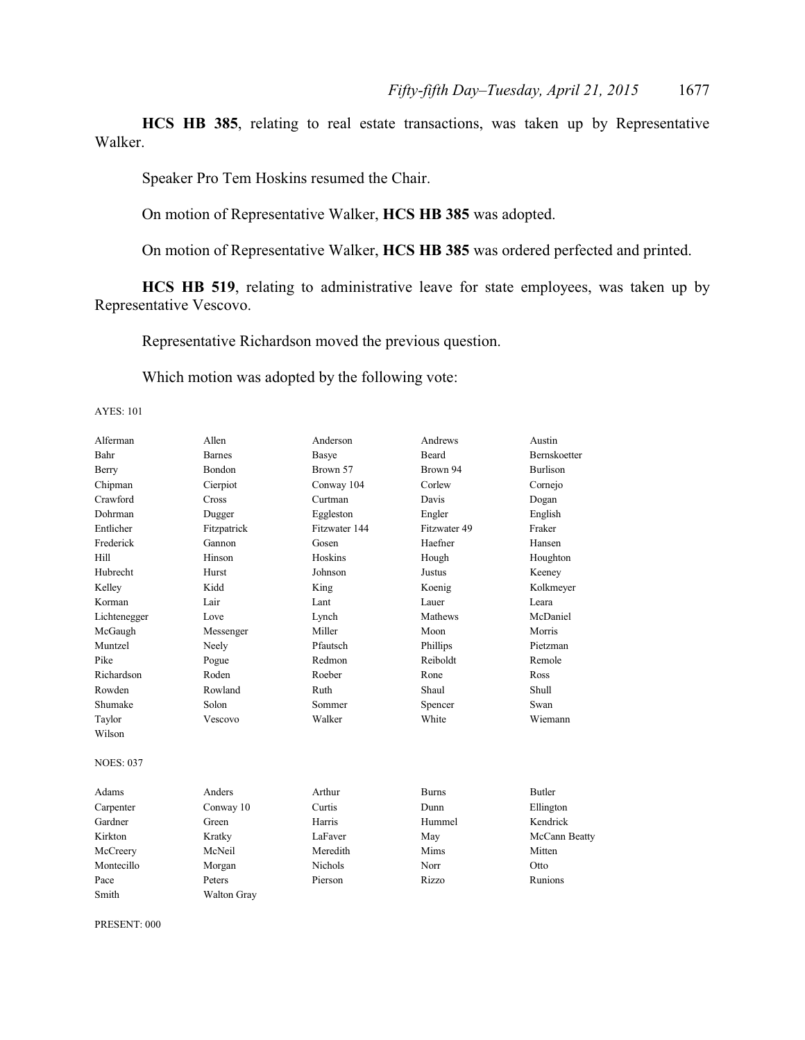**HCS HB 385**, relating to real estate transactions, was taken up by Representative Walker.

Speaker Pro Tem Hoskins resumed the Chair.

On motion of Representative Walker, **HCS HB 385** was adopted.

On motion of Representative Walker, **HCS HB 385** was ordered perfected and printed.

**HCS HB 519**, relating to administrative leave for state employees, was taken up by Representative Vescovo.

Representative Richardson moved the previous question.

Which motion was adopted by the following vote:

AYES: 101

| | | | | |
|---|---|---|---|---|
| Alferman | Allen | Anderson | Andrews | Austin |
| Bahr | Barnes | Basye | Beard | Bernskoetter |
| Berry | Bondon | Brown 57 | Brown 94 | Burlison |
| Chipman | Cierpiot | Conway 104 | Corlew | Cornejo |
| Crawford | Cross | Curtman | Davis | Dogan |
| Dohrman | Dugger | Eggleston | Engler | English |
| Entlicher | Fitzpatrick | Fitzwater 144 | Fitzwater 49 | Fraker |
| Frederick | Gannon | Gosen | Haefner | Hansen |
| Hill | Hinson | Hoskins | Hough | Houghton |
| Hubrecht | Hurst | Johnson | Justus | Keeney |
| Kelley | Kidd | King | Koenig | Kolkmeyer |
| Korman | Lair | Lant | Lauer | Leara |
| Lichtenegger | Love | Lynch | Mathews | McDaniel |
| McGaugh | Messenger | Miller | Moon | Morris |
| Muntzel | Neely | Pfautsch | Phillips | Pietzman |
| Pike | Pogue | Redmon | Reiboldt | Remole |
| Richardson | Roden | Roeber | Rone | Ross |
| Rowden | Rowland | Ruth | Shaul | Shull |
| Shumake | Solon | Sommer | Spencer | Swan |
| Taylor | Vescovo | Walker | White | Wiemann |
| Wilson | | | | |

NOES: 037

| | | | | |
|---|---|---|---|---|
| Adams | Anders | Arthur | Burns | Butler |
| Carpenter | Conway 10 | Curtis | Dunn | Ellington |
| Gardner | Green | Harris | Hummel | Kendrick |
| Kirkton | Kratky | LaFaver | May | McCann Beatty |
| McCreery | McNeil | Meredith | Mims | Mitten |
| Montecillo | Morgan | Nichols | Norr | Otto |
| Pace | Peters | Pierson | Rizzo | Runions |
| Smith | Walton Gray | | | |

PRESENT: 000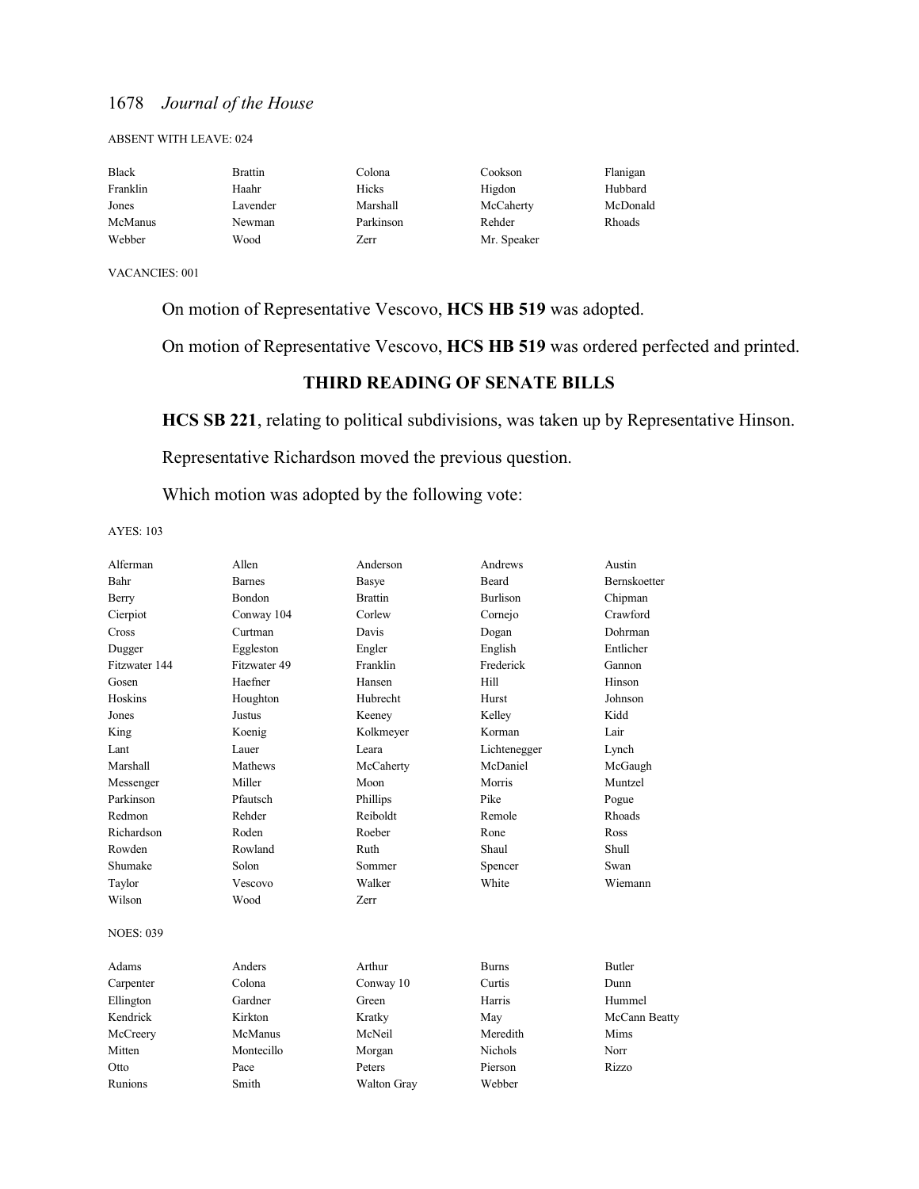ABSENT WITH LEAVE: 024

| | | | | |
|---|---|---|---|---|
| Black | Brattin | Colona | Cookson | Flanigan |
| Franklin | Haahr | Hicks | Higdon | Hubbard |
| Jones | Lavender | Marshall | McCaherty | McDonald |
| McManus | Newman | Parkinson | Rehder | Rhoads |
| Webber | Wood | Zerr | Mr. Speaker | |

VACANCIES: 001

On motion of Representative Vescovo, **HCS HB 519** was adopted.

On motion of Representative Vescovo, **HCS HB 519** was ordered perfected and printed.

## THIRD READING OF SENATE BILLS

**HCS SB 221**, relating to political subdivisions, was taken up by Representative Hinson.

Representative Richardson moved the previous question.

Which motion was adopted by the following vote:

AYES: 103

| | | | | |
|---|---|---|---|---|
| Alferman | Allen | Anderson | Andrews | Austin |
| Bahr | Barnes | Basye | Beard | Bernskoetter |
| Berry | Bondon | Brattin | Burlison | Chipman |
| Cierpiot | Conway 104 | Corlew | Cornejo | Crawford |
| Cross | Curtman | Davis | Dogan | Dohrman |
| Dugger | Eggleston | Engler | English | Entlicher |
| Fitzwater 144 | Fitzwater 49 | Franklin | Frederick | Gannon |
| Gosen | Haefner | Hansen | Hill | Hinson |
| Hoskins | Houghton | Hubrecht | Hurst | Johnson |
| Jones | Justus | Keeney | Kelley | Kidd |
| King | Koenig | Kolkmeyer | Korman | Lair |
| Lant | Lauer | Leara | Lichtenegger | Lynch |
| Marshall | Mathews | McCaherty | McDaniel | McGaugh |
| Messenger | Miller | Moon | Morris | Muntzel |
| Parkinson | Pfautsch | Phillips | Pike | Pogue |
| Redmon | Rehder | Reiboldt | Remole | Rhoads |
| Richardson | Roden | Roeber | Rone | Ross |
| Rowden | Rowland | Ruth | Shaul | Shull |
| Shumake | Solon | Sommer | Spencer | Swan |
| Taylor | Vescovo | Walker | White | Wiemann |
| Wilson | Wood | Zerr | | |

NOES: 039

| | | | | |
|---|---|---|---|---|
| Adams | Anders | Arthur | Burns | Butler |
| Carpenter | Colona | Conway 10 | Curtis | Dunn |
| Ellington | Gardner | Green | Harris | Hummel |
| Kendrick | Kirkton | Kratky | May | McCann Beatty |
| McCreery | McManus | McNeil | Meredith | Mims |
| Mitten | Montecillo | Morgan | Nichols | Norr |
| Otto | Pace | Peters | Pierson | Rizzo |
| Runions | Smith | Walton Gray | Webber | |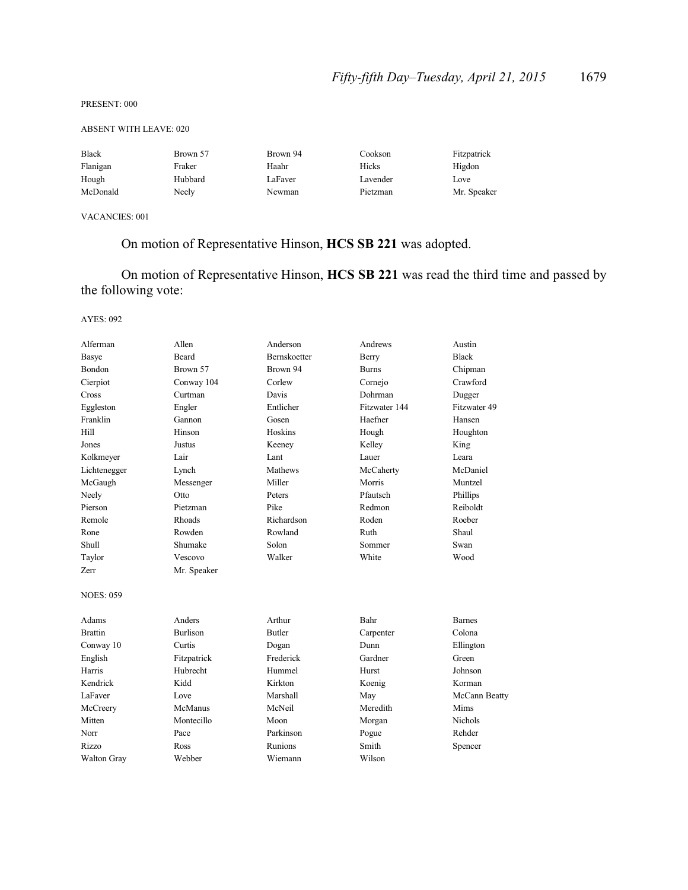PRESENT: 000

ABSENT WITH LEAVE: 020

| | | | | |
|---|---|---|---|---|
| Black | Brown 57 | Brown 94 | Cookson | Fitzpatrick |
| Flanigan | Fraker | Haahr | Hicks | Higdon |
| Hough | Hubbard | LaFaver | Lavender | Love |
| McDonald | Neely | Newman | Pietzman | Mr. Speaker |

VACANCIES: 001

On motion of Representative Hinson, **HCS SB 221** was adopted.

On motion of Representative Hinson, **HCS SB 221** was read the third time and passed by the following vote:

AYES: 092

| | | | | |
|---|---|---|---|---|
| Alferman | Allen | Anderson | Andrews | Austin |
| Basye | Beard | Bernskoetter | Berry | Black |
| Bondon | Brown 57 | Brown 94 | Burns | Chipman |
| Cierpiot | Conway 104 | Corlew | Cornejo | Crawford |
| Cross | Curtman | Davis | Dohrman | Dugger |
| Eggleston | Engler | Entlicher | Fitzwater 144 | Fitzwater 49 |
| Franklin | Gannon | Gosen | Haefner | Hansen |
| Hill | Hinson | Hoskins | Hough | Houghton |
| Jones | Justus | Keeney | Kelley | King |
| Kolkmeyer | Lair | Lant | Lauer | Leara |
| Lichtenegger | Lynch | Mathews | McCaherty | McDaniel |
| McGaugh | Messenger | Miller | Morris | Muntzel |
| Neely | Otto | Peters | Pfautsch | Phillips |
| Pierson | Pietzman | Pike | Redmon | Reiboldt |
| Remole | Rhoads | Richardson | Roden | Roeber |
| Rone | Rowden | Rowland | Ruth | Shaul |
| Shull | Shumake | Solon | Sommer | Swan |
| Taylor | Vescovo | Walker | White | Wood |
| Zerr | Mr. Speaker | | | |

NOES: 059

| | | | | |
|---|---|---|---|---|
| Adams | Anders | Arthur | Bahr | Barnes |
| Brattin | Burlison | Butler | Carpenter | Colona |
| Conway 10 | Curtis | Dogan | Dunn | Ellington |
| English | Fitzpatrick | Frederick | Gardner | Green |
| Harris | Hubrecht | Hummel | Hurst | Johnson |
| Kendrick | Kidd | Kirkton | Koenig | Korman |
| LaFaver | Love | Marshall | May | McCann Beatty |
| McCreery | McManus | McNeil | Meredith | Mims |
| Mitten | Montecillo | Moon | Morgan | Nichols |
| Norr | Pace | Parkinson | Pogue | Rehder |
| Rizzo | Ross | Runions | Smith | Spencer |
| Walton Gray | Webber | Wiemann | Wilson | |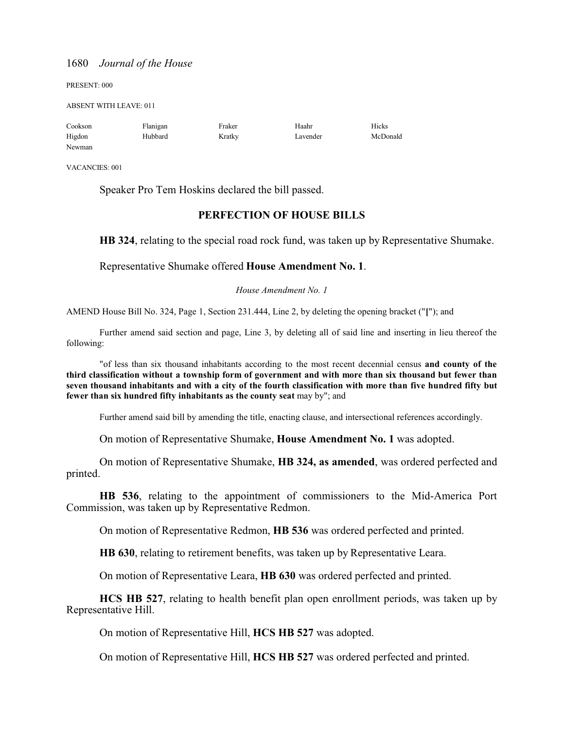PRESENT: 000

ABSENT WITH LEAVE: 011

| Cookson | Flanigan | Fraker | Haahr | Hicks |
|---|---|---|---|---|
| Higdon | Hubbard | Kratky | Lavender | McDonald |
| Newman | | | | |

VACANCIES: 001

Speaker Pro Tem Hoskins declared the bill passed.

## PERFECTION OF HOUSE BILLS

**HB 324**, relating to the special road rock fund, was taken up by Representative Shumake.

Representative Shumake offered **House Amendment No. 1**.

*House Amendment No. 1*

AMEND House Bill No. 324, Page 1, Section 231.444, Line 2, by deleting the opening bracket ("**[**"); and

Further amend said section and page, Line 3, by deleting all of said line and inserting in lieu thereof the following:

"of less than six thousand inhabitants according to the most recent decennial census **and county of the third classification without a township form of government and with more than six thousand but fewer than seven thousand inhabitants and with a city of the fourth classification with more than five hundred fifty but fewer than six hundred fifty inhabitants as the county seat** may by"; and

Further amend said bill by amending the title, enacting clause, and intersectional references accordingly.

On motion of Representative Shumake, **House Amendment No. 1** was adopted.

On motion of Representative Shumake, **HB 324, as amended**, was ordered perfected and printed.

**HB 536**, relating to the appointment of commissioners to the Mid-America Port Commission, was taken up by Representative Redmon.

On motion of Representative Redmon, **HB 536** was ordered perfected and printed.

**HB 630**, relating to retirement benefits, was taken up by Representative Leara.

On motion of Representative Leara, **HB 630** was ordered perfected and printed.

**HCS HB 527**, relating to health benefit plan open enrollment periods, was taken up by Representative Hill.

On motion of Representative Hill, **HCS HB 527** was adopted.

On motion of Representative Hill, **HCS HB 527** was ordered perfected and printed.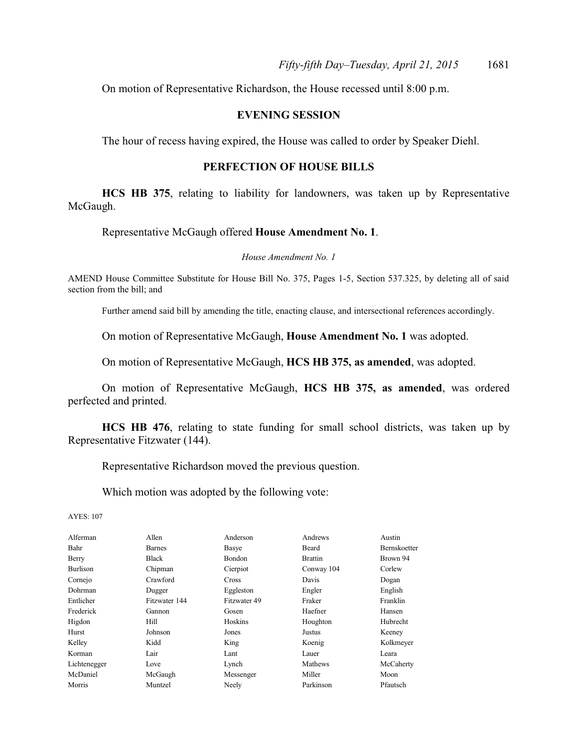On motion of Representative Richardson, the House recessed until 8:00 p.m.

## EVENING SESSION

The hour of recess having expired, the House was called to order by Speaker Diehl.

## PERFECTION OF HOUSE BILLS

**HCS HB 375**, relating to liability for landowners, was taken up by Representative McGaugh.

Representative McGaugh offered **House Amendment No. 1**.

*House Amendment No. 1*

AMEND House Committee Substitute for House Bill No. 375, Pages 1-5, Section 537.325, by deleting all of said section from the bill; and

Further amend said bill by amending the title, enacting clause, and intersectional references accordingly.

On motion of Representative McGaugh, **House Amendment No. 1** was adopted.

On motion of Representative McGaugh, **HCS HB 375, as amended**, was adopted.

On motion of Representative McGaugh, **HCS HB 375, as amended**, was ordered perfected and printed.

**HCS HB 476**, relating to state funding for small school districts, was taken up by Representative Fitzwater (144).

Representative Richardson moved the previous question.

Which motion was adopted by the following vote:

AYES: 107

| | | | | |
|---|---|---|---|---|
| Alferman | Allen | Anderson | Andrews | Austin |
| Bahr | Barnes | Basye | Beard | Bernskoetter |
| Berry | Black | Bondon | Brattin | Brown 94 |
| Burlison | Chipman | Cierpiot | Conway 104 | Corlew |
| Cornejo | Crawford | Cross | Davis | Dogan |
| Dohrman | Dugger | Eggleston | Engler | English |
| Entlicher | Fitzwater 144 | Fitzwater 49 | Fraker | Franklin |
| Frederick | Gannon | Gosen | Haefner | Hansen |
| Higdon | Hill | Hoskins | Houghton | Hubrecht |
| Hurst | Johnson | Jones | Justus | Keeney |
| Kelley | Kidd | King | Koenig | Kolkmeyer |
| Korman | Lair | Lant | Lauer | Leara |
| Lichtenegger | Love | Lynch | Mathews | McCaherty |
| McDaniel | McGaugh | Messenger | Miller | Moon |
| Morris | Muntzel | Neely | Parkinson | Pfautsch |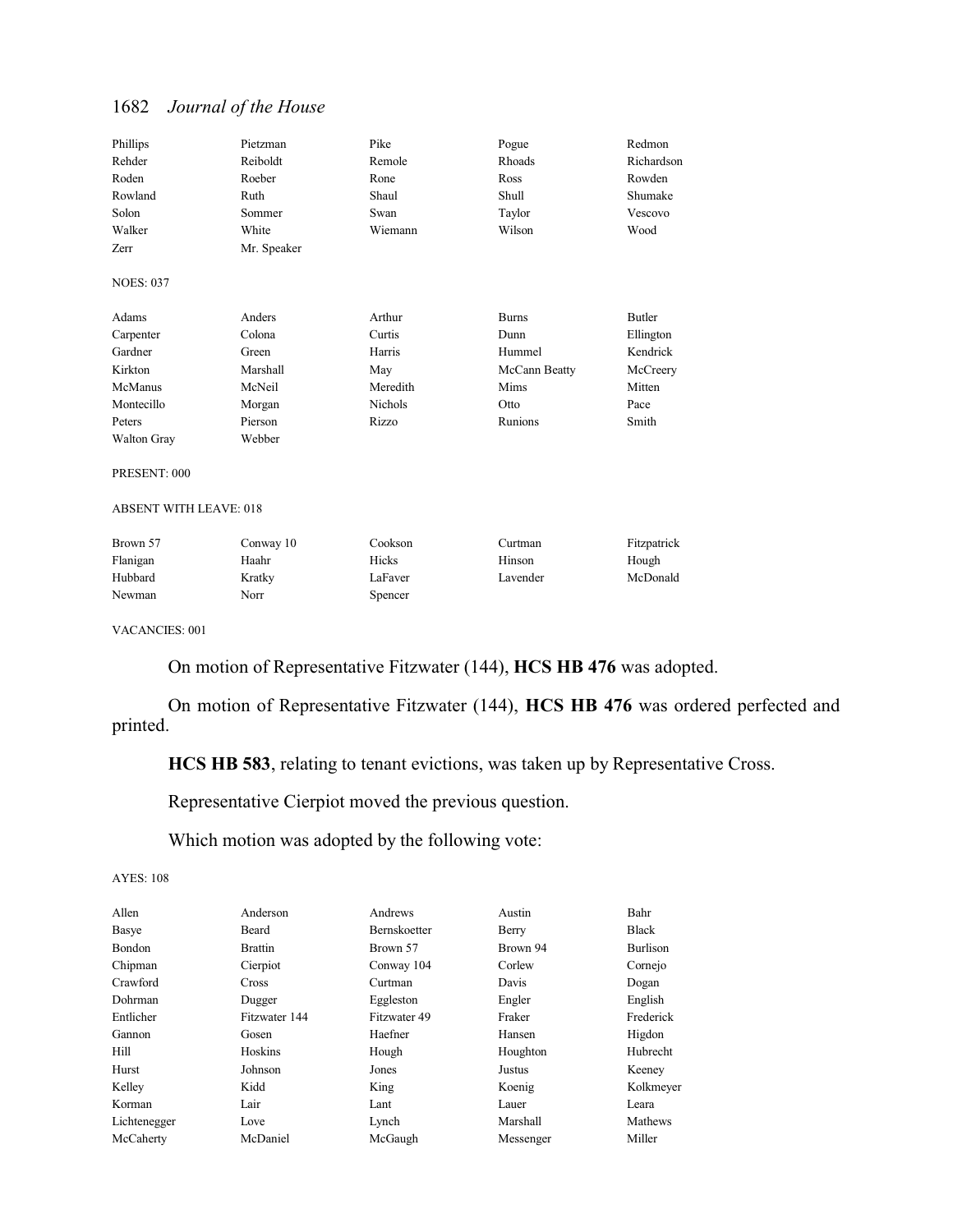| | | | | |
|---|---|---|---|---|
| Phillips | Pietzman | Pike | Pogue | Redmon |
| Rehder | Reiboldt | Remole | Rhoads | Richardson |
| Roden | Roeber | Rone | Ross | Rowden |
| Rowland | Ruth | Shaul | Shull | Shumake |
| Solon | Sommer | Swan | Taylor | Vescovo |
| Walker | White | Wiemann | Wilson | Wood |
| Zerr | Mr. Speaker | | | |

NOES: 037

| | | | | |
|---|---|---|---|---|
| Adams | Anders | Arthur | Burns | Butler |
| Carpenter | Colona | Curtis | Dunn | Ellington |
| Gardner | Green | Harris | Hummel | Kendrick |
| Kirkton | Marshall | May | McCann Beatty | McCreery |
| McManus | McNeil | Meredith | Mims | Mitten |
| Montecillo | Morgan | Nichols | Otto | Pace |
| Peters | Pierson | Rizzo | Runions | Smith |
| Walton Gray | Webber | | | |

PRESENT: 000

ABSENT WITH LEAVE: 018

| | | | | |
|---|---|---|---|---|
| Brown 57 | Conway 10 | Cookson | Curtman | Fitzpatrick |
| Flanigan | Haahr | Hicks | Hinson | Hough |
| Hubbard | Kratky | LaFaver | Lavender | McDonald |
| Newman | Norr | Spencer | | |

VACANCIES: 001

On motion of Representative Fitzwater (144), **HCS HB 476** was adopted.

On motion of Representative Fitzwater (144), **HCS HB 476** was ordered perfected and printed.

**HCS HB 583**, relating to tenant evictions, was taken up by Representative Cross.

Representative Cierpiot moved the previous question.

Which motion was adopted by the following vote:

AYES: 108

| | | | | |
|---|---|---|---|---|
| Allen | Anderson | Andrews | Austin | Bahr |
| Basye | Beard | Bernskoetter | Berry | Black |
| Bondon | Brattin | Brown 57 | Brown 94 | Burlison |
| Chipman | Cierpiot | Conway 104 | Corlew | Cornejo |
| Crawford | Cross | Curtman | Davis | Dogan |
| Dohrman | Dugger | Eggleston | Engler | English |
| Entlicher | Fitzwater 144 | Fitzwater 49 | Fraker | Frederick |
| Gannon | Gosen | Haefner | Hansen | Higdon |
| Hill | Hoskins | Hough | Houghton | Hubrecht |
| Hurst | Johnson | Jones | Justus | Keeney |
| Kelley | Kidd | King | Koenig | Kolkmeyer |
| Korman | Lair | Lant | Lauer | Leara |
| Lichtenegger | Love | Lynch | Marshall | Mathews |
| McCaherty | McDaniel | McGaugh | Messenger | Miller |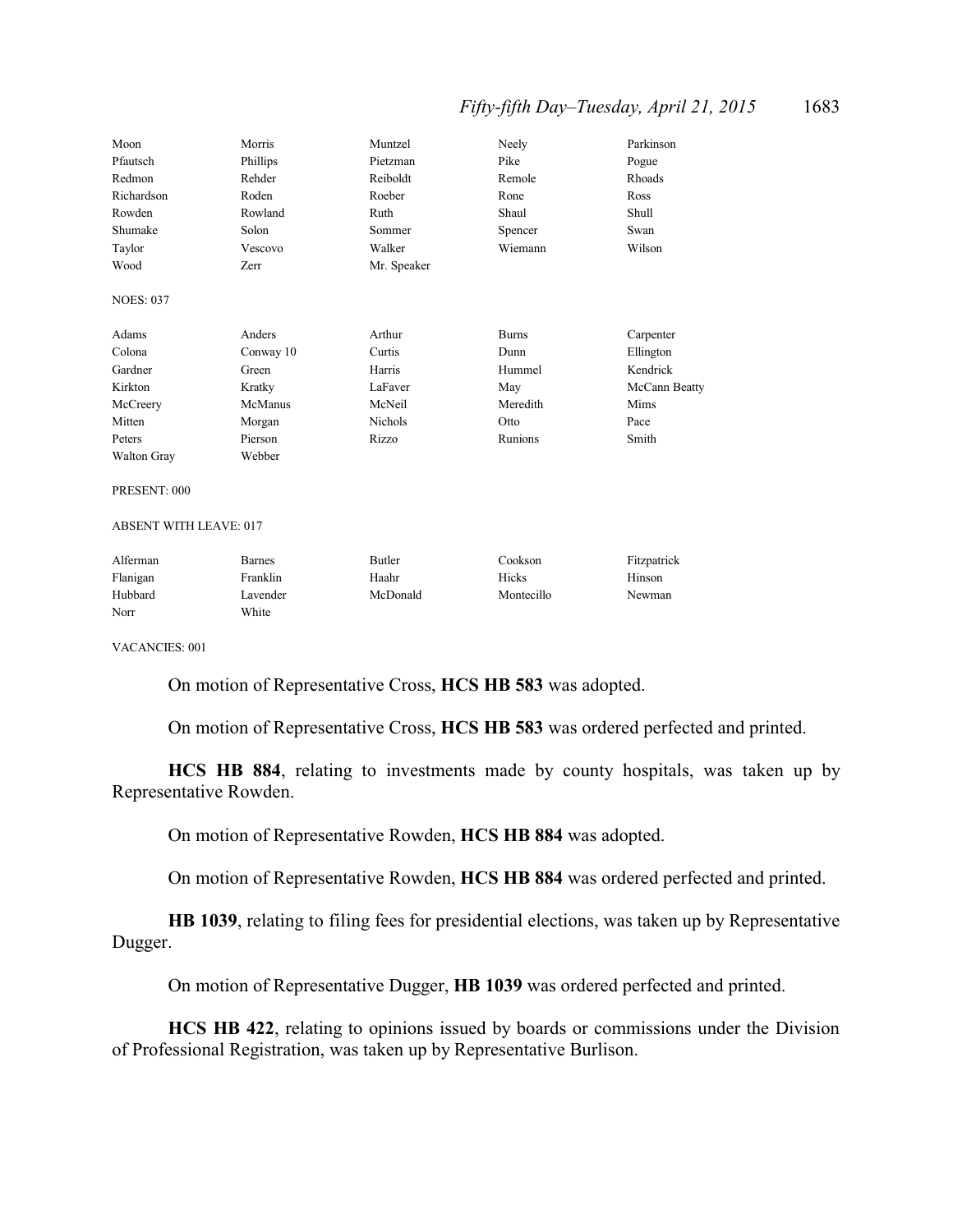| | | | | |
|---|---|---|---|---|
| Moon | Morris | Muntzel | Neely | Parkinson |
| Pfautsch | Phillips | Pietzman | Pike | Pogue |
| Redmon | Rehder | Reiboldt | Remole | Rhoads |
| Richardson | Roden | Roeber | Rone | Ross |
| Rowden | Rowland | Ruth | Shaul | Shull |
| Shumake | Solon | Sommer | Spencer | Swan |
| Taylor | Vescovo | Walker | Wiemann | Wilson |
| Wood | Zerr | Mr. Speaker | | |

NOES: 037

| | | | | |
|---|---|---|---|---|
| Adams | Anders | Arthur | Burns | Carpenter |
| Colona | Conway 10 | Curtis | Dunn | Ellington |
| Gardner | Green | Harris | Hummel | Kendrick |
| Kirkton | Kratky | LaFaver | May | McCann Beatty |
| McCreery | McManus | McNeil | Meredith | Mims |
| Mitten | Morgan | Nichols | Otto | Pace |
| Peters | Pierson | Rizzo | Runions | Smith |
| Walton Gray | Webber | | | |

PRESENT: 000

ABSENT WITH LEAVE: 017

| | | | | |
|---|---|---|---|---|
| Alferman | Barnes | Butler | Cookson | Fitzpatrick |
| Flanigan | Franklin | Haahr | Hicks | Hinson |
| Hubbard | Lavender | McDonald | Montecillo | Newman |
| Norr | White | | | |

VACANCIES: 001

On motion of Representative Cross, **HCS HB 583** was adopted.

On motion of Representative Cross, **HCS HB 583** was ordered perfected and printed.

**HCS HB 884**, relating to investments made by county hospitals, was taken up by Representative Rowden.

On motion of Representative Rowden, **HCS HB 884** was adopted.

On motion of Representative Rowden, **HCS HB 884** was ordered perfected and printed.

**HB 1039**, relating to filing fees for presidential elections, was taken up by Representative Dugger.

On motion of Representative Dugger, **HB 1039** was ordered perfected and printed.

**HCS HB 422**, relating to opinions issued by boards or commissions under the Division of Professional Registration, was taken up by Representative Burlison.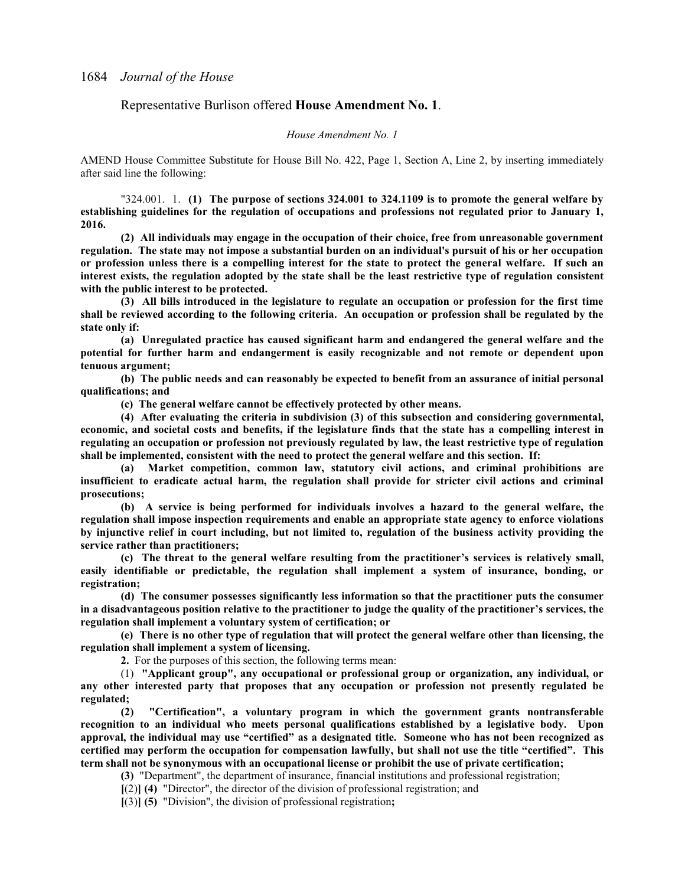Representative Burlison offered **House Amendment No. 1**.

*House Amendment No. 1*

AMEND House Committee Substitute for House Bill No. 422, Page 1, Section A, Line 2, by inserting immediately after said line the following:

"324.001. 1. **(1) The purpose of sections 324.001 to 324.1109 is to promote the general welfare by establishing guidelines for the regulation of occupations and professions not regulated prior to January 1, 2016.**

**(2) All individuals may engage in the occupation of their choice, free from unreasonable government regulation. The state may not impose a substantial burden on an individual's pursuit of his or her occupation or profession unless there is a compelling interest for the state to protect the general welfare. If such an interest exists, the regulation adopted by the state shall be the least restrictive type of regulation consistent with the public interest to be protected.**

**(3) All bills introduced in the legislature to regulate an occupation or profession for the first time shall be reviewed according to the following criteria. An occupation or profession shall be regulated by the state only if:**

**(a) Unregulated practice has caused significant harm and endangered the general welfare and the potential for further harm and endangerment is easily recognizable and not remote or dependent upon tenuous argument;**

**(b) The public needs and can reasonably be expected to benefit from an assurance of initial personal qualifications; and**

**(c) The general welfare cannot be effectively protected by other means.**

**(4) After evaluating the criteria in subdivision (3) of this subsection and considering governmental, economic, and societal costs and benefits, if the legislature finds that the state has a compelling interest in regulating an occupation or profession not previously regulated by law, the least restrictive type of regulation shall be implemented, consistent with the need to protect the general welfare and this section. If:**

**(a) Market competition, common law, statutory civil actions, and criminal prohibitions are insufficient to eradicate actual harm, the regulation shall provide for stricter civil actions and criminal prosecutions;**

**(b) A service is being performed for individuals involves a hazard to the general welfare, the regulation shall impose inspection requirements and enable an appropriate state agency to enforce violations by injunctive relief in court including, but not limited to, regulation of the business activity providing the service rather than practitioners;**

**(c) The threat to the general welfare resulting from the practitioner's services is relatively small, easily identifiable or predictable, the regulation shall implement a system of insurance, bonding, or registration;**

**(d) The consumer possesses significantly less information so that the practitioner puts the consumer in a disadvantageous position relative to the practitioner to judge the quality of the practitioner's services, the regulation shall implement a voluntary system of certification; or**

**(e) There is no other type of regulation that will protect the general welfare other than licensing, the regulation shall implement a system of licensing.**

**2.** For the purposes of this section, the following terms mean:

(1) **"Applicant group", any occupational or professional group or organization, any individual, or any other interested party that proposes that any occupation or profession not presently regulated be regulated;**

**(2) "Certification", a voluntary program in which the government grants nontransferable recognition to an individual who meets personal qualifications established by a legislative body. Upon approval, the individual may use "certified" as a designated title. Someone who has not been recognized as certified may perform the occupation for compensation lawfully, but shall not use the title "certified". This term shall not be synonymous with an occupational license or prohibit the use of private certification;**

**(3)** "Department", the department of insurance, financial institutions and professional registration;

[(2)] **(4)** "Director", the director of the division of professional registration; and

[(3)] **(5)** "Division", the division of professional registration**;**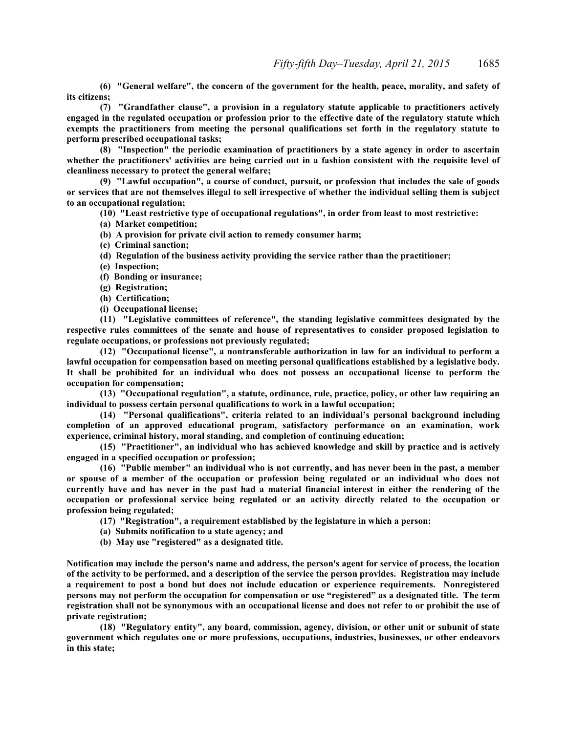**(6) "General welfare", the concern of the government for the health, peace, morality, and safety of its citizens;**

**(7) "Grandfather clause", a provision in a regulatory statute applicable to practitioners actively engaged in the regulated occupation or profession prior to the effective date of the regulatory statute which exempts the practitioners from meeting the personal qualifications set forth in the regulatory statute to perform prescribed occupational tasks;**

**(8) "Inspection" the periodic examination of practitioners by a state agency in order to ascertain whether the practitioners' activities are being carried out in a fashion consistent with the requisite level of cleanliness necessary to protect the general welfare;**

**(9) "Lawful occupation", a course of conduct, pursuit, or profession that includes the sale of goods or services that are not themselves illegal to sell irrespective of whether the individual selling them is subject to an occupational regulation;**

**(10) "Least restrictive type of occupational regulations", in order from least to most restrictive:**

**(a) Market competition;**

**(b) A provision for private civil action to remedy consumer harm;**

**(c) Criminal sanction;**

**(d) Regulation of the business activity providing the service rather than the practitioner;**

**(e) Inspection;**

**(f) Bonding or insurance;**

**(g) Registration;**

**(h) Certification;**

**(i) Occupational license;**

**(11) "Legislative committees of reference", the standing legislative committees designated by the respective rules committees of the senate and house of representatives to consider proposed legislation to regulate occupations, or professions not previously regulated;**

**(12) "Occupational license", a nontransferable authorization in law for an individual to perform a lawful occupation for compensation based on meeting personal qualifications established by a legislative body. It shall be prohibited for an individual who does not possess an occupational license to perform the occupation for compensation;**

**(13) "Occupational regulation", a statute, ordinance, rule, practice, policy, or other law requiring an individual to possess certain personal qualifications to work in a lawful occupation;**

**(14) "Personal qualifications", criteria related to an individual's personal background including completion of an approved educational program, satisfactory performance on an examination, work experience, criminal history, moral standing, and completion of continuing education;**

**(15) "Practitioner", an individual who has achieved knowledge and skill by practice and is actively engaged in a specified occupation or profession;**

**(16) "Public member" an individual who is not currently, and has never been in the past, a member or spouse of a member of the occupation or profession being regulated or an individual who does not currently have and has never in the past had a material financial interest in either the rendering of the occupation or professional service being regulated or an activity directly related to the occupation or profession being regulated;**

**(17) "Registration", a requirement established by the legislature in which a person:**

**(a) Submits notification to a state agency; and**

**(b) May use "registered" as a designated title.**

**Notification may include the person's name and address, the person's agent for service of process, the location of the activity to be performed, and a description of the service the person provides. Registration may include a requirement to post a bond but does not include education or experience requirements. Nonregistered persons may not perform the occupation for compensation or use "registered" as a designated title. The term registration shall not be synonymous with an occupational license and does not refer to or prohibit the use of private registration;**

**(18) "Regulatory entity", any board, commission, agency, division, or other unit or subunit of state government which regulates one or more professions, occupations, industries, businesses, or other endeavors in this state;**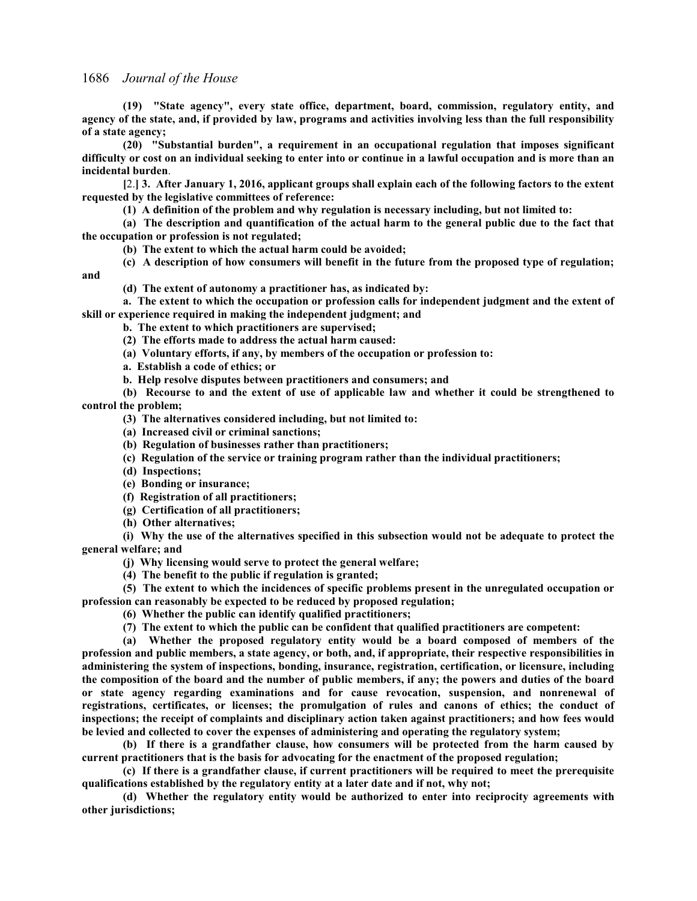**(19) "State agency", every state office, department, board, commission, regulatory entity, and agency of the state, and, if provided by law, programs and activities involving less than the full responsibility of a state agency;**

**(20) "Substantial burden", a requirement in an occupational regulation that imposes significant difficulty or cost on an individual seeking to enter into or continue in a lawful occupation and is more than an incidental burden**.

[2.] **3. After January 1, 2016, applicant groups shall explain each of the following factors to the extent requested by the legislative committees of reference:**

**(1) A definition of the problem and why regulation is necessary including, but not limited to:**

**(a) The description and quantification of the actual harm to the general public due to the fact that the occupation or profession is not regulated;**

**(b) The extent to which the actual harm could be avoided;**

**(c) A description of how consumers will benefit in the future from the proposed type of regulation; and**

**(d) The extent of autonomy a practitioner has, as indicated by:**

**a. The extent to which the occupation or profession calls for independent judgment and the extent of skill or experience required in making the independent judgment; and**

**b. The extent to which practitioners are supervised;**

**(2) The efforts made to address the actual harm caused:**

**(a) Voluntary efforts, if any, by members of the occupation or profession to:**

**a. Establish a code of ethics; or**

**b. Help resolve disputes between practitioners and consumers; and**

**(b) Recourse to and the extent of use of applicable law and whether it could be strengthened to control the problem;**

**(3) The alternatives considered including, but not limited to:**

**(a) Increased civil or criminal sanctions;**

**(b) Regulation of businesses rather than practitioners;**

**(c) Regulation of the service or training program rather than the individual practitioners;**

**(d) Inspections;**

**(e) Bonding or insurance;**

**(f) Registration of all practitioners;**

**(g) Certification of all practitioners;**

**(h) Other alternatives;**

**(i) Why the use of the alternatives specified in this subsection would not be adequate to protect the general welfare; and**

**(j) Why licensing would serve to protect the general welfare;**

**(4) The benefit to the public if regulation is granted;**

**(5) The extent to which the incidences of specific problems present in the unregulated occupation or profession can reasonably be expected to be reduced by proposed regulation;**

**(6) Whether the public can identify qualified practitioners;**

**(7) The extent to which the public can be confident that qualified practitioners are competent:**

**(a) Whether the proposed regulatory entity would be a board composed of members of the profession and public members, a state agency, or both, and, if appropriate, their respective responsibilities in administering the system of inspections, bonding, insurance, registration, certification, or licensure, including the composition of the board and the number of public members, if any; the powers and duties of the board or state agency regarding examinations and for cause revocation, suspension, and nonrenewal of registrations, certificates, or licenses; the promulgation of rules and canons of ethics; the conduct of inspections; the receipt of complaints and disciplinary action taken against practitioners; and how fees would be levied and collected to cover the expenses of administering and operating the regulatory system;**

**(b) If there is a grandfather clause, how consumers will be protected from the harm caused by current practitioners that is the basis for advocating for the enactment of the proposed regulation;**

**(c) If there is a grandfather clause, if current practitioners will be required to meet the prerequisite qualifications established by the regulatory entity at a later date and if not, why not;**

**(d) Whether the regulatory entity would be authorized to enter into reciprocity agreements with other jurisdictions;**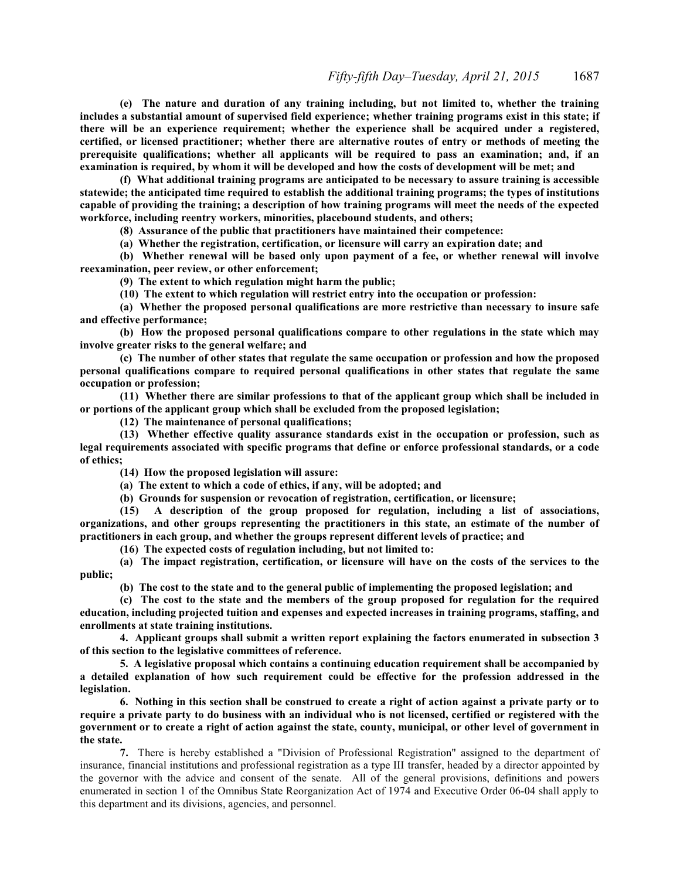**(e) The nature and duration of any training including, but not limited to, whether the training includes a substantial amount of supervised field experience; whether training programs exist in this state; if there will be an experience requirement; whether the experience shall be acquired under a registered, certified, or licensed practitioner; whether there are alternative routes of entry or methods of meeting the prerequisite qualifications; whether all applicants will be required to pass an examination; and, if an examination is required, by whom it will be developed and how the costs of development will be met; and**

**(f) What additional training programs are anticipated to be necessary to assure training is accessible statewide; the anticipated time required to establish the additional training programs; the types of institutions capable of providing the training; a description of how training programs will meet the needs of the expected workforce, including reentry workers, minorities, placebound students, and others;**

**(8) Assurance of the public that practitioners have maintained their competence:**

**(a) Whether the registration, certification, or licensure will carry an expiration date; and**

**(b) Whether renewal will be based only upon payment of a fee, or whether renewal will involve reexamination, peer review, or other enforcement;**

**(9) The extent to which regulation might harm the public;**

**(10) The extent to which regulation will restrict entry into the occupation or profession:**

**(a) Whether the proposed personal qualifications are more restrictive than necessary to insure safe and effective performance;**

**(b) How the proposed personal qualifications compare to other regulations in the state which may involve greater risks to the general welfare; and**

**(c) The number of other states that regulate the same occupation or profession and how the proposed personal qualifications compare to required personal qualifications in other states that regulate the same occupation or profession;**

**(11) Whether there are similar professions to that of the applicant group which shall be included in or portions of the applicant group which shall be excluded from the proposed legislation;**

**(12) The maintenance of personal qualifications;**

**(13) Whether effective quality assurance standards exist in the occupation or profession, such as legal requirements associated with specific programs that define or enforce professional standards, or a code of ethics;**

**(14) How the proposed legislation will assure:**

**(a) The extent to which a code of ethics, if any, will be adopted; and**

**(b) Grounds for suspension or revocation of registration, certification, or licensure;**

**(15) A description of the group proposed for regulation, including a list of associations, organizations, and other groups representing the practitioners in this state, an estimate of the number of practitioners in each group, and whether the groups represent different levels of practice; and**

**(16) The expected costs of regulation including, but not limited to:**

**(a) The impact registration, certification, or licensure will have on the costs of the services to the public;**

**(b) The cost to the state and to the general public of implementing the proposed legislation; and**

**(c) The cost to the state and the members of the group proposed for regulation for the required education, including projected tuition and expenses and expected increases in training programs, staffing, and enrollments at state training institutions.**

**4. Applicant groups shall submit a written report explaining the factors enumerated in subsection 3 of this section to the legislative committees of reference.**

**5. A legislative proposal which contains a continuing education requirement shall be accompanied by a detailed explanation of how such requirement could be effective for the profession addressed in the legislation.**

**6. Nothing in this section shall be construed to create a right of action against a private party or to require a private party to do business with an individual who is not licensed, certified or registered with the government or to create a right of action against the state, county, municipal, or other level of government in the state.**

**7.** There is hereby established a "Division of Professional Registration" assigned to the department of insurance, financial institutions and professional registration as a type III transfer, headed by a director appointed by the governor with the advice and consent of the senate. All of the general provisions, definitions and powers enumerated in section 1 of the Omnibus State Reorganization Act of 1974 and Executive Order 06-04 shall apply to this department and its divisions, agencies, and personnel.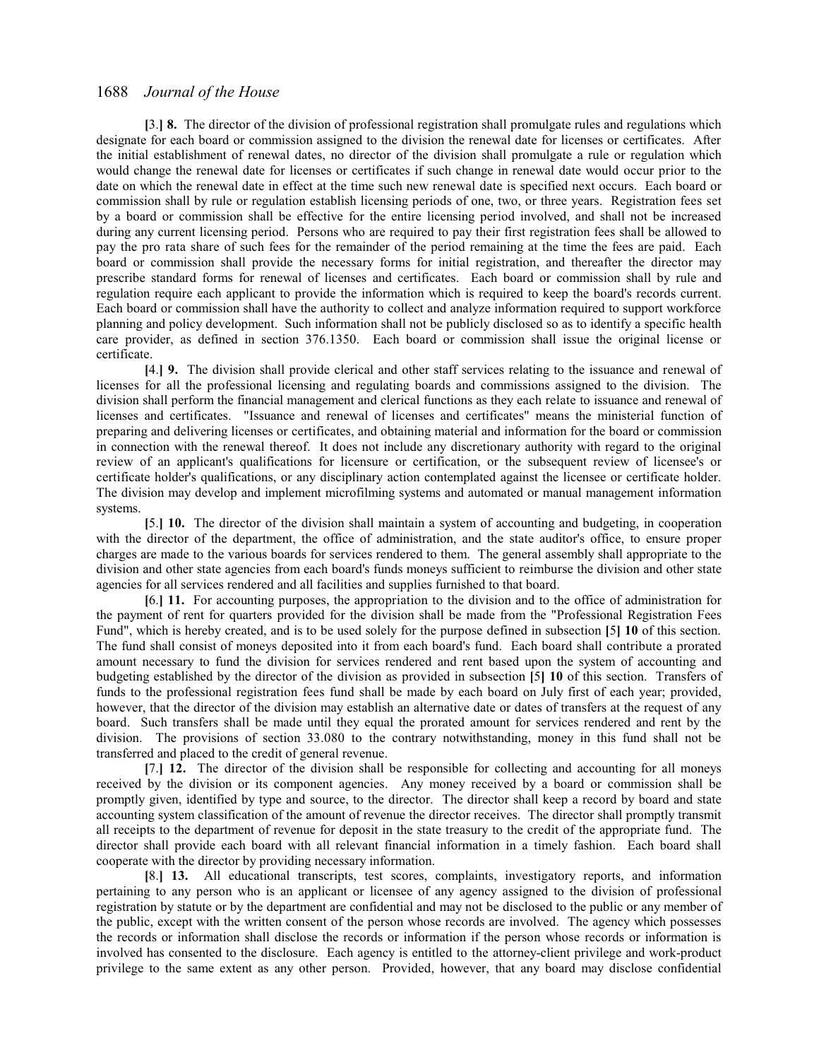[3.] **8.** The director of the division of professional registration shall promulgate rules and regulations which designate for each board or commission assigned to the division the renewal date for licenses or certificates. After the initial establishment of renewal dates, no director of the division shall promulgate a rule or regulation which would change the renewal date for licenses or certificates if such change in renewal date would occur prior to the date on which the renewal date in effect at the time such new renewal date is specified next occurs. Each board or commission shall by rule or regulation establish licensing periods of one, two, or three years. Registration fees set by a board or commission shall be effective for the entire licensing period involved, and shall not be increased during any current licensing period. Persons who are required to pay their first registration fees shall be allowed to pay the pro rata share of such fees for the remainder of the period remaining at the time the fees are paid. Each board or commission shall provide the necessary forms for initial registration, and thereafter the director may prescribe standard forms for renewal of licenses and certificates. Each board or commission shall by rule and regulation require each applicant to provide the information which is required to keep the board's records current. Each board or commission shall have the authority to collect and analyze information required to support workforce planning and policy development. Such information shall not be publicly disclosed so as to identify a specific health care provider, as defined in section 376.1350. Each board or commission shall issue the original license or certificate.

[4.] **9.** The division shall provide clerical and other staff services relating to the issuance and renewal of licenses for all the professional licensing and regulating boards and commissions assigned to the division. The division shall perform the financial management and clerical functions as they each relate to issuance and renewal of licenses and certificates. "Issuance and renewal of licenses and certificates" means the ministerial function of preparing and delivering licenses or certificates, and obtaining material and information for the board or commission in connection with the renewal thereof. It does not include any discretionary authority with regard to the original review of an applicant's qualifications for licensure or certification, or the subsequent review of licensee's or certificate holder's qualifications, or any disciplinary action contemplated against the licensee or certificate holder. The division may develop and implement microfilming systems and automated or manual management information systems.

[5.] **10.** The director of the division shall maintain a system of accounting and budgeting, in cooperation with the director of the department, the office of administration, and the state auditor's office, to ensure proper charges are made to the various boards for services rendered to them. The general assembly shall appropriate to the division and other state agencies from each board's funds moneys sufficient to reimburse the division and other state agencies for all services rendered and all facilities and supplies furnished to that board.

[6.] **11.** For accounting purposes, the appropriation to the division and to the office of administration for the payment of rent for quarters provided for the division shall be made from the "Professional Registration Fees Fund", which is hereby created, and is to be used solely for the purpose defined in subsection [5] **10** of this section. The fund shall consist of moneys deposited into it from each board's fund. Each board shall contribute a prorated amount necessary to fund the division for services rendered and rent based upon the system of accounting and budgeting established by the director of the division as provided in subsection [5] **10** of this section. Transfers of funds to the professional registration fees fund shall be made by each board on July first of each year; provided, however, that the director of the division may establish an alternative date or dates of transfers at the request of any board. Such transfers shall be made until they equal the prorated amount for services rendered and rent by the division. The provisions of section 33.080 to the contrary notwithstanding, money in this fund shall not be transferred and placed to the credit of general revenue.

[7.] **12.** The director of the division shall be responsible for collecting and accounting for all moneys received by the division or its component agencies. Any money received by a board or commission shall be promptly given, identified by type and source, to the director. The director shall keep a record by board and state accounting system classification of the amount of revenue the director receives. The director shall promptly transmit all receipts to the department of revenue for deposit in the state treasury to the credit of the appropriate fund. The director shall provide each board with all relevant financial information in a timely fashion. Each board shall cooperate with the director by providing necessary information.

[8.] **13.** All educational transcripts, test scores, complaints, investigatory reports, and information pertaining to any person who is an applicant or licensee of any agency assigned to the division of professional registration by statute or by the department are confidential and may not be disclosed to the public or any member of the public, except with the written consent of the person whose records are involved. The agency which possesses the records or information shall disclose the records or information if the person whose records or information is involved has consented to the disclosure. Each agency is entitled to the attorney-client privilege and work-product privilege to the same extent as any other person. Provided, however, that any board may disclose confidential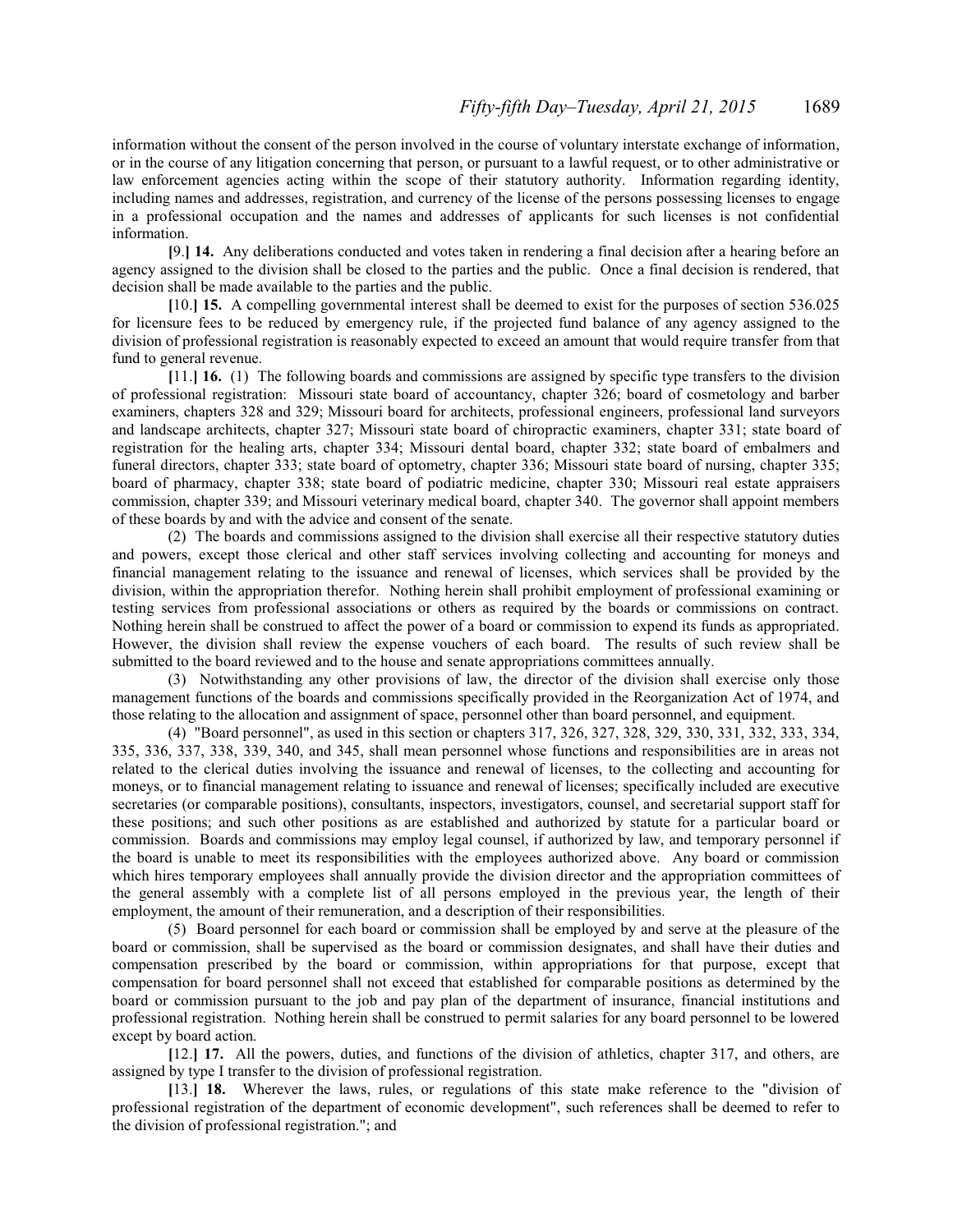information without the consent of the person involved in the course of voluntary interstate exchange of information, or in the course of any litigation concerning that person, or pursuant to a lawful request, or to other administrative or law enforcement agencies acting within the scope of their statutory authority. Information regarding identity, including names and addresses, registration, and currency of the license of the persons possessing licenses to engage in a professional occupation and the names and addresses of applicants for such licenses is not confidential information.

**[**9.**] 14.** Any deliberations conducted and votes taken in rendering a final decision after a hearing before an agency assigned to the division shall be closed to the parties and the public. Once a final decision is rendered, that decision shall be made available to the parties and the public.

**[**10.**] 15.** A compelling governmental interest shall be deemed to exist for the purposes of section 536.025 for licensure fees to be reduced by emergency rule, if the projected fund balance of any agency assigned to the division of professional registration is reasonably expected to exceed an amount that would require transfer from that fund to general revenue.

**[**11.**] 16.** (1) The following boards and commissions are assigned by specific type transfers to the division of professional registration: Missouri state board of accountancy, chapter 326; board of cosmetology and barber examiners, chapters 328 and 329; Missouri board for architects, professional engineers, professional land surveyors and landscape architects, chapter 327; Missouri state board of chiropractic examiners, chapter 331; state board of registration for the healing arts, chapter 334; Missouri dental board, chapter 332; state board of embalmers and funeral directors, chapter 333; state board of optometry, chapter 336; Missouri state board of nursing, chapter 335; board of pharmacy, chapter 338; state board of podiatric medicine, chapter 330; Missouri real estate appraisers commission, chapter 339; and Missouri veterinary medical board, chapter 340. The governor shall appoint members of these boards by and with the advice and consent of the senate.

(2) The boards and commissions assigned to the division shall exercise all their respective statutory duties and powers, except those clerical and other staff services involving collecting and accounting for moneys and financial management relating to the issuance and renewal of licenses, which services shall be provided by the division, within the appropriation therefor. Nothing herein shall prohibit employment of professional examining or testing services from professional associations or others as required by the boards or commissions on contract. Nothing herein shall be construed to affect the power of a board or commission to expend its funds as appropriated. However, the division shall review the expense vouchers of each board. The results of such review shall be submitted to the board reviewed and to the house and senate appropriations committees annually.

(3) Notwithstanding any other provisions of law, the director of the division shall exercise only those management functions of the boards and commissions specifically provided in the Reorganization Act of 1974, and those relating to the allocation and assignment of space, personnel other than board personnel, and equipment.

(4) "Board personnel", as used in this section or chapters 317, 326, 327, 328, 329, 330, 331, 332, 333, 334, 335, 336, 337, 338, 339, 340, and 345, shall mean personnel whose functions and responsibilities are in areas not related to the clerical duties involving the issuance and renewal of licenses, to the collecting and accounting for moneys, or to financial management relating to issuance and renewal of licenses; specifically included are executive secretaries (or comparable positions), consultants, inspectors, investigators, counsel, and secretarial support staff for these positions; and such other positions as are established and authorized by statute for a particular board or commission. Boards and commissions may employ legal counsel, if authorized by law, and temporary personnel if the board is unable to meet its responsibilities with the employees authorized above. Any board or commission which hires temporary employees shall annually provide the division director and the appropriation committees of the general assembly with a complete list of all persons employed in the previous year, the length of their employment, the amount of their remuneration, and a description of their responsibilities.

(5) Board personnel for each board or commission shall be employed by and serve at the pleasure of the board or commission, shall be supervised as the board or commission designates, and shall have their duties and compensation prescribed by the board or commission, within appropriations for that purpose, except that compensation for board personnel shall not exceed that established for comparable positions as determined by the board or commission pursuant to the job and pay plan of the department of insurance, financial institutions and professional registration. Nothing herein shall be construed to permit salaries for any board personnel to be lowered except by board action.

**[**12.**] 17.** All the powers, duties, and functions of the division of athletics, chapter 317, and others, are assigned by type I transfer to the division of professional registration.

**[**13.**] 18.** Wherever the laws, rules, or regulations of this state make reference to the "division of professional registration of the department of economic development", such references shall be deemed to refer to the division of professional registration."; and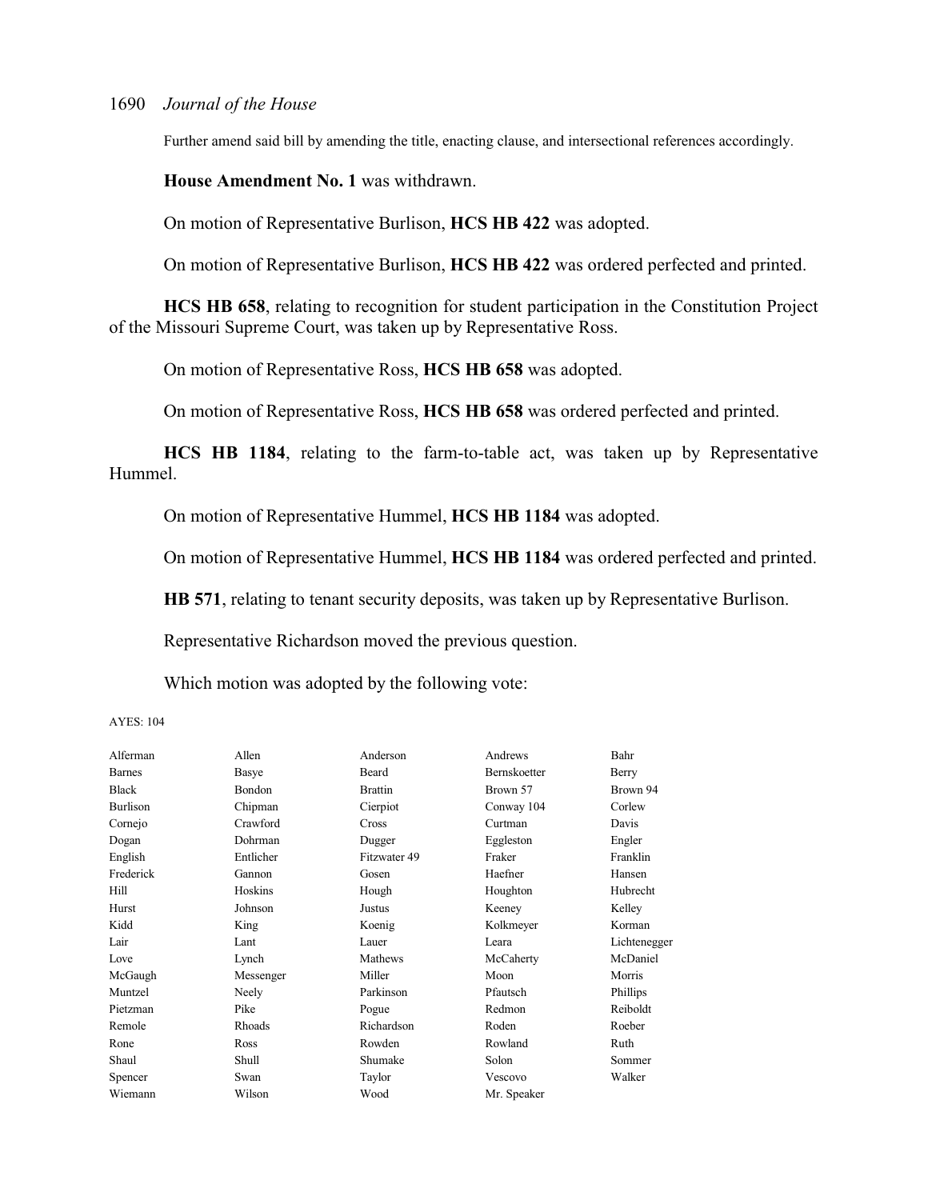Further amend said bill by amending the title, enacting clause, and intersectional references accordingly.

**House Amendment No. 1** was withdrawn.

On motion of Representative Burlison, **HCS HB 422** was adopted.

On motion of Representative Burlison, **HCS HB 422** was ordered perfected and printed.

**HCS HB 658**, relating to recognition for student participation in the Constitution Project of the Missouri Supreme Court, was taken up by Representative Ross.

On motion of Representative Ross, **HCS HB 658** was adopted.

On motion of Representative Ross, **HCS HB 658** was ordered perfected and printed.

**HCS HB 1184**, relating to the farm-to-table act, was taken up by Representative Hummel.

On motion of Representative Hummel, **HCS HB 1184** was adopted.

On motion of Representative Hummel, **HCS HB 1184** was ordered perfected and printed.

**HB 571**, relating to tenant security deposits, was taken up by Representative Burlison.

Representative Richardson moved the previous question.

Which motion was adopted by the following vote:

AYES: 104

| | | | | |
|---|---|---|---|---|
| Alferman | Allen | Anderson | Andrews | Bahr |
| Barnes | Basye | Beard | Bernskoetter | Berry |
| Black | Bondon | Brattin | Brown 57 | Brown 94 |
| Burlison | Chipman | Cierpiot | Conway 104 | Corlew |
| Cornejo | Crawford | Cross | Curtman | Davis |
| Dogan | Dohrman | Dugger | Eggleston | Engler |
| English | Entlicher | Fitzwater 49 | Fraker | Franklin |
| Frederick | Gannon | Gosen | Haefner | Hansen |
| Hill | Hoskins | Hough | Houghton | Hubrecht |
| Hurst | Johnson | Justus | Keeney | Kelley |
| Kidd | King | Koenig | Kolkmeyer | Korman |
| Lair | Lant | Lauer | Leara | Lichtenegger |
| Love | Lynch | Mathews | McCaherty | McDaniel |
| McGaugh | Messenger | Miller | Moon | Morris |
| Muntzel | Neely | Parkinson | Pfautsch | Phillips |
| Pietzman | Pike | Pogue | Redmon | Reiboldt |
| Remole | Rhoads | Richardson | Roden | Roeber |
| Rone | Ross | Rowden | Rowland | Ruth |
| Shaul | Shull | Shumake | Solon | Sommer |
| Spencer | Swan | Taylor | Vescovo | Walker |
| Wiemann | Wilson | Wood | Mr. Speaker | |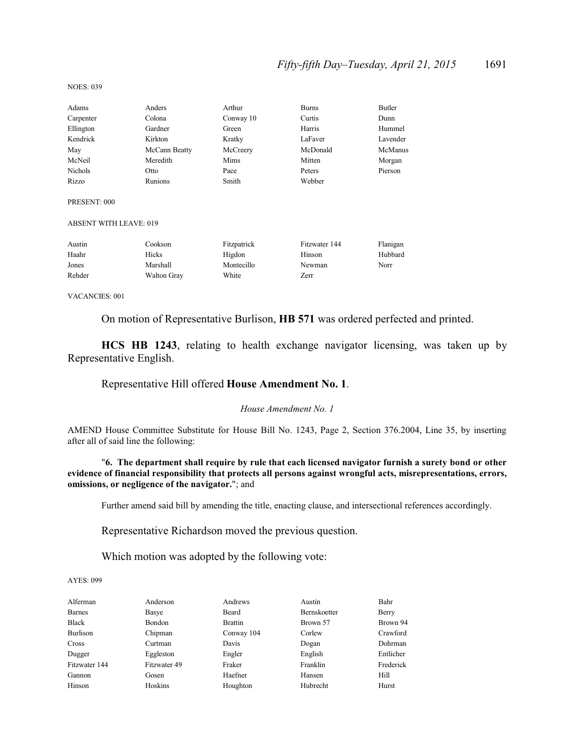NOES: 039

| | | | | |
|---|---|---|---|---|
| Adams | Anders | Arthur | Burns | Butler |
| Carpenter | Colona | Conway 10 | Curtis | Dunn |
| Ellington | Gardner | Green | Harris | Hummel |
| Kendrick | Kirkton | Kratky | LaFaver | Lavender |
| May | McCann Beatty | McCreery | McDonald | McManus |
| McNeil | Meredith | Mims | Mitten | Morgan |
| Nichols | Otto | Pace | Peters | Pierson |
| Rizzo | Runions | Smith | Webber | |

PRESENT: 000

ABSENT WITH LEAVE: 019

| | | | | |
|---|---|---|---|---|
| Austin | Cookson | Fitzpatrick | Fitzwater 144 | Flanigan |
| Haahr | Hicks | Higdon | Hinson | Hubbard |
| Jones | Marshall | Montecillo | Newman | Norr |
| Rehder | Walton Gray | White | Zerr | |

VACANCIES: 001

On motion of Representative Burlison, **HB 571** was ordered perfected and printed.

**HCS HB 1243**, relating to health exchange navigator licensing, was taken up by Representative English.

Representative Hill offered **House Amendment No. 1**.

*House Amendment No. 1*

AMEND House Committee Substitute for House Bill No. 1243, Page 2, Section 376.2004, Line 35, by inserting after all of said line the following:

"**6. The department shall require by rule that each licensed navigator furnish a surety bond or other evidence of financial responsibility that protects all persons against wrongful acts, misrepresentations, errors, omissions, or negligence of the navigator.**"; and

Further amend said bill by amending the title, enacting clause, and intersectional references accordingly.

Representative Richardson moved the previous question.

Which motion was adopted by the following vote:

AYES: 099

| | | | | |
|---|---|---|---|---|
| Alferman | Anderson | Andrews | Austin | Bahr |
| Barnes | Basye | Beard | Bernskoetter | Berry |
| Black | Bondon | Brattin | Brown 57 | Brown 94 |
| Burlison | Chipman | Conway 104 | Corlew | Crawford |
| Cross | Curtman | Davis | Dogan | Dohrman |
| Dugger | Eggleston | Engler | English | Entlicher |
| Fitzwater 144 | Fitzwater 49 | Fraker | Franklin | Frederick |
| Gannon | Gosen | Haefner | Hansen | Hill |
| Hinson | Hoskins | Houghton | Hubrecht | Hurst |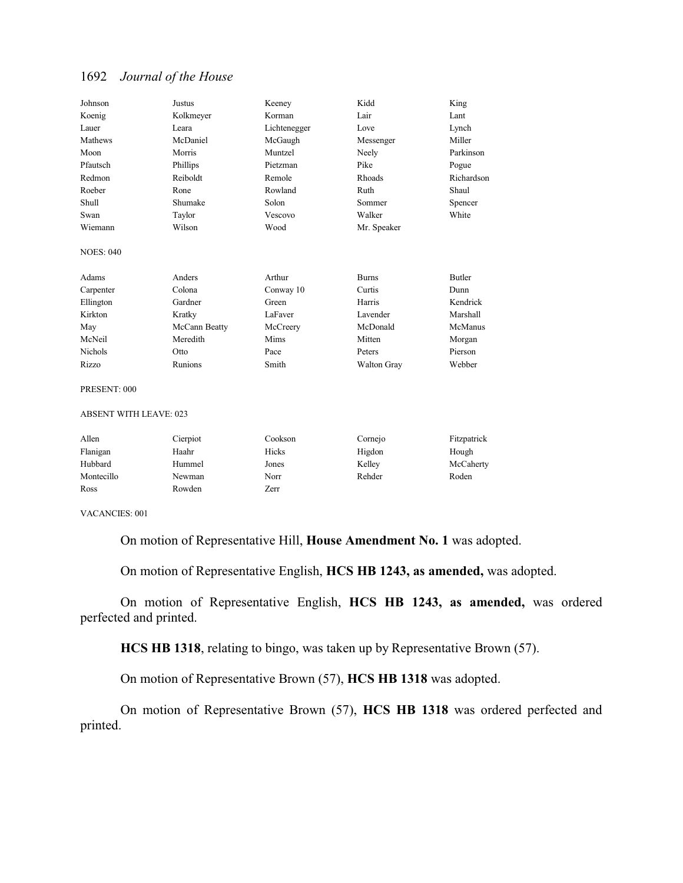| Johnson | Justus | Keeney | Kidd | King |
|---|---|---|---|---|
| Koenig | Kolkmeyer | Korman | Lair | Lant |
| Lauer | Leara | Lichtenegger | Love | Lynch |
| Mathews | McDaniel | McGaugh | Messenger | Miller |
| Moon | Morris | Muntzel | Neely | Parkinson |
| Pfautsch | Phillips | Pietzman | Pike | Pogue |
| Redmon | Reiboldt | Remole | Rhoads | Richardson |
| Roeber | Rone | Rowland | Ruth | Shaul |
| Shull | Shumake | Solon | Sommer | Spencer |
| Swan | Taylor | Vescovo | Walker | White |
| Wiemann | Wilson | Wood | Mr. Speaker | |

NOES: 040

| Adams | Anders | Arthur | Burns | Butler |
|---|---|---|---|---|
| Carpenter | Colona | Conway 10 | Curtis | Dunn |
| Ellington | Gardner | Green | Harris | Kendrick |
| Kirkton | Kratky | LaFaver | Lavender | Marshall |
| May | McCann Beatty | McCreery | McDonald | McManus |
| McNeil | Meredith | Mims | Mitten | Morgan |
| Nichols | Otto | Pace | Peters | Pierson |
| Rizzo | Runions | Smith | Walton Gray | Webber |

PRESENT: 000

ABSENT WITH LEAVE: 023

| Allen | Cierpiot | Cookson | Cornejo | Fitzpatrick |
|---|---|---|---|---|
| Flanigan | Haahr | Hicks | Higdon | Hough |
| Hubbard | Hummel | Jones | Kelley | McCaherty |
| Montecillo | Newman | Norr | Rehder | Roden |
| Ross | Rowden | Zerr | | |

VACANCIES: 001

On motion of Representative Hill, **House Amendment No. 1** was adopted.

On motion of Representative English, **HCS HB 1243, as amended,** was adopted.

On motion of Representative English, **HCS HB 1243, as amended,** was ordered perfected and printed.

**HCS HB 1318**, relating to bingo, was taken up by Representative Brown (57).

On motion of Representative Brown (57), **HCS HB 1318** was adopted.

On motion of Representative Brown (57), **HCS HB 1318** was ordered perfected and printed.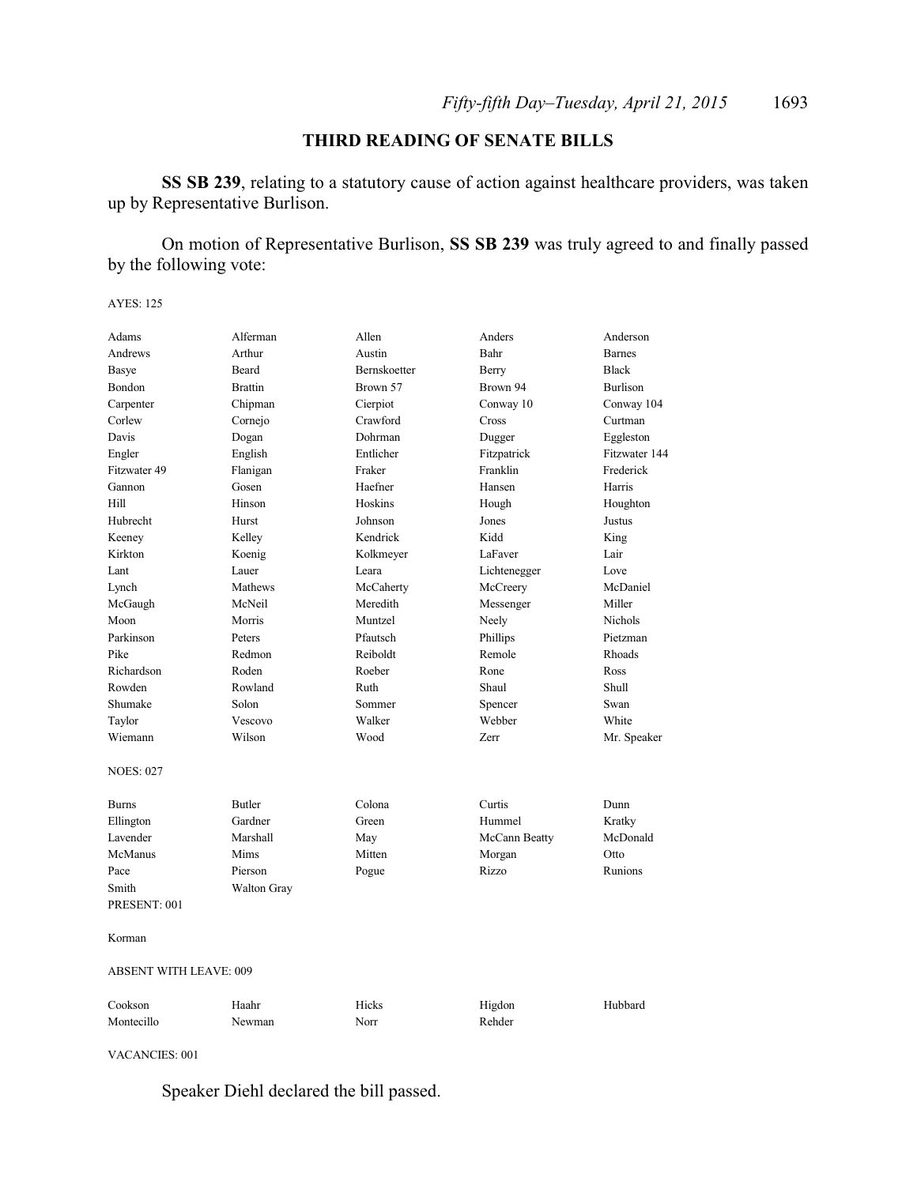## THIRD READING OF SENATE BILLS

**SS SB 239**, relating to a statutory cause of action against healthcare providers, was taken up by Representative Burlison.

On motion of Representative Burlison, **SS SB 239** was truly agreed to and finally passed by the following vote:

AYES: 125

| | | | | |
|---|---|---|---|---|
| Adams | Alferman | Allen | Anders | Anderson |
| Andrews | Arthur | Austin | Bahr | Barnes |
| Basye | Beard | Bernskoetter | Berry | Black |
| Bondon | Brattin | Brown 57 | Brown 94 | Burlison |
| Carpenter | Chipman | Cierpiot | Conway 10 | Conway 104 |
| Corlew | Cornejo | Crawford | Cross | Curtman |
| Davis | Dogan | Dohrman | Dugger | Eggleston |
| Engler | English | Entlicher | Fitzpatrick | Fitzwater 144 |
| Fitzwater 49 | Flanigan | Fraker | Franklin | Frederick |
| Gannon | Gosen | Haefner | Hansen | Harris |
| Hill | Hinson | Hoskins | Hough | Houghton |
| Hubrecht | Hurst | Johnson | Jones | Justus |
| Keeney | Kelley | Kendrick | Kidd | King |
| Kirkton | Koenig | Kolkmeyer | LaFaver | Lair |
| Lant | Lauer | Leara | Lichtenegger | Love |
| Lynch | Mathews | McCaherty | McCreery | McDaniel |
| McGaugh | McNeil | Meredith | Messenger | Miller |
| Moon | Morris | Muntzel | Neely | Nichols |
| Parkinson | Peters | Pfautsch | Phillips | Pietzman |
| Pike | Redmon | Reiboldt | Remole | Rhoads |
| Richardson | Roden | Roeber | Rone | Ross |
| Rowden | Rowland | Ruth | Shaul | Shull |
| Shumake | Solon | Sommer | Spencer | Swan |
| Taylor | Vescovo | Walker | Webber | White |
| Wiemann | Wilson | Wood | Zerr | Mr. Speaker |

NOES: 027

| | | | | |
|---|---|---|---|---|
| Burns | Butler | Colona | Curtis | Dunn |
| Ellington | Gardner | Green | Hummel | Kratky |
| Lavender | Marshall | May | McCann Beatty | McDonald |
| McManus | Mims | Mitten | Morgan | Otto |
| Pace | Pierson | Pogue | Rizzo | Runions |
| Smith | Walton Gray | | | |

PRESENT: 001

Korman

ABSENT WITH LEAVE: 009

| | | | | |
|---|---|---|---|---|
| Cookson | Haahr | Hicks | Higdon | Hubbard |
| Montecillo | Newman | Norr | Rehder | |

VACANCIES: 001

Speaker Diehl declared the bill passed.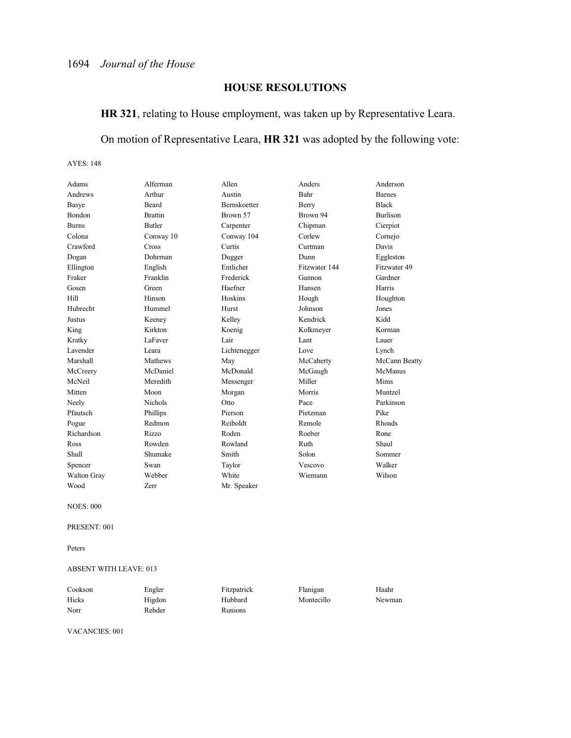## HOUSE RESOLUTIONS

**HR 321**, relating to House employment, was taken up by Representative Leara.

On motion of Representative Leara, **HR 321** was adopted by the following vote:

AYES: 148

| | | | | |
|---|---|---|---|---|
| Adams | Alferman | Allen | Anders | Anderson |
| Andrews | Arthur | Austin | Bahr | Barnes |
| Basye | Beard | Bernskoetter | Berry | Black |
| Bondon | Brattin | Brown 57 | Brown 94 | Burlison |
| Burns | Butler | Carpenter | Chipman | Cierpiot |
| Colona | Conway 10 | Conway 104 | Corlew | Cornejo |
| Crawford | Cross | Curtis | Curtman | Davis |
| Dogan | Dohrman | Dugger | Dunn | Eggleston |
| Ellington | English | Entlicher | Fitzwater 144 | Fitzwater 49 |
| Fraker | Franklin | Frederick | Gannon | Gardner |
| Gosen | Green | Haefner | Hansen | Harris |
| Hill | Hinson | Hoskins | Hough | Houghton |
| Hubrecht | Hummel | Hurst | Johnson | Jones |
| Justus | Keeney | Kelley | Kendrick | Kidd |
| King | Kirkton | Koenig | Kolkmeyer | Korman |
| Kratky | LaFaver | Lair | Lant | Lauer |
| Lavender | Leara | Lichtenegger | Love | Lynch |
| Marshall | Mathews | May | McCaherty | McCann Beatty |
| McCreery | McDaniel | McDonald | McGaugh | McManus |
| McNeil | Meredith | Messenger | Miller | Mims |
| Mitten | Moon | Morgan | Morris | Muntzel |
| Neely | Nichols | Otto | Pace | Parkinson |
| Pfautsch | Phillips | Pierson | Pietzman | Pike |
| Pogue | Redmon | Reiboldt | Remole | Rhoads |
| Richardson | Rizzo | Roden | Roeber | Rone |
| Ross | Rowden | Rowland | Ruth | Shaul |
| Shull | Shumake | Smith | Solon | Sommer |
| Spencer | Swan | Taylor | Vescovo | Walker |
| Walton Gray | Webber | White | Wiemann | Wilson |
| Wood | Zerr | Mr. Speaker | | |

NOES: 000

PRESENT: 001

Peters

ABSENT WITH LEAVE: 013

| | | | | |
|---|---|---|---|---|
| Cookson | Engler | Fitzpatrick | Flanigan | Haahr |
| Hicks | Higdon | Hubbard | Montecillo | Newman |
| Norr | Rehder | Runions | | |

VACANCIES: 001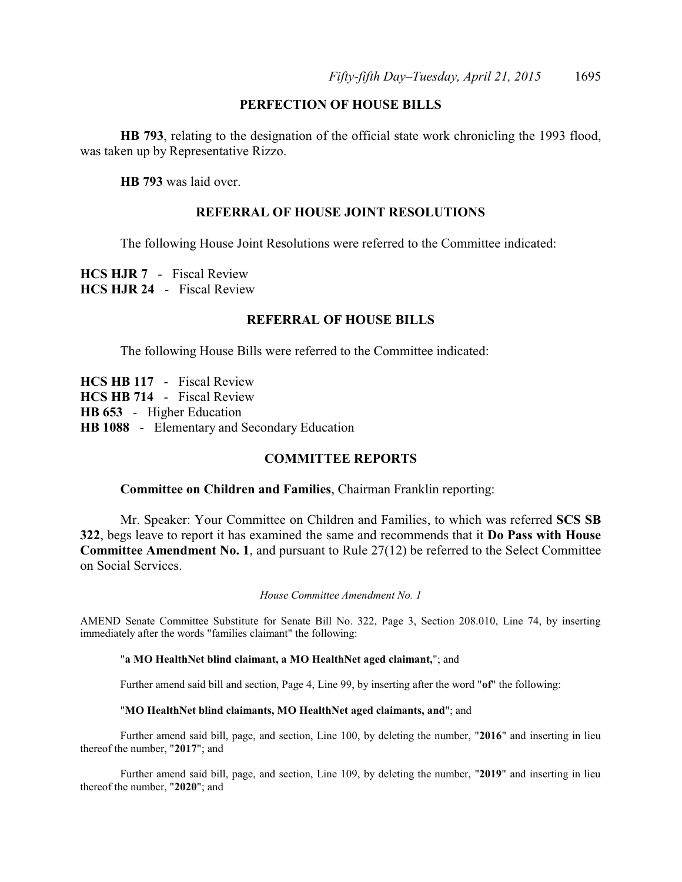## PERFECTION OF HOUSE BILLS

**HB 793**, relating to the designation of the official state work chronicling the 1993 flood, was taken up by Representative Rizzo.

**HB 793** was laid over.

## REFERRAL OF HOUSE JOINT RESOLUTIONS

The following House Joint Resolutions were referred to the Committee indicated:

**HCS HJR 7** - Fiscal Review
**HCS HJR 24** - Fiscal Review

## REFERRAL OF HOUSE BILLS

The following House Bills were referred to the Committee indicated:

**HCS HB 117** - Fiscal Review
**HCS HB 714** - Fiscal Review
**HB 653** - Higher Education
**HB 1088** - Elementary and Secondary Education

## COMMITTEE REPORTS

**Committee on Children and Families**, Chairman Franklin reporting:

Mr. Speaker: Your Committee on Children and Families, to which was referred **SCS SB 322**, begs leave to report it has examined the same and recommends that it **Do Pass with House Committee Amendment No. 1**, and pursuant to Rule 27(12) be referred to the Select Committee on Social Services.

*House Committee Amendment No. 1*

AMEND Senate Committee Substitute for Senate Bill No. 322, Page 3, Section 208.010, Line 74, by inserting immediately after the words "families claimant" the following:

"**a MO HealthNet blind claimant, a MO HealthNet aged claimant,**"; and

Further amend said bill and section, Page 4, Line 99, by inserting after the word "**of**" the following:

"**MO HealthNet blind claimants, MO HealthNet aged claimants, and**"; and

Further amend said bill, page, and section, Line 100, by deleting the number, "**2016**" and inserting in lieu thereof the number, "**2017**"; and

Further amend said bill, page, and section, Line 109, by deleting the number, "**2019**" and inserting in lieu thereof the number, "**2020**"; and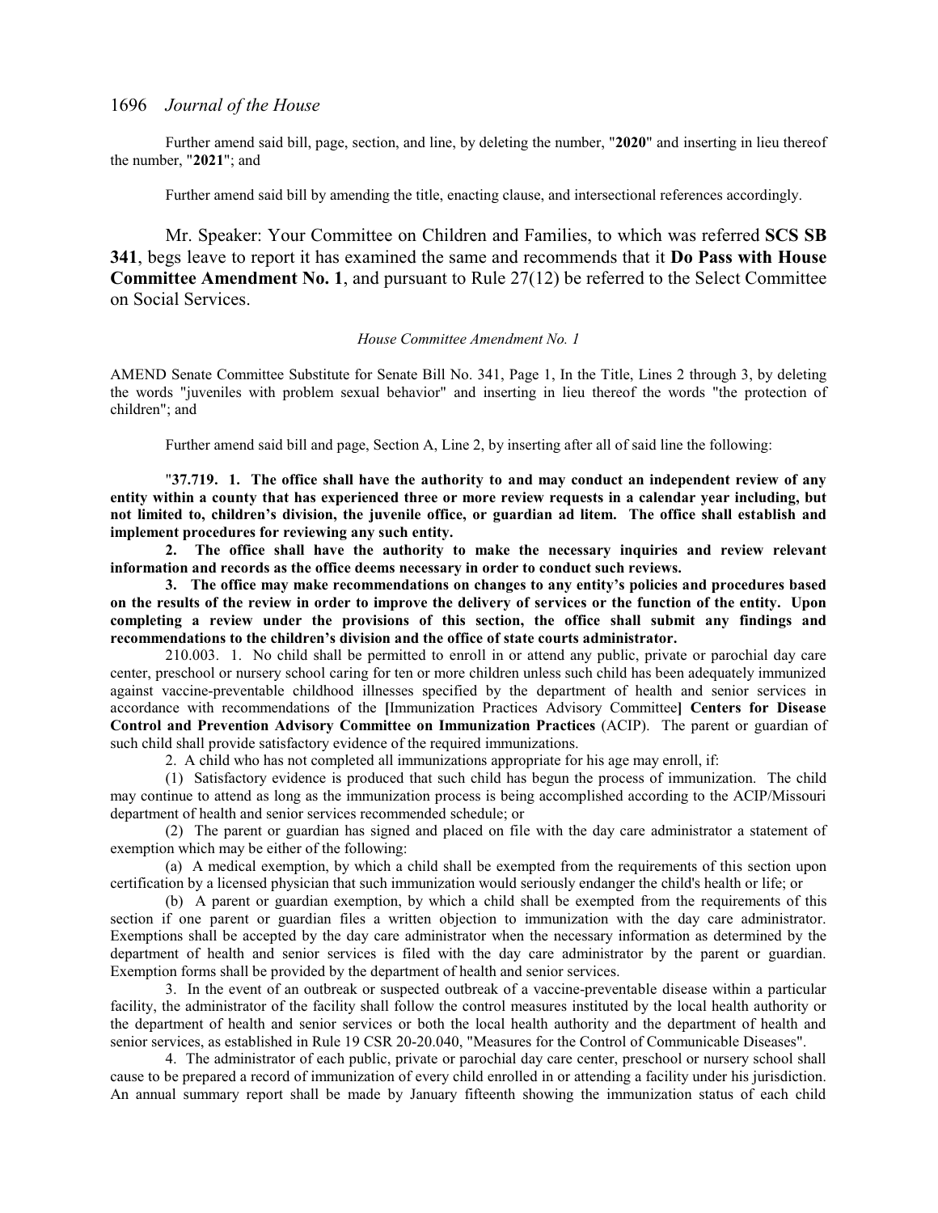Further amend said bill, page, section, and line, by deleting the number, "**2020**" and inserting in lieu thereof the number, "**2021**"; and

Further amend said bill by amending the title, enacting clause, and intersectional references accordingly.

Mr. Speaker: Your Committee on Children and Families, to which was referred **SCS SB 341**, begs leave to report it has examined the same and recommends that it **Do Pass with House Committee Amendment No. 1**, and pursuant to Rule 27(12) be referred to the Select Committee on Social Services.

*House Committee Amendment No. 1*

AMEND Senate Committee Substitute for Senate Bill No. 341, Page 1, In the Title, Lines 2 through 3, by deleting the words "juveniles with problem sexual behavior" and inserting in lieu thereof the words "the protection of children"; and

Further amend said bill and page, Section A, Line 2, by inserting after all of said line the following:

"**37.719. 1. The office shall have the authority to and may conduct an independent review of any entity within a county that has experienced three or more review requests in a calendar year including, but not limited to, children's division, the juvenile office, or guardian ad litem. The office shall establish and implement procedures for reviewing any such entity.**

**2. The office shall have the authority to make the necessary inquiries and review relevant information and records as the office deems necessary in order to conduct such reviews.**

**3. The office may make recommendations on changes to any entity's policies and procedures based on the results of the review in order to improve the delivery of services or the function of the entity. Upon completing a review under the provisions of this section, the office shall submit any findings and recommendations to the children's division and the office of state courts administrator.**

210.003. 1. No child shall be permitted to enroll in or attend any public, private or parochial day care center, preschool or nursery school caring for ten or more children unless such child has been adequately immunized against vaccine-preventable childhood illnesses specified by the department of health and senior services in accordance with recommendations of the **[**Immunization Practices Advisory Committee**]** **Centers for Disease Control and Prevention Advisory Committee on Immunization Practices** (ACIP). The parent or guardian of such child shall provide satisfactory evidence of the required immunizations.

2. A child who has not completed all immunizations appropriate for his age may enroll, if:

(1) Satisfactory evidence is produced that such child has begun the process of immunization. The child may continue to attend as long as the immunization process is being accomplished according to the ACIP/Missouri department of health and senior services recommended schedule; or

(2) The parent or guardian has signed and placed on file with the day care administrator a statement of exemption which may be either of the following:

(a) A medical exemption, by which a child shall be exempted from the requirements of this section upon certification by a licensed physician that such immunization would seriously endanger the child's health or life; or

(b) A parent or guardian exemption, by which a child shall be exempted from the requirements of this section if one parent or guardian files a written objection to immunization with the day care administrator. Exemptions shall be accepted by the day care administrator when the necessary information as determined by the department of health and senior services is filed with the day care administrator by the parent or guardian. Exemption forms shall be provided by the department of health and senior services.

3. In the event of an outbreak or suspected outbreak of a vaccine-preventable disease within a particular facility, the administrator of the facility shall follow the control measures instituted by the local health authority or the department of health and senior services or both the local health authority and the department of health and senior services, as established in Rule 19 CSR 20-20.040, "Measures for the Control of Communicable Diseases".

4. The administrator of each public, private or parochial day care center, preschool or nursery school shall cause to be prepared a record of immunization of every child enrolled in or attending a facility under his jurisdiction. An annual summary report shall be made by January fifteenth showing the immunization status of each child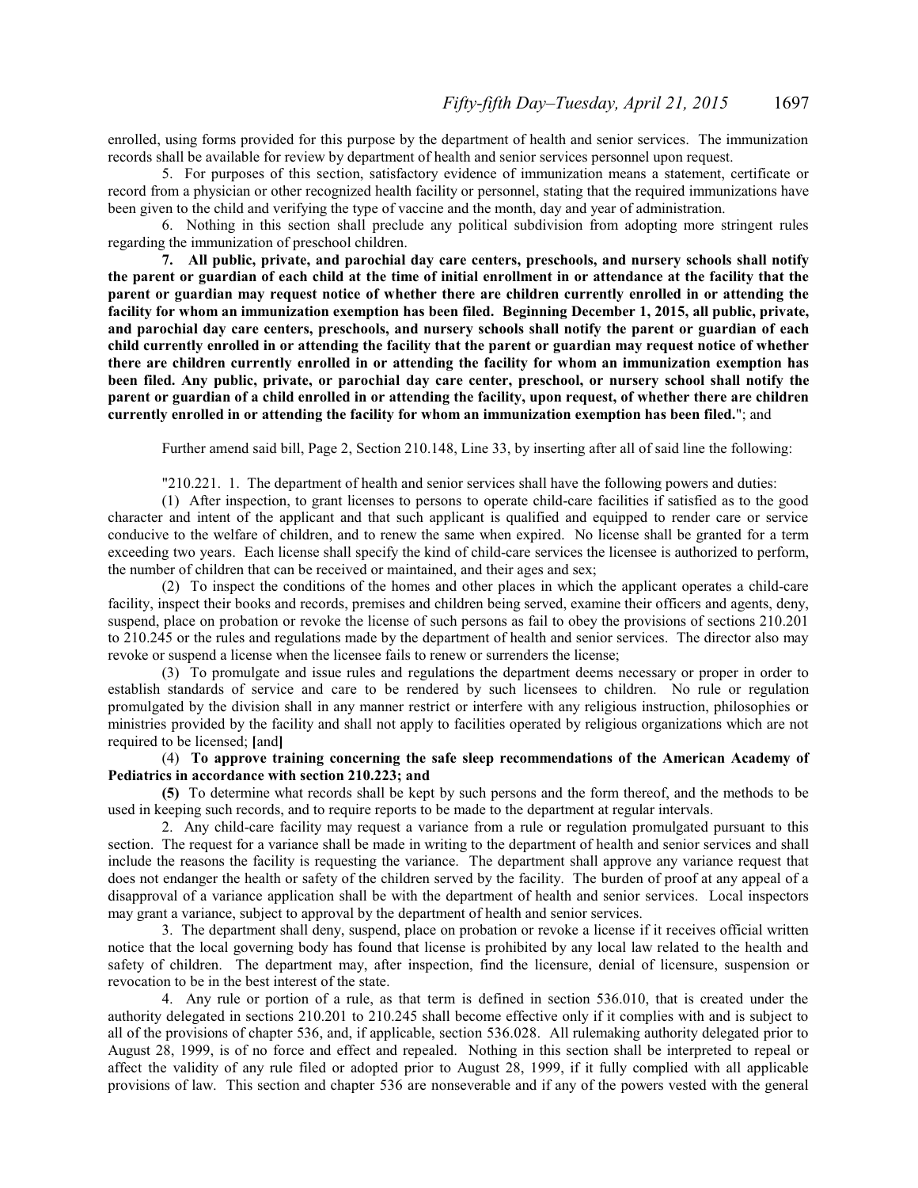enrolled, using forms provided for this purpose by the department of health and senior services. The immunization records shall be available for review by department of health and senior services personnel upon request.

5. For purposes of this section, satisfactory evidence of immunization means a statement, certificate or record from a physician or other recognized health facility or personnel, stating that the required immunizations have been given to the child and verifying the type of vaccine and the month, day and year of administration.

6. Nothing in this section shall preclude any political subdivision from adopting more stringent rules regarding the immunization of preschool children.

**7. All public, private, and parochial day care centers, preschools, and nursery schools shall notify the parent or guardian of each child at the time of initial enrollment in or attendance at the facility that the parent or guardian may request notice of whether there are children currently enrolled in or attending the facility for whom an immunization exemption has been filed. Beginning December 1, 2015, all public, private, and parochial day care centers, preschools, and nursery schools shall notify the parent or guardian of each child currently enrolled in or attending the facility that the parent or guardian may request notice of whether there are children currently enrolled in or attending the facility for whom an immunization exemption has been filed. Any public, private, or parochial day care center, preschool, or nursery school shall notify the parent or guardian of a child enrolled in or attending the facility, upon request, of whether there are children currently enrolled in or attending the facility for whom an immunization exemption has been filed.**"; and

Further amend said bill, Page 2, Section 210.148, Line 33, by inserting after all of said line the following:

"210.221. 1. The department of health and senior services shall have the following powers and duties:

(1) After inspection, to grant licenses to persons to operate child-care facilities if satisfied as to the good character and intent of the applicant and that such applicant is qualified and equipped to render care or service conducive to the welfare of children, and to renew the same when expired. No license shall be granted for a term exceeding two years. Each license shall specify the kind of child-care services the licensee is authorized to perform, the number of children that can be received or maintained, and their ages and sex;

(2) To inspect the conditions of the homes and other places in which the applicant operates a child-care facility, inspect their books and records, premises and children being served, examine their officers and agents, deny, suspend, place on probation or revoke the license of such persons as fail to obey the provisions of sections 210.201 to 210.245 or the rules and regulations made by the department of health and senior services. The director also may revoke or suspend a license when the licensee fails to renew or surrenders the license;

(3) To promulgate and issue rules and regulations the department deems necessary or proper in order to establish standards of service and care to be rendered by such licensees to children. No rule or regulation promulgated by the division shall in any manner restrict or interfere with any religious instruction, philosophies or ministries provided by the facility and shall not apply to facilities operated by religious organizations which are not required to be licensed; **[**and**]**

(4) **To approve training concerning the safe sleep recommendations of the American Academy of Pediatrics in accordance with section 210.223; and**

**(5)** To determine what records shall be kept by such persons and the form thereof, and the methods to be used in keeping such records, and to require reports to be made to the department at regular intervals.

2. Any child-care facility may request a variance from a rule or regulation promulgated pursuant to this section. The request for a variance shall be made in writing to the department of health and senior services and shall include the reasons the facility is requesting the variance. The department shall approve any variance request that does not endanger the health or safety of the children served by the facility. The burden of proof at any appeal of a disapproval of a variance application shall be with the department of health and senior services. Local inspectors may grant a variance, subject to approval by the department of health and senior services.

3. The department shall deny, suspend, place on probation or revoke a license if it receives official written notice that the local governing body has found that license is prohibited by any local law related to the health and safety of children. The department may, after inspection, find the licensure, denial of licensure, suspension or revocation to be in the best interest of the state.

4. Any rule or portion of a rule, as that term is defined in section 536.010, that is created under the authority delegated in sections 210.201 to 210.245 shall become effective only if it complies with and is subject to all of the provisions of chapter 536, and, if applicable, section 536.028. All rulemaking authority delegated prior to August 28, 1999, is of no force and effect and repealed. Nothing in this section shall be interpreted to repeal or affect the validity of any rule filed or adopted prior to August 28, 1999, if it fully complied with all applicable provisions of law. This section and chapter 536 are nonseverable and if any of the powers vested with the general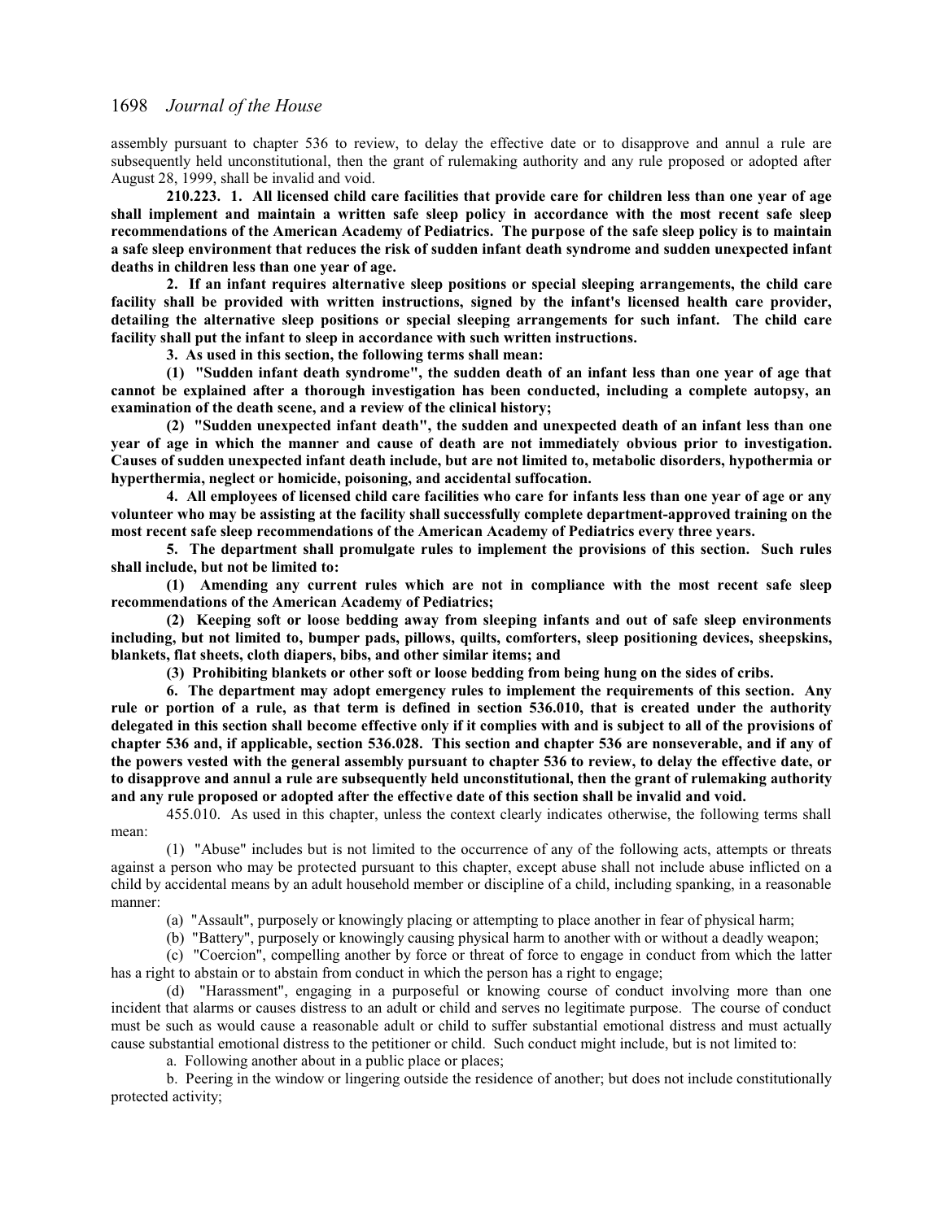assembly pursuant to chapter 536 to review, to delay the effective date or to disapprove and annul a rule are subsequently held unconstitutional, then the grant of rulemaking authority and any rule proposed or adopted after August 28, 1999, shall be invalid and void.

**210.223. 1. All licensed child care facilities that provide care for children less than one year of age shall implement and maintain a written safe sleep policy in accordance with the most recent safe sleep recommendations of the American Academy of Pediatrics. The purpose of the safe sleep policy is to maintain a safe sleep environment that reduces the risk of sudden infant death syndrome and sudden unexpected infant deaths in children less than one year of age.**

**2. If an infant requires alternative sleep positions or special sleeping arrangements, the child care facility shall be provided with written instructions, signed by the infant's licensed health care provider, detailing the alternative sleep positions or special sleeping arrangements for such infant. The child care facility shall put the infant to sleep in accordance with such written instructions.**

**3. As used in this section, the following terms shall mean:**

**(1) "Sudden infant death syndrome", the sudden death of an infant less than one year of age that cannot be explained after a thorough investigation has been conducted, including a complete autopsy, an examination of the death scene, and a review of the clinical history;**

**(2) "Sudden unexpected infant death", the sudden and unexpected death of an infant less than one year of age in which the manner and cause of death are not immediately obvious prior to investigation. Causes of sudden unexpected infant death include, but are not limited to, metabolic disorders, hypothermia or hyperthermia, neglect or homicide, poisoning, and accidental suffocation.**

**4. All employees of licensed child care facilities who care for infants less than one year of age or any volunteer who may be assisting at the facility shall successfully complete department-approved training on the most recent safe sleep recommendations of the American Academy of Pediatrics every three years.**

**5. The department shall promulgate rules to implement the provisions of this section. Such rules shall include, but not be limited to:**

**(1) Amending any current rules which are not in compliance with the most recent safe sleep recommendations of the American Academy of Pediatrics;**

**(2) Keeping soft or loose bedding away from sleeping infants and out of safe sleep environments including, but not limited to, bumper pads, pillows, quilts, comforters, sleep positioning devices, sheepskins, blankets, flat sheets, cloth diapers, bibs, and other similar items; and**

**(3) Prohibiting blankets or other soft or loose bedding from being hung on the sides of cribs.**

**6. The department may adopt emergency rules to implement the requirements of this section. Any rule or portion of a rule, as that term is defined in section 536.010, that is created under the authority delegated in this section shall become effective only if it complies with and is subject to all of the provisions of chapter 536 and, if applicable, section 536.028. This section and chapter 536 are nonseverable, and if any of the powers vested with the general assembly pursuant to chapter 536 to review, to delay the effective date, or to disapprove and annul a rule are subsequently held unconstitutional, then the grant of rulemaking authority and any rule proposed or adopted after the effective date of this section shall be invalid and void.**

455.010. As used in this chapter, unless the context clearly indicates otherwise, the following terms shall mean:

(1) "Abuse" includes but is not limited to the occurrence of any of the following acts, attempts or threats against a person who may be protected pursuant to this chapter, except abuse shall not include abuse inflicted on a child by accidental means by an adult household member or discipline of a child, including spanking, in a reasonable manner:

(a) "Assault", purposely or knowingly placing or attempting to place another in fear of physical harm;

(b) "Battery", purposely or knowingly causing physical harm to another with or without a deadly weapon;

(c) "Coercion", compelling another by force or threat of force to engage in conduct from which the latter has a right to abstain or to abstain from conduct in which the person has a right to engage;

(d) "Harassment", engaging in a purposeful or knowing course of conduct involving more than one incident that alarms or causes distress to an adult or child and serves no legitimate purpose. The course of conduct must be such as would cause a reasonable adult or child to suffer substantial emotional distress and must actually cause substantial emotional distress to the petitioner or child. Such conduct might include, but is not limited to:

a. Following another about in a public place or places;

b. Peering in the window or lingering outside the residence of another; but does not include constitutionally protected activity;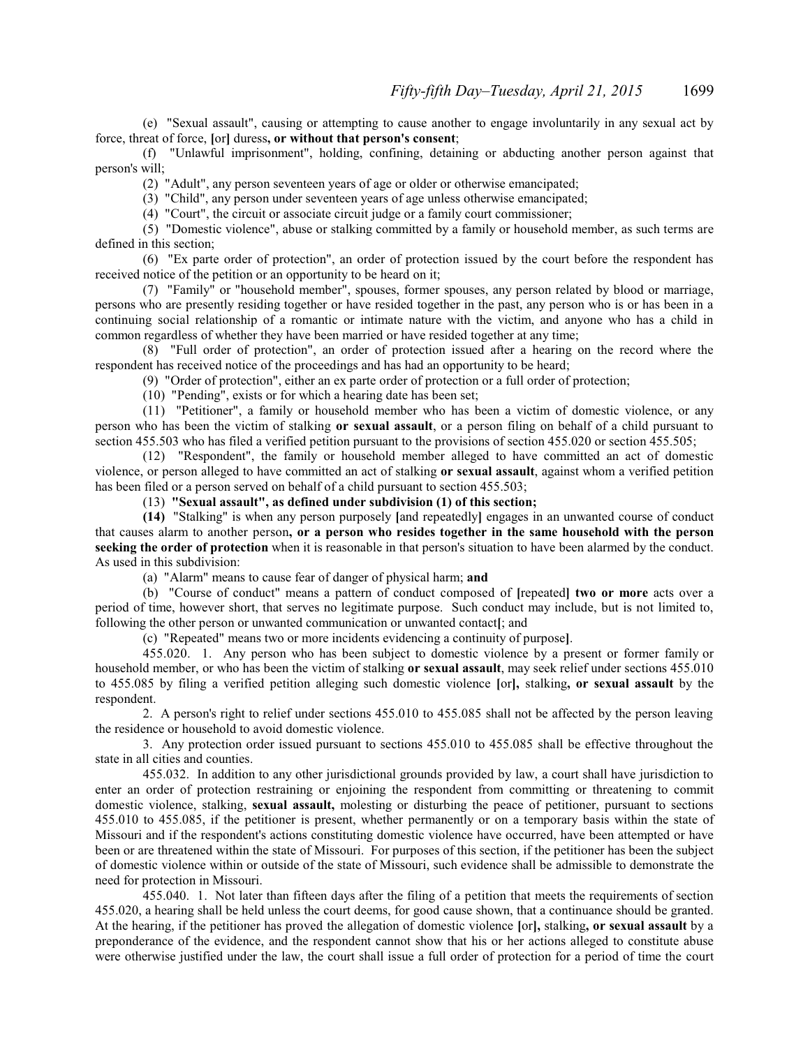(e) "Sexual assault", causing or attempting to cause another to engage involuntarily in any sexual act by force, threat of force, **[**or**]** duress**, or without that person's consent**;

(f) "Unlawful imprisonment", holding, confining, detaining or abducting another person against that person's will;

(2) "Adult", any person seventeen years of age or older or otherwise emancipated;

(3) "Child", any person under seventeen years of age unless otherwise emancipated;

(4) "Court", the circuit or associate circuit judge or a family court commissioner;

(5) "Domestic violence", abuse or stalking committed by a family or household member, as such terms are defined in this section;

(6) "Ex parte order of protection", an order of protection issued by the court before the respondent has received notice of the petition or an opportunity to be heard on it;

(7) "Family" or "household member", spouses, former spouses, any person related by blood or marriage, persons who are presently residing together or have resided together in the past, any person who is or has been in a continuing social relationship of a romantic or intimate nature with the victim, and anyone who has a child in common regardless of whether they have been married or have resided together at any time;

(8) "Full order of protection", an order of protection issued after a hearing on the record where the respondent has received notice of the proceedings and has had an opportunity to be heard;

(9) "Order of protection", either an ex parte order of protection or a full order of protection;

(10) "Pending", exists or for which a hearing date has been set;

(11) "Petitioner", a family or household member who has been a victim of domestic violence, or any person who has been the victim of stalking **or sexual assault**, or a person filing on behalf of a child pursuant to section 455.503 who has filed a verified petition pursuant to the provisions of section 455.020 or section 455.505;

(12) "Respondent", the family or household member alleged to have committed an act of domestic violence, or person alleged to have committed an act of stalking **or sexual assault**, against whom a verified petition has been filed or a person served on behalf of a child pursuant to section 455.503;

(13) **"Sexual assault", as defined under subdivision (1) of this section;**

**(14)** "Stalking" is when any person purposely **[**and repeatedly**]** engages in an unwanted course of conduct that causes alarm to another person**, or a person who resides together in the same household with the person seeking the order of protection** when it is reasonable in that person's situation to have been alarmed by the conduct. As used in this subdivision:

(a) "Alarm" means to cause fear of danger of physical harm; **and**

(b) "Course of conduct" means a pattern of conduct composed of **[**repeated**] two or more** acts over a period of time, however short, that serves no legitimate purpose. Such conduct may include, but is not limited to, following the other person or unwanted communication or unwanted contact**[**; and

(c) "Repeated" means two or more incidents evidencing a continuity of purpose**]**.

455.020. 1. Any person who has been subject to domestic violence by a present or former family or household member, or who has been the victim of stalking **or sexual assault**, may seek relief under sections 455.010 to 455.085 by filing a verified petition alleging such domestic violence **[**or**],** stalking**, or sexual assault** by the respondent.

2. A person's right to relief under sections 455.010 to 455.085 shall not be affected by the person leaving the residence or household to avoid domestic violence.

3. Any protection order issued pursuant to sections 455.010 to 455.085 shall be effective throughout the state in all cities and counties.

455.032. In addition to any other jurisdictional grounds provided by law, a court shall have jurisdiction to enter an order of protection restraining or enjoining the respondent from committing or threatening to commit domestic violence, stalking, **sexual assault,** molesting or disturbing the peace of petitioner, pursuant to sections 455.010 to 455.085, if the petitioner is present, whether permanently or on a temporary basis within the state of Missouri and if the respondent's actions constituting domestic violence have occurred, have been attempted or have been or are threatened within the state of Missouri. For purposes of this section, if the petitioner has been the subject of domestic violence within or outside of the state of Missouri, such evidence shall be admissible to demonstrate the need for protection in Missouri.

455.040. 1. Not later than fifteen days after the filing of a petition that meets the requirements of section 455.020, a hearing shall be held unless the court deems, for good cause shown, that a continuance should be granted. At the hearing, if the petitioner has proved the allegation of domestic violence **[**or**],** stalking**, or sexual assault** by a preponderance of the evidence, and the respondent cannot show that his or her actions alleged to constitute abuse were otherwise justified under the law, the court shall issue a full order of protection for a period of time the court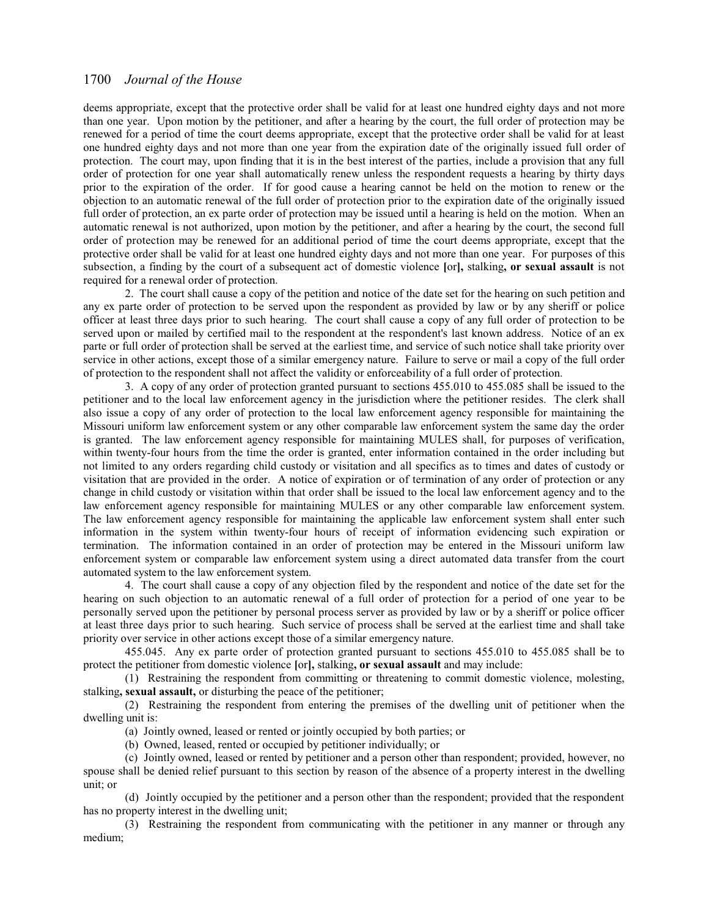deems appropriate, except that the protective order shall be valid for at least one hundred eighty days and not more than one year. Upon motion by the petitioner, and after a hearing by the court, the full order of protection may be renewed for a period of time the court deems appropriate, except that the protective order shall be valid for at least one hundred eighty days and not more than one year from the expiration date of the originally issued full order of protection. The court may, upon finding that it is in the best interest of the parties, include a provision that any full order of protection for one year shall automatically renew unless the respondent requests a hearing by thirty days prior to the expiration of the order. If for good cause a hearing cannot be held on the motion to renew or the objection to an automatic renewal of the full order of protection prior to the expiration date of the originally issued full order of protection, an ex parte order of protection may be issued until a hearing is held on the motion. When an automatic renewal is not authorized, upon motion by the petitioner, and after a hearing by the court, the second full order of protection may be renewed for an additional period of time the court deems appropriate, except that the protective order shall be valid for at least one hundred eighty days and not more than one year. For purposes of this subsection, a finding by the court of a subsequent act of domestic violence **[**or**],** stalking**, or sexual assault** is not required for a renewal order of protection.

2. The court shall cause a copy of the petition and notice of the date set for the hearing on such petition and any ex parte order of protection to be served upon the respondent as provided by law or by any sheriff or police officer at least three days prior to such hearing. The court shall cause a copy of any full order of protection to be served upon or mailed by certified mail to the respondent at the respondent's last known address. Notice of an ex parte or full order of protection shall be served at the earliest time, and service of such notice shall take priority over service in other actions, except those of a similar emergency nature. Failure to serve or mail a copy of the full order of protection to the respondent shall not affect the validity or enforceability of a full order of protection.

3. A copy of any order of protection granted pursuant to sections 455.010 to 455.085 shall be issued to the petitioner and to the local law enforcement agency in the jurisdiction where the petitioner resides. The clerk shall also issue a copy of any order of protection to the local law enforcement agency responsible for maintaining the Missouri uniform law enforcement system or any other comparable law enforcement system the same day the order is granted. The law enforcement agency responsible for maintaining MULES shall, for purposes of verification, within twenty-four hours from the time the order is granted, enter information contained in the order including but not limited to any orders regarding child custody or visitation and all specifics as to times and dates of custody or visitation that are provided in the order. A notice of expiration or of termination of any order of protection or any change in child custody or visitation within that order shall be issued to the local law enforcement agency and to the law enforcement agency responsible for maintaining MULES or any other comparable law enforcement system. The law enforcement agency responsible for maintaining the applicable law enforcement system shall enter such information in the system within twenty-four hours of receipt of information evidencing such expiration or termination. The information contained in an order of protection may be entered in the Missouri uniform law enforcement system or comparable law enforcement system using a direct automated data transfer from the court automated system to the law enforcement system.

4. The court shall cause a copy of any objection filed by the respondent and notice of the date set for the hearing on such objection to an automatic renewal of a full order of protection for a period of one year to be personally served upon the petitioner by personal process server as provided by law or by a sheriff or police officer at least three days prior to such hearing. Such service of process shall be served at the earliest time and shall take priority over service in other actions except those of a similar emergency nature.

455.045. Any ex parte order of protection granted pursuant to sections 455.010 to 455.085 shall be to protect the petitioner from domestic violence **[**or**],** stalking**, or sexual assault** and may include:

(1) Restraining the respondent from committing or threatening to commit domestic violence, molesting, stalking**, sexual assault,** or disturbing the peace of the petitioner;

(2) Restraining the respondent from entering the premises of the dwelling unit of petitioner when the dwelling unit is:

(a) Jointly owned, leased or rented or jointly occupied by both parties; or

(b) Owned, leased, rented or occupied by petitioner individually; or

(c) Jointly owned, leased or rented by petitioner and a person other than respondent; provided, however, no spouse shall be denied relief pursuant to this section by reason of the absence of a property interest in the dwelling unit; or

(d) Jointly occupied by the petitioner and a person other than the respondent; provided that the respondent has no property interest in the dwelling unit;

(3) Restraining the respondent from communicating with the petitioner in any manner or through any medium;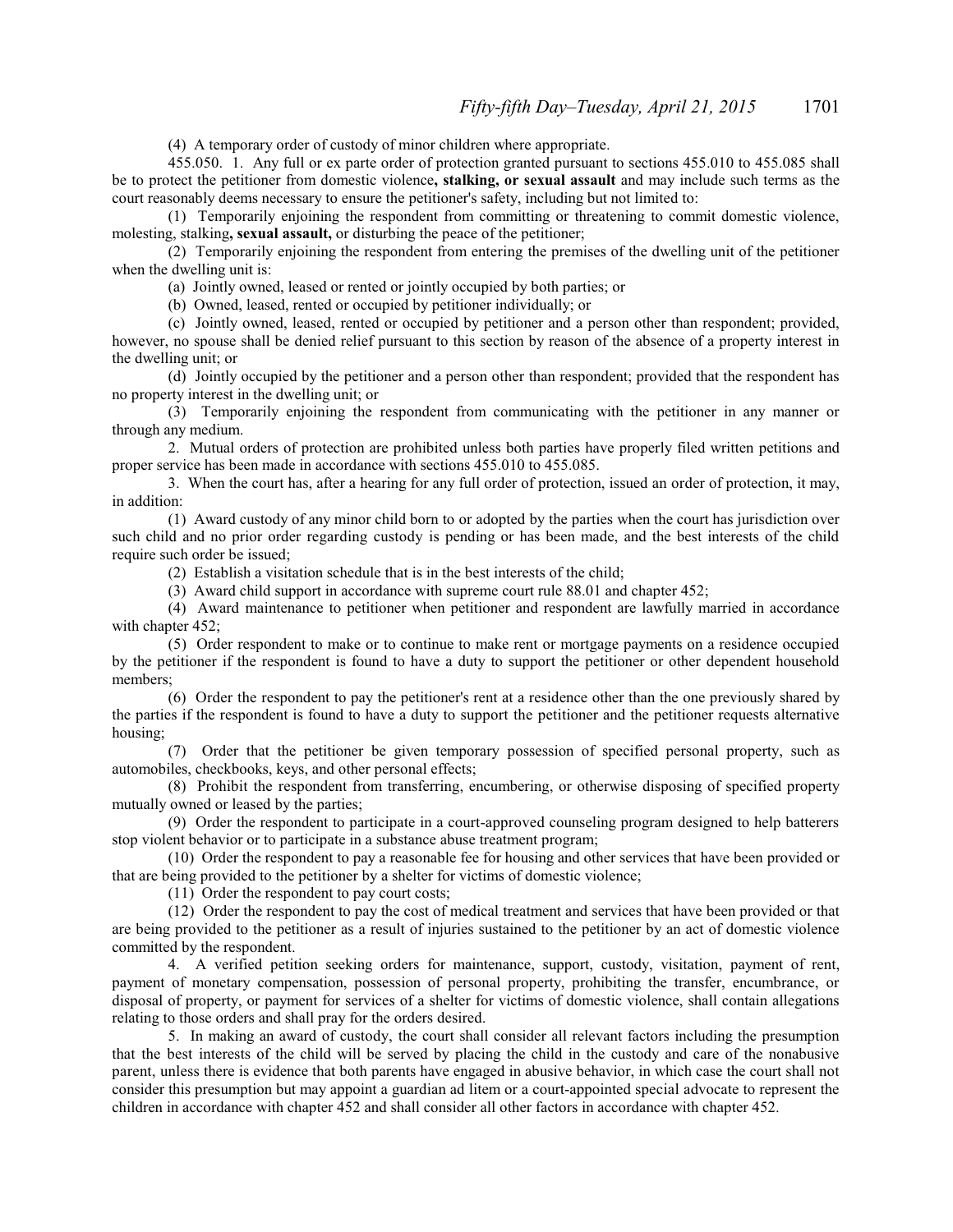(4) A temporary order of custody of minor children where appropriate.

455.050. 1. Any full or ex parte order of protection granted pursuant to sections 455.010 to 455.085 shall be to protect the petitioner from domestic violence**, stalking, or sexual assault** and may include such terms as the court reasonably deems necessary to ensure the petitioner's safety, including but not limited to:

(1) Temporarily enjoining the respondent from committing or threatening to commit domestic violence, molesting, stalking**, sexual assault,** or disturbing the peace of the petitioner;

(2) Temporarily enjoining the respondent from entering the premises of the dwelling unit of the petitioner when the dwelling unit is:

(a) Jointly owned, leased or rented or jointly occupied by both parties; or

(b) Owned, leased, rented or occupied by petitioner individually; or

(c) Jointly owned, leased, rented or occupied by petitioner and a person other than respondent; provided, however, no spouse shall be denied relief pursuant to this section by reason of the absence of a property interest in the dwelling unit; or

(d) Jointly occupied by the petitioner and a person other than respondent; provided that the respondent has no property interest in the dwelling unit; or

(3) Temporarily enjoining the respondent from communicating with the petitioner in any manner or through any medium.

2. Mutual orders of protection are prohibited unless both parties have properly filed written petitions and proper service has been made in accordance with sections 455.010 to 455.085.

3. When the court has, after a hearing for any full order of protection, issued an order of protection, it may, in addition:

(1) Award custody of any minor child born to or adopted by the parties when the court has jurisdiction over such child and no prior order regarding custody is pending or has been made, and the best interests of the child require such order be issued;

(2) Establish a visitation schedule that is in the best interests of the child;

(3) Award child support in accordance with supreme court rule 88.01 and chapter 452;

(4) Award maintenance to petitioner when petitioner and respondent are lawfully married in accordance with chapter 452;

(5) Order respondent to make or to continue to make rent or mortgage payments on a residence occupied by the petitioner if the respondent is found to have a duty to support the petitioner or other dependent household members;

(6) Order the respondent to pay the petitioner's rent at a residence other than the one previously shared by the parties if the respondent is found to have a duty to support the petitioner and the petitioner requests alternative housing;

(7) Order that the petitioner be given temporary possession of specified personal property, such as automobiles, checkbooks, keys, and other personal effects;

(8) Prohibit the respondent from transferring, encumbering, or otherwise disposing of specified property mutually owned or leased by the parties;

(9) Order the respondent to participate in a court-approved counseling program designed to help batterers stop violent behavior or to participate in a substance abuse treatment program;

(10) Order the respondent to pay a reasonable fee for housing and other services that have been provided or that are being provided to the petitioner by a shelter for victims of domestic violence;

(11) Order the respondent to pay court costs;

(12) Order the respondent to pay the cost of medical treatment and services that have been provided or that are being provided to the petitioner as a result of injuries sustained to the petitioner by an act of domestic violence committed by the respondent.

4. A verified petition seeking orders for maintenance, support, custody, visitation, payment of rent, payment of monetary compensation, possession of personal property, prohibiting the transfer, encumbrance, or disposal of property, or payment for services of a shelter for victims of domestic violence, shall contain allegations relating to those orders and shall pray for the orders desired.

5. In making an award of custody, the court shall consider all relevant factors including the presumption that the best interests of the child will be served by placing the child in the custody and care of the nonabusive parent, unless there is evidence that both parents have engaged in abusive behavior, in which case the court shall not consider this presumption but may appoint a guardian ad litem or a court-appointed special advocate to represent the children in accordance with chapter 452 and shall consider all other factors in accordance with chapter 452.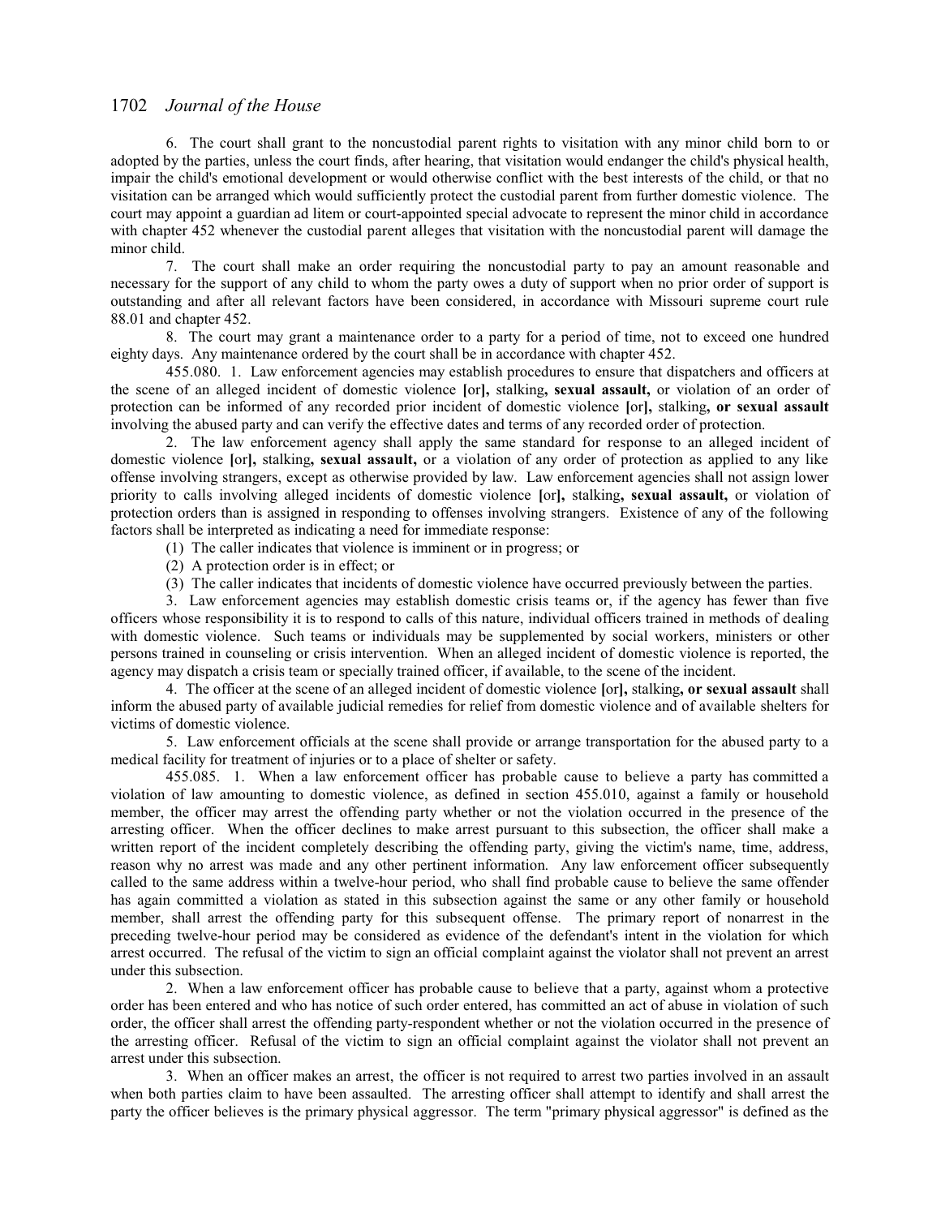6. The court shall grant to the noncustodial parent rights to visitation with any minor child born to or adopted by the parties, unless the court finds, after hearing, that visitation would endanger the child's physical health, impair the child's emotional development or would otherwise conflict with the best interests of the child, or that no visitation can be arranged which would sufficiently protect the custodial parent from further domestic violence. The court may appoint a guardian ad litem or court-appointed special advocate to represent the minor child in accordance with chapter 452 whenever the custodial parent alleges that visitation with the noncustodial parent will damage the minor child.

7. The court shall make an order requiring the noncustodial party to pay an amount reasonable and necessary for the support of any child to whom the party owes a duty of support when no prior order of support is outstanding and after all relevant factors have been considered, in accordance with Missouri supreme court rule 88.01 and chapter 452.

8. The court may grant a maintenance order to a party for a period of time, not to exceed one hundred eighty days. Any maintenance ordered by the court shall be in accordance with chapter 452.

455.080. 1. Law enforcement agencies may establish procedures to ensure that dispatchers and officers at the scene of an alleged incident of domestic violence **[**or**],** stalking**, sexual assault,** or violation of an order of protection can be informed of any recorded prior incident of domestic violence **[**or**],** stalking**, or sexual assault** involving the abused party and can verify the effective dates and terms of any recorded order of protection.

2. The law enforcement agency shall apply the same standard for response to an alleged incident of domestic violence **[**or**],** stalking**, sexual assault,** or a violation of any order of protection as applied to any like offense involving strangers, except as otherwise provided by law. Law enforcement agencies shall not assign lower priority to calls involving alleged incidents of domestic violence **[**or**],** stalking**, sexual assault,** or violation of protection orders than is assigned in responding to offenses involving strangers. Existence of any of the following factors shall be interpreted as indicating a need for immediate response:

(1) The caller indicates that violence is imminent or in progress; or

(2) A protection order is in effect; or

(3) The caller indicates that incidents of domestic violence have occurred previously between the parties.

3. Law enforcement agencies may establish domestic crisis teams or, if the agency has fewer than five officers whose responsibility it is to respond to calls of this nature, individual officers trained in methods of dealing with domestic violence. Such teams or individuals may be supplemented by social workers, ministers or other persons trained in counseling or crisis intervention. When an alleged incident of domestic violence is reported, the agency may dispatch a crisis team or specially trained officer, if available, to the scene of the incident.

4. The officer at the scene of an alleged incident of domestic violence **[**or**],** stalking**, or sexual assault** shall inform the abused party of available judicial remedies for relief from domestic violence and of available shelters for victims of domestic violence.

5. Law enforcement officials at the scene shall provide or arrange transportation for the abused party to a medical facility for treatment of injuries or to a place of shelter or safety.

455.085. 1. When a law enforcement officer has probable cause to believe a party has committed a violation of law amounting to domestic violence, as defined in section 455.010, against a family or household member, the officer may arrest the offending party whether or not the violation occurred in the presence of the arresting officer. When the officer declines to make arrest pursuant to this subsection, the officer shall make a written report of the incident completely describing the offending party, giving the victim's name, time, address, reason why no arrest was made and any other pertinent information. Any law enforcement officer subsequently called to the same address within a twelve-hour period, who shall find probable cause to believe the same offender has again committed a violation as stated in this subsection against the same or any other family or household member, shall arrest the offending party for this subsequent offense. The primary report of nonarrest in the preceding twelve-hour period may be considered as evidence of the defendant's intent in the violation for which arrest occurred. The refusal of the victim to sign an official complaint against the violator shall not prevent an arrest under this subsection.

2. When a law enforcement officer has probable cause to believe that a party, against whom a protective order has been entered and who has notice of such order entered, has committed an act of abuse in violation of such order, the officer shall arrest the offending party-respondent whether or not the violation occurred in the presence of the arresting officer. Refusal of the victim to sign an official complaint against the violator shall not prevent an arrest under this subsection.

3. When an officer makes an arrest, the officer is not required to arrest two parties involved in an assault when both parties claim to have been assaulted. The arresting officer shall attempt to identify and shall arrest the party the officer believes is the primary physical aggressor. The term "primary physical aggressor" is defined as the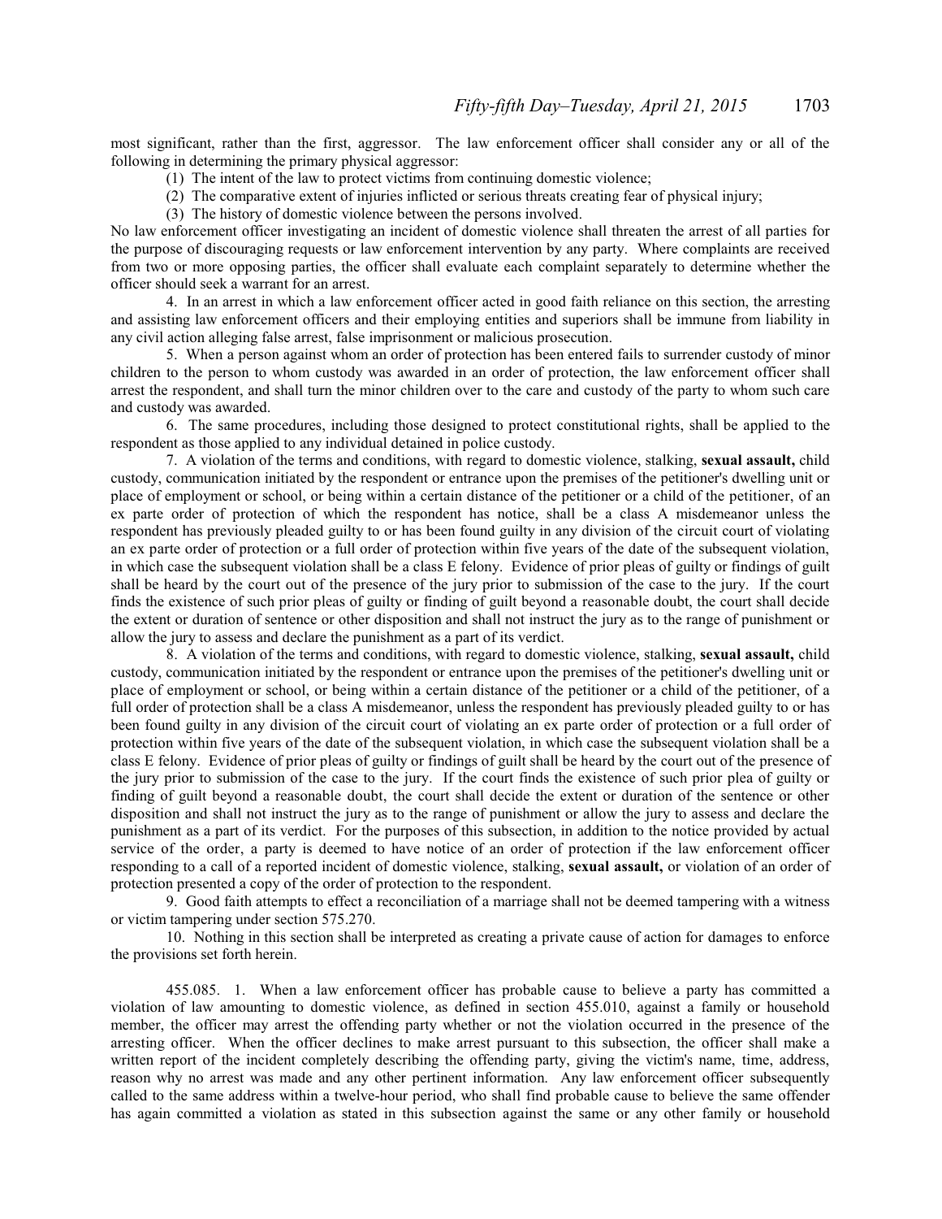most significant, rather than the first, aggressor. The law enforcement officer shall consider any or all of the following in determining the primary physical aggressor:

(1) The intent of the law to protect victims from continuing domestic violence;

(2) The comparative extent of injuries inflicted or serious threats creating fear of physical injury;

(3) The history of domestic violence between the persons involved.

No law enforcement officer investigating an incident of domestic violence shall threaten the arrest of all parties for the purpose of discouraging requests or law enforcement intervention by any party. Where complaints are received from two or more opposing parties, the officer shall evaluate each complaint separately to determine whether the officer should seek a warrant for an arrest.

4. In an arrest in which a law enforcement officer acted in good faith reliance on this section, the arresting and assisting law enforcement officers and their employing entities and superiors shall be immune from liability in any civil action alleging false arrest, false imprisonment or malicious prosecution.

5. When a person against whom an order of protection has been entered fails to surrender custody of minor children to the person to whom custody was awarded in an order of protection, the law enforcement officer shall arrest the respondent, and shall turn the minor children over to the care and custody of the party to whom such care and custody was awarded.

6. The same procedures, including those designed to protect constitutional rights, shall be applied to the respondent as those applied to any individual detained in police custody.

7. A violation of the terms and conditions, with regard to domestic violence, stalking, **sexual assault,** child custody, communication initiated by the respondent or entrance upon the premises of the petitioner's dwelling unit or place of employment or school, or being within a certain distance of the petitioner or a child of the petitioner, of an ex parte order of protection of which the respondent has notice, shall be a class A misdemeanor unless the respondent has previously pleaded guilty to or has been found guilty in any division of the circuit court of violating an ex parte order of protection or a full order of protection within five years of the date of the subsequent violation, in which case the subsequent violation shall be a class E felony. Evidence of prior pleas of guilty or findings of guilt shall be heard by the court out of the presence of the jury prior to submission of the case to the jury. If the court finds the existence of such prior pleas of guilty or finding of guilt beyond a reasonable doubt, the court shall decide the extent or duration of sentence or other disposition and shall not instruct the jury as to the range of punishment or allow the jury to assess and declare the punishment as a part of its verdict.

8. A violation of the terms and conditions, with regard to domestic violence, stalking, **sexual assault,** child custody, communication initiated by the respondent or entrance upon the premises of the petitioner's dwelling unit or place of employment or school, or being within a certain distance of the petitioner or a child of the petitioner, of a full order of protection shall be a class A misdemeanor, unless the respondent has previously pleaded guilty to or has been found guilty in any division of the circuit court of violating an ex parte order of protection or a full order of protection within five years of the date of the subsequent violation, in which case the subsequent violation shall be a class E felony. Evidence of prior pleas of guilty or findings of guilt shall be heard by the court out of the presence of the jury prior to submission of the case to the jury. If the court finds the existence of such prior plea of guilty or finding of guilt beyond a reasonable doubt, the court shall decide the extent or duration of the sentence or other disposition and shall not instruct the jury as to the range of punishment or allow the jury to assess and declare the punishment as a part of its verdict. For the purposes of this subsection, in addition to the notice provided by actual service of the order, a party is deemed to have notice of an order of protection if the law enforcement officer responding to a call of a reported incident of domestic violence, stalking, **sexual assault,** or violation of an order of protection presented a copy of the order of protection to the respondent.

9. Good faith attempts to effect a reconciliation of a marriage shall not be deemed tampering with a witness or victim tampering under section 575.270.

10. Nothing in this section shall be interpreted as creating a private cause of action for damages to enforce the provisions set forth herein.

455.085. 1. When a law enforcement officer has probable cause to believe a party has committed a violation of law amounting to domestic violence, as defined in section 455.010, against a family or household member, the officer may arrest the offending party whether or not the violation occurred in the presence of the arresting officer. When the officer declines to make arrest pursuant to this subsection, the officer shall make a written report of the incident completely describing the offending party, giving the victim's name, time, address, reason why no arrest was made and any other pertinent information. Any law enforcement officer subsequently called to the same address within a twelve-hour period, who shall find probable cause to believe the same offender has again committed a violation as stated in this subsection against the same or any other family or household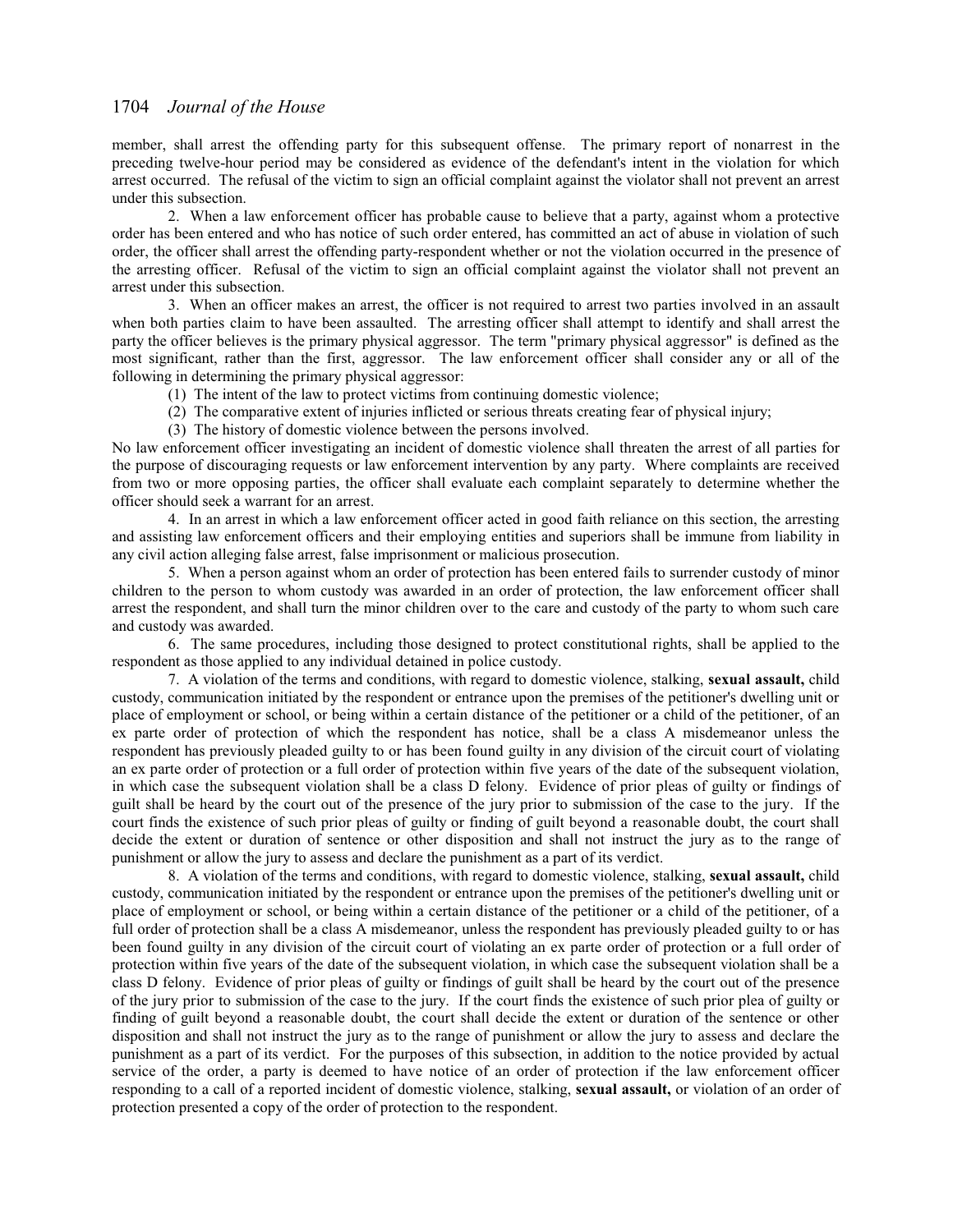member, shall arrest the offending party for this subsequent offense. The primary report of nonarrest in the preceding twelve-hour period may be considered as evidence of the defendant's intent in the violation for which arrest occurred. The refusal of the victim to sign an official complaint against the violator shall not prevent an arrest under this subsection.

2. When a law enforcement officer has probable cause to believe that a party, against whom a protective order has been entered and who has notice of such order entered, has committed an act of abuse in violation of such order, the officer shall arrest the offending party-respondent whether or not the violation occurred in the presence of the arresting officer. Refusal of the victim to sign an official complaint against the violator shall not prevent an arrest under this subsection.

3. When an officer makes an arrest, the officer is not required to arrest two parties involved in an assault when both parties claim to have been assaulted. The arresting officer shall attempt to identify and shall arrest the party the officer believes is the primary physical aggressor. The term "primary physical aggressor" is defined as the most significant, rather than the first, aggressor. The law enforcement officer shall consider any or all of the following in determining the primary physical aggressor:

(1) The intent of the law to protect victims from continuing domestic violence;

(2) The comparative extent of injuries inflicted or serious threats creating fear of physical injury;

(3) The history of domestic violence between the persons involved.

No law enforcement officer investigating an incident of domestic violence shall threaten the arrest of all parties for the purpose of discouraging requests or law enforcement intervention by any party. Where complaints are received from two or more opposing parties, the officer shall evaluate each complaint separately to determine whether the officer should seek a warrant for an arrest.

4. In an arrest in which a law enforcement officer acted in good faith reliance on this section, the arresting and assisting law enforcement officers and their employing entities and superiors shall be immune from liability in any civil action alleging false arrest, false imprisonment or malicious prosecution.

5. When a person against whom an order of protection has been entered fails to surrender custody of minor children to the person to whom custody was awarded in an order of protection, the law enforcement officer shall arrest the respondent, and shall turn the minor children over to the care and custody of the party to whom such care and custody was awarded.

6. The same procedures, including those designed to protect constitutional rights, shall be applied to the respondent as those applied to any individual detained in police custody.

7. A violation of the terms and conditions, with regard to domestic violence, stalking, **sexual assault,** child custody, communication initiated by the respondent or entrance upon the premises of the petitioner's dwelling unit or place of employment or school, or being within a certain distance of the petitioner or a child of the petitioner, of an ex parte order of protection of which the respondent has notice, shall be a class A misdemeanor unless the respondent has previously pleaded guilty to or has been found guilty in any division of the circuit court of violating an ex parte order of protection or a full order of protection within five years of the date of the subsequent violation, in which case the subsequent violation shall be a class D felony. Evidence of prior pleas of guilty or findings of guilt shall be heard by the court out of the presence of the jury prior to submission of the case to the jury. If the court finds the existence of such prior pleas of guilty or finding of guilt beyond a reasonable doubt, the court shall decide the extent or duration of sentence or other disposition and shall not instruct the jury as to the range of punishment or allow the jury to assess and declare the punishment as a part of its verdict.

8. A violation of the terms and conditions, with regard to domestic violence, stalking, **sexual assault,** child custody, communication initiated by the respondent or entrance upon the premises of the petitioner's dwelling unit or place of employment or school, or being within a certain distance of the petitioner or a child of the petitioner, of a full order of protection shall be a class A misdemeanor, unless the respondent has previously pleaded guilty to or has been found guilty in any division of the circuit court of violating an ex parte order of protection or a full order of protection within five years of the date of the subsequent violation, in which case the subsequent violation shall be a class D felony. Evidence of prior pleas of guilty or findings of guilt shall be heard by the court out of the presence of the jury prior to submission of the case to the jury. If the court finds the existence of such prior plea of guilty or finding of guilt beyond a reasonable doubt, the court shall decide the extent or duration of the sentence or other disposition and shall not instruct the jury as to the range of punishment or allow the jury to assess and declare the punishment as a part of its verdict. For the purposes of this subsection, in addition to the notice provided by actual service of the order, a party is deemed to have notice of an order of protection if the law enforcement officer responding to a call of a reported incident of domestic violence, stalking, **sexual assault,** or violation of an order of protection presented a copy of the order of protection to the respondent.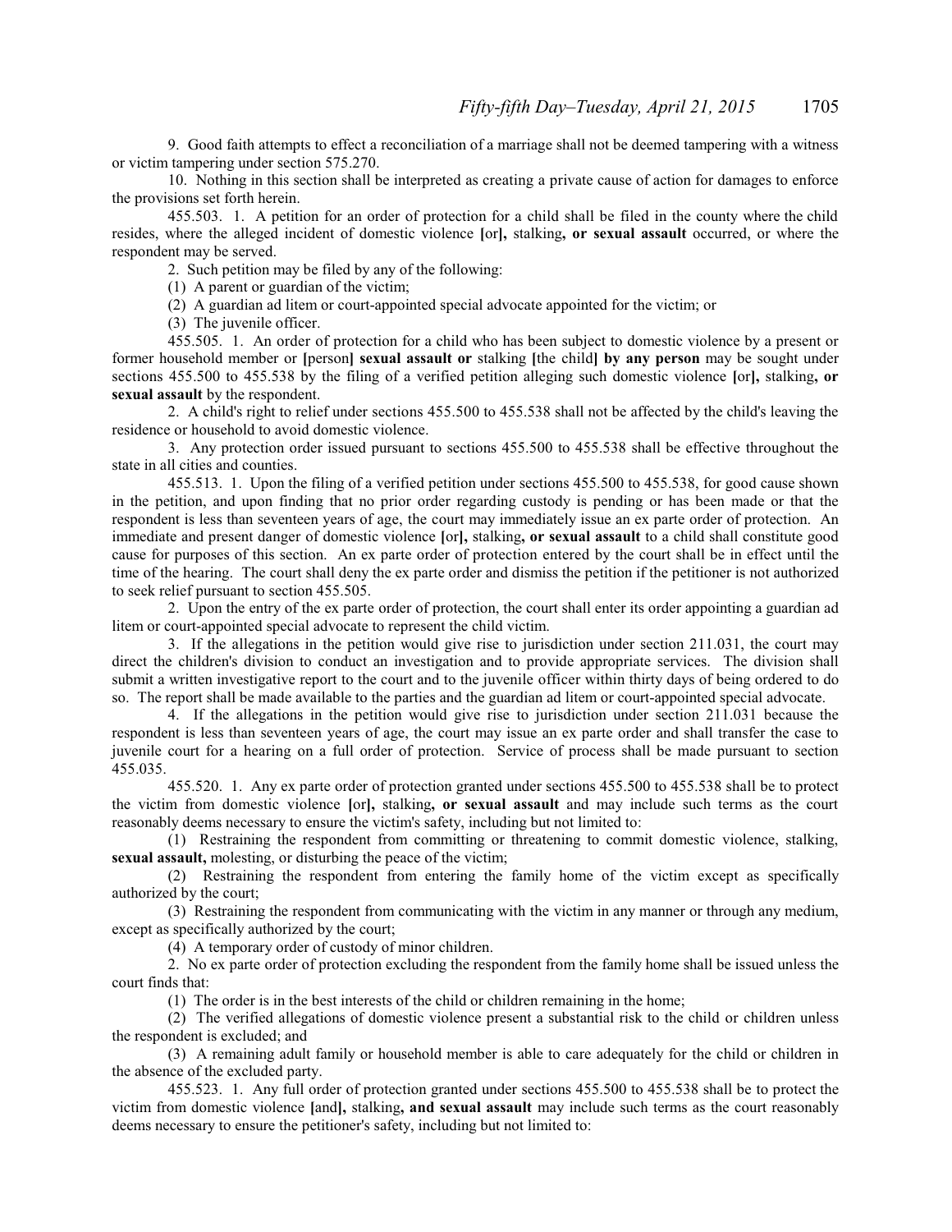9. Good faith attempts to effect a reconciliation of a marriage shall not be deemed tampering with a witness or victim tampering under section 575.270.

10. Nothing in this section shall be interpreted as creating a private cause of action for damages to enforce the provisions set forth herein.

455.503. 1. A petition for an order of protection for a child shall be filed in the county where the child resides, where the alleged incident of domestic violence **[**or**],** stalking**, or sexual assault** occurred, or where the respondent may be served.

2. Such petition may be filed by any of the following:

(1) A parent or guardian of the victim;

(2) A guardian ad litem or court-appointed special advocate appointed for the victim; or

(3) The juvenile officer.

455.505. 1. An order of protection for a child who has been subject to domestic violence by a present or former household member or **[**person**] sexual assault or** stalking **[**the child**] by any person** may be sought under sections 455.500 to 455.538 by the filing of a verified petition alleging such domestic violence **[**or**],** stalking**, or sexual assault** by the respondent.

2. A child's right to relief under sections 455.500 to 455.538 shall not be affected by the child's leaving the residence or household to avoid domestic violence.

3. Any protection order issued pursuant to sections 455.500 to 455.538 shall be effective throughout the state in all cities and counties.

455.513. 1. Upon the filing of a verified petition under sections 455.500 to 455.538, for good cause shown in the petition, and upon finding that no prior order regarding custody is pending or has been made or that the respondent is less than seventeen years of age, the court may immediately issue an ex parte order of protection. An immediate and present danger of domestic violence **[**or**],** stalking**, or sexual assault** to a child shall constitute good cause for purposes of this section. An ex parte order of protection entered by the court shall be in effect until the time of the hearing. The court shall deny the ex parte order and dismiss the petition if the petitioner is not authorized to seek relief pursuant to section 455.505.

2. Upon the entry of the ex parte order of protection, the court shall enter its order appointing a guardian ad litem or court-appointed special advocate to represent the child victim.

3. If the allegations in the petition would give rise to jurisdiction under section 211.031, the court may direct the children's division to conduct an investigation and to provide appropriate services. The division shall submit a written investigative report to the court and to the juvenile officer within thirty days of being ordered to do so. The report shall be made available to the parties and the guardian ad litem or court-appointed special advocate.

4. If the allegations in the petition would give rise to jurisdiction under section 211.031 because the respondent is less than seventeen years of age, the court may issue an ex parte order and shall transfer the case to juvenile court for a hearing on a full order of protection. Service of process shall be made pursuant to section 455.035.

455.520. 1. Any ex parte order of protection granted under sections 455.500 to 455.538 shall be to protect the victim from domestic violence **[**or**],** stalking**, or sexual assault** and may include such terms as the court reasonably deems necessary to ensure the victim's safety, including but not limited to:

(1) Restraining the respondent from committing or threatening to commit domestic violence, stalking, **sexual assault,** molesting, or disturbing the peace of the victim;

(2) Restraining the respondent from entering the family home of the victim except as specifically authorized by the court;

(3) Restraining the respondent from communicating with the victim in any manner or through any medium, except as specifically authorized by the court;

(4) A temporary order of custody of minor children.

2. No ex parte order of protection excluding the respondent from the family home shall be issued unless the court finds that:

(1) The order is in the best interests of the child or children remaining in the home;

(2) The verified allegations of domestic violence present a substantial risk to the child or children unless the respondent is excluded; and

(3) A remaining adult family or household member is able to care adequately for the child or children in the absence of the excluded party.

455.523. 1. Any full order of protection granted under sections 455.500 to 455.538 shall be to protect the victim from domestic violence **[**and**],** stalking**, and sexual assault** may include such terms as the court reasonably deems necessary to ensure the petitioner's safety, including but not limited to: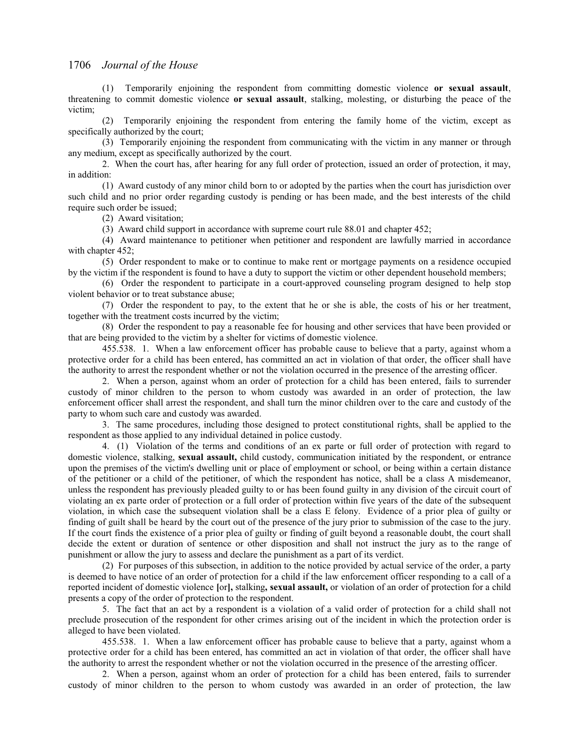(1) Temporarily enjoining the respondent from committing domestic violence **or sexual assault**, threatening to commit domestic violence **or sexual assault**, stalking, molesting, or disturbing the peace of the victim;

(2) Temporarily enjoining the respondent from entering the family home of the victim, except as specifically authorized by the court;

(3) Temporarily enjoining the respondent from communicating with the victim in any manner or through any medium, except as specifically authorized by the court.

2. When the court has, after hearing for any full order of protection, issued an order of protection, it may, in addition:

(1) Award custody of any minor child born to or adopted by the parties when the court has jurisdiction over such child and no prior order regarding custody is pending or has been made, and the best interests of the child require such order be issued;

(2) Award visitation;

(3) Award child support in accordance with supreme court rule 88.01 and chapter 452;

(4) Award maintenance to petitioner when petitioner and respondent are lawfully married in accordance with chapter 452;

(5) Order respondent to make or to continue to make rent or mortgage payments on a residence occupied by the victim if the respondent is found to have a duty to support the victim or other dependent household members;

(6) Order the respondent to participate in a court-approved counseling program designed to help stop violent behavior or to treat substance abuse;

(7) Order the respondent to pay, to the extent that he or she is able, the costs of his or her treatment, together with the treatment costs incurred by the victim;

(8) Order the respondent to pay a reasonable fee for housing and other services that have been provided or that are being provided to the victim by a shelter for victims of domestic violence.

455.538. 1. When a law enforcement officer has probable cause to believe that a party, against whom a protective order for a child has been entered, has committed an act in violation of that order, the officer shall have the authority to arrest the respondent whether or not the violation occurred in the presence of the arresting officer.

2. When a person, against whom an order of protection for a child has been entered, fails to surrender custody of minor children to the person to whom custody was awarded in an order of protection, the law enforcement officer shall arrest the respondent, and shall turn the minor children over to the care and custody of the party to whom such care and custody was awarded.

3. The same procedures, including those designed to protect constitutional rights, shall be applied to the respondent as those applied to any individual detained in police custody.

4. (1) Violation of the terms and conditions of an ex parte or full order of protection with regard to domestic violence, stalking, **sexual assault,** child custody, communication initiated by the respondent, or entrance upon the premises of the victim's dwelling unit or place of employment or school, or being within a certain distance of the petitioner or a child of the petitioner, of which the respondent has notice, shall be a class A misdemeanor, unless the respondent has previously pleaded guilty to or has been found guilty in any division of the circuit court of violating an ex parte order of protection or a full order of protection within five years of the date of the subsequent violation, in which case the subsequent violation shall be a class E felony. Evidence of a prior plea of guilty or finding of guilt shall be heard by the court out of the presence of the jury prior to submission of the case to the jury. If the court finds the existence of a prior plea of guilty or finding of guilt beyond a reasonable doubt, the court shall decide the extent or duration of sentence or other disposition and shall not instruct the jury as to the range of punishment or allow the jury to assess and declare the punishment as a part of its verdict.

(2) For purposes of this subsection, in addition to the notice provided by actual service of the order, a party is deemed to have notice of an order of protection for a child if the law enforcement officer responding to a call of a reported incident of domestic violence **[**or**],** stalking**, sexual assault,** or violation of an order of protection for a child presents a copy of the order of protection to the respondent.

5. The fact that an act by a respondent is a violation of a valid order of protection for a child shall not preclude prosecution of the respondent for other crimes arising out of the incident in which the protection order is alleged to have been violated.

455.538. 1. When a law enforcement officer has probable cause to believe that a party, against whom a protective order for a child has been entered, has committed an act in violation of that order, the officer shall have the authority to arrest the respondent whether or not the violation occurred in the presence of the arresting officer.

2. When a person, against whom an order of protection for a child has been entered, fails to surrender custody of minor children to the person to whom custody was awarded in an order of protection, the law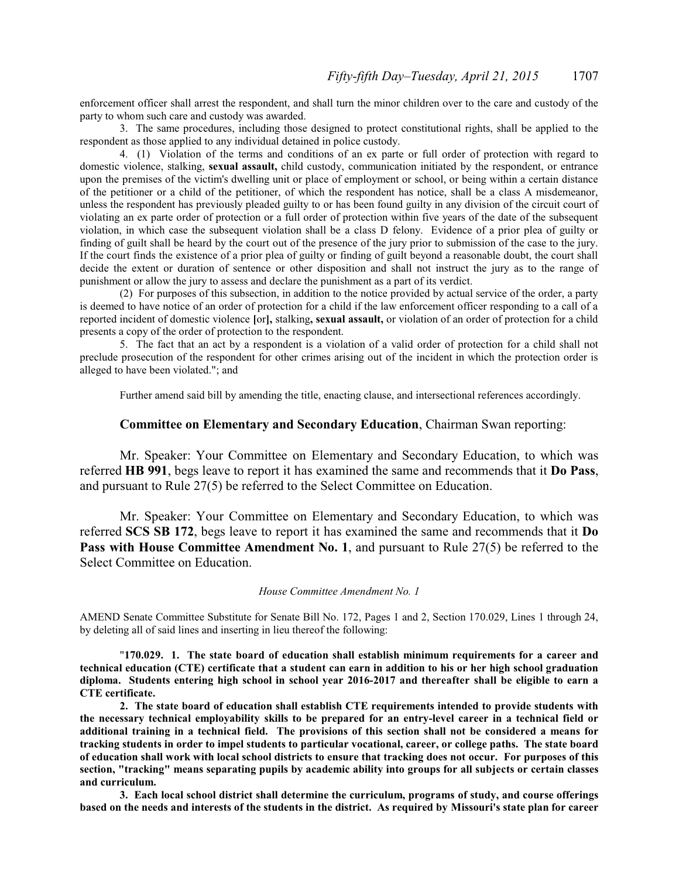enforcement officer shall arrest the respondent, and shall turn the minor children over to the care and custody of the party to whom such care and custody was awarded.

3. The same procedures, including those designed to protect constitutional rights, shall be applied to the respondent as those applied to any individual detained in police custody.

4. (1) Violation of the terms and conditions of an ex parte or full order of protection with regard to domestic violence, stalking, **sexual assault,** child custody, communication initiated by the respondent, or entrance upon the premises of the victim's dwelling unit or place of employment or school, or being within a certain distance of the petitioner or a child of the petitioner, of which the respondent has notice, shall be a class A misdemeanor, unless the respondent has previously pleaded guilty to or has been found guilty in any division of the circuit court of violating an ex parte order of protection or a full order of protection within five years of the date of the subsequent violation, in which case the subsequent violation shall be a class D felony. Evidence of a prior plea of guilty or finding of guilt shall be heard by the court out of the presence of the jury prior to submission of the case to the jury. If the court finds the existence of a prior plea of guilty or finding of guilt beyond a reasonable doubt, the court shall decide the extent or duration of sentence or other disposition and shall not instruct the jury as to the range of punishment or allow the jury to assess and declare the punishment as a part of its verdict.

(2) For purposes of this subsection, in addition to the notice provided by actual service of the order, a party is deemed to have notice of an order of protection for a child if the law enforcement officer responding to a call of a reported incident of domestic violence **[**or**],** stalking**, sexual assault,** or violation of an order of protection for a child presents a copy of the order of protection to the respondent.

5. The fact that an act by a respondent is a violation of a valid order of protection for a child shall not preclude prosecution of the respondent for other crimes arising out of the incident in which the protection order is alleged to have been violated."; and

Further amend said bill by amending the title, enacting clause, and intersectional references accordingly.

**Committee on Elementary and Secondary Education**, Chairman Swan reporting:

Mr. Speaker: Your Committee on Elementary and Secondary Education, to which was referred **HB 991**, begs leave to report it has examined the same and recommends that it **Do Pass**, and pursuant to Rule 27(5) be referred to the Select Committee on Education.

Mr. Speaker: Your Committee on Elementary and Secondary Education, to which was referred **SCS SB 172**, begs leave to report it has examined the same and recommends that it **Do Pass with House Committee Amendment No. 1**, and pursuant to Rule 27(5) be referred to the Select Committee on Education.

*House Committee Amendment No. 1*

AMEND Senate Committee Substitute for Senate Bill No. 172, Pages 1 and 2, Section 170.029, Lines 1 through 24, by deleting all of said lines and inserting in lieu thereof the following:

"**170.029. 1. The state board of education shall establish minimum requirements for a career and technical education (CTE) certificate that a student can earn in addition to his or her high school graduation diploma. Students entering high school in school year 2016-2017 and thereafter shall be eligible to earn a CTE certificate.**

**2. The state board of education shall establish CTE requirements intended to provide students with the necessary technical employability skills to be prepared for an entry-level career in a technical field or additional training in a technical field. The provisions of this section shall not be considered a means for tracking students in order to impel students to particular vocational, career, or college paths. The state board of education shall work with local school districts to ensure that tracking does not occur. For purposes of this section, "tracking" means separating pupils by academic ability into groups for all subjects or certain classes and curriculum.**

**3. Each local school district shall determine the curriculum, programs of study, and course offerings based on the needs and interests of the students in the district. As required by Missouri's state plan for career**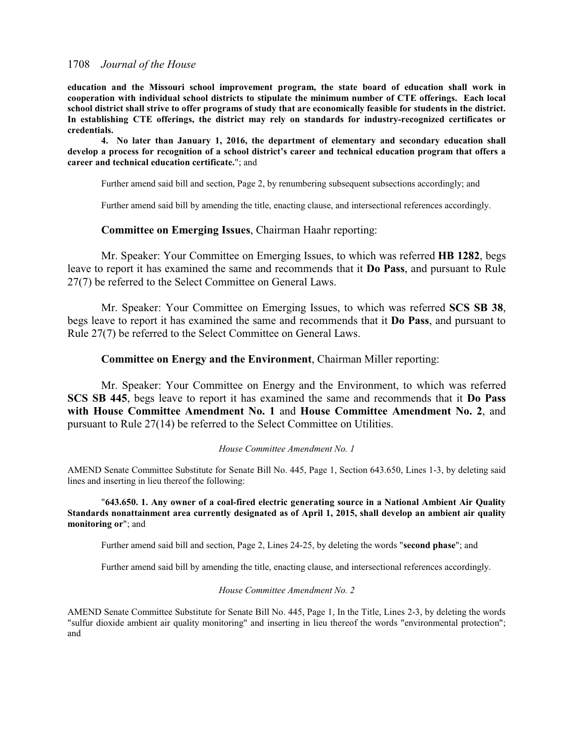**education and the Missouri school improvement program, the state board of education shall work in cooperation with individual school districts to stipulate the minimum number of CTE offerings. Each local school district shall strive to offer programs of study that are economically feasible for students in the district. In establishing CTE offerings, the district may rely on standards for industry-recognized certificates or credentials.**

**4. No later than January 1, 2016, the department of elementary and secondary education shall develop a process for recognition of a school district's career and technical education program that offers a career and technical education certificate.**"; and

Further amend said bill and section, Page 2, by renumbering subsequent subsections accordingly; and

Further amend said bill by amending the title, enacting clause, and intersectional references accordingly.

**Committee on Emerging Issues**, Chairman Haahr reporting:

Mr. Speaker: Your Committee on Emerging Issues, to which was referred **HB 1282**, begs leave to report it has examined the same and recommends that it **Do Pass**, and pursuant to Rule 27(7) be referred to the Select Committee on General Laws.

Mr. Speaker: Your Committee on Emerging Issues, to which was referred **SCS SB 38**, begs leave to report it has examined the same and recommends that it **Do Pass**, and pursuant to Rule 27(7) be referred to the Select Committee on General Laws.

**Committee on Energy and the Environment**, Chairman Miller reporting:

Mr. Speaker: Your Committee on Energy and the Environment, to which was referred **SCS SB 445**, begs leave to report it has examined the same and recommends that it **Do Pass with House Committee Amendment No. 1** and **House Committee Amendment No. 2**, and pursuant to Rule 27(14) be referred to the Select Committee on Utilities.

*House Committee Amendment No. 1*

AMEND Senate Committee Substitute for Senate Bill No. 445, Page 1, Section 643.650, Lines 1-3, by deleting said lines and inserting in lieu thereof the following:

"**643.650. 1. Any owner of a coal-fired electric generating source in a National Ambient Air Quality Standards nonattainment area currently designated as of April 1, 2015, shall develop an ambient air quality monitoring or**"; and

Further amend said bill and section, Page 2, Lines 24-25, by deleting the words "**second phase**"; and

Further amend said bill by amending the title, enacting clause, and intersectional references accordingly.

*House Committee Amendment No. 2*

AMEND Senate Committee Substitute for Senate Bill No. 445, Page 1, In the Title, Lines 2-3, by deleting the words "sulfur dioxide ambient air quality monitoring" and inserting in lieu thereof the words "environmental protection"; and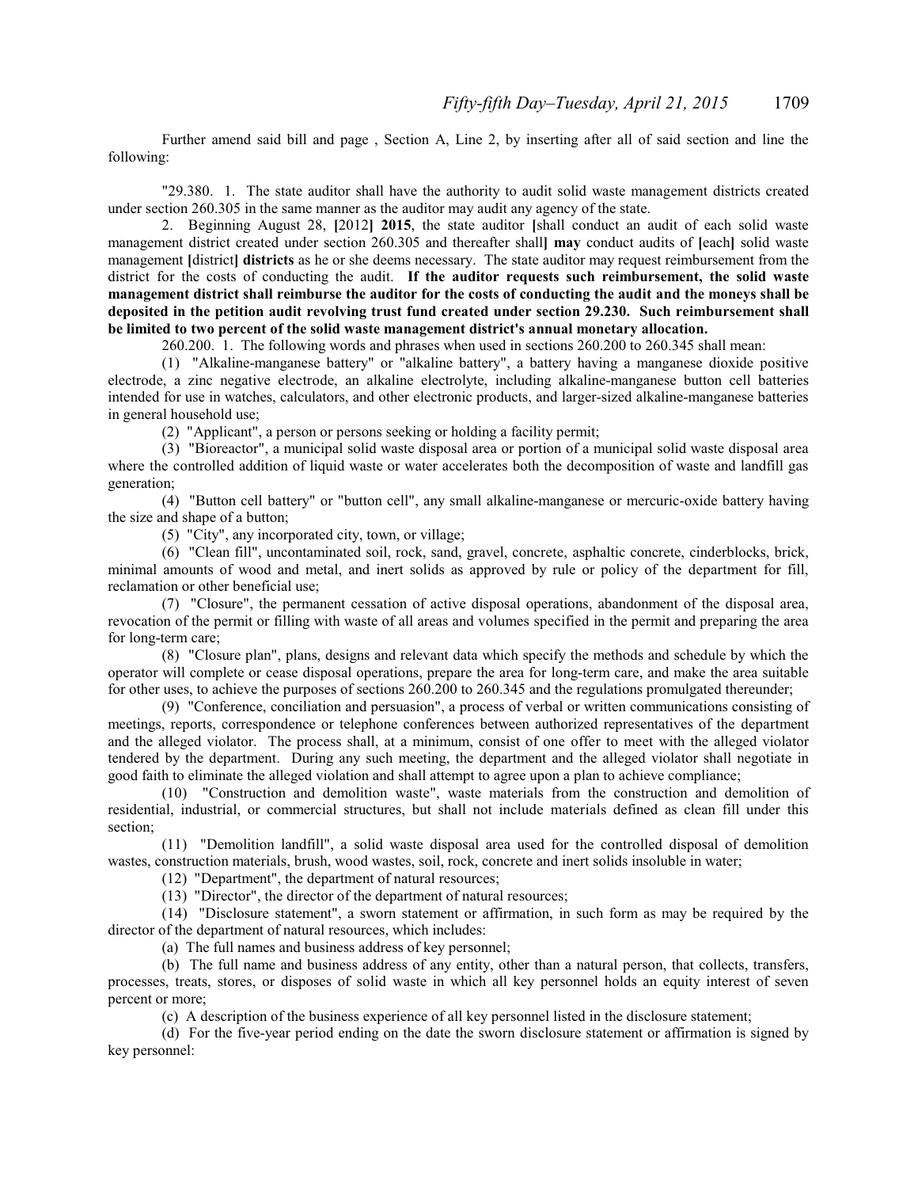Further amend said bill and page , Section A, Line 2, by inserting after all of said section and line the following:

"29.380. 1. The state auditor shall have the authority to audit solid waste management districts created under section 260.305 in the same manner as the auditor may audit any agency of the state.

2. Beginning August 28, [2012] **2015**, the state auditor [shall conduct an audit of each solid waste management district created under section 260.305 and thereafter shall] **may** conduct audits of [each] solid waste management [district] **districts** as he or she deems necessary. The state auditor may request reimbursement from the district for the costs of conducting the audit. **If the auditor requests such reimbursement, the solid waste management district shall reimburse the auditor for the costs of conducting the audit and the moneys shall be deposited in the petition audit revolving trust fund created under section 29.230. Such reimbursement shall be limited to two percent of the solid waste management district's annual monetary allocation.**

260.200. 1. The following words and phrases when used in sections 260.200 to 260.345 shall mean:

(1) "Alkaline-manganese battery" or "alkaline battery", a battery having a manganese dioxide positive electrode, a zinc negative electrode, an alkaline electrolyte, including alkaline-manganese button cell batteries intended for use in watches, calculators, and other electronic products, and larger-sized alkaline-manganese batteries in general household use;

(2) "Applicant", a person or persons seeking or holding a facility permit;

(3) "Bioreactor", a municipal solid waste disposal area or portion of a municipal solid waste disposal area where the controlled addition of liquid waste or water accelerates both the decomposition of waste and landfill gas generation;

(4) "Button cell battery" or "button cell", any small alkaline-manganese or mercuric-oxide battery having the size and shape of a button;

(5) "City", any incorporated city, town, or village;

(6) "Clean fill", uncontaminated soil, rock, sand, gravel, concrete, asphaltic concrete, cinderblocks, brick, minimal amounts of wood and metal, and inert solids as approved by rule or policy of the department for fill, reclamation or other beneficial use;

(7) "Closure", the permanent cessation of active disposal operations, abandonment of the disposal area, revocation of the permit or filling with waste of all areas and volumes specified in the permit and preparing the area for long-term care;

(8) "Closure plan", plans, designs and relevant data which specify the methods and schedule by which the operator will complete or cease disposal operations, prepare the area for long-term care, and make the area suitable for other uses, to achieve the purposes of sections 260.200 to 260.345 and the regulations promulgated thereunder;

(9) "Conference, conciliation and persuasion", a process of verbal or written communications consisting of meetings, reports, correspondence or telephone conferences between authorized representatives of the department and the alleged violator. The process shall, at a minimum, consist of one offer to meet with the alleged violator tendered by the department. During any such meeting, the department and the alleged violator shall negotiate in good faith to eliminate the alleged violation and shall attempt to agree upon a plan to achieve compliance;

(10) "Construction and demolition waste", waste materials from the construction and demolition of residential, industrial, or commercial structures, but shall not include materials defined as clean fill under this section;

(11) "Demolition landfill", a solid waste disposal area used for the controlled disposal of demolition wastes, construction materials, brush, wood wastes, soil, rock, concrete and inert solids insoluble in water;

(12) "Department", the department of natural resources;

(13) "Director", the director of the department of natural resources;

(14) "Disclosure statement", a sworn statement or affirmation, in such form as may be required by the director of the department of natural resources, which includes:

(a) The full names and business address of key personnel;

(b) The full name and business address of any entity, other than a natural person, that collects, transfers, processes, treats, stores, or disposes of solid waste in which all key personnel holds an equity interest of seven percent or more;

(c) A description of the business experience of all key personnel listed in the disclosure statement;

(d) For the five-year period ending on the date the sworn disclosure statement or affirmation is signed by key personnel: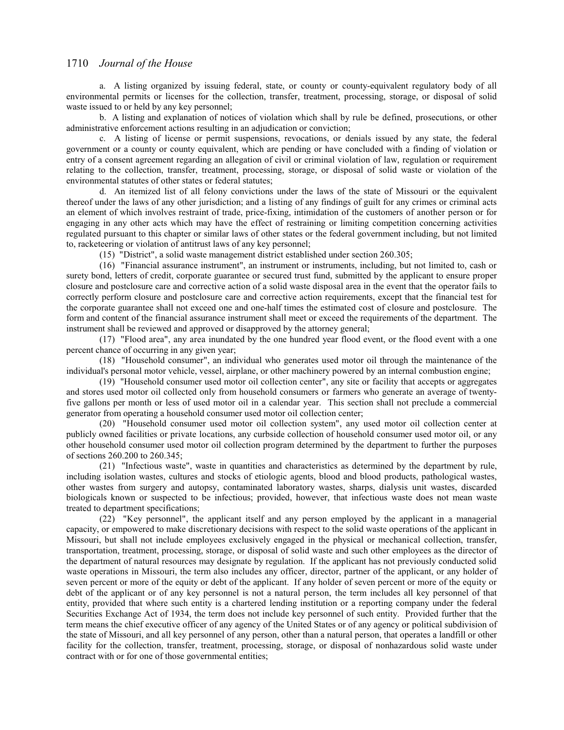a. A listing organized by issuing federal, state, or county or county-equivalent regulatory body of all environmental permits or licenses for the collection, transfer, treatment, processing, storage, or disposal of solid waste issued to or held by any key personnel;

b. A listing and explanation of notices of violation which shall by rule be defined, prosecutions, or other administrative enforcement actions resulting in an adjudication or conviction;

c. A listing of license or permit suspensions, revocations, or denials issued by any state, the federal government or a county or county equivalent, which are pending or have concluded with a finding of violation or entry of a consent agreement regarding an allegation of civil or criminal violation of law, regulation or requirement relating to the collection, transfer, treatment, processing, storage, or disposal of solid waste or violation of the environmental statutes of other states or federal statutes;

d. An itemized list of all felony convictions under the laws of the state of Missouri or the equivalent thereof under the laws of any other jurisdiction; and a listing of any findings of guilt for any crimes or criminal acts an element of which involves restraint of trade, price-fixing, intimidation of the customers of another person or for engaging in any other acts which may have the effect of restraining or limiting competition concerning activities regulated pursuant to this chapter or similar laws of other states or the federal government including, but not limited to, racketeering or violation of antitrust laws of any key personnel;

(15) "District", a solid waste management district established under section 260.305;

(16) "Financial assurance instrument", an instrument or instruments, including, but not limited to, cash or surety bond, letters of credit, corporate guarantee or secured trust fund, submitted by the applicant to ensure proper closure and postclosure care and corrective action of a solid waste disposal area in the event that the operator fails to correctly perform closure and postclosure care and corrective action requirements, except that the financial test for the corporate guarantee shall not exceed one and one-half times the estimated cost of closure and postclosure. The form and content of the financial assurance instrument shall meet or exceed the requirements of the department. The instrument shall be reviewed and approved or disapproved by the attorney general;

(17) "Flood area", any area inundated by the one hundred year flood event, or the flood event with a one percent chance of occurring in any given year;

(18) "Household consumer", an individual who generates used motor oil through the maintenance of the individual's personal motor vehicle, vessel, airplane, or other machinery powered by an internal combustion engine;

(19) "Household consumer used motor oil collection center", any site or facility that accepts or aggregates and stores used motor oil collected only from household consumers or farmers who generate an average of twenty-five gallons per month or less of used motor oil in a calendar year. This section shall not preclude a commercial generator from operating a household consumer used motor oil collection center;

(20) "Household consumer used motor oil collection system", any used motor oil collection center at publicly owned facilities or private locations, any curbside collection of household consumer used motor oil, or any other household consumer used motor oil collection program determined by the department to further the purposes of sections 260.200 to 260.345;

(21) "Infectious waste", waste in quantities and characteristics as determined by the department by rule, including isolation wastes, cultures and stocks of etiologic agents, blood and blood products, pathological wastes, other wastes from surgery and autopsy, contaminated laboratory wastes, sharps, dialysis unit wastes, discarded biologicals known or suspected to be infectious; provided, however, that infectious waste does not mean waste treated to department specifications;

(22) "Key personnel", the applicant itself and any person employed by the applicant in a managerial capacity, or empowered to make discretionary decisions with respect to the solid waste operations of the applicant in Missouri, but shall not include employees exclusively engaged in the physical or mechanical collection, transfer, transportation, treatment, processing, storage, or disposal of solid waste and such other employees as the director of the department of natural resources may designate by regulation. If the applicant has not previously conducted solid waste operations in Missouri, the term also includes any officer, director, partner of the applicant, or any holder of seven percent or more of the equity or debt of the applicant. If any holder of seven percent or more of the equity or debt of the applicant or of any key personnel is not a natural person, the term includes all key personnel of that entity, provided that where such entity is a chartered lending institution or a reporting company under the federal Securities Exchange Act of 1934, the term does not include key personnel of such entity. Provided further that the term means the chief executive officer of any agency of the United States or of any agency or political subdivision of the state of Missouri, and all key personnel of any person, other than a natural person, that operates a landfill or other facility for the collection, transfer, treatment, processing, storage, or disposal of nonhazardous solid waste under contract with or for one of those governmental entities;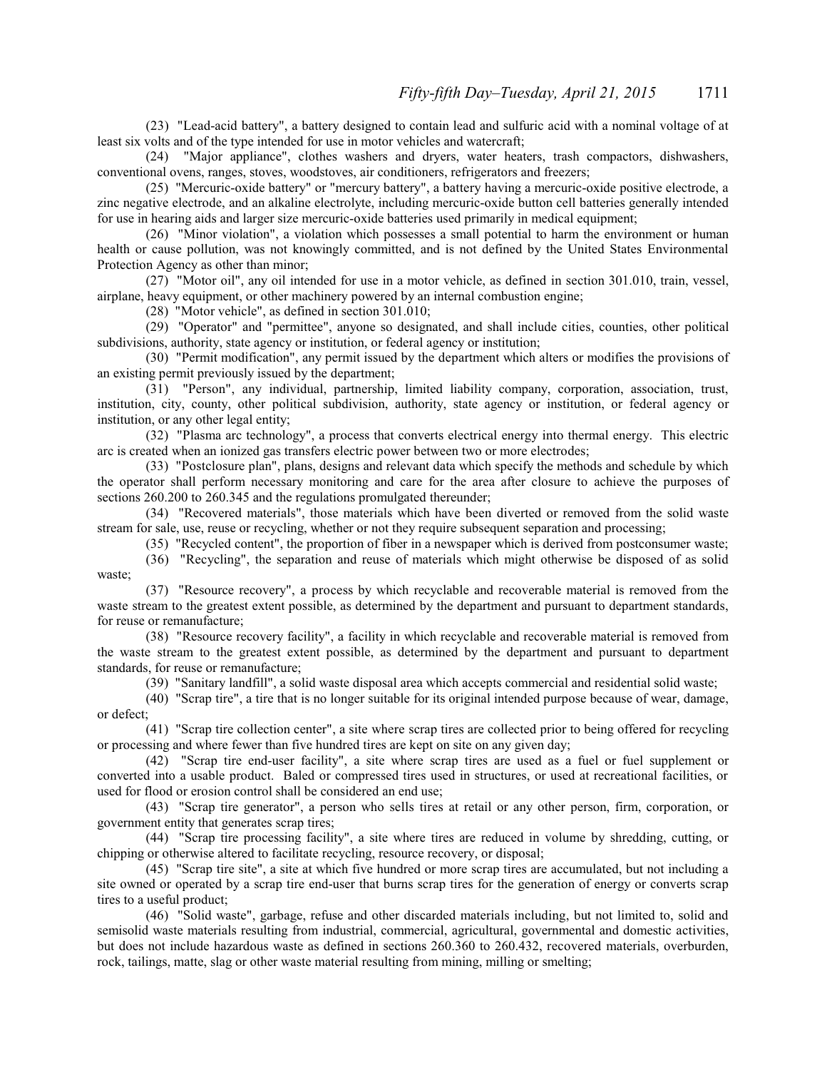(23) "Lead-acid battery", a battery designed to contain lead and sulfuric acid with a nominal voltage of at least six volts and of the type intended for use in motor vehicles and watercraft;

(24) "Major appliance", clothes washers and dryers, water heaters, trash compactors, dishwashers, conventional ovens, ranges, stoves, woodstoves, air conditioners, refrigerators and freezers;

(25) "Mercuric-oxide battery" or "mercury battery", a battery having a mercuric-oxide positive electrode, a zinc negative electrode, and an alkaline electrolyte, including mercuric-oxide button cell batteries generally intended for use in hearing aids and larger size mercuric-oxide batteries used primarily in medical equipment;

(26) "Minor violation", a violation which possesses a small potential to harm the environment or human health or cause pollution, was not knowingly committed, and is not defined by the United States Environmental Protection Agency as other than minor;

(27) "Motor oil", any oil intended for use in a motor vehicle, as defined in section 301.010, train, vessel, airplane, heavy equipment, or other machinery powered by an internal combustion engine;

(28) "Motor vehicle", as defined in section 301.010;

(29) "Operator" and "permittee", anyone so designated, and shall include cities, counties, other political subdivisions, authority, state agency or institution, or federal agency or institution;

(30) "Permit modification", any permit issued by the department which alters or modifies the provisions of an existing permit previously issued by the department;

(31) "Person", any individual, partnership, limited liability company, corporation, association, trust, institution, city, county, other political subdivision, authority, state agency or institution, or federal agency or institution, or any other legal entity;

(32) "Plasma arc technology", a process that converts electrical energy into thermal energy. This electric arc is created when an ionized gas transfers electric power between two or more electrodes;

(33) "Postclosure plan", plans, designs and relevant data which specify the methods and schedule by which the operator shall perform necessary monitoring and care for the area after closure to achieve the purposes of sections 260.200 to 260.345 and the regulations promulgated thereunder;

(34) "Recovered materials", those materials which have been diverted or removed from the solid waste stream for sale, use, reuse or recycling, whether or not they require subsequent separation and processing;

(35) "Recycled content", the proportion of fiber in a newspaper which is derived from postconsumer waste;

(36) "Recycling", the separation and reuse of materials which might otherwise be disposed of as solid waste;

(37) "Resource recovery", a process by which recyclable and recoverable material is removed from the waste stream to the greatest extent possible, as determined by the department and pursuant to department standards, for reuse or remanufacture;

(38) "Resource recovery facility", a facility in which recyclable and recoverable material is removed from the waste stream to the greatest extent possible, as determined by the department and pursuant to department standards, for reuse or remanufacture;

(39) "Sanitary landfill", a solid waste disposal area which accepts commercial and residential solid waste;

(40) "Scrap tire", a tire that is no longer suitable for its original intended purpose because of wear, damage, or defect;

(41) "Scrap tire collection center", a site where scrap tires are collected prior to being offered for recycling or processing and where fewer than five hundred tires are kept on site on any given day;

(42) "Scrap tire end-user facility", a site where scrap tires are used as a fuel or fuel supplement or converted into a usable product. Baled or compressed tires used in structures, or used at recreational facilities, or used for flood or erosion control shall be considered an end use;

(43) "Scrap tire generator", a person who sells tires at retail or any other person, firm, corporation, or government entity that generates scrap tires;

(44) "Scrap tire processing facility", a site where tires are reduced in volume by shredding, cutting, or chipping or otherwise altered to facilitate recycling, resource recovery, or disposal;

(45) "Scrap tire site", a site at which five hundred or more scrap tires are accumulated, but not including a site owned or operated by a scrap tire end-user that burns scrap tires for the generation of energy or converts scrap tires to a useful product;

(46) "Solid waste", garbage, refuse and other discarded materials including, but not limited to, solid and semisolid waste materials resulting from industrial, commercial, agricultural, governmental and domestic activities, but does not include hazardous waste as defined in sections 260.360 to 260.432, recovered materials, overburden, rock, tailings, matte, slag or other waste material resulting from mining, milling or smelting;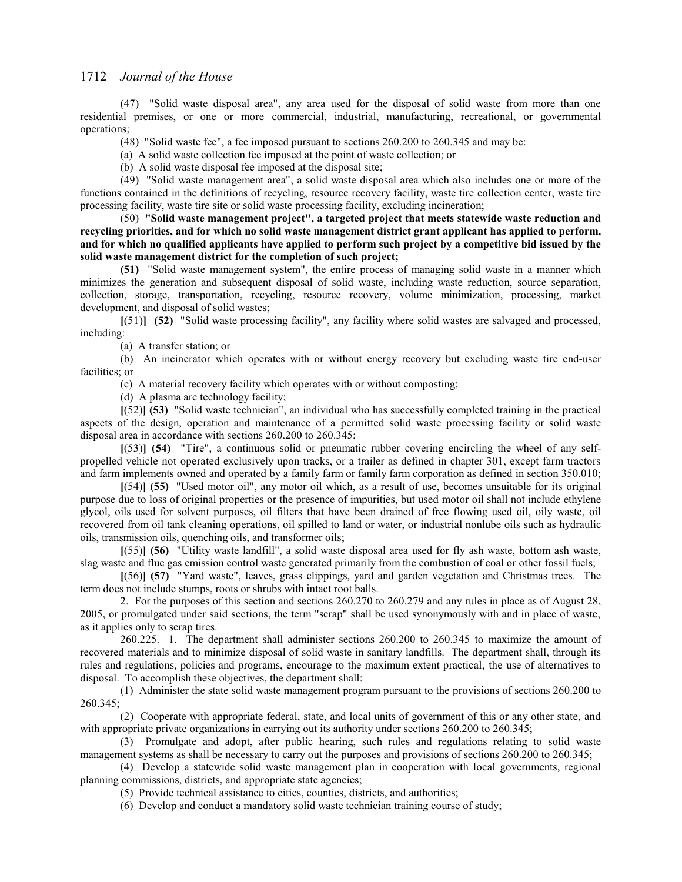(47) "Solid waste disposal area", any area used for the disposal of solid waste from more than one residential premises, or one or more commercial, industrial, manufacturing, recreational, or governmental operations;

(48) "Solid waste fee", a fee imposed pursuant to sections 260.200 to 260.345 and may be:

(a) A solid waste collection fee imposed at the point of waste collection; or

(b) A solid waste disposal fee imposed at the disposal site;

(49) "Solid waste management area", a solid waste disposal area which also includes one or more of the functions contained in the definitions of recycling, resource recovery facility, waste tire collection center, waste tire processing facility, waste tire site or solid waste processing facility, excluding incineration;

(50) **"Solid waste management project", a targeted project that meets statewide waste reduction and recycling priorities, and for which no solid waste management district grant applicant has applied to perform, and for which no qualified applicants have applied to perform such project by a competitive bid issued by the solid waste management district for the completion of such project;**

**(51)** "Solid waste management system", the entire process of managing solid waste in a manner which minimizes the generation and subsequent disposal of solid waste, including waste reduction, source separation, collection, storage, transportation, recycling, resource recovery, volume minimization, processing, market development, and disposal of solid wastes;

**[**(51)**] (52)** "Solid waste processing facility", any facility where solid wastes are salvaged and processed, including:

(a) A transfer station; or

(b) An incinerator which operates with or without energy recovery but excluding waste tire end-user facilities; or

(c) A material recovery facility which operates with or without composting;

(d) A plasma arc technology facility;

**[**(52)**] (53)** "Solid waste technician", an individual who has successfully completed training in the practical aspects of the design, operation and maintenance of a permitted solid waste processing facility or solid waste disposal area in accordance with sections 260.200 to 260.345;

**[**(53)**] (54)** "Tire", a continuous solid or pneumatic rubber covering encircling the wheel of any self-propelled vehicle not operated exclusively upon tracks, or a trailer as defined in chapter 301, except farm tractors and farm implements owned and operated by a family farm or family farm corporation as defined in section 350.010;

**[**(54)**] (55)** "Used motor oil", any motor oil which, as a result of use, becomes unsuitable for its original purpose due to loss of original properties or the presence of impurities, but used motor oil shall not include ethylene glycol, oils used for solvent purposes, oil filters that have been drained of free flowing used oil, oily waste, oil recovered from oil tank cleaning operations, oil spilled to land or water, or industrial nonlube oils such as hydraulic oils, transmission oils, quenching oils, and transformer oils;

**[**(55)**] (56)** "Utility waste landfill", a solid waste disposal area used for fly ash waste, bottom ash waste, slag waste and flue gas emission control waste generated primarily from the combustion of coal or other fossil fuels;

**[**(56)**] (57)** "Yard waste", leaves, grass clippings, yard and garden vegetation and Christmas trees. The term does not include stumps, roots or shrubs with intact root balls.

2. For the purposes of this section and sections 260.270 to 260.279 and any rules in place as of August 28, 2005, or promulgated under said sections, the term "scrap" shall be used synonymously with and in place of waste, as it applies only to scrap tires.

260.225. 1. The department shall administer sections 260.200 to 260.345 to maximize the amount of recovered materials and to minimize disposal of solid waste in sanitary landfills. The department shall, through its rules and regulations, policies and programs, encourage to the maximum extent practical, the use of alternatives to disposal. To accomplish these objectives, the department shall:

(1) Administer the state solid waste management program pursuant to the provisions of sections 260.200 to 260.345;

(2) Cooperate with appropriate federal, state, and local units of government of this or any other state, and with appropriate private organizations in carrying out its authority under sections 260.200 to 260.345;

(3) Promulgate and adopt, after public hearing, such rules and regulations relating to solid waste management systems as shall be necessary to carry out the purposes and provisions of sections 260.200 to 260.345;

(4) Develop a statewide solid waste management plan in cooperation with local governments, regional planning commissions, districts, and appropriate state agencies;

(5) Provide technical assistance to cities, counties, districts, and authorities;

(6) Develop and conduct a mandatory solid waste technician training course of study;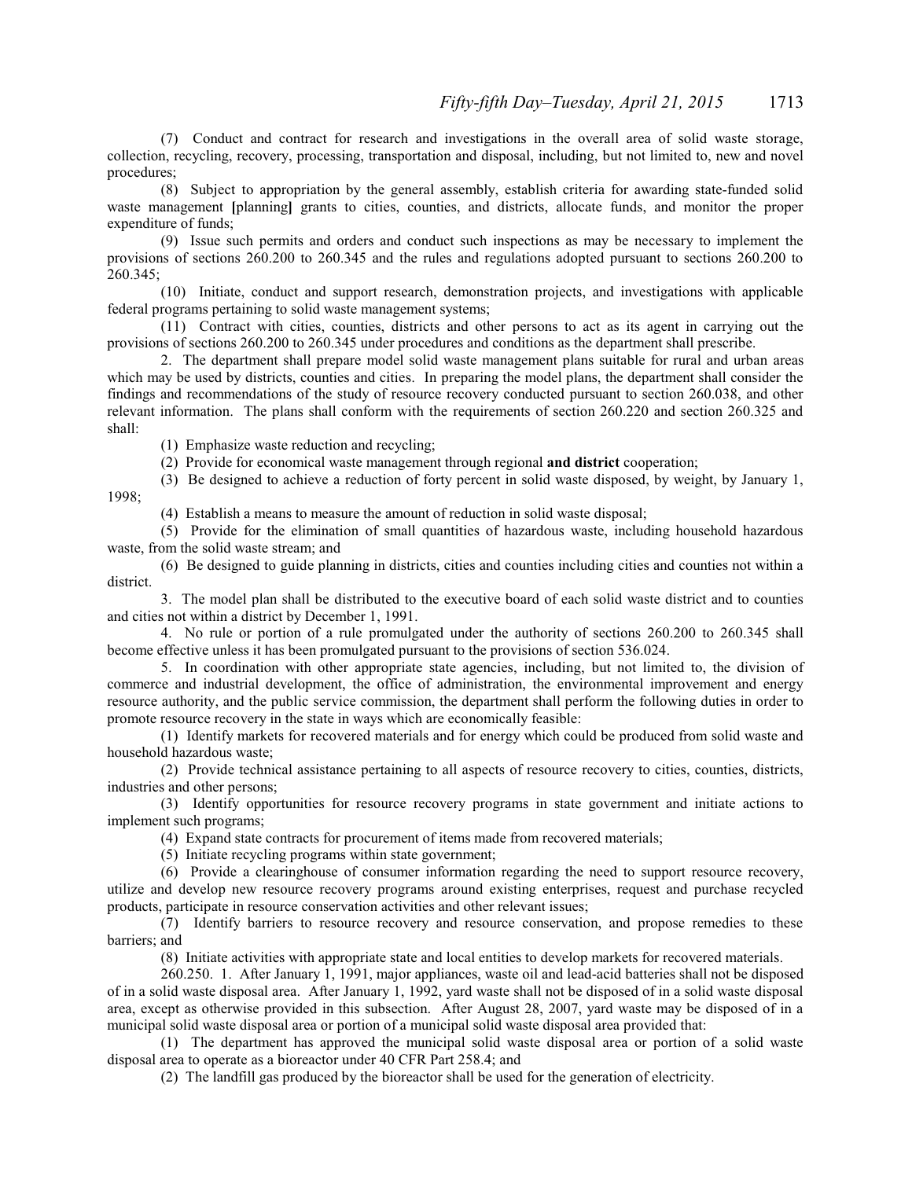(7) Conduct and contract for research and investigations in the overall area of solid waste storage, collection, recycling, recovery, processing, transportation and disposal, including, but not limited to, new and novel procedures;

(8) Subject to appropriation by the general assembly, establish criteria for awarding state-funded solid waste management **[**planning**]** grants to cities, counties, and districts, allocate funds, and monitor the proper expenditure of funds;

(9) Issue such permits and orders and conduct such inspections as may be necessary to implement the provisions of sections 260.200 to 260.345 and the rules and regulations adopted pursuant to sections 260.200 to 260.345;

(10) Initiate, conduct and support research, demonstration projects, and investigations with applicable federal programs pertaining to solid waste management systems;

(11) Contract with cities, counties, districts and other persons to act as its agent in carrying out the provisions of sections 260.200 to 260.345 under procedures and conditions as the department shall prescribe.

2. The department shall prepare model solid waste management plans suitable for rural and urban areas which may be used by districts, counties and cities. In preparing the model plans, the department shall consider the findings and recommendations of the study of resource recovery conducted pursuant to section 260.038, and other relevant information. The plans shall conform with the requirements of section 260.220 and section 260.325 and shall:

(1) Emphasize waste reduction and recycling;

(2) Provide for economical waste management through regional **and district** cooperation;

(3) Be designed to achieve a reduction of forty percent in solid waste disposed, by weight, by January 1, 1998;

(4) Establish a means to measure the amount of reduction in solid waste disposal;

(5) Provide for the elimination of small quantities of hazardous waste, including household hazardous waste, from the solid waste stream; and

(6) Be designed to guide planning in districts, cities and counties including cities and counties not within a district.

3. The model plan shall be distributed to the executive board of each solid waste district and to counties and cities not within a district by December 1, 1991.

4. No rule or portion of a rule promulgated under the authority of sections 260.200 to 260.345 shall become effective unless it has been promulgated pursuant to the provisions of section 536.024.

5. In coordination with other appropriate state agencies, including, but not limited to, the division of commerce and industrial development, the office of administration, the environmental improvement and energy resource authority, and the public service commission, the department shall perform the following duties in order to promote resource recovery in the state in ways which are economically feasible:

(1) Identify markets for recovered materials and for energy which could be produced from solid waste and household hazardous waste;

(2) Provide technical assistance pertaining to all aspects of resource recovery to cities, counties, districts, industries and other persons;

(3) Identify opportunities for resource recovery programs in state government and initiate actions to implement such programs;

(4) Expand state contracts for procurement of items made from recovered materials;

(5) Initiate recycling programs within state government;

(6) Provide a clearinghouse of consumer information regarding the need to support resource recovery, utilize and develop new resource recovery programs around existing enterprises, request and purchase recycled products, participate in resource conservation activities and other relevant issues;

(7) Identify barriers to resource recovery and resource conservation, and propose remedies to these barriers; and

(8) Initiate activities with appropriate state and local entities to develop markets for recovered materials.

260.250. 1. After January 1, 1991, major appliances, waste oil and lead-acid batteries shall not be disposed of in a solid waste disposal area. After January 1, 1992, yard waste shall not be disposed of in a solid waste disposal area, except as otherwise provided in this subsection. After August 28, 2007, yard waste may be disposed of in a municipal solid waste disposal area or portion of a municipal solid waste disposal area provided that:

(1) The department has approved the municipal solid waste disposal area or portion of a solid waste disposal area to operate as a bioreactor under 40 CFR Part 258.4; and

(2) The landfill gas produced by the bioreactor shall be used for the generation of electricity.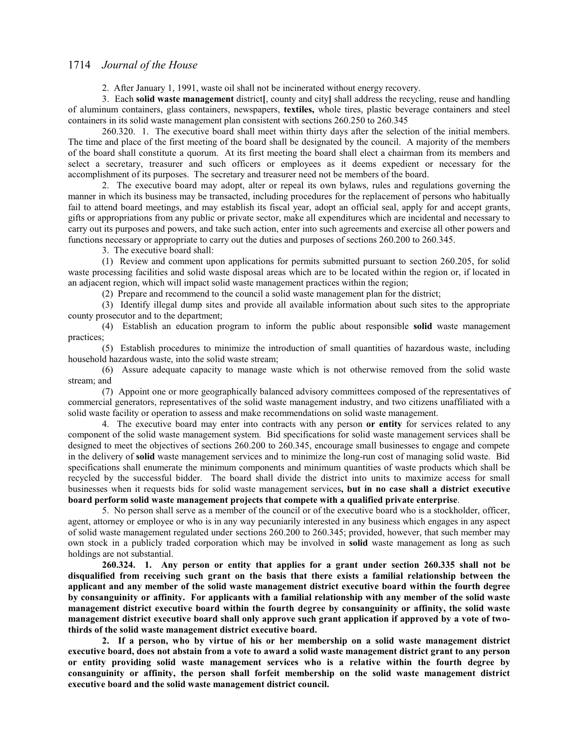2. After January 1, 1991, waste oil shall not be incinerated without energy recovery.

3. Each **solid waste management** district**[**, county and city**]** shall address the recycling, reuse and handling of aluminum containers, glass containers, newspapers, **textiles,** whole tires, plastic beverage containers and steel containers in its solid waste management plan consistent with sections 260.250 to 260.345

260.320. 1. The executive board shall meet within thirty days after the selection of the initial members. The time and place of the first meeting of the board shall be designated by the council. A majority of the members of the board shall constitute a quorum. At its first meeting the board shall elect a chairman from its members and select a secretary, treasurer and such officers or employees as it deems expedient or necessary for the accomplishment of its purposes. The secretary and treasurer need not be members of the board.

2. The executive board may adopt, alter or repeal its own bylaws, rules and regulations governing the manner in which its business may be transacted, including procedures for the replacement of persons who habitually fail to attend board meetings, and may establish its fiscal year, adopt an official seal, apply for and accept grants, gifts or appropriations from any public or private sector, make all expenditures which are incidental and necessary to carry out its purposes and powers, and take such action, enter into such agreements and exercise all other powers and functions necessary or appropriate to carry out the duties and purposes of sections 260.200 to 260.345.

3. The executive board shall:

(1) Review and comment upon applications for permits submitted pursuant to section 260.205, for solid waste processing facilities and solid waste disposal areas which are to be located within the region or, if located in an adjacent region, which will impact solid waste management practices within the region;

(2) Prepare and recommend to the council a solid waste management plan for the district;

(3) Identify illegal dump sites and provide all available information about such sites to the appropriate county prosecutor and to the department;

(4) Establish an education program to inform the public about responsible **solid** waste management practices;

(5) Establish procedures to minimize the introduction of small quantities of hazardous waste, including household hazardous waste, into the solid waste stream;

(6) Assure adequate capacity to manage waste which is not otherwise removed from the solid waste stream; and

(7) Appoint one or more geographically balanced advisory committees composed of the representatives of commercial generators, representatives of the solid waste management industry, and two citizens unaffiliated with a solid waste facility or operation to assess and make recommendations on solid waste management.

4. The executive board may enter into contracts with any person **or entity** for services related to any component of the solid waste management system. Bid specifications for solid waste management services shall be designed to meet the objectives of sections 260.200 to 260.345, encourage small businesses to engage and compete in the delivery of **solid** waste management services and to minimize the long-run cost of managing solid waste. Bid specifications shall enumerate the minimum components and minimum quantities of waste products which shall be recycled by the successful bidder. The board shall divide the district into units to maximize access for small businesses when it requests bids for solid waste management services**, but in no case shall a district executive board perform solid waste management projects that compete with a qualified private enterprise**.

5. No person shall serve as a member of the council or of the executive board who is a stockholder, officer, agent, attorney or employee or who is in any way pecuniarily interested in any business which engages in any aspect of solid waste management regulated under sections 260.200 to 260.345; provided, however, that such member may own stock in a publicly traded corporation which may be involved in **solid** waste management as long as such holdings are not substantial.

**260.324. 1. Any person or entity that applies for a grant under section 260.335 shall not be disqualified from receiving such grant on the basis that there exists a familial relationship between the applicant and any member of the solid waste management district executive board within the fourth degree by consanguinity or affinity. For applicants with a familial relationship with any member of the solid waste management district executive board within the fourth degree by consanguinity or affinity, the solid waste management district executive board shall only approve such grant application if approved by a vote of two-thirds of the solid waste management district executive board.**

**2. If a person, who by virtue of his or her membership on a solid waste management district executive board, does not abstain from a vote to award a solid waste management district grant to any person or entity providing solid waste management services who is a relative within the fourth degree by consanguinity or affinity, the person shall forfeit membership on the solid waste management district executive board and the solid waste management district council.**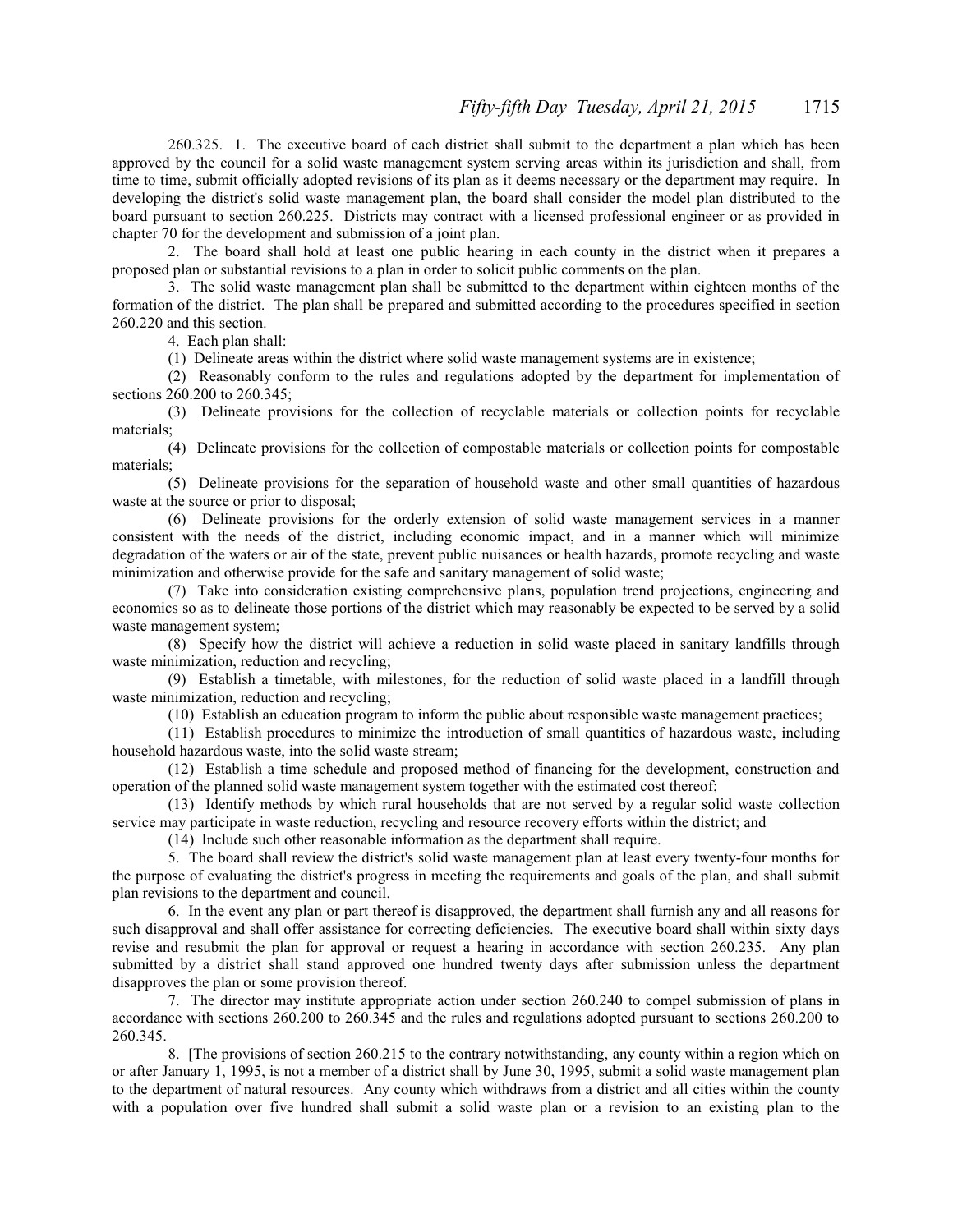260.325. 1. The executive board of each district shall submit to the department a plan which has been approved by the council for a solid waste management system serving areas within its jurisdiction and shall, from time to time, submit officially adopted revisions of its plan as it deems necessary or the department may require. In developing the district's solid waste management plan, the board shall consider the model plan distributed to the board pursuant to section 260.225. Districts may contract with a licensed professional engineer or as provided in chapter 70 for the development and submission of a joint plan.

2. The board shall hold at least one public hearing in each county in the district when it prepares a proposed plan or substantial revisions to a plan in order to solicit public comments on the plan.

3. The solid waste management plan shall be submitted to the department within eighteen months of the formation of the district. The plan shall be prepared and submitted according to the procedures specified in section 260.220 and this section.

4. Each plan shall:

(1) Delineate areas within the district where solid waste management systems are in existence;

(2) Reasonably conform to the rules and regulations adopted by the department for implementation of sections 260.200 to 260.345;

(3) Delineate provisions for the collection of recyclable materials or collection points for recyclable materials;

(4) Delineate provisions for the collection of compostable materials or collection points for compostable materials;

(5) Delineate provisions for the separation of household waste and other small quantities of hazardous waste at the source or prior to disposal;

(6) Delineate provisions for the orderly extension of solid waste management services in a manner consistent with the needs of the district, including economic impact, and in a manner which will minimize degradation of the waters or air of the state, prevent public nuisances or health hazards, promote recycling and waste minimization and otherwise provide for the safe and sanitary management of solid waste;

(7) Take into consideration existing comprehensive plans, population trend projections, engineering and economics so as to delineate those portions of the district which may reasonably be expected to be served by a solid waste management system;

(8) Specify how the district will achieve a reduction in solid waste placed in sanitary landfills through waste minimization, reduction and recycling;

(9) Establish a timetable, with milestones, for the reduction of solid waste placed in a landfill through waste minimization, reduction and recycling;

(10) Establish an education program to inform the public about responsible waste management practices;

(11) Establish procedures to minimize the introduction of small quantities of hazardous waste, including household hazardous waste, into the solid waste stream;

(12) Establish a time schedule and proposed method of financing for the development, construction and operation of the planned solid waste management system together with the estimated cost thereof;

(13) Identify methods by which rural households that are not served by a regular solid waste collection service may participate in waste reduction, recycling and resource recovery efforts within the district; and

(14) Include such other reasonable information as the department shall require.

5. The board shall review the district's solid waste management plan at least every twenty-four months for the purpose of evaluating the district's progress in meeting the requirements and goals of the plan, and shall submit plan revisions to the department and council.

6. In the event any plan or part thereof is disapproved, the department shall furnish any and all reasons for such disapproval and shall offer assistance for correcting deficiencies. The executive board shall within sixty days revise and resubmit the plan for approval or request a hearing in accordance with section 260.235. Any plan submitted by a district shall stand approved one hundred twenty days after submission unless the department disapproves the plan or some provision thereof.

7. The director may institute appropriate action under section 260.240 to compel submission of plans in accordance with sections 260.200 to 260.345 and the rules and regulations adopted pursuant to sections 260.200 to 260.345.

8. **[**The provisions of section 260.215 to the contrary notwithstanding, any county within a region which on or after January 1, 1995, is not a member of a district shall by June 30, 1995, submit a solid waste management plan to the department of natural resources. Any county which withdraws from a district and all cities within the county with a population over five hundred shall submit a solid waste plan or a revision to an existing plan to the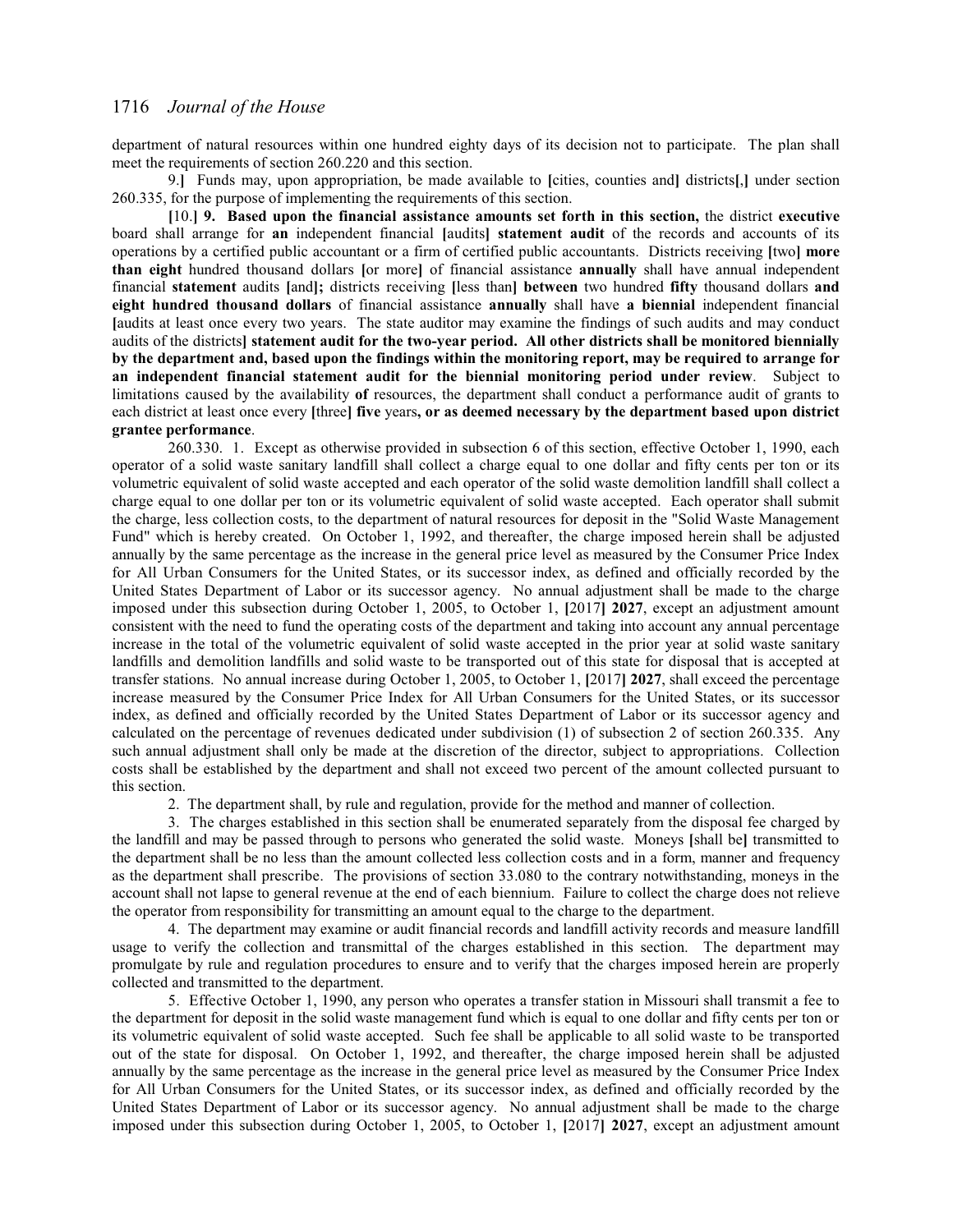department of natural resources within one hundred eighty days of its decision not to participate. The plan shall meet the requirements of section 260.220 and this section.

9.**]** Funds may, upon appropriation, be made available to **[**cities, counties and**]** districts**[**,**]** under section 260.335, for the purpose of implementing the requirements of this section.

**[**10.**]** **9. Based upon the financial assistance amounts set forth in this section,** the district **executive** board shall arrange for **an** independent financial **[**audits**]** **statement audit** of the records and accounts of its operations by a certified public accountant or a firm of certified public accountants. Districts receiving **[**two**]** **more than eight** hundred thousand dollars **[**or more**]** of financial assistance **annually** shall have annual independent financial **statement** audits **[**and**]**; districts receiving **[**less than**]** **between** two hundred **fifty** thousand dollars **and eight hundred thousand dollars** of financial assistance **annually** shall have **a biennial** independent financial **[**audits at least once every two years. The state auditor may examine the findings of such audits and may conduct audits of the districts**]** **statement audit for the two-year period. All other districts shall be monitored biennially by the department and, based upon the findings within the monitoring report, may be required to arrange for an independent financial statement audit for the biennial monitoring period under review**. Subject to limitations caused by the availability **of** resources, the department shall conduct a performance audit of grants to each district at least once every **[**three**]** **five** years**, or as deemed necessary by the department based upon district grantee performance**.

260.330. 1. Except as otherwise provided in subsection 6 of this section, effective October 1, 1990, each operator of a solid waste sanitary landfill shall collect a charge equal to one dollar and fifty cents per ton or its volumetric equivalent of solid waste accepted and each operator of the solid waste demolition landfill shall collect a charge equal to one dollar per ton or its volumetric equivalent of solid waste accepted. Each operator shall submit the charge, less collection costs, to the department of natural resources for deposit in the "Solid Waste Management Fund" which is hereby created. On October 1, 1992, and thereafter, the charge imposed herein shall be adjusted annually by the same percentage as the increase in the general price level as measured by the Consumer Price Index for All Urban Consumers for the United States, or its successor index, as defined and officially recorded by the United States Department of Labor or its successor agency. No annual adjustment shall be made to the charge imposed under this subsection during October 1, 2005, to October 1, **[**2017**]** **2027**, except an adjustment amount consistent with the need to fund the operating costs of the department and taking into account any annual percentage increase in the total of the volumetric equivalent of solid waste accepted in the prior year at solid waste sanitary landfills and demolition landfills and solid waste to be transported out of this state for disposal that is accepted at transfer stations. No annual increase during October 1, 2005, to October 1, **[**2017**]** **2027**, shall exceed the percentage increase measured by the Consumer Price Index for All Urban Consumers for the United States, or its successor index, as defined and officially recorded by the United States Department of Labor or its successor agency and calculated on the percentage of revenues dedicated under subdivision (1) of subsection 2 of section 260.335. Any such annual adjustment shall only be made at the discretion of the director, subject to appropriations. Collection costs shall be established by the department and shall not exceed two percent of the amount collected pursuant to this section.

2. The department shall, by rule and regulation, provide for the method and manner of collection.

3. The charges established in this section shall be enumerated separately from the disposal fee charged by the landfill and may be passed through to persons who generated the solid waste. Moneys **[**shall be**]** transmitted to the department shall be no less than the amount collected less collection costs and in a form, manner and frequency as the department shall prescribe. The provisions of section 33.080 to the contrary notwithstanding, moneys in the account shall not lapse to general revenue at the end of each biennium. Failure to collect the charge does not relieve the operator from responsibility for transmitting an amount equal to the charge to the department.

4. The department may examine or audit financial records and landfill activity records and measure landfill usage to verify the collection and transmittal of the charges established in this section. The department may promulgate by rule and regulation procedures to ensure and to verify that the charges imposed herein are properly collected and transmitted to the department.

5. Effective October 1, 1990, any person who operates a transfer station in Missouri shall transmit a fee to the department for deposit in the solid waste management fund which is equal to one dollar and fifty cents per ton or its volumetric equivalent of solid waste accepted. Such fee shall be applicable to all solid waste to be transported out of the state for disposal. On October 1, 1992, and thereafter, the charge imposed herein shall be adjusted annually by the same percentage as the increase in the general price level as measured by the Consumer Price Index for All Urban Consumers for the United States, or its successor index, as defined and officially recorded by the United States Department of Labor or its successor agency. No annual adjustment shall be made to the charge imposed under this subsection during October 1, 2005, to October 1, **[**2017**]** **2027**, except an adjustment amount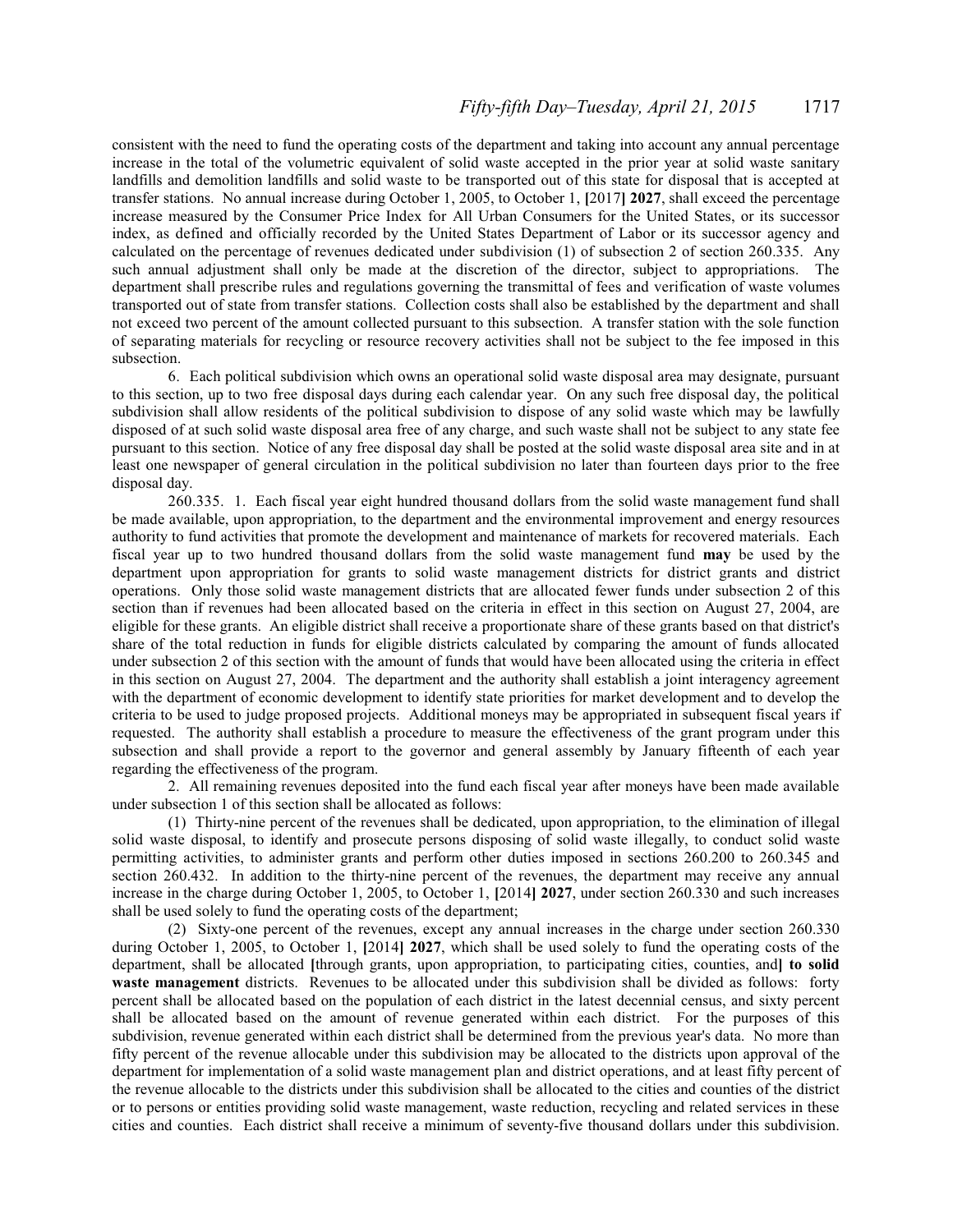consistent with the need to fund the operating costs of the department and taking into account any annual percentage increase in the total of the volumetric equivalent of solid waste accepted in the prior year at solid waste sanitary landfills and demolition landfills and solid waste to be transported out of this state for disposal that is accepted at transfer stations. No annual increase during October 1, 2005, to October 1, [2017] **2027**, shall exceed the percentage increase measured by the Consumer Price Index for All Urban Consumers for the United States, or its successor index, as defined and officially recorded by the United States Department of Labor or its successor agency and calculated on the percentage of revenues dedicated under subdivision (1) of subsection 2 of section 260.335. Any such annual adjustment shall only be made at the discretion of the director, subject to appropriations. The department shall prescribe rules and regulations governing the transmittal of fees and verification of waste volumes transported out of state from transfer stations. Collection costs shall also be established by the department and shall not exceed two percent of the amount collected pursuant to this subsection. A transfer station with the sole function of separating materials for recycling or resource recovery activities shall not be subject to the fee imposed in this subsection.

6. Each political subdivision which owns an operational solid waste disposal area may designate, pursuant to this section, up to two free disposal days during each calendar year. On any such free disposal day, the political subdivision shall allow residents of the political subdivision to dispose of any solid waste which may be lawfully disposed of at such solid waste disposal area free of any charge, and such waste shall not be subject to any state fee pursuant to this section. Notice of any free disposal day shall be posted at the solid waste disposal area site and in at least one newspaper of general circulation in the political subdivision no later than fourteen days prior to the free disposal day.

260.335. 1. Each fiscal year eight hundred thousand dollars from the solid waste management fund shall be made available, upon appropriation, to the department and the environmental improvement and energy resources authority to fund activities that promote the development and maintenance of markets for recovered materials. Each fiscal year up to two hundred thousand dollars from the solid waste management fund **may** be used by the department upon appropriation for grants to solid waste management districts for district grants and district operations. Only those solid waste management districts that are allocated fewer funds under subsection 2 of this section than if revenues had been allocated based on the criteria in effect in this section on August 27, 2004, are eligible for these grants. An eligible district shall receive a proportionate share of these grants based on that district's share of the total reduction in funds for eligible districts calculated by comparing the amount of funds allocated under subsection 2 of this section with the amount of funds that would have been allocated using the criteria in effect in this section on August 27, 2004. The department and the authority shall establish a joint interagency agreement with the department of economic development to identify state priorities for market development and to develop the criteria to be used to judge proposed projects. Additional moneys may be appropriated in subsequent fiscal years if requested. The authority shall establish a procedure to measure the effectiveness of the grant program under this subsection and shall provide a report to the governor and general assembly by January fifteenth of each year regarding the effectiveness of the program.

2. All remaining revenues deposited into the fund each fiscal year after moneys have been made available under subsection 1 of this section shall be allocated as follows:

(1) Thirty-nine percent of the revenues shall be dedicated, upon appropriation, to the elimination of illegal solid waste disposal, to identify and prosecute persons disposing of solid waste illegally, to conduct solid waste permitting activities, to administer grants and perform other duties imposed in sections 260.200 to 260.345 and section 260.432. In addition to the thirty-nine percent of the revenues, the department may receive any annual increase in the charge during October 1, 2005, to October 1, [2014] **2027**, under section 260.330 and such increases shall be used solely to fund the operating costs of the department;

(2) Sixty-one percent of the revenues, except any annual increases in the charge under section 260.330 during October 1, 2005, to October 1, [2014] **2027**, which shall be used solely to fund the operating costs of the department, shall be allocated [through grants, upon appropriation, to participating cities, counties, and] **to solid waste management** districts. Revenues to be allocated under this subdivision shall be divided as follows: forty percent shall be allocated based on the population of each district in the latest decennial census, and sixty percent shall be allocated based on the amount of revenue generated within each district. For the purposes of this subdivision, revenue generated within each district shall be determined from the previous year's data. No more than fifty percent of the revenue allocable under this subdivision may be allocated to the districts upon approval of the department for implementation of a solid waste management plan and district operations, and at least fifty percent of the revenue allocable to the districts under this subdivision shall be allocated to the cities and counties of the district or to persons or entities providing solid waste management, waste reduction, recycling and related services in these cities and counties. Each district shall receive a minimum of seventy-five thousand dollars under this subdivision.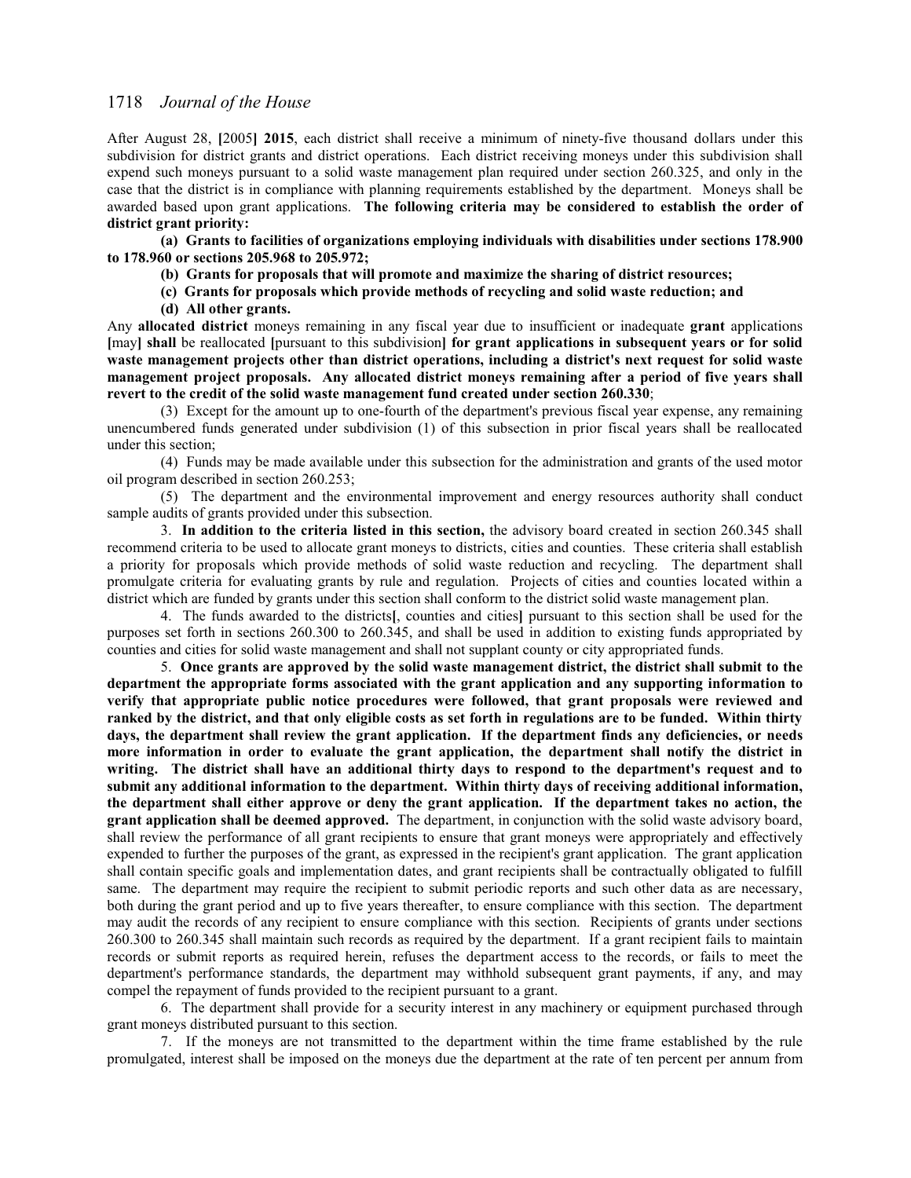After August 28, [2005] **2015**, each district shall receive a minimum of ninety-five thousand dollars under this subdivision for district grants and district operations. Each district receiving moneys under this subdivision shall expend such moneys pursuant to a solid waste management plan required under section 260.325, and only in the case that the district is in compliance with planning requirements established by the department. Moneys shall be awarded based upon grant applications. **The following criteria may be considered to establish the order of district grant priority:**

**(a) Grants to facilities of organizations employing individuals with disabilities under sections 178.900 to 178.960 or sections 205.968 to 205.972;**

**(b) Grants for proposals that will promote and maximize the sharing of district resources;**

**(c) Grants for proposals which provide methods of recycling and solid waste reduction; and**

**(d) All other grants.**

Any **allocated district** moneys remaining in any fiscal year due to insufficient or inadequate **grant** applications **[**may**] shall** be reallocated **[**pursuant to this subdivision**] for grant applications in subsequent years or for solid waste management projects other than district operations, including a district's next request for solid waste management project proposals. Any allocated district moneys remaining after a period of five years shall revert to the credit of the solid waste management fund created under section 260.330**;

(3) Except for the amount up to one-fourth of the department's previous fiscal year expense, any remaining unencumbered funds generated under subdivision (1) of this subsection in prior fiscal years shall be reallocated under this section;

(4) Funds may be made available under this subsection for the administration and grants of the used motor oil program described in section 260.253;

(5) The department and the environmental improvement and energy resources authority shall conduct sample audits of grants provided under this subsection.

3. **In addition to the criteria listed in this section,** the advisory board created in section 260.345 shall recommend criteria to be used to allocate grant moneys to districts, cities and counties. These criteria shall establish a priority for proposals which provide methods of solid waste reduction and recycling. The department shall promulgate criteria for evaluating grants by rule and regulation. Projects of cities and counties located within a district which are funded by grants under this section shall conform to the district solid waste management plan.

4. The funds awarded to the districts**[**, counties and cities**]** pursuant to this section shall be used for the purposes set forth in sections 260.300 to 260.345, and shall be used in addition to existing funds appropriated by counties and cities for solid waste management and shall not supplant county or city appropriated funds.

5. **Once grants are approved by the solid waste management district, the district shall submit to the department the appropriate forms associated with the grant application and any supporting information to verify that appropriate public notice procedures were followed, that grant proposals were reviewed and ranked by the district, and that only eligible costs as set forth in regulations are to be funded. Within thirty days, the department shall review the grant application. If the department finds any deficiencies, or needs more information in order to evaluate the grant application, the department shall notify the district in writing. The district shall have an additional thirty days to respond to the department's request and to submit any additional information to the department. Within thirty days of receiving additional information, the department shall either approve or deny the grant application. If the department takes no action, the grant application shall be deemed approved.** The department, in conjunction with the solid waste advisory board, shall review the performance of all grant recipients to ensure that grant moneys were appropriately and effectively expended to further the purposes of the grant, as expressed in the recipient's grant application. The grant application shall contain specific goals and implementation dates, and grant recipients shall be contractually obligated to fulfill same. The department may require the recipient to submit periodic reports and such other data as are necessary, both during the grant period and up to five years thereafter, to ensure compliance with this section. The department may audit the records of any recipient to ensure compliance with this section. Recipients of grants under sections 260.300 to 260.345 shall maintain such records as required by the department. If a grant recipient fails to maintain records or submit reports as required herein, refuses the department access to the records, or fails to meet the department's performance standards, the department may withhold subsequent grant payments, if any, and may compel the repayment of funds provided to the recipient pursuant to a grant.

6. The department shall provide for a security interest in any machinery or equipment purchased through grant moneys distributed pursuant to this section.

7. If the moneys are not transmitted to the department within the time frame established by the rule promulgated, interest shall be imposed on the moneys due the department at the rate of ten percent per annum from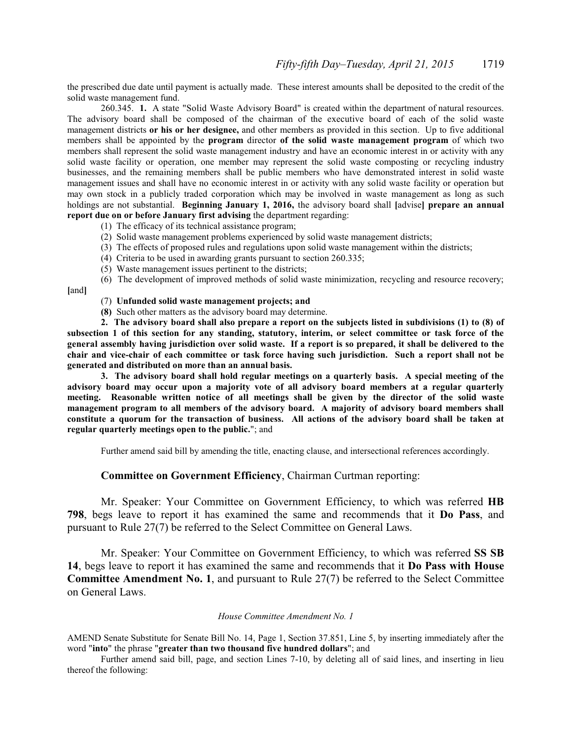the prescribed due date until payment is actually made. These interest amounts shall be deposited to the credit of the solid waste management fund.

260.345. **1.** A state "Solid Waste Advisory Board" is created within the department of natural resources. The advisory board shall be composed of the chairman of the executive board of each of the solid waste management districts **or his or her designee,** and other members as provided in this section. Up to five additional members shall be appointed by the **program** director **of the solid waste management program** of which two members shall represent the solid waste management industry and have an economic interest in or activity with any solid waste facility or operation, one member may represent the solid waste composting or recycling industry businesses, and the remaining members shall be public members who have demonstrated interest in solid waste management issues and shall have no economic interest in or activity with any solid waste facility or operation but may own stock in a publicly traded corporation which may be involved in waste management as long as such holdings are not substantial. **Beginning January 1, 2016,** the advisory board shall **[**advise**] prepare an annual report due on or before January first advising** the department regarding:

(1) The efficacy of its technical assistance program;

(2) Solid waste management problems experienced by solid waste management districts;

(3) The effects of proposed rules and regulations upon solid waste management within the districts;

(4) Criteria to be used in awarding grants pursuant to section 260.335;

(5) Waste management issues pertinent to the districts;

(6) The development of improved methods of solid waste minimization, recycling and resource recovery; **[**and**]**

(7) **Unfunded solid waste management projects; and**

**(8)** Such other matters as the advisory board may determine.

**2. The advisory board shall also prepare a report on the subjects listed in subdivisions (1) to (8) of subsection 1 of this section for any standing, statutory, interim, or select committee or task force of the general assembly having jurisdiction over solid waste. If a report is so prepared, it shall be delivered to the chair and vice-chair of each committee or task force having such jurisdiction. Such a report shall not be generated and distributed on more than an annual basis.**

**3. The advisory board shall hold regular meetings on a quarterly basis. A special meeting of the advisory board may occur upon a majority vote of all advisory board members at a regular quarterly meeting. Reasonable written notice of all meetings shall be given by the director of the solid waste management program to all members of the advisory board. A majority of advisory board members shall constitute a quorum for the transaction of business. All actions of the advisory board shall be taken at regular quarterly meetings open to the public.**"; and

Further amend said bill by amending the title, enacting clause, and intersectional references accordingly.

**Committee on Government Efficiency**, Chairman Curtman reporting:

Mr. Speaker: Your Committee on Government Efficiency, to which was referred **HB 798**, begs leave to report it has examined the same and recommends that it **Do Pass**, and pursuant to Rule 27(7) be referred to the Select Committee on General Laws.

Mr. Speaker: Your Committee on Government Efficiency, to which was referred **SS SB 14**, begs leave to report it has examined the same and recommends that it **Do Pass with House Committee Amendment No. 1**, and pursuant to Rule 27(7) be referred to the Select Committee on General Laws.

*House Committee Amendment No. 1*

AMEND Senate Substitute for Senate Bill No. 14, Page 1, Section 37.851, Line 5, by inserting immediately after the word "**into**" the phrase "**greater than two thousand five hundred dollars**"; and

Further amend said bill, page, and section Lines 7-10, by deleting all of said lines, and inserting in lieu thereof the following: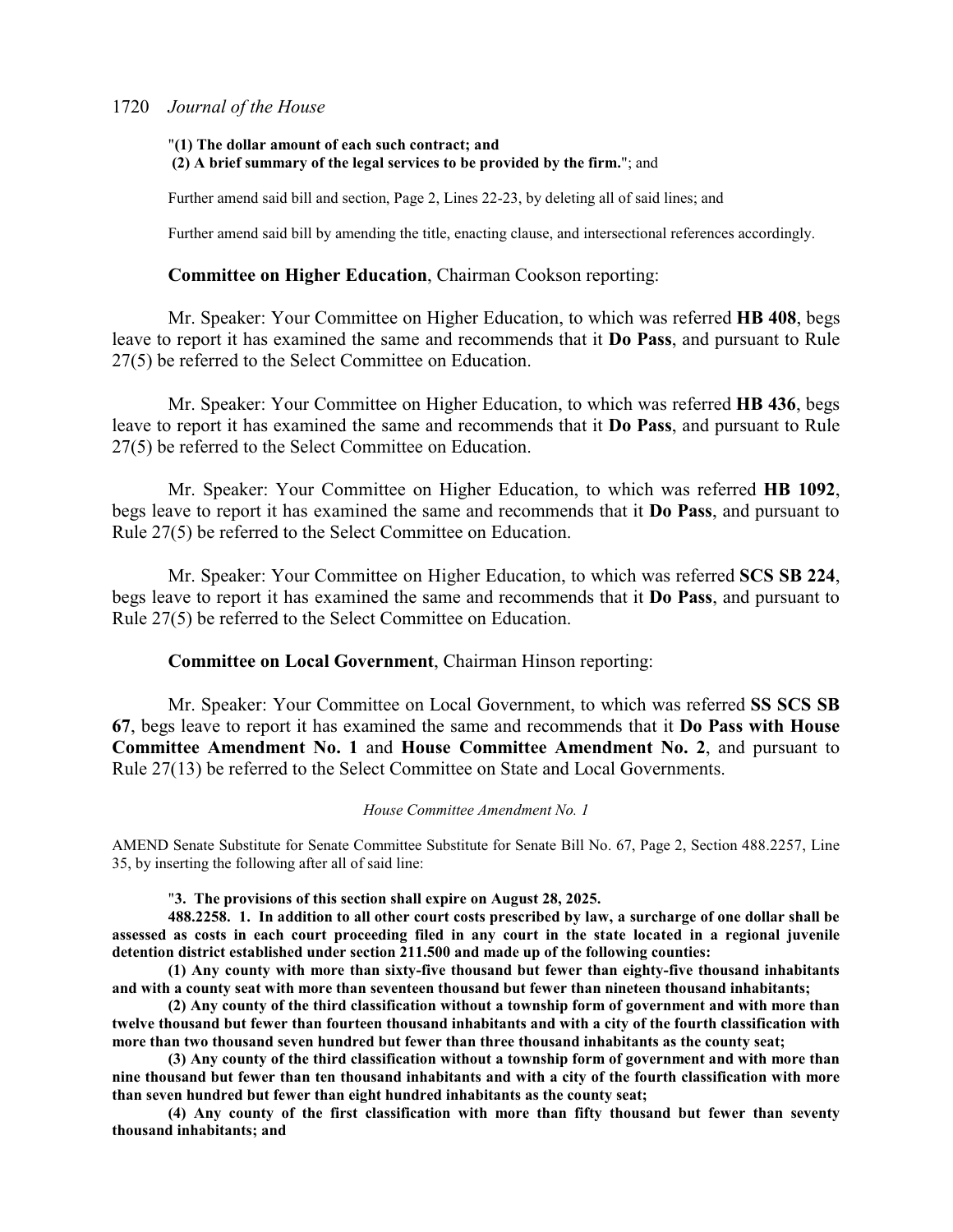"**(1) The dollar amount of each such contract; and**
**(2) A brief summary of the legal services to be provided by the firm.**"; and

Further amend said bill and section, Page 2, Lines 22-23, by deleting all of said lines; and

Further amend said bill by amending the title, enacting clause, and intersectional references accordingly.

**Committee on Higher Education**, Chairman Cookson reporting:

Mr. Speaker: Your Committee on Higher Education, to which was referred **HB 408**, begs leave to report it has examined the same and recommends that it **Do Pass**, and pursuant to Rule 27(5) be referred to the Select Committee on Education.

Mr. Speaker: Your Committee on Higher Education, to which was referred **HB 436**, begs leave to report it has examined the same and recommends that it **Do Pass**, and pursuant to Rule 27(5) be referred to the Select Committee on Education.

Mr. Speaker: Your Committee on Higher Education, to which was referred **HB 1092**, begs leave to report it has examined the same and recommends that it **Do Pass**, and pursuant to Rule 27(5) be referred to the Select Committee on Education.

Mr. Speaker: Your Committee on Higher Education, to which was referred **SCS SB 224**, begs leave to report it has examined the same and recommends that it **Do Pass**, and pursuant to Rule 27(5) be referred to the Select Committee on Education.

**Committee on Local Government**, Chairman Hinson reporting:

Mr. Speaker: Your Committee on Local Government, to which was referred **SS SCS SB 67**, begs leave to report it has examined the same and recommends that it **Do Pass with House Committee Amendment No. 1** and **House Committee Amendment No. 2**, and pursuant to Rule 27(13) be referred to the Select Committee on State and Local Governments.

*House Committee Amendment No. 1*

AMEND Senate Substitute for Senate Committee Substitute for Senate Bill No. 67, Page 2, Section 488.2257, Line 35, by inserting the following after all of said line:

"**3. The provisions of this section shall expire on August 28, 2025.**

**488.2258. 1. In addition to all other court costs prescribed by law, a surcharge of one dollar shall be assessed as costs in each court proceeding filed in any court in the state located in a regional juvenile detention district established under section 211.500 and made up of the following counties:**

**(1) Any county with more than sixty-five thousand but fewer than eighty-five thousand inhabitants and with a county seat with more than seventeen thousand but fewer than nineteen thousand inhabitants;**

**(2) Any county of the third classification without a township form of government and with more than twelve thousand but fewer than fourteen thousand inhabitants and with a city of the fourth classification with more than two thousand seven hundred but fewer than three thousand inhabitants as the county seat;**

**(3) Any county of the third classification without a township form of government and with more than nine thousand but fewer than ten thousand inhabitants and with a city of the fourth classification with more than seven hundred but fewer than eight hundred inhabitants as the county seat;**

**(4) Any county of the first classification with more than fifty thousand but fewer than seventy thousand inhabitants; and**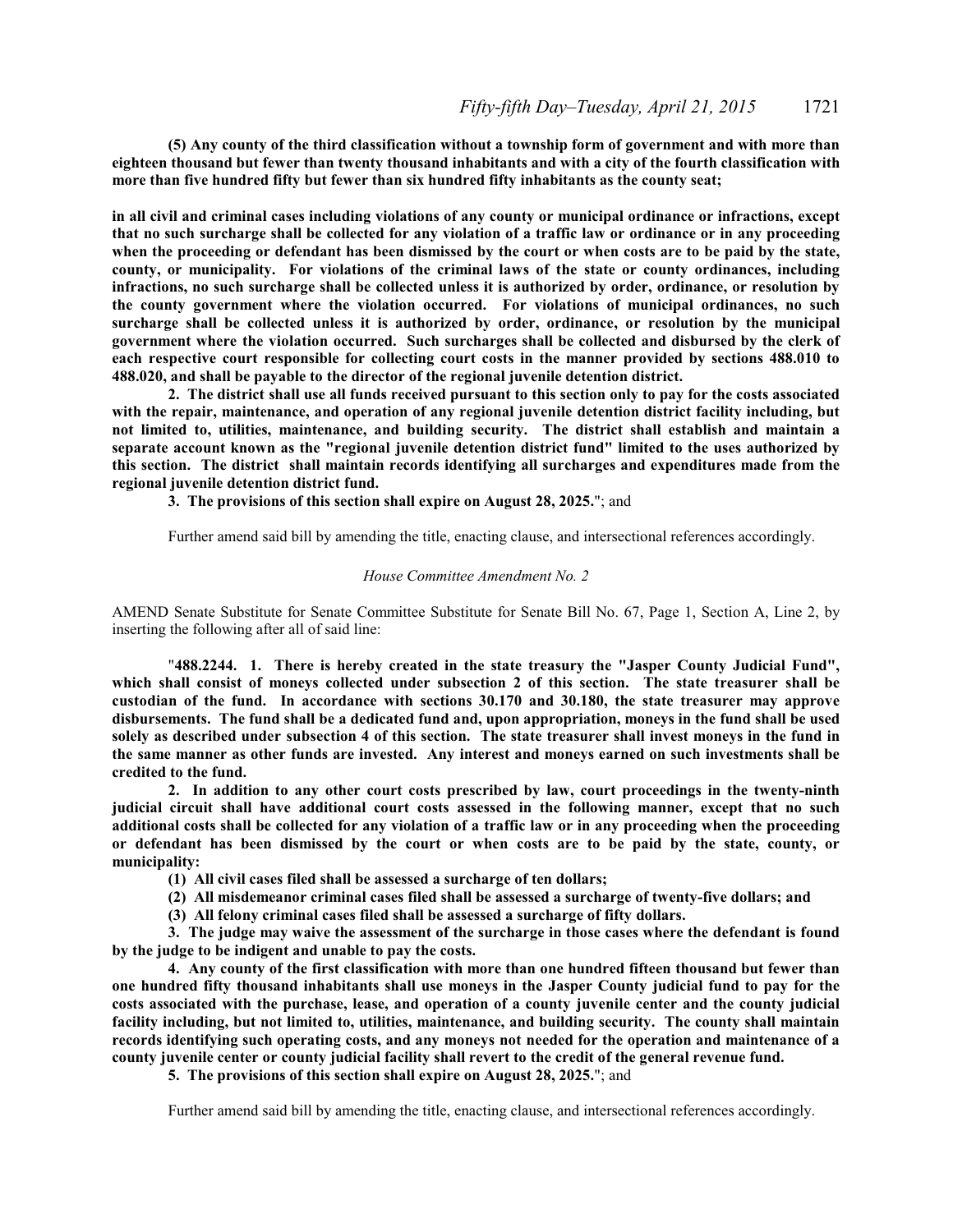**(5) Any county of the third classification without a township form of government and with more than eighteen thousand but fewer than twenty thousand inhabitants and with a city of the fourth classification with more than five hundred fifty but fewer than six hundred fifty inhabitants as the county seat;**

**in all civil and criminal cases including violations of any county or municipal ordinance or infractions, except that no such surcharge shall be collected for any violation of a traffic law or ordinance or in any proceeding when the proceeding or defendant has been dismissed by the court or when costs are to be paid by the state, county, or municipality. For violations of the criminal laws of the state or county ordinances, including infractions, no such surcharge shall be collected unless it is authorized by order, ordinance, or resolution by the county government where the violation occurred. For violations of municipal ordinances, no such surcharge shall be collected unless it is authorized by order, ordinance, or resolution by the municipal government where the violation occurred. Such surcharges shall be collected and disbursed by the clerk of each respective court responsible for collecting court costs in the manner provided by sections 488.010 to 488.020, and shall be payable to the director of the regional juvenile detention district.**

**2. The district shall use all funds received pursuant to this section only to pay for the costs associated with the repair, maintenance, and operation of any regional juvenile detention district facility including, but not limited to, utilities, maintenance, and building security. The district shall establish and maintain a separate account known as the "regional juvenile detention district fund" limited to the uses authorized by this section. The district shall maintain records identifying all surcharges and expenditures made from the regional juvenile detention district fund.**

**3. The provisions of this section shall expire on August 28, 2025.**"; and

Further amend said bill by amending the title, enacting clause, and intersectional references accordingly.

*House Committee Amendment No. 2*

AMEND Senate Substitute for Senate Committee Substitute for Senate Bill No. 67, Page 1, Section A, Line 2, by inserting the following after all of said line:

"**488.2244. 1. There is hereby created in the state treasury the "Jasper County Judicial Fund", which shall consist of moneys collected under subsection 2 of this section. The state treasurer shall be custodian of the fund. In accordance with sections 30.170 and 30.180, the state treasurer may approve disbursements. The fund shall be a dedicated fund and, upon appropriation, moneys in the fund shall be used solely as described under subsection 4 of this section. The state treasurer shall invest moneys in the fund in the same manner as other funds are invested. Any interest and moneys earned on such investments shall be credited to the fund.**

**2. In addition to any other court costs prescribed by law, court proceedings in the twenty-ninth judicial circuit shall have additional court costs assessed in the following manner, except that no such additional costs shall be collected for any violation of a traffic law or in any proceeding when the proceeding or defendant has been dismissed by the court or when costs are to be paid by the state, county, or municipality:**

**(1) All civil cases filed shall be assessed a surcharge of ten dollars;**

**(2) All misdemeanor criminal cases filed shall be assessed a surcharge of twenty-five dollars; and**

**(3) All felony criminal cases filed shall be assessed a surcharge of fifty dollars.**

**3. The judge may waive the assessment of the surcharge in those cases where the defendant is found by the judge to be indigent and unable to pay the costs.**

**4. Any county of the first classification with more than one hundred fifteen thousand but fewer than one hundred fifty thousand inhabitants shall use moneys in the Jasper County judicial fund to pay for the costs associated with the purchase, lease, and operation of a county juvenile center and the county judicial facility including, but not limited to, utilities, maintenance, and building security. The county shall maintain records identifying such operating costs, and any moneys not needed for the operation and maintenance of a county juvenile center or county judicial facility shall revert to the credit of the general revenue fund.**

**5. The provisions of this section shall expire on August 28, 2025.**"; and

Further amend said bill by amending the title, enacting clause, and intersectional references accordingly.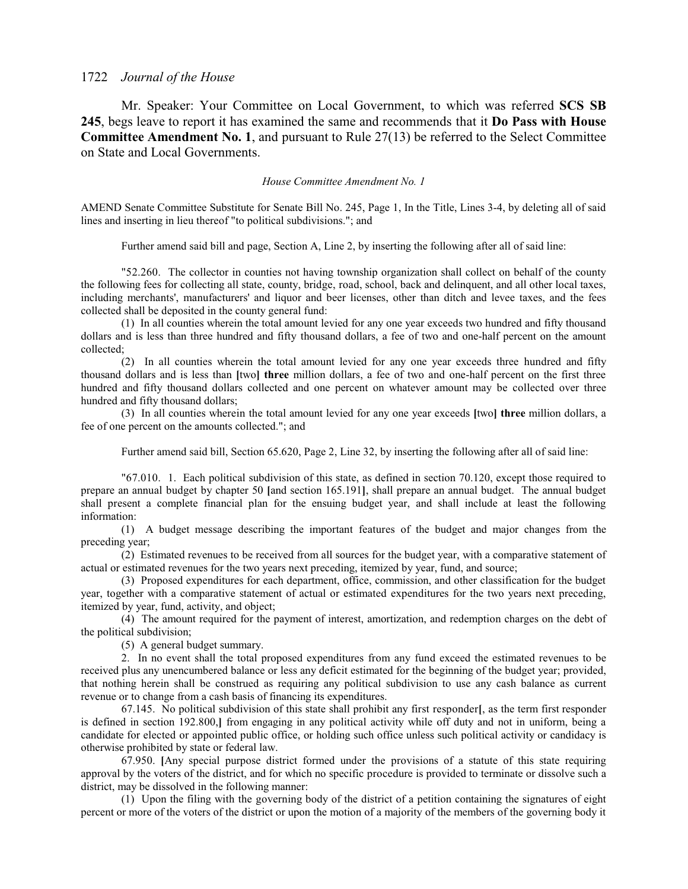Mr. Speaker: Your Committee on Local Government, to which was referred **SCS SB 245**, begs leave to report it has examined the same and recommends that it **Do Pass with House Committee Amendment No. 1**, and pursuant to Rule 27(13) be referred to the Select Committee on State and Local Governments.

*House Committee Amendment No. 1*

AMEND Senate Committee Substitute for Senate Bill No. 245, Page 1, In the Title, Lines 3-4, by deleting all of said lines and inserting in lieu thereof "to political subdivisions."; and

Further amend said bill and page, Section A, Line 2, by inserting the following after all of said line:

"52.260. The collector in counties not having township organization shall collect on behalf of the county the following fees for collecting all state, county, bridge, road, school, back and delinquent, and all other local taxes, including merchants', manufacturers' and liquor and beer licenses, other than ditch and levee taxes, and the fees collected shall be deposited in the county general fund:

(1) In all counties wherein the total amount levied for any one year exceeds two hundred and fifty thousand dollars and is less than three hundred and fifty thousand dollars, a fee of two and one-half percent on the amount collected;

(2) In all counties wherein the total amount levied for any one year exceeds three hundred and fifty thousand dollars and is less than **[**two**]** **three** million dollars, a fee of two and one-half percent on the first three hundred and fifty thousand dollars collected and one percent on whatever amount may be collected over three hundred and fifty thousand dollars;

(3) In all counties wherein the total amount levied for any one year exceeds **[**two**]** **three** million dollars, a fee of one percent on the amounts collected."; and

Further amend said bill, Section 65.620, Page 2, Line 32, by inserting the following after all of said line:

"67.010. 1. Each political subdivision of this state, as defined in section 70.120, except those required to prepare an annual budget by chapter 50 **[**and section 165.191**]**, shall prepare an annual budget. The annual budget shall present a complete financial plan for the ensuing budget year, and shall include at least the following information:

(1) A budget message describing the important features of the budget and major changes from the preceding year;

(2) Estimated revenues to be received from all sources for the budget year, with a comparative statement of actual or estimated revenues for the two years next preceding, itemized by year, fund, and source;

(3) Proposed expenditures for each department, office, commission, and other classification for the budget year, together with a comparative statement of actual or estimated expenditures for the two years next preceding, itemized by year, fund, activity, and object;

(4) The amount required for the payment of interest, amortization, and redemption charges on the debt of the political subdivision;

(5) A general budget summary.

2. In no event shall the total proposed expenditures from any fund exceed the estimated revenues to be received plus any unencumbered balance or less any deficit estimated for the beginning of the budget year; provided, that nothing herein shall be construed as requiring any political subdivision to use any cash balance as current revenue or to change from a cash basis of financing its expenditures.

67.145. No political subdivision of this state shall prohibit any first responder**[**, as the term first responder is defined in section 192.800,**]** from engaging in any political activity while off duty and not in uniform, being a candidate for elected or appointed public office, or holding such office unless such political activity or candidacy is otherwise prohibited by state or federal law.

67.950. **[**Any special purpose district formed under the provisions of a statute of this state requiring approval by the voters of the district, and for which no specific procedure is provided to terminate or dissolve such a district, may be dissolved in the following manner:

(1) Upon the filing with the governing body of the district of a petition containing the signatures of eight percent or more of the voters of the district or upon the motion of a majority of the members of the governing body it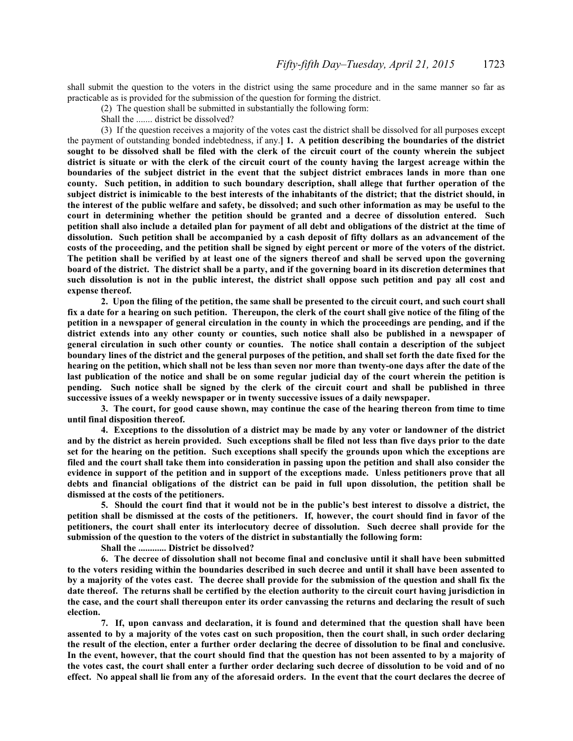shall submit the question to the voters in the district using the same procedure and in the same manner so far as practicable as is provided for the submission of the question for forming the district.

(2) The question shall be submitted in substantially the following form:

Shall the ....... district be dissolved?

(3) If the question receives a majority of the votes cast the district shall be dissolved for all purposes except the payment of outstanding bonded indebtedness, if any.] **1. A petition describing the boundaries of the district sought to be dissolved shall be filed with the clerk of the circuit court of the county wherein the subject district is situate or with the clerk of the circuit court of the county having the largest acreage within the boundaries of the subject district in the event that the subject district embraces lands in more than one county. Such petition, in addition to such boundary description, shall allege that further operation of the subject district is inimicable to the best interests of the inhabitants of the district; that the district should, in the interest of the public welfare and safety, be dissolved; and such other information as may be useful to the court in determining whether the petition should be granted and a decree of dissolution entered. Such petition shall also include a detailed plan for payment of all debt and obligations of the district at the time of dissolution. Such petition shall be accompanied by a cash deposit of fifty dollars as an advancement of the costs of the proceeding, and the petition shall be signed by eight percent or more of the voters of the district. The petition shall be verified by at least one of the signers thereof and shall be served upon the governing board of the district. The district shall be a party, and if the governing board in its discretion determines that such dissolution is not in the public interest, the district shall oppose such petition and pay all cost and expense thereof.**

**2. Upon the filing of the petition, the same shall be presented to the circuit court, and such court shall fix a date for a hearing on such petition. Thereupon, the clerk of the court shall give notice of the filing of the petition in a newspaper of general circulation in the county in which the proceedings are pending, and if the district extends into any other county or counties, such notice shall also be published in a newspaper of general circulation in such other county or counties. The notice shall contain a description of the subject boundary lines of the district and the general purposes of the petition, and shall set forth the date fixed for the hearing on the petition, which shall not be less than seven nor more than twenty-one days after the date of the last publication of the notice and shall be on some regular judicial day of the court wherein the petition is pending. Such notice shall be signed by the clerk of the circuit court and shall be published in three successive issues of a weekly newspaper or in twenty successive issues of a daily newspaper.**

**3. The court, for good cause shown, may continue the case of the hearing thereon from time to time until final disposition thereof.**

**4. Exceptions to the dissolution of a district may be made by any voter or landowner of the district and by the district as herein provided. Such exceptions shall be filed not less than five days prior to the date set for the hearing on the petition. Such exceptions shall specify the grounds upon which the exceptions are filed and the court shall take them into consideration in passing upon the petition and shall also consider the evidence in support of the petition and in support of the exceptions made. Unless petitioners prove that all debts and financial obligations of the district can be paid in full upon dissolution, the petition shall be dismissed at the costs of the petitioners.**

**5. Should the court find that it would not be in the public's best interest to dissolve a district, the petition shall be dismissed at the costs of the petitioners. If, however, the court should find in favor of the petitioners, the court shall enter its interlocutory decree of dissolution. Such decree shall provide for the submission of the question to the voters of the district in substantially the following form:**

**Shall the ............ District be dissolved?**

**6. The decree of dissolution shall not become final and conclusive until it shall have been submitted to the voters residing within the boundaries described in such decree and until it shall have been assented to by a majority of the votes cast. The decree shall provide for the submission of the question and shall fix the date thereof. The returns shall be certified by the election authority to the circuit court having jurisdiction in the case, and the court shall thereupon enter its order canvassing the returns and declaring the result of such election.**

**7. If, upon canvass and declaration, it is found and determined that the question shall have been assented to by a majority of the votes cast on such proposition, then the court shall, in such order declaring the result of the election, enter a further order declaring the decree of dissolution to be final and conclusive. In the event, however, that the court should find that the question has not been assented to by a majority of the votes cast, the court shall enter a further order declaring such decree of dissolution to be void and of no effect. No appeal shall lie from any of the aforesaid orders. In the event that the court declares the decree of**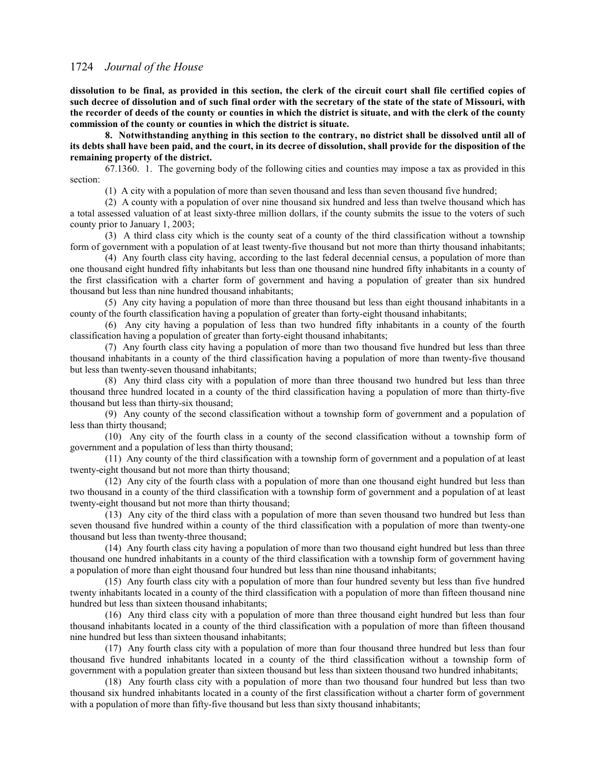**dissolution to be final, as provided in this section, the clerk of the circuit court shall file certified copies of such decree of dissolution and of such final order with the secretary of the state of the state of Missouri, with the recorder of deeds of the county or counties in which the district is situate, and with the clerk of the county commission of the county or counties in which the district is situate.**

**8. Notwithstanding anything in this section to the contrary, no district shall be dissolved until all of its debts shall have been paid, and the court, in its decree of dissolution, shall provide for the disposition of the remaining property of the district.**

67.1360. 1. The governing body of the following cities and counties may impose a tax as provided in this section:

(1) A city with a population of more than seven thousand and less than seven thousand five hundred;

(2) A county with a population of over nine thousand six hundred and less than twelve thousand which has a total assessed valuation of at least sixty-three million dollars, if the county submits the issue to the voters of such county prior to January 1, 2003;

(3) A third class city which is the county seat of a county of the third classification without a township form of government with a population of at least twenty-five thousand but not more than thirty thousand inhabitants;

(4) Any fourth class city having, according to the last federal decennial census, a population of more than one thousand eight hundred fifty inhabitants but less than one thousand nine hundred fifty inhabitants in a county of the first classification with a charter form of government and having a population of greater than six hundred thousand but less than nine hundred thousand inhabitants;

(5) Any city having a population of more than three thousand but less than eight thousand inhabitants in a county of the fourth classification having a population of greater than forty-eight thousand inhabitants;

(6) Any city having a population of less than two hundred fifty inhabitants in a county of the fourth classification having a population of greater than forty-eight thousand inhabitants;

(7) Any fourth class city having a population of more than two thousand five hundred but less than three thousand inhabitants in a county of the third classification having a population of more than twenty-five thousand but less than twenty-seven thousand inhabitants;

(8) Any third class city with a population of more than three thousand two hundred but less than three thousand three hundred located in a county of the third classification having a population of more than thirty-five thousand but less than thirty-six thousand;

(9) Any county of the second classification without a township form of government and a population of less than thirty thousand;

(10) Any city of the fourth class in a county of the second classification without a township form of government and a population of less than thirty thousand;

(11) Any county of the third classification with a township form of government and a population of at least twenty-eight thousand but not more than thirty thousand;

(12) Any city of the fourth class with a population of more than one thousand eight hundred but less than two thousand in a county of the third classification with a township form of government and a population of at least twenty-eight thousand but not more than thirty thousand;

(13) Any city of the third class with a population of more than seven thousand two hundred but less than seven thousand five hundred within a county of the third classification with a population of more than twenty-one thousand but less than twenty-three thousand;

(14) Any fourth class city having a population of more than two thousand eight hundred but less than three thousand one hundred inhabitants in a county of the third classification with a township form of government having a population of more than eight thousand four hundred but less than nine thousand inhabitants;

(15) Any fourth class city with a population of more than four hundred seventy but less than five hundred twenty inhabitants located in a county of the third classification with a population of more than fifteen thousand nine hundred but less than sixteen thousand inhabitants;

(16) Any third class city with a population of more than three thousand eight hundred but less than four thousand inhabitants located in a county of the third classification with a population of more than fifteen thousand nine hundred but less than sixteen thousand inhabitants;

(17) Any fourth class city with a population of more than four thousand three hundred but less than four thousand five hundred inhabitants located in a county of the third classification without a township form of government with a population greater than sixteen thousand but less than sixteen thousand two hundred inhabitants;

(18) Any fourth class city with a population of more than two thousand four hundred but less than two thousand six hundred inhabitants located in a county of the first classification without a charter form of government with a population of more than fifty-five thousand but less than sixty thousand inhabitants;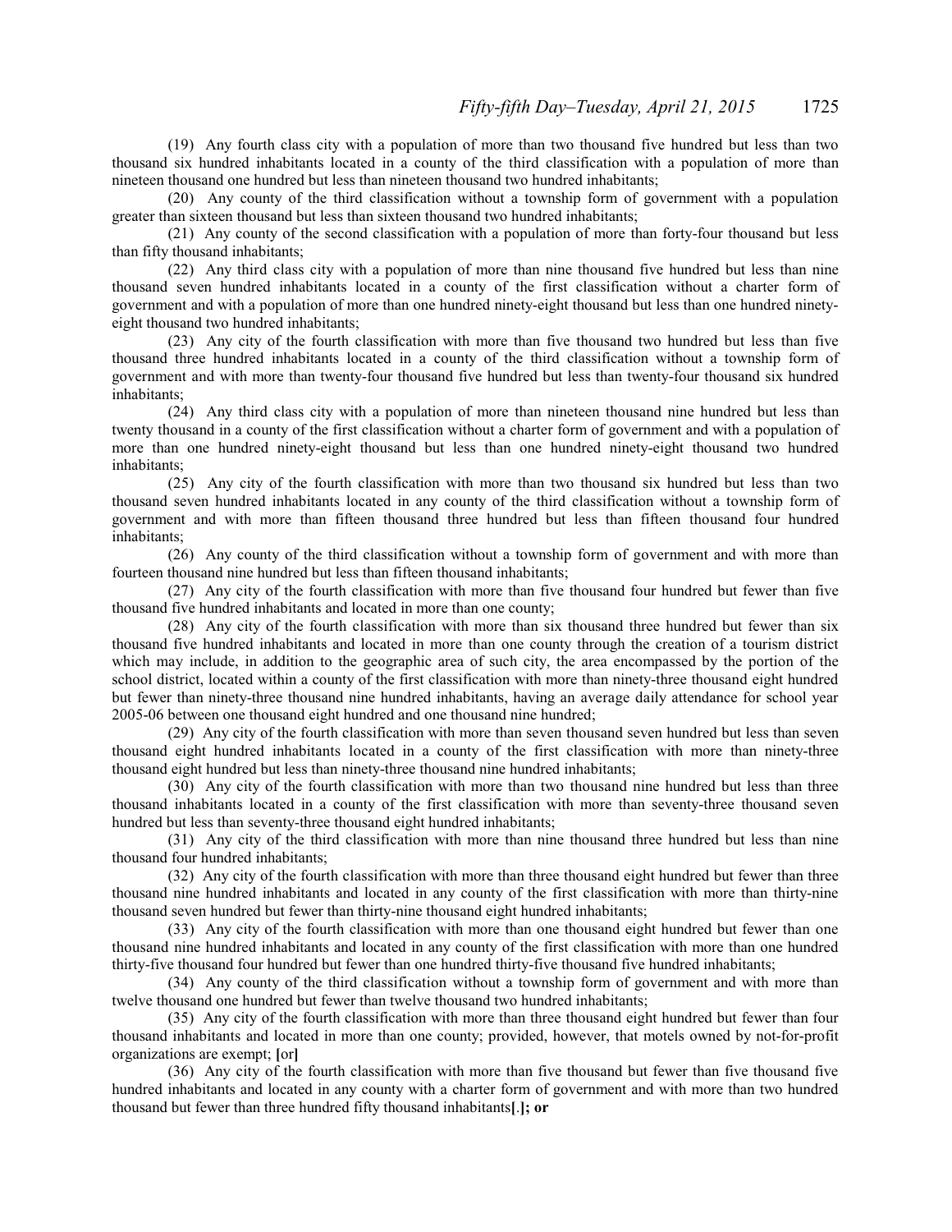(19) Any fourth class city with a population of more than two thousand five hundred but less than two thousand six hundred inhabitants located in a county of the third classification with a population of more than nineteen thousand one hundred but less than nineteen thousand two hundred inhabitants;

(20) Any county of the third classification without a township form of government with a population greater than sixteen thousand but less than sixteen thousand two hundred inhabitants;

(21) Any county of the second classification with a population of more than forty-four thousand but less than fifty thousand inhabitants;

(22) Any third class city with a population of more than nine thousand five hundred but less than nine thousand seven hundred inhabitants located in a county of the first classification without a charter form of government and with a population of more than one hundred ninety-eight thousand but less than one hundred ninety-eight thousand two hundred inhabitants;

(23) Any city of the fourth classification with more than five thousand two hundred but less than five thousand three hundred inhabitants located in a county of the third classification without a township form of government and with more than twenty-four thousand five hundred but less than twenty-four thousand six hundred inhabitants;

(24) Any third class city with a population of more than nineteen thousand nine hundred but less than twenty thousand in a county of the first classification without a charter form of government and with a population of more than one hundred ninety-eight thousand but less than one hundred ninety-eight thousand two hundred inhabitants;

(25) Any city of the fourth classification with more than two thousand six hundred but less than two thousand seven hundred inhabitants located in any county of the third classification without a township form of government and with more than fifteen thousand three hundred but less than fifteen thousand four hundred inhabitants;

(26) Any county of the third classification without a township form of government and with more than fourteen thousand nine hundred but less than fifteen thousand inhabitants;

(27) Any city of the fourth classification with more than five thousand four hundred but fewer than five thousand five hundred inhabitants and located in more than one county;

(28) Any city of the fourth classification with more than six thousand three hundred but fewer than six thousand five hundred inhabitants and located in more than one county through the creation of a tourism district which may include, in addition to the geographic area of such city, the area encompassed by the portion of the school district, located within a county of the first classification with more than ninety-three thousand eight hundred but fewer than ninety-three thousand nine hundred inhabitants, having an average daily attendance for school year 2005-06 between one thousand eight hundred and one thousand nine hundred;

(29) Any city of the fourth classification with more than seven thousand seven hundred but less than seven thousand eight hundred inhabitants located in a county of the first classification with more than ninety-three thousand eight hundred but less than ninety-three thousand nine hundred inhabitants;

(30) Any city of the fourth classification with more than two thousand nine hundred but less than three thousand inhabitants located in a county of the first classification with more than seventy-three thousand seven hundred but less than seventy-three thousand eight hundred inhabitants;

(31) Any city of the third classification with more than nine thousand three hundred but less than nine thousand four hundred inhabitants;

(32) Any city of the fourth classification with more than three thousand eight hundred but fewer than three thousand nine hundred inhabitants and located in any county of the first classification with more than thirty-nine thousand seven hundred but fewer than thirty-nine thousand eight hundred inhabitants;

(33) Any city of the fourth classification with more than one thousand eight hundred but fewer than one thousand nine hundred inhabitants and located in any county of the first classification with more than one hundred thirty-five thousand four hundred but fewer than one hundred thirty-five thousand five hundred inhabitants;

(34) Any county of the third classification without a township form of government and with more than twelve thousand one hundred but fewer than twelve thousand two hundred inhabitants;

(35) Any city of the fourth classification with more than three thousand eight hundred but fewer than four thousand inhabitants and located in more than one county; provided, however, that motels owned by not-for-profit organizations are exempt; **[**or**]**

(36) Any city of the fourth classification with more than five thousand but fewer than five thousand five hundred inhabitants and located in any county with a charter form of government and with more than two hundred thousand but fewer than three hundred fifty thousand inhabitants**[**.**]; or**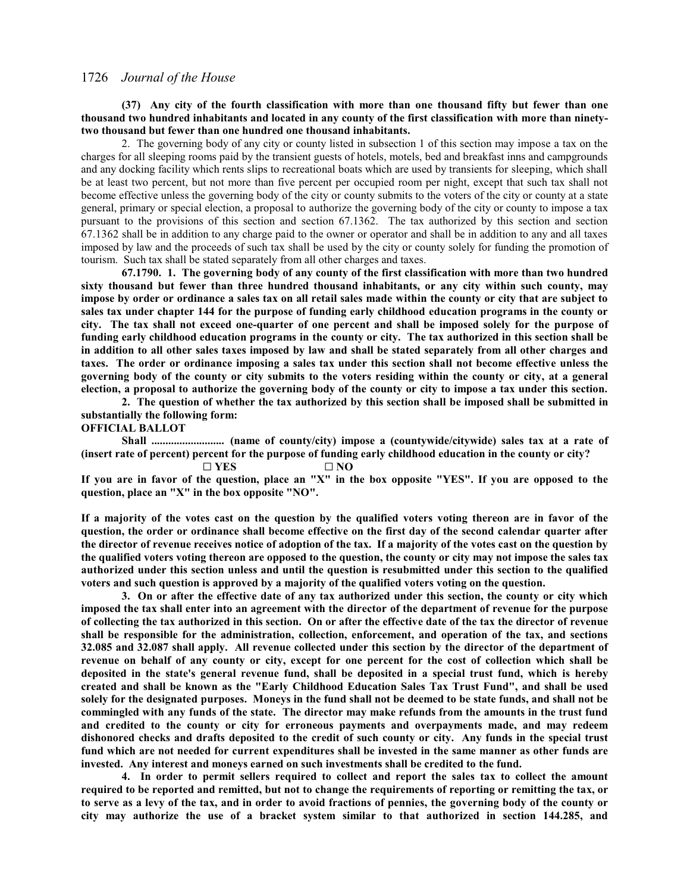**(37) Any city of the fourth classification with more than one thousand fifty but fewer than one thousand two hundred inhabitants and located in any county of the first classification with more than ninety-two thousand but fewer than one hundred one thousand inhabitants.**

2. The governing body of any city or county listed in subsection 1 of this section may impose a tax on the charges for all sleeping rooms paid by the transient guests of hotels, motels, bed and breakfast inns and campgrounds and any docking facility which rents slips to recreational boats which are used by transients for sleeping, which shall be at least two percent, but not more than five percent per occupied room per night, except that such tax shall not become effective unless the governing body of the city or county submits to the voters of the city or county at a state general, primary or special election, a proposal to authorize the governing body of the city or county to impose a tax pursuant to the provisions of this section and section 67.1362. The tax authorized by this section and section 67.1362 shall be in addition to any charge paid to the owner or operator and shall be in addition to any and all taxes imposed by law and the proceeds of such tax shall be used by the city or county solely for funding the promotion of tourism. Such tax shall be stated separately from all other charges and taxes.

**67.1790. 1. The governing body of any county of the first classification with more than two hundred sixty thousand but fewer than three hundred thousand inhabitants, or any city within such county, may impose by order or ordinance a sales tax on all retail sales made within the county or city that are subject to sales tax under chapter 144 for the purpose of funding early childhood education programs in the county or city. The tax shall not exceed one-quarter of one percent and shall be imposed solely for the purpose of funding early childhood education programs in the county or city. The tax authorized in this section shall be in addition to all other sales taxes imposed by law and shall be stated separately from all other charges and taxes. The order or ordinance imposing a sales tax under this section shall not become effective unless the governing body of the county or city submits to the voters residing within the county or city, at a general election, a proposal to authorize the governing body of the county or city to impose a tax under this section.**

**2. The question of whether the tax authorized by this section shall be imposed shall be submitted in substantially the following form:**

**OFFICIAL BALLOT**

**Shall .......................... (name of county/city) impose a (countywide/citywide) sales tax at a rate of (insert rate of percent) percent for the purpose of funding early childhood education in the county or city?**

**☐ YES ☐ NO**

**If you are in favor of the question, place an "X" in the box opposite "YES". If you are opposed to the question, place an "X" in the box opposite "NO".**

**If a majority of the votes cast on the question by the qualified voters voting thereon are in favor of the question, the order or ordinance shall become effective on the first day of the second calendar quarter after the director of revenue receives notice of adoption of the tax. If a majority of the votes cast on the question by the qualified voters voting thereon are opposed to the question, the county or city may not impose the sales tax authorized under this section unless and until the question is resubmitted under this section to the qualified voters and such question is approved by a majority of the qualified voters voting on the question.**

**3. On or after the effective date of any tax authorized under this section, the county or city which imposed the tax shall enter into an agreement with the director of the department of revenue for the purpose of collecting the tax authorized in this section. On or after the effective date of the tax the director of revenue shall be responsible for the administration, collection, enforcement, and operation of the tax, and sections 32.085 and 32.087 shall apply. All revenue collected under this section by the director of the department of revenue on behalf of any county or city, except for one percent for the cost of collection which shall be deposited in the state's general revenue fund, shall be deposited in a special trust fund, which is hereby created and shall be known as the "Early Childhood Education Sales Tax Trust Fund", and shall be used solely for the designated purposes. Moneys in the fund shall not be deemed to be state funds, and shall not be commingled with any funds of the state. The director may make refunds from the amounts in the trust fund and credited to the county or city for erroneous payments and overpayments made, and may redeem dishonored checks and drafts deposited to the credit of such county or city. Any funds in the special trust fund which are not needed for current expenditures shall be invested in the same manner as other funds are invested. Any interest and moneys earned on such investments shall be credited to the fund.**

**4. In order to permit sellers required to collect and report the sales tax to collect the amount required to be reported and remitted, but not to change the requirements of reporting or remitting the tax, or to serve as a levy of the tax, and in order to avoid fractions of pennies, the governing body of the county or city may authorize the use of a bracket system similar to that authorized in section 144.285, and**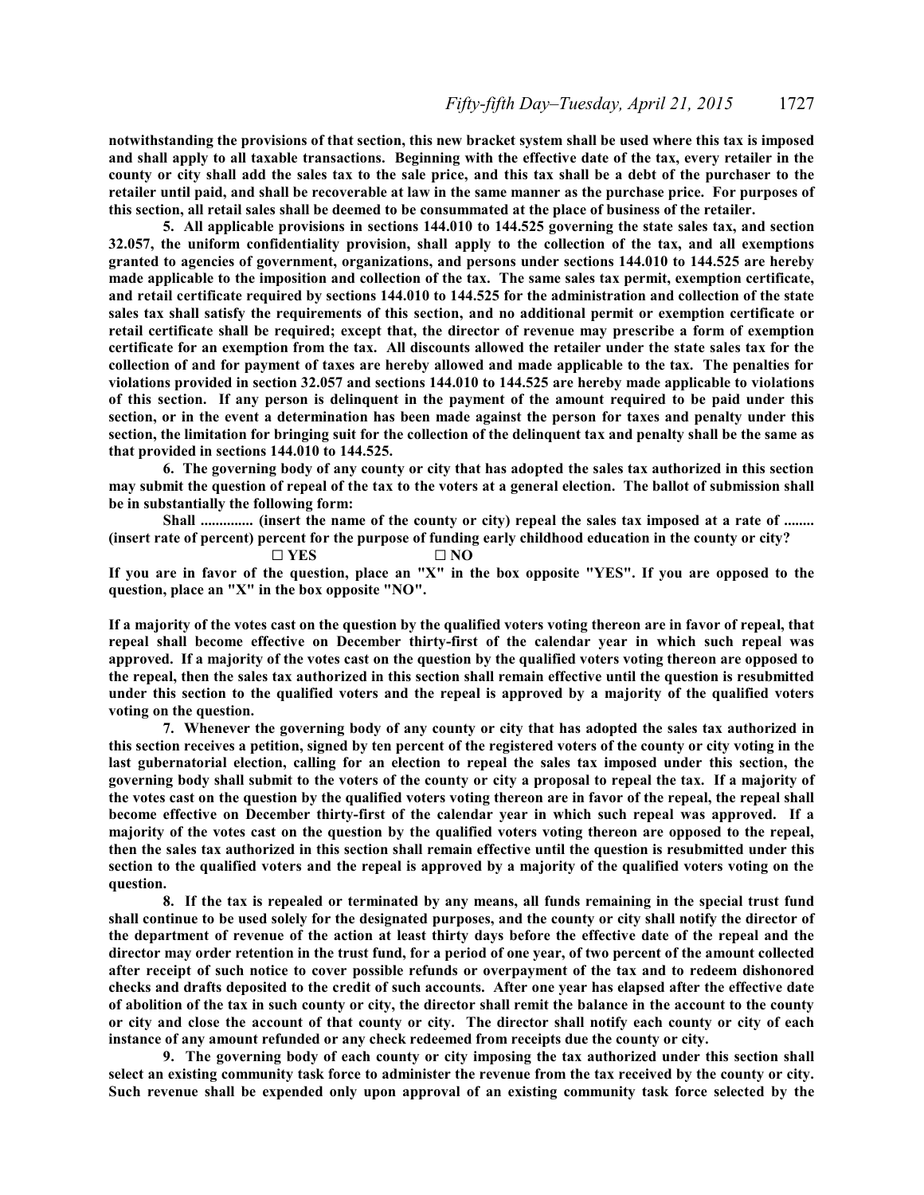**notwithstanding the provisions of that section, this new bracket system shall be used where this tax is imposed and shall apply to all taxable transactions. Beginning with the effective date of the tax, every retailer in the county or city shall add the sales tax to the sale price, and this tax shall be a debt of the purchaser to the retailer until paid, and shall be recoverable at law in the same manner as the purchase price. For purposes of this section, all retail sales shall be deemed to be consummated at the place of business of the retailer.**

**5. All applicable provisions in sections 144.010 to 144.525 governing the state sales tax, and section 32.057, the uniform confidentiality provision, shall apply to the collection of the tax, and all exemptions granted to agencies of government, organizations, and persons under sections 144.010 to 144.525 are hereby made applicable to the imposition and collection of the tax. The same sales tax permit, exemption certificate, and retail certificate required by sections 144.010 to 144.525 for the administration and collection of the state sales tax shall satisfy the requirements of this section, and no additional permit or exemption certificate or retail certificate shall be required; except that, the director of revenue may prescribe a form of exemption certificate for an exemption from the tax. All discounts allowed the retailer under the state sales tax for the collection of and for payment of taxes are hereby allowed and made applicable to the tax. The penalties for violations provided in section 32.057 and sections 144.010 to 144.525 are hereby made applicable to violations of this section. If any person is delinquent in the payment of the amount required to be paid under this section, or in the event a determination has been made against the person for taxes and penalty under this section, the limitation for bringing suit for the collection of the delinquent tax and penalty shall be the same as that provided in sections 144.010 to 144.525.**

**6. The governing body of any county or city that has adopted the sales tax authorized in this section may submit the question of repeal of the tax to the voters at a general election. The ballot of submission shall be in substantially the following form:**

**Shall .............. (insert the name of the county or city) repeal the sales tax imposed at a rate of ........ (insert rate of percent) percent for the purpose of funding early childhood education in the county or city?**

**☐ YES ☐ NO**

**If you are in favor of the question, place an "X" in the box opposite "YES". If you are opposed to the question, place an "X" in the box opposite "NO".**

**If a majority of the votes cast on the question by the qualified voters voting thereon are in favor of repeal, that repeal shall become effective on December thirty-first of the calendar year in which such repeal was approved. If a majority of the votes cast on the question by the qualified voters voting thereon are opposed to the repeal, then the sales tax authorized in this section shall remain effective until the question is resubmitted under this section to the qualified voters and the repeal is approved by a majority of the qualified voters voting on the question.**

**7. Whenever the governing body of any county or city that has adopted the sales tax authorized in this section receives a petition, signed by ten percent of the registered voters of the county or city voting in the last gubernatorial election, calling for an election to repeal the sales tax imposed under this section, the governing body shall submit to the voters of the county or city a proposal to repeal the tax. If a majority of the votes cast on the question by the qualified voters voting thereon are in favor of the repeal, the repeal shall become effective on December thirty-first of the calendar year in which such repeal was approved. If a majority of the votes cast on the question by the qualified voters voting thereon are opposed to the repeal, then the sales tax authorized in this section shall remain effective until the question is resubmitted under this section to the qualified voters and the repeal is approved by a majority of the qualified voters voting on the question.**

**8. If the tax is repealed or terminated by any means, all funds remaining in the special trust fund shall continue to be used solely for the designated purposes, and the county or city shall notify the director of the department of revenue of the action at least thirty days before the effective date of the repeal and the director may order retention in the trust fund, for a period of one year, of two percent of the amount collected after receipt of such notice to cover possible refunds or overpayment of the tax and to redeem dishonored checks and drafts deposited to the credit of such accounts. After one year has elapsed after the effective date of abolition of the tax in such county or city, the director shall remit the balance in the account to the county or city and close the account of that county or city. The director shall notify each county or city of each instance of any amount refunded or any check redeemed from receipts due the county or city.**

**9. The governing body of each county or city imposing the tax authorized under this section shall select an existing community task force to administer the revenue from the tax received by the county or city. Such revenue shall be expended only upon approval of an existing community task force selected by the**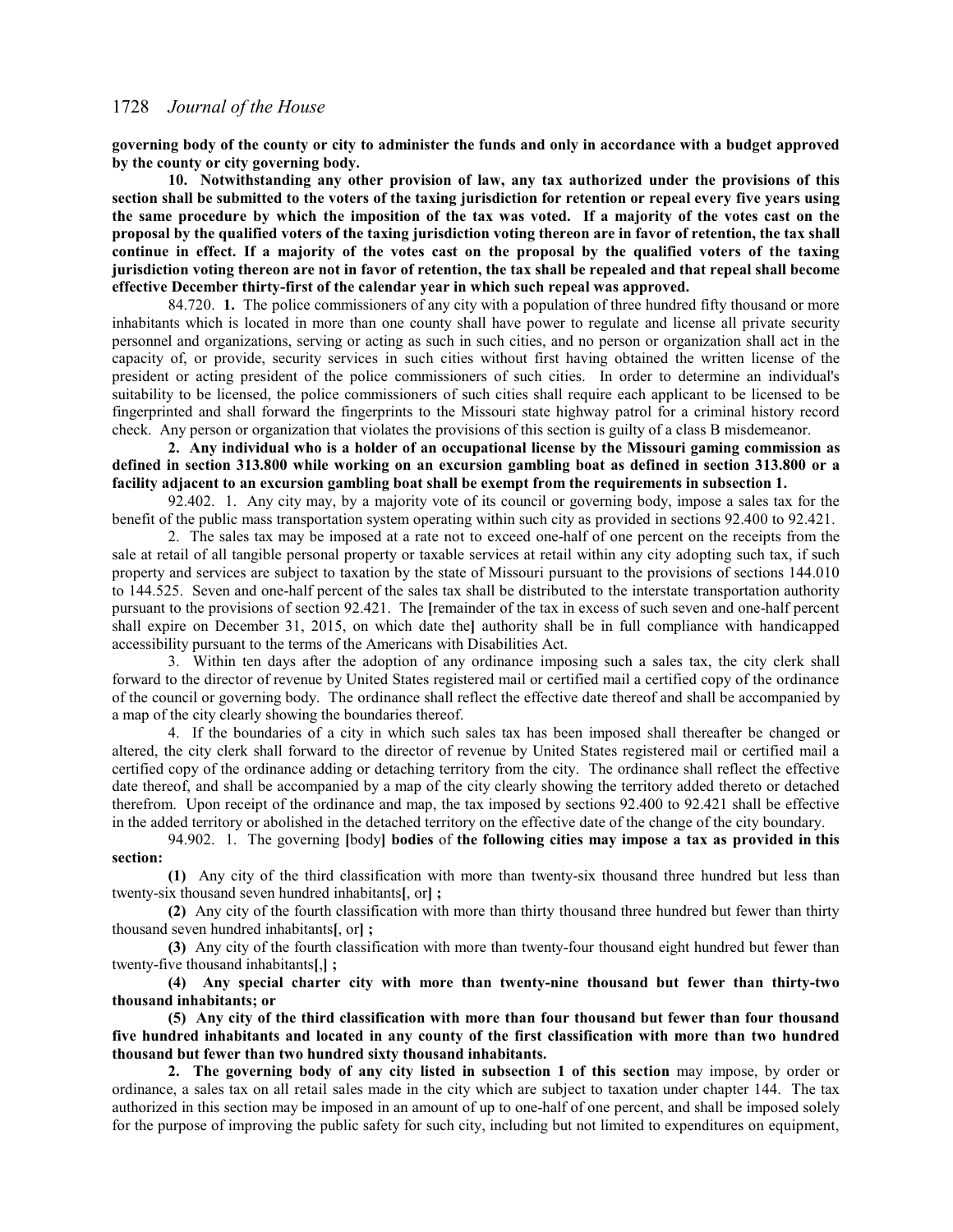**governing body of the county or city to administer the funds and only in accordance with a budget approved by the county or city governing body.**

**10. Notwithstanding any other provision of law, any tax authorized under the provisions of this section shall be submitted to the voters of the taxing jurisdiction for retention or repeal every five years using the same procedure by which the imposition of the tax was voted. If a majority of the votes cast on the proposal by the qualified voters of the taxing jurisdiction voting thereon are in favor of retention, the tax shall continue in effect. If a majority of the votes cast on the proposal by the qualified voters of the taxing jurisdiction voting thereon are not in favor of retention, the tax shall be repealed and that repeal shall become effective December thirty-first of the calendar year in which such repeal was approved.**

84.720. **1.** The police commissioners of any city with a population of three hundred fifty thousand or more inhabitants which is located in more than one county shall have power to regulate and license all private security personnel and organizations, serving or acting as such in such cities, and no person or organization shall act in the capacity of, or provide, security services in such cities without first having obtained the written license of the president or acting president of the police commissioners of such cities. In order to determine an individual's suitability to be licensed, the police commissioners of such cities shall require each applicant to be licensed to be fingerprinted and shall forward the fingerprints to the Missouri state highway patrol for a criminal history record check. Any person or organization that violates the provisions of this section is guilty of a class B misdemeanor.

**2. Any individual who is a holder of an occupational license by the Missouri gaming commission as defined in section 313.800 while working on an excursion gambling boat as defined in section 313.800 or a facility adjacent to an excursion gambling boat shall be exempt from the requirements in subsection 1.**

92.402. 1. Any city may, by a majority vote of its council or governing body, impose a sales tax for the benefit of the public mass transportation system operating within such city as provided in sections 92.400 to 92.421.

2. The sales tax may be imposed at a rate not to exceed one-half of one percent on the receipts from the sale at retail of all tangible personal property or taxable services at retail within any city adopting such tax, if such property and services are subject to taxation by the state of Missouri pursuant to the provisions of sections 144.010 to 144.525. Seven and one-half percent of the sales tax shall be distributed to the interstate transportation authority pursuant to the provisions of section 92.421. The **[**remainder of the tax in excess of such seven and one-half percent shall expire on December 31, 2015, on which date the**]** authority shall be in full compliance with handicapped accessibility pursuant to the terms of the Americans with Disabilities Act.

3. Within ten days after the adoption of any ordinance imposing such a sales tax, the city clerk shall forward to the director of revenue by United States registered mail or certified mail a certified copy of the ordinance of the council or governing body. The ordinance shall reflect the effective date thereof and shall be accompanied by a map of the city clearly showing the boundaries thereof.

4. If the boundaries of a city in which such sales tax has been imposed shall thereafter be changed or altered, the city clerk shall forward to the director of revenue by United States registered mail or certified mail a certified copy of the ordinance adding or detaching territory from the city. The ordinance shall reflect the effective date thereof, and shall be accompanied by a map of the city clearly showing the territory added thereto or detached therefrom. Upon receipt of the ordinance and map, the tax imposed by sections 92.400 to 92.421 shall be effective in the added territory or abolished in the detached territory on the effective date of the change of the city boundary.

94.902. 1. The governing **[**body**]** **bodies** of **the following cities may impose a tax as provided in this section:**

**(1)** Any city of the third classification with more than twenty-six thousand three hundred but less than twenty-six thousand seven hundred inhabitants**[**, or**] ;**

**(2)** Any city of the fourth classification with more than thirty thousand three hundred but fewer than thirty thousand seven hundred inhabitants**[**, or**] ;**

**(3)** Any city of the fourth classification with more than twenty-four thousand eight hundred but fewer than twenty-five thousand inhabitants**[**,**] ;**

**(4) Any special charter city with more than twenty-nine thousand but fewer than thirty-two thousand inhabitants; or**

**(5) Any city of the third classification with more than four thousand but fewer than four thousand five hundred inhabitants and located in any county of the first classification with more than two hundred thousand but fewer than two hundred sixty thousand inhabitants.**

**2. The governing body of any city listed in subsection 1 of this section** may impose, by order or ordinance, a sales tax on all retail sales made in the city which are subject to taxation under chapter 144. The tax authorized in this section may be imposed in an amount of up to one-half of one percent, and shall be imposed solely for the purpose of improving the public safety for such city, including but not limited to expenditures on equipment,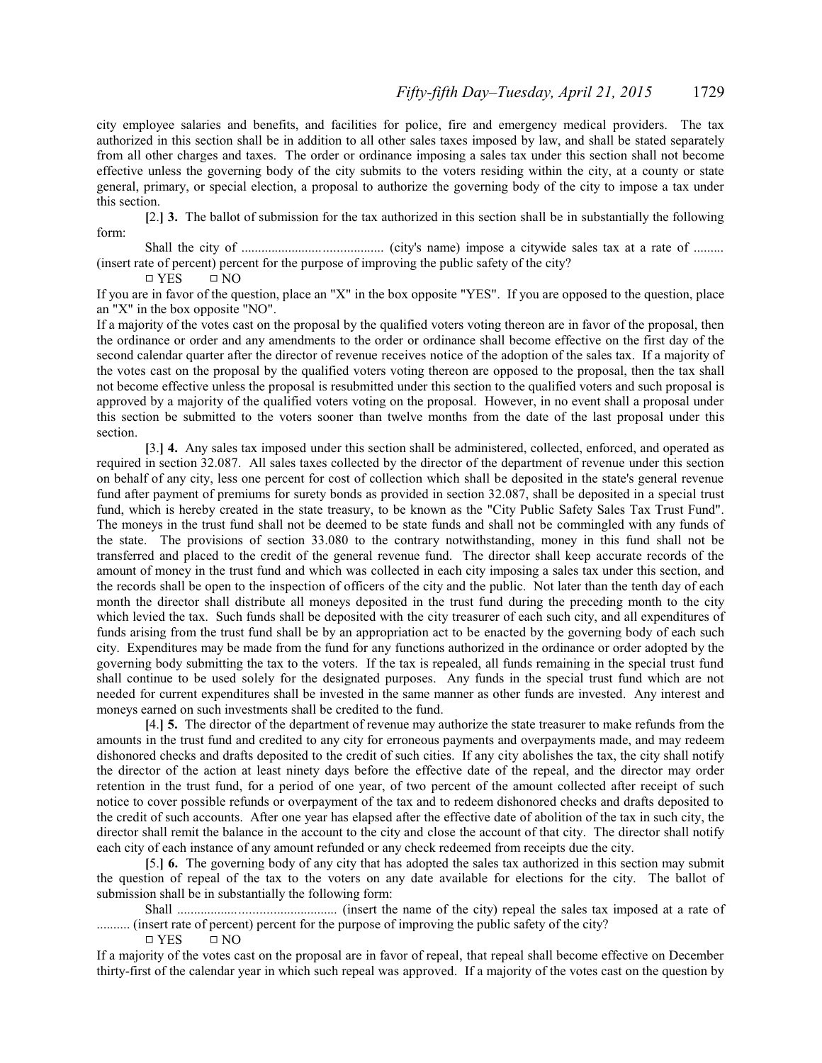city employee salaries and benefits, and facilities for police, fire and emergency medical providers. The tax authorized in this section shall be in addition to all other sales taxes imposed by law, and shall be stated separately from all other charges and taxes. The order or ordinance imposing a sales tax under this section shall not become effective unless the governing body of the city submits to the voters residing within the city, at a county or state general, primary, or special election, a proposal to authorize the governing body of the city to impose a tax under this section.

[2.] **3.** The ballot of submission for the tax authorized in this section shall be in substantially the following form:

Shall the city of ......................................... (city's name) impose a citywide sales tax at a rate of ......... (insert rate of percent) percent for the purpose of improving the public safety of the city?

□ YES  □ NO

If you are in favor of the question, place an "X" in the box opposite "YES". If you are opposed to the question, place an "X" in the box opposite "NO".

If a majority of the votes cast on the proposal by the qualified voters voting thereon are in favor of the proposal, then the ordinance or order and any amendments to the order or ordinance shall become effective on the first day of the second calendar quarter after the director of revenue receives notice of the adoption of the sales tax. If a majority of the votes cast on the proposal by the qualified voters voting thereon are opposed to the proposal, then the tax shall not become effective unless the proposal is resubmitted under this section to the qualified voters and such proposal is approved by a majority of the qualified voters voting on the proposal. However, in no event shall a proposal under this section be submitted to the voters sooner than twelve months from the date of the last proposal under this section.

[3.] **4.** Any sales tax imposed under this section shall be administered, collected, enforced, and operated as required in section 32.087. All sales taxes collected by the director of the department of revenue under this section on behalf of any city, less one percent for cost of collection which shall be deposited in the state's general revenue fund after payment of premiums for surety bonds as provided in section 32.087, shall be deposited in a special trust fund, which is hereby created in the state treasury, to be known as the "City Public Safety Sales Tax Trust Fund". The moneys in the trust fund shall not be deemed to be state funds and shall not be commingled with any funds of the state. The provisions of section 33.080 to the contrary notwithstanding, money in this fund shall not be transferred and placed to the credit of the general revenue fund. The director shall keep accurate records of the amount of money in the trust fund and which was collected in each city imposing a sales tax under this section, and the records shall be open to the inspection of officers of the city and the public. Not later than the tenth day of each month the director shall distribute all moneys deposited in the trust fund during the preceding month to the city which levied the tax. Such funds shall be deposited with the city treasurer of each such city, and all expenditures of funds arising from the trust fund shall be by an appropriation act to be enacted by the governing body of each such city. Expenditures may be made from the fund for any functions authorized in the ordinance or order adopted by the governing body submitting the tax to the voters. If the tax is repealed, all funds remaining in the special trust fund shall continue to be used solely for the designated purposes. Any funds in the special trust fund which are not needed for current expenditures shall be invested in the same manner as other funds are invested. Any interest and moneys earned on such investments shall be credited to the fund.

[4.] **5.** The director of the department of revenue may authorize the state treasurer to make refunds from the amounts in the trust fund and credited to any city for erroneous payments and overpayments made, and may redeem dishonored checks and drafts deposited to the credit of such cities. If any city abolishes the tax, the city shall notify the director of the action at least ninety days before the effective date of the repeal, and the director may order retention in the trust fund, for a period of one year, of two percent of the amount collected after receipt of such notice to cover possible refunds or overpayment of the tax and to redeem dishonored checks and drafts deposited to the credit of such accounts. After one year has elapsed after the effective date of abolition of the tax in such city, the director shall remit the balance in the account to the city and close the account of that city. The director shall notify each city of each instance of any amount refunded or any check redeemed from receipts due the city.

[5.] **6.** The governing body of any city that has adopted the sales tax authorized in this section may submit the question of repeal of the tax to the voters on any date available for elections for the city. The ballot of submission shall be in substantially the following form:

Shall ............................................... (insert the name of the city) repeal the sales tax imposed at a rate of .......... (insert rate of percent) percent for the purpose of improving the public safety of the city?

□ YES  □ NO

If a majority of the votes cast on the proposal are in favor of repeal, that repeal shall become effective on December thirty-first of the calendar year in which such repeal was approved. If a majority of the votes cast on the question by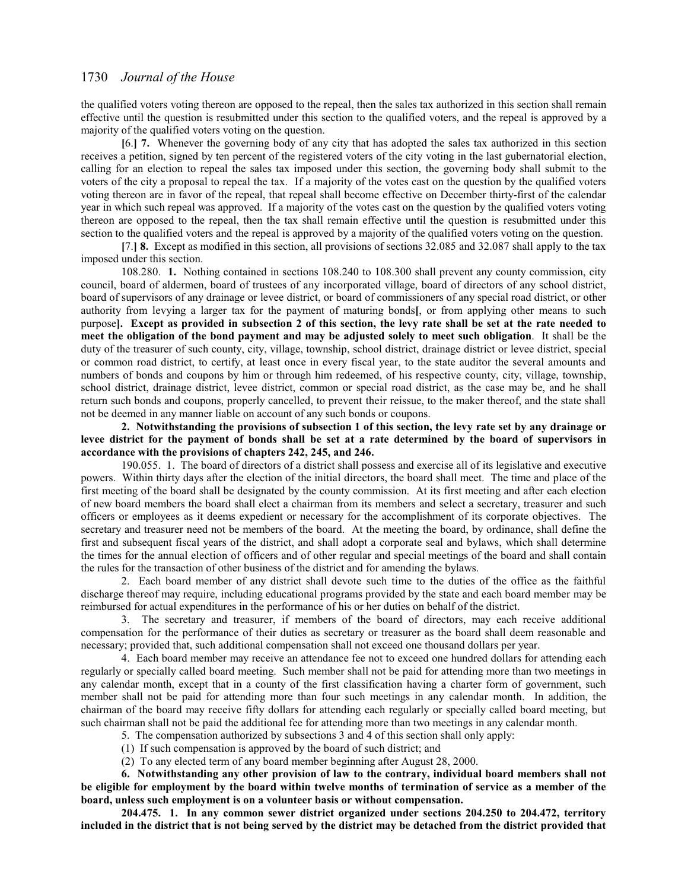the qualified voters voting thereon are opposed to the repeal, then the sales tax authorized in this section shall remain effective until the question is resubmitted under this section to the qualified voters, and the repeal is approved by a majority of the qualified voters voting on the question.

[6.] **7.** Whenever the governing body of any city that has adopted the sales tax authorized in this section receives a petition, signed by ten percent of the registered voters of the city voting in the last gubernatorial election, calling for an election to repeal the sales tax imposed under this section, the governing body shall submit to the voters of the city a proposal to repeal the tax. If a majority of the votes cast on the question by the qualified voters voting thereon are in favor of the repeal, that repeal shall become effective on December thirty-first of the calendar year in which such repeal was approved. If a majority of the votes cast on the question by the qualified voters voting thereon are opposed to the repeal, then the tax shall remain effective until the question is resubmitted under this section to the qualified voters and the repeal is approved by a majority of the qualified voters voting on the question.

[7.] **8.** Except as modified in this section, all provisions of sections 32.085 and 32.087 shall apply to the tax imposed under this section.

108.280. **1.** Nothing contained in sections 108.240 to 108.300 shall prevent any county commission, city council, board of aldermen, board of trustees of any incorporated village, board of directors of any school district, board of supervisors of any drainage or levee district, or board of commissioners of any special road district, or other authority from levying a larger tax for the payment of maturing bonds[, or from applying other means to such purpose]**. Except as provided in subsection 2 of this section, the levy rate shall be set at the rate needed to meet the obligation of the bond payment and may be adjusted solely to meet such obligation**. It shall be the duty of the treasurer of such county, city, village, township, school district, drainage district or levee district, special or common road district, to certify, at least once in every fiscal year, to the state auditor the several amounts and numbers of bonds and coupons by him or through him redeemed, of his respective county, city, village, township, school district, drainage district, levee district, common or special road district, as the case may be, and he shall return such bonds and coupons, properly cancelled, to prevent their reissue, to the maker thereof, and the state shall not be deemed in any manner liable on account of any such bonds or coupons.

**2. Notwithstanding the provisions of subsection 1 of this section, the levy rate set by any drainage or levee district for the payment of bonds shall be set at a rate determined by the board of supervisors in accordance with the provisions of chapters 242, 245, and 246.**

190.055. 1. The board of directors of a district shall possess and exercise all of its legislative and executive powers. Within thirty days after the election of the initial directors, the board shall meet. The time and place of the first meeting of the board shall be designated by the county commission. At its first meeting and after each election of new board members the board shall elect a chairman from its members and select a secretary, treasurer and such officers or employees as it deems expedient or necessary for the accomplishment of its corporate objectives. The secretary and treasurer need not be members of the board. At the meeting the board, by ordinance, shall define the first and subsequent fiscal years of the district, and shall adopt a corporate seal and bylaws, which shall determine the times for the annual election of officers and of other regular and special meetings of the board and shall contain the rules for the transaction of other business of the district and for amending the bylaws.

2. Each board member of any district shall devote such time to the duties of the office as the faithful discharge thereof may require, including educational programs provided by the state and each board member may be reimbursed for actual expenditures in the performance of his or her duties on behalf of the district.

3. The secretary and treasurer, if members of the board of directors, may each receive additional compensation for the performance of their duties as secretary or treasurer as the board shall deem reasonable and necessary; provided that, such additional compensation shall not exceed one thousand dollars per year.

4. Each board member may receive an attendance fee not to exceed one hundred dollars for attending each regularly or specially called board meeting. Such member shall not be paid for attending more than two meetings in any calendar month, except that in a county of the first classification having a charter form of government, such member shall not be paid for attending more than four such meetings in any calendar month. In addition, the chairman of the board may receive fifty dollars for attending each regularly or specially called board meeting, but such chairman shall not be paid the additional fee for attending more than two meetings in any calendar month.

5. The compensation authorized by subsections 3 and 4 of this section shall only apply:

(1) If such compensation is approved by the board of such district; and

(2) To any elected term of any board member beginning after August 28, 2000.

**6. Notwithstanding any other provision of law to the contrary, individual board members shall not be eligible for employment by the board within twelve months of termination of service as a member of the board, unless such employment is on a volunteer basis or without compensation.**

**204.475. 1. In any common sewer district organized under sections 204.250 to 204.472, territory included in the district that is not being served by the district may be detached from the district provided that**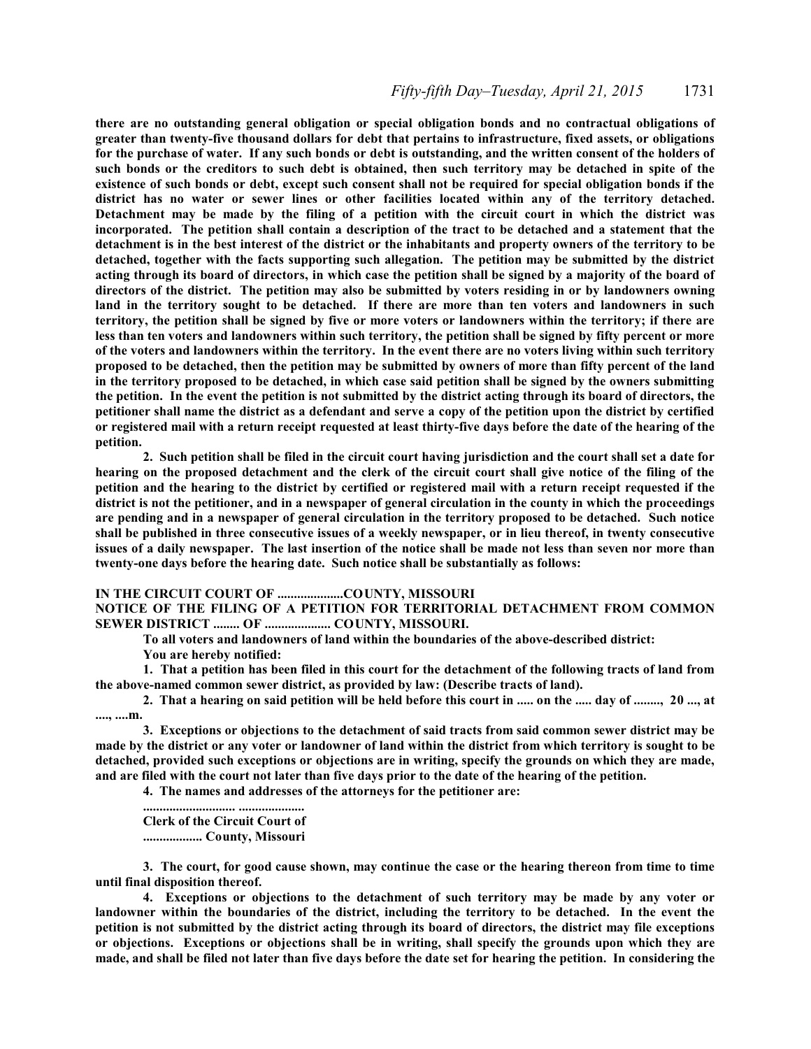**there are no outstanding general obligation or special obligation bonds and no contractual obligations of greater than twenty-five thousand dollars for debt that pertains to infrastructure, fixed assets, or obligations for the purchase of water. If any such bonds or debt is outstanding, and the written consent of the holders of such bonds or the creditors to such debt is obtained, then such territory may be detached in spite of the existence of such bonds or debt, except such consent shall not be required for special obligation bonds if the district has no water or sewer lines or other facilities located within any of the territory detached. Detachment may be made by the filing of a petition with the circuit court in which the district was incorporated. The petition shall contain a description of the tract to be detached and a statement that the detachment is in the best interest of the district or the inhabitants and property owners of the territory to be detached, together with the facts supporting such allegation. The petition may be submitted by the district acting through its board of directors, in which case the petition shall be signed by a majority of the board of directors of the district. The petition may also be submitted by voters residing in or by landowners owning land in the territory sought to be detached. If there are more than ten voters and landowners in such territory, the petition shall be signed by five or more voters or landowners within the territory; if there are less than ten voters and landowners within such territory, the petition shall be signed by fifty percent or more of the voters and landowners within the territory. In the event there are no voters living within such territory proposed to be detached, then the petition may be submitted by owners of more than fifty percent of the land in the territory proposed to be detached, in which case said petition shall be signed by the owners submitting the petition. In the event the petition is not submitted by the district acting through its board of directors, the petitioner shall name the district as a defendant and serve a copy of the petition upon the district by certified or registered mail with a return receipt requested at least thirty-five days before the date of the hearing of the petition.**

**2. Such petition shall be filed in the circuit court having jurisdiction and the court shall set a date for hearing on the proposed detachment and the clerk of the circuit court shall give notice of the filing of the petition and the hearing to the district by certified or registered mail with a return receipt requested if the district is not the petitioner, and in a newspaper of general circulation in the county in which the proceedings are pending and in a newspaper of general circulation in the territory proposed to be detached. Such notice shall be published in three consecutive issues of a weekly newspaper, or in lieu thereof, in twenty consecutive issues of a daily newspaper. The last insertion of the notice shall be made not less than seven nor more than twenty-one days before the hearing date. Such notice shall be substantially as follows:**

**IN THE CIRCUIT COURT OF ....................COUNTY, MISSOURI**
**NOTICE OF THE FILING OF A PETITION FOR TERRITORIAL DETACHMENT FROM COMMON SEWER DISTRICT ........ OF .................... COUNTY, MISSOURI.**

**To all voters and landowners of land within the boundaries of the above-described district:**

**You are hereby notified:**

**1. That a petition has been filed in this court for the detachment of the following tracts of land from the above-named common sewer district, as provided by law: (Describe tracts of land).**

**2. That a hearing on said petition will be held before this court in ..... on the ..... day of ........, 20 ..., at ...., ....m.**

**3. Exceptions or objections to the detachment of said tracts from said common sewer district may be made by the district or any voter or landowner of land within the district from which territory is sought to be detached, provided such exceptions or objections are in writing, specify the grounds on which they are made, and are filed with the court not later than five days prior to the date of the hearing of the petition.**

**4. The names and addresses of the attorneys for the petitioner are:**

**............................ ....................**
**Clerk of the Circuit Court of**
**.................. County, Missouri**

**3. The court, for good cause shown, may continue the case or the hearing thereon from time to time until final disposition thereof.**

**4. Exceptions or objections to the detachment of such territory may be made by any voter or landowner within the boundaries of the district, including the territory to be detached. In the event the petition is not submitted by the district acting through its board of directors, the district may file exceptions or objections. Exceptions or objections shall be in writing, shall specify the grounds upon which they are made, and shall be filed not later than five days before the date set for hearing the petition. In considering the**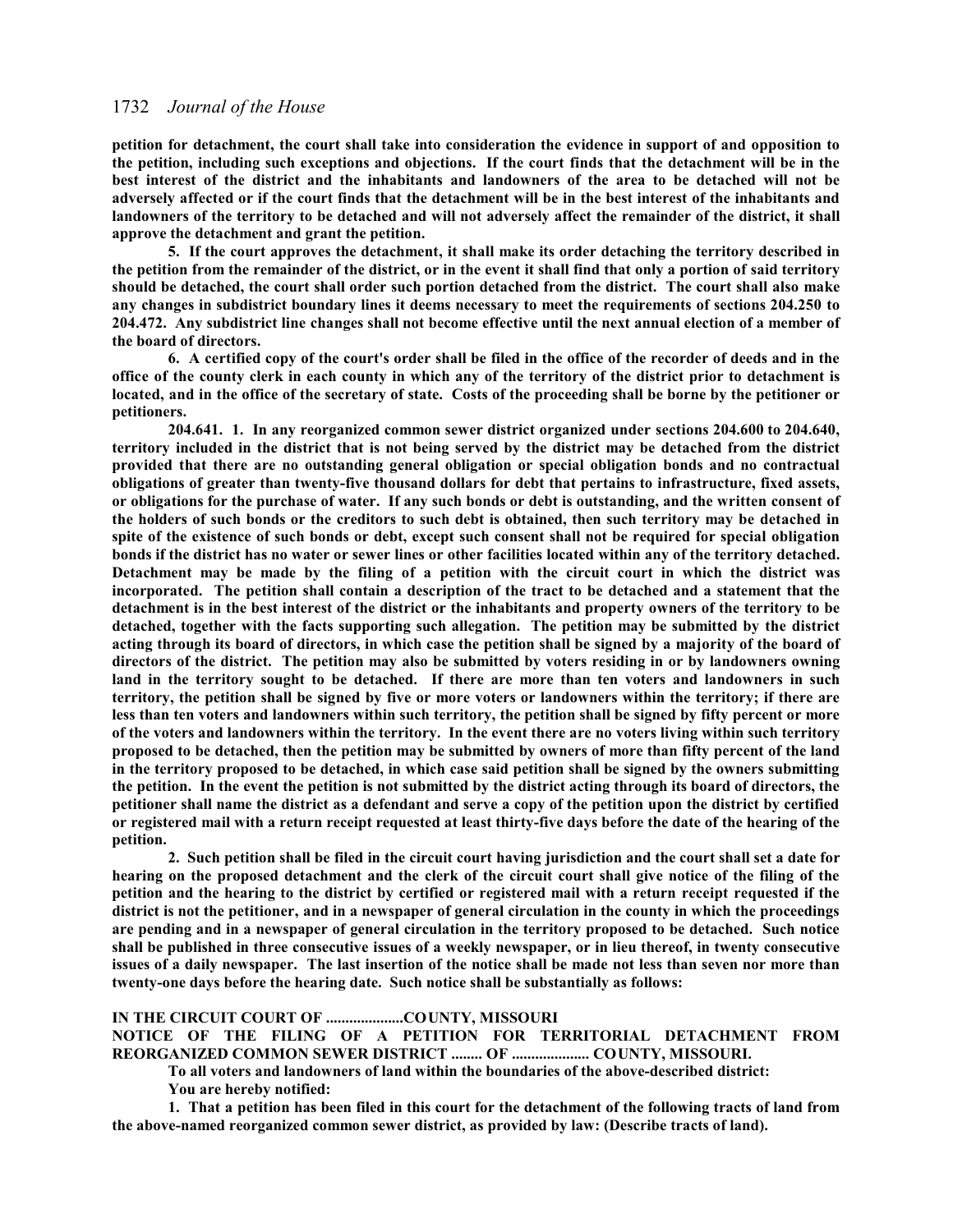**petition for detachment, the court shall take into consideration the evidence in support of and opposition to the petition, including such exceptions and objections. If the court finds that the detachment will be in the best interest of the district and the inhabitants and landowners of the area to be detached will not be adversely affected or if the court finds that the detachment will be in the best interest of the inhabitants and landowners of the territory to be detached and will not adversely affect the remainder of the district, it shall approve the detachment and grant the petition.**

**5. If the court approves the detachment, it shall make its order detaching the territory described in the petition from the remainder of the district, or in the event it shall find that only a portion of said territory should be detached, the court shall order such portion detached from the district. The court shall also make any changes in subdistrict boundary lines it deems necessary to meet the requirements of sections 204.250 to 204.472. Any subdistrict line changes shall not become effective until the next annual election of a member of the board of directors.**

**6. A certified copy of the court's order shall be filed in the office of the recorder of deeds and in the office of the county clerk in each county in which any of the territory of the district prior to detachment is located, and in the office of the secretary of state. Costs of the proceeding shall be borne by the petitioner or petitioners.**

**204.641. 1. In any reorganized common sewer district organized under sections 204.600 to 204.640, territory included in the district that is not being served by the district may be detached from the district provided that there are no outstanding general obligation or special obligation bonds and no contractual obligations of greater than twenty-five thousand dollars for debt that pertains to infrastructure, fixed assets, or obligations for the purchase of water. If any such bonds or debt is outstanding, and the written consent of the holders of such bonds or the creditors to such debt is obtained, then such territory may be detached in spite of the existence of such bonds or debt, except such consent shall not be required for special obligation bonds if the district has no water or sewer lines or other facilities located within any of the territory detached. Detachment may be made by the filing of a petition with the circuit court in which the district was incorporated. The petition shall contain a description of the tract to be detached and a statement that the detachment is in the best interest of the district or the inhabitants and property owners of the territory to be detached, together with the facts supporting such allegation. The petition may be submitted by the district acting through its board of directors, in which case the petition shall be signed by a majority of the board of directors of the district. The petition may also be submitted by voters residing in or by landowners owning land in the territory sought to be detached. If there are more than ten voters and landowners in such territory, the petition shall be signed by five or more voters or landowners within the territory; if there are less than ten voters and landowners within such territory, the petition shall be signed by fifty percent or more of the voters and landowners within the territory. In the event there are no voters living within such territory proposed to be detached, then the petition may be submitted by owners of more than fifty percent of the land in the territory proposed to be detached, in which case said petition shall be signed by the owners submitting the petition. In the event the petition is not submitted by the district acting through its board of directors, the petitioner shall name the district as a defendant and serve a copy of the petition upon the district by certified or registered mail with a return receipt requested at least thirty-five days before the date of the hearing of the petition.**

**2. Such petition shall be filed in the circuit court having jurisdiction and the court shall set a date for hearing on the proposed detachment and the clerk of the circuit court shall give notice of the filing of the petition and the hearing to the district by certified or registered mail with a return receipt requested if the district is not the petitioner, and in a newspaper of general circulation in the county in which the proceedings are pending and in a newspaper of general circulation in the territory proposed to be detached. Such notice shall be published in three consecutive issues of a weekly newspaper, or in lieu thereof, in twenty consecutive issues of a daily newspaper. The last insertion of the notice shall be made not less than seven nor more than twenty-one days before the hearing date. Such notice shall be substantially as follows:**

**IN THE CIRCUIT COURT OF ....................COUNTY, MISSOURI**

**NOTICE OF THE FILING OF A PETITION FOR TERRITORIAL DETACHMENT FROM REORGANIZED COMMON SEWER DISTRICT ........ OF .................... COUNTY, MISSOURI.**

**To all voters and landowners of land within the boundaries of the above-described district:**

**You are hereby notified:**

**1. That a petition has been filed in this court for the detachment of the following tracts of land from the above-named reorganized common sewer district, as provided by law: (Describe tracts of land).**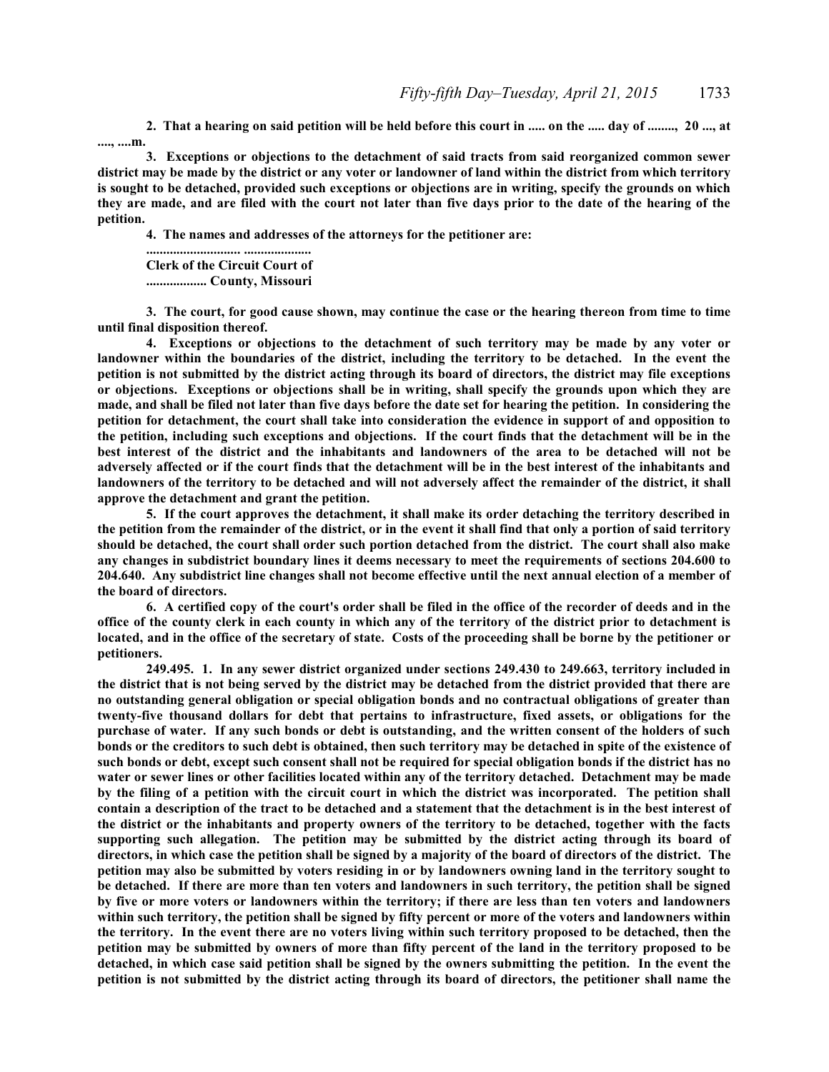**2. That a hearing on said petition will be held before this court in ..... on the ..... day of ........, 20 ..., at ...., ....m.**

**3. Exceptions or objections to the detachment of said tracts from said reorganized common sewer district may be made by the district or any voter or landowner of land within the district from which territory is sought to be detached, provided such exceptions or objections are in writing, specify the grounds on which they are made, and are filed with the court not later than five days prior to the date of the hearing of the petition.**

**4. The names and addresses of the attorneys for the petitioner are:**

**............................ ....................**
**Clerk of the Circuit Court of**
**................. County, Missouri**

**3. The court, for good cause shown, may continue the case or the hearing thereon from time to time until final disposition thereof.**

**4. Exceptions or objections to the detachment of such territory may be made by any voter or landowner within the boundaries of the district, including the territory to be detached. In the event the petition is not submitted by the district acting through its board of directors, the district may file exceptions or objections. Exceptions or objections shall be in writing, shall specify the grounds upon which they are made, and shall be filed not later than five days before the date set for hearing the petition. In considering the petition for detachment, the court shall take into consideration the evidence in support of and opposition to the petition, including such exceptions and objections. If the court finds that the detachment will be in the best interest of the district and the inhabitants and landowners of the area to be detached will not be adversely affected or if the court finds that the detachment will be in the best interest of the inhabitants and landowners of the territory to be detached and will not adversely affect the remainder of the district, it shall approve the detachment and grant the petition.**

**5. If the court approves the detachment, it shall make its order detaching the territory described in the petition from the remainder of the district, or in the event it shall find that only a portion of said territory should be detached, the court shall order such portion detached from the district. The court shall also make any changes in subdistrict boundary lines it deems necessary to meet the requirements of sections 204.600 to 204.640. Any subdistrict line changes shall not become effective until the next annual election of a member of the board of directors.**

**6. A certified copy of the court's order shall be filed in the office of the recorder of deeds and in the office of the county clerk in each county in which any of the territory of the district prior to detachment is located, and in the office of the secretary of state. Costs of the proceeding shall be borne by the petitioner or petitioners.**

**249.495. 1. In any sewer district organized under sections 249.430 to 249.663, territory included in the district that is not being served by the district may be detached from the district provided that there are no outstanding general obligation or special obligation bonds and no contractual obligations of greater than twenty-five thousand dollars for debt that pertains to infrastructure, fixed assets, or obligations for the purchase of water. If any such bonds or debt is outstanding, and the written consent of the holders of such bonds or the creditors to such debt is obtained, then such territory may be detached in spite of the existence of such bonds or debt, except such consent shall not be required for special obligation bonds if the district has no water or sewer lines or other facilities located within any of the territory detached. Detachment may be made by the filing of a petition with the circuit court in which the district was incorporated. The petition shall contain a description of the tract to be detached and a statement that the detachment is in the best interest of the district or the inhabitants and property owners of the territory to be detached, together with the facts supporting such allegation. The petition may be submitted by the district acting through its board of directors, in which case the petition shall be signed by a majority of the board of directors of the district. The petition may also be submitted by voters residing in or by landowners owning land in the territory sought to be detached. If there are more than ten voters and landowners in such territory, the petition shall be signed by five or more voters or landowners within the territory; if there are less than ten voters and landowners within such territory, the petition shall be signed by fifty percent or more of the voters and landowners within the territory. In the event there are no voters living within such territory proposed to be detached, then the petition may be submitted by owners of more than fifty percent of the land in the territory proposed to be detached, in which case said petition shall be signed by the owners submitting the petition. In the event the petition is not submitted by the district acting through its board of directors, the petitioner shall name the**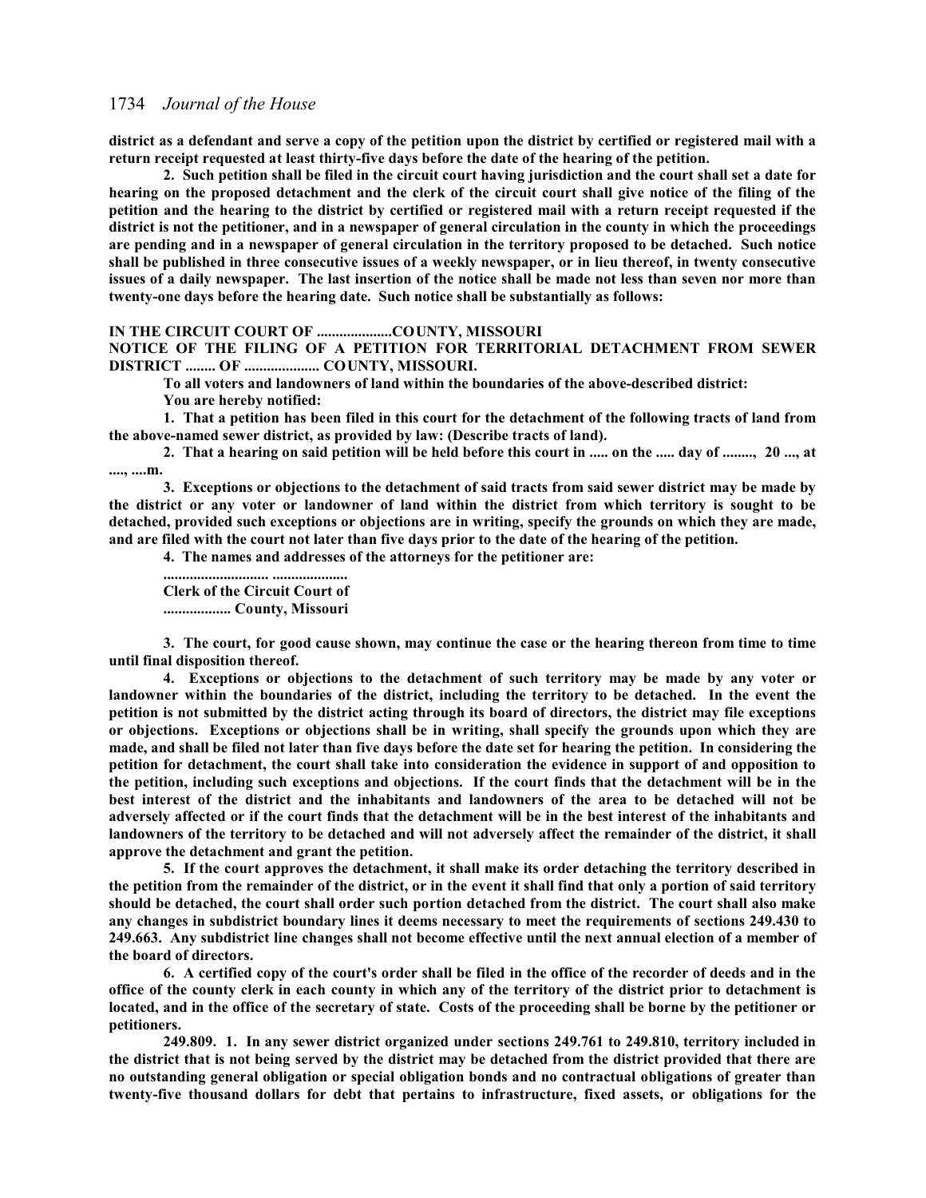**district as a defendant and serve a copy of the petition upon the district by certified or registered mail with a return receipt requested at least thirty-five days before the date of the hearing of the petition.**

**2. Such petition shall be filed in the circuit court having jurisdiction and the court shall set a date for hearing on the proposed detachment and the clerk of the circuit court shall give notice of the filing of the petition and the hearing to the district by certified or registered mail with a return receipt requested if the district is not the petitioner, and in a newspaper of general circulation in the county in which the proceedings are pending and in a newspaper of general circulation in the territory proposed to be detached. Such notice shall be published in three consecutive issues of a weekly newspaper, or in lieu thereof, in twenty consecutive issues of a daily newspaper. The last insertion of the notice shall be made not less than seven nor more than twenty-one days before the hearing date. Such notice shall be substantially as follows:**

**IN THE CIRCUIT COURT OF ....................COUNTY, MISSOURI**

**NOTICE OF THE FILING OF A PETITION FOR TERRITORIAL DETACHMENT FROM SEWER DISTRICT ........ OF .................... COUNTY, MISSOURI.**

**To all voters and landowners of land within the boundaries of the above-described district:**

**You are hereby notified:**

**1. That a petition has been filed in this court for the detachment of the following tracts of land from the above-named sewer district, as provided by law: (Describe tracts of land).**

**2. That a hearing on said petition will be held before this court in ..... on the ..... day of ........, 20 ..., at ...., ....m.**

**3. Exceptions or objections to the detachment of said tracts from said sewer district may be made by the district or any voter or landowner of land within the district from which territory is sought to be detached, provided such exceptions or objections are in writing, specify the grounds on which they are made, and are filed with the court not later than five days prior to the date of the hearing of the petition.**

**4. The names and addresses of the attorneys for the petitioner are:**

**............................ ....................**

**Clerk of the Circuit Court of**

**.................. County, Missouri**

**3. The court, for good cause shown, may continue the case or the hearing thereon from time to time until final disposition thereof.**

**4. Exceptions or objections to the detachment of such territory may be made by any voter or landowner within the boundaries of the district, including the territory to be detached. In the event the petition is not submitted by the district acting through its board of directors, the district may file exceptions or objections. Exceptions or objections shall be in writing, shall specify the grounds upon which they are made, and shall be filed not later than five days before the date set for hearing the petition. In considering the petition for detachment, the court shall take into consideration the evidence in support of and opposition to the petition, including such exceptions and objections. If the court finds that the detachment will be in the best interest of the district and the inhabitants and landowners of the area to be detached will not be adversely affected or if the court finds that the detachment will be in the best interest of the inhabitants and landowners of the territory to be detached and will not adversely affect the remainder of the district, it shall approve the detachment and grant the petition.**

**5. If the court approves the detachment, it shall make its order detaching the territory described in the petition from the remainder of the district, or in the event it shall find that only a portion of said territory should be detached, the court shall order such portion detached from the district. The court shall also make any changes in subdistrict boundary lines it deems necessary to meet the requirements of sections 249.430 to 249.663. Any subdistrict line changes shall not become effective until the next annual election of a member of the board of directors.**

**6. A certified copy of the court's order shall be filed in the office of the recorder of deeds and in the office of the county clerk in each county in which any of the territory of the district prior to detachment is located, and in the office of the secretary of state. Costs of the proceeding shall be borne by the petitioner or petitioners.**

**249.809. 1. In any sewer district organized under sections 249.761 to 249.810, territory included in the district that is not being served by the district may be detached from the district provided that there are no outstanding general obligation or special obligation bonds and no contractual obligations of greater than twenty-five thousand dollars for debt that pertains to infrastructure, fixed assets, or obligations for the**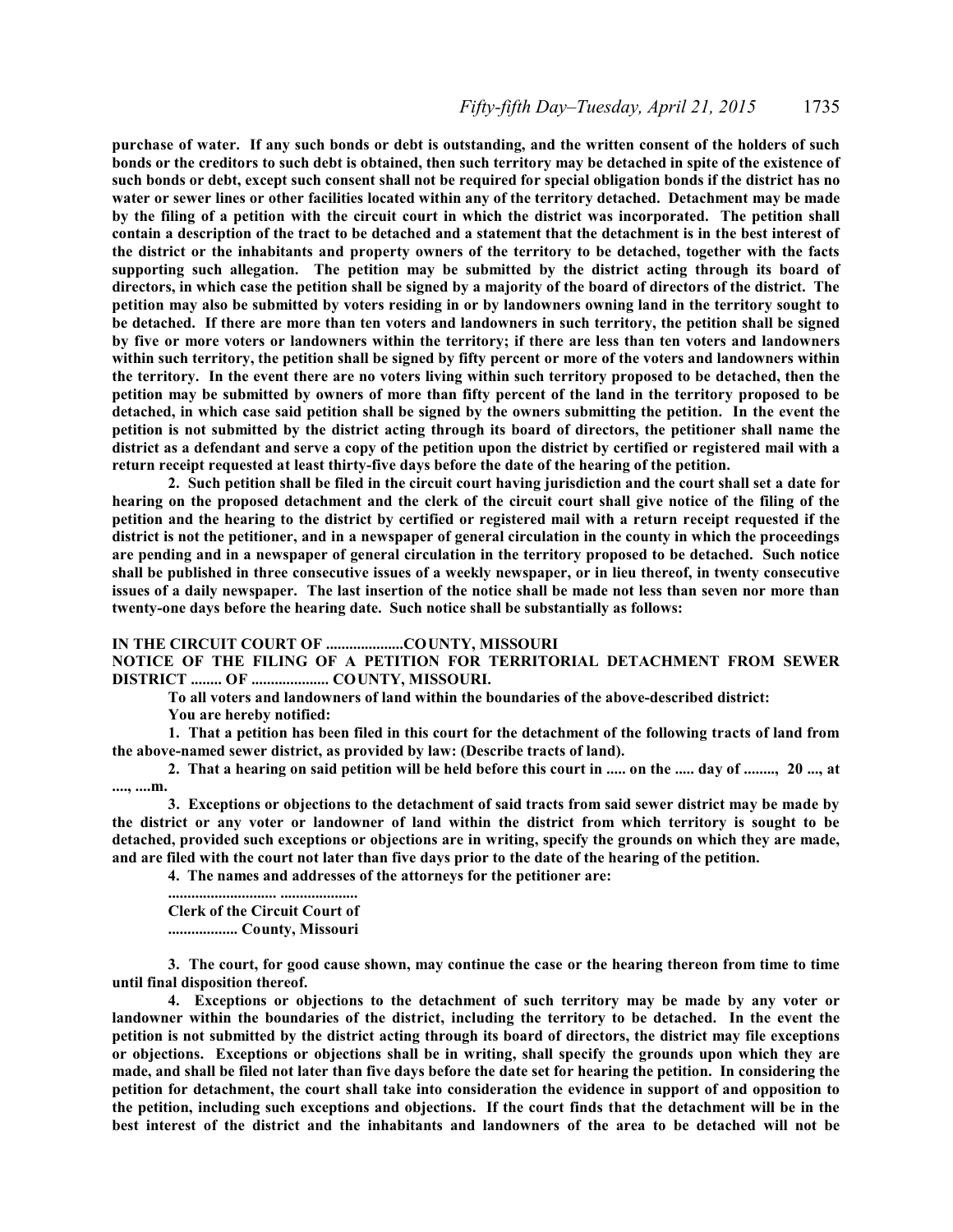**purchase of water. If any such bonds or debt is outstanding, and the written consent of the holders of such bonds or the creditors to such debt is obtained, then such territory may be detached in spite of the existence of such bonds or debt, except such consent shall not be required for special obligation bonds if the district has no water or sewer lines or other facilities located within any of the territory detached. Detachment may be made by the filing of a petition with the circuit court in which the district was incorporated. The petition shall contain a description of the tract to be detached and a statement that the detachment is in the best interest of the district or the inhabitants and property owners of the territory to be detached, together with the facts supporting such allegation. The petition may be submitted by the district acting through its board of directors, in which case the petition shall be signed by a majority of the board of directors of the district. The petition may also be submitted by voters residing in or by landowners owning land in the territory sought to be detached. If there are more than ten voters and landowners in such territory, the petition shall be signed by five or more voters or landowners within the territory; if there are less than ten voters and landowners within such territory, the petition shall be signed by fifty percent or more of the voters and landowners within the territory. In the event there are no voters living within such territory proposed to be detached, then the petition may be submitted by owners of more than fifty percent of the land in the territory proposed to be detached, in which case said petition shall be signed by the owners submitting the petition. In the event the petition is not submitted by the district acting through its board of directors, the petitioner shall name the district as a defendant and serve a copy of the petition upon the district by certified or registered mail with a return receipt requested at least thirty-five days before the date of the hearing of the petition.**

**2. Such petition shall be filed in the circuit court having jurisdiction and the court shall set a date for hearing on the proposed detachment and the clerk of the circuit court shall give notice of the filing of the petition and the hearing to the district by certified or registered mail with a return receipt requested if the district is not the petitioner, and in a newspaper of general circulation in the county in which the proceedings are pending and in a newspaper of general circulation in the territory proposed to be detached. Such notice shall be published in three consecutive issues of a weekly newspaper, or in lieu thereof, in twenty consecutive issues of a daily newspaper. The last insertion of the notice shall be made not less than seven nor more than twenty-one days before the hearing date. Such notice shall be substantially as follows:**

**IN THE CIRCUIT COURT OF ....................COUNTY, MISSOURI**
**NOTICE OF THE FILING OF A PETITION FOR TERRITORIAL DETACHMENT FROM SEWER DISTRICT ........ OF .................... COUNTY, MISSOURI.**

**To all voters and landowners of land within the boundaries of the above-described district:**

**You are hereby notified:**

**1. That a petition has been filed in this court for the detachment of the following tracts of land from the above-named sewer district, as provided by law: (Describe tracts of land).**

**2. That a hearing on said petition will be held before this court in ..... on the ..... day of ........, 20 ..., at ...., ....m.**

**3. Exceptions or objections to the detachment of said tracts from said sewer district may be made by the district or any voter or landowner of land within the district from which territory is sought to be detached, provided such exceptions or objections are in writing, specify the grounds on which they are made, and are filed with the court not later than five days prior to the date of the hearing of the petition.**

**4. The names and addresses of the attorneys for the petitioner are:**

**............................ ....................**
**Clerk of the Circuit Court of**
**.................. County, Missouri**

**3. The court, for good cause shown, may continue the case or the hearing thereon from time to time until final disposition thereof.**

**4. Exceptions or objections to the detachment of such territory may be made by any voter or landowner within the boundaries of the district, including the territory to be detached. In the event the petition is not submitted by the district acting through its board of directors, the district may file exceptions or objections. Exceptions or objections shall be in writing, shall specify the grounds upon which they are made, and shall be filed not later than five days before the date set for hearing the petition. In considering the petition for detachment, the court shall take into consideration the evidence in support of and opposition to the petition, including such exceptions and objections. If the court finds that the detachment will be in the best interest of the district and the inhabitants and landowners of the area to be detached will not be**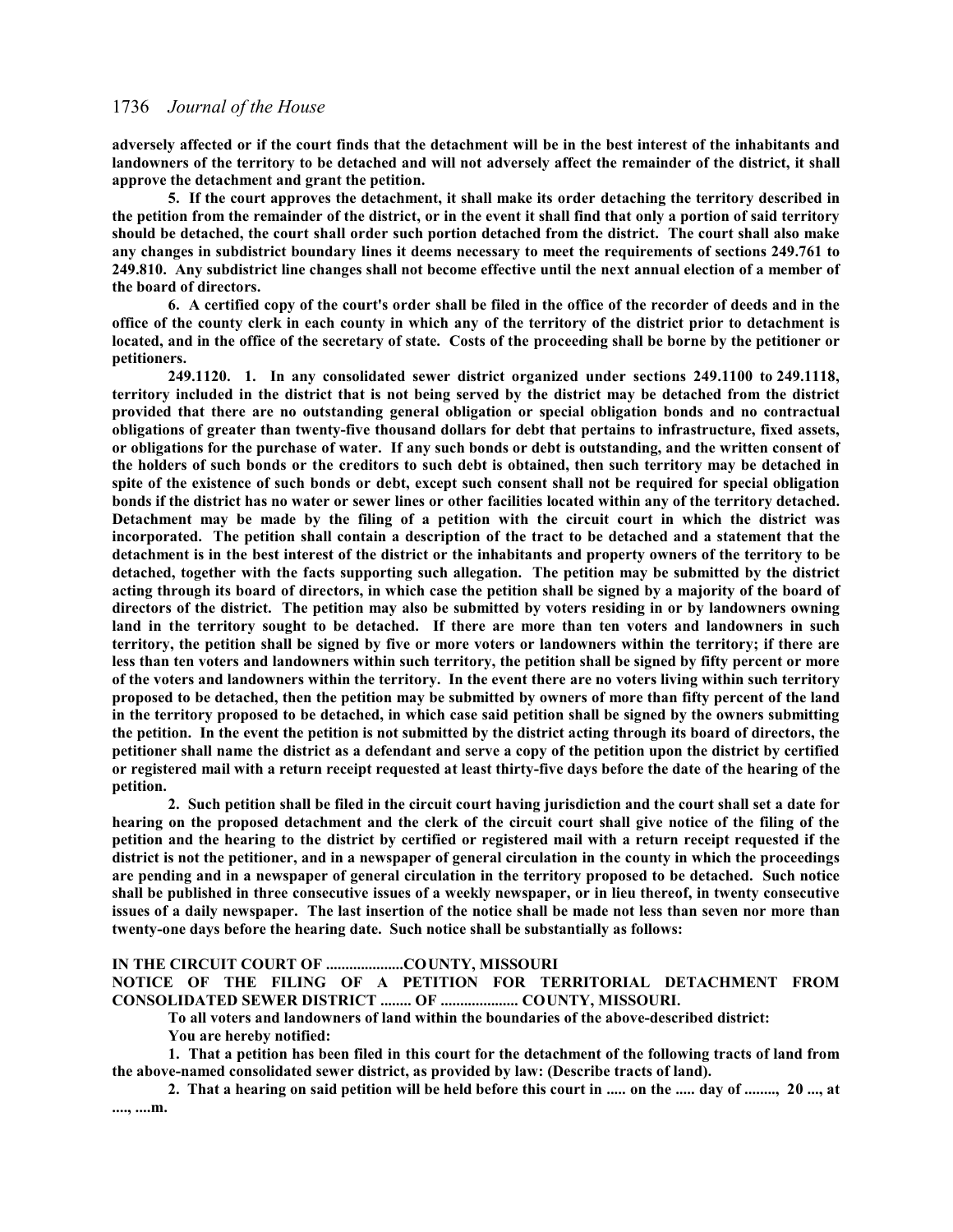**adversely affected or if the court finds that the detachment will be in the best interest of the inhabitants and landowners of the territory to be detached and will not adversely affect the remainder of the district, it shall approve the detachment and grant the petition.**

**5. If the court approves the detachment, it shall make its order detaching the territory described in the petition from the remainder of the district, or in the event it shall find that only a portion of said territory should be detached, the court shall order such portion detached from the district. The court shall also make any changes in subdistrict boundary lines it deems necessary to meet the requirements of sections 249.761 to 249.810. Any subdistrict line changes shall not become effective until the next annual election of a member of the board of directors.**

**6. A certified copy of the court's order shall be filed in the office of the recorder of deeds and in the office of the county clerk in each county in which any of the territory of the district prior to detachment is located, and in the office of the secretary of state. Costs of the proceeding shall be borne by the petitioner or petitioners.**

**249.1120. 1. In any consolidated sewer district organized under sections 249.1100 to 249.1118, territory included in the district that is not being served by the district may be detached from the district provided that there are no outstanding general obligation or special obligation bonds and no contractual obligations of greater than twenty-five thousand dollars for debt that pertains to infrastructure, fixed assets, or obligations for the purchase of water. If any such bonds or debt is outstanding, and the written consent of the holders of such bonds or the creditors to such debt is obtained, then such territory may be detached in spite of the existence of such bonds or debt, except such consent shall not be required for special obligation bonds if the district has no water or sewer lines or other facilities located within any of the territory detached. Detachment may be made by the filing of a petition with the circuit court in which the district was incorporated. The petition shall contain a description of the tract to be detached and a statement that the detachment is in the best interest of the district or the inhabitants and property owners of the territory to be detached, together with the facts supporting such allegation. The petition may be submitted by the district acting through its board of directors, in which case the petition shall be signed by a majority of the board of directors of the district. The petition may also be submitted by voters residing in or by landowners owning land in the territory sought to be detached. If there are more than ten voters and landowners in such territory, the petition shall be signed by five or more voters or landowners within the territory; if there are less than ten voters and landowners within such territory, the petition shall be signed by fifty percent or more of the voters and landowners within the territory. In the event there are no voters living within such territory proposed to be detached, then the petition may be submitted by owners of more than fifty percent of the land in the territory proposed to be detached, in which case said petition shall be signed by the owners submitting the petition. In the event the petition is not submitted by the district acting through its board of directors, the petitioner shall name the district as a defendant and serve a copy of the petition upon the district by certified or registered mail with a return receipt requested at least thirty-five days before the date of the hearing of the petition.**

**2. Such petition shall be filed in the circuit court having jurisdiction and the court shall set a date for hearing on the proposed detachment and the clerk of the circuit court shall give notice of the filing of the petition and the hearing to the district by certified or registered mail with a return receipt requested if the district is not the petitioner, and in a newspaper of general circulation in the county in which the proceedings are pending and in a newspaper of general circulation in the territory proposed to be detached. Such notice shall be published in three consecutive issues of a weekly newspaper, or in lieu thereof, in twenty consecutive issues of a daily newspaper. The last insertion of the notice shall be made not less than seven nor more than twenty-one days before the hearing date. Such notice shall be substantially as follows:**

**IN THE CIRCUIT COURT OF ....................COUNTY, MISSOURI**

**NOTICE OF THE FILING OF A PETITION FOR TERRITORIAL DETACHMENT FROM CONSOLIDATED SEWER DISTRICT ........ OF .................... COUNTY, MISSOURI.**

**To all voters and landowners of land within the boundaries of the above-described district:**

**You are hereby notified:**

**1. That a petition has been filed in this court for the detachment of the following tracts of land from the above-named consolidated sewer district, as provided by law: (Describe tracts of land).**

**2. That a hearing on said petition will be held before this court in ..... on the ..... day of ........, 20 ..., at ...., ....m.**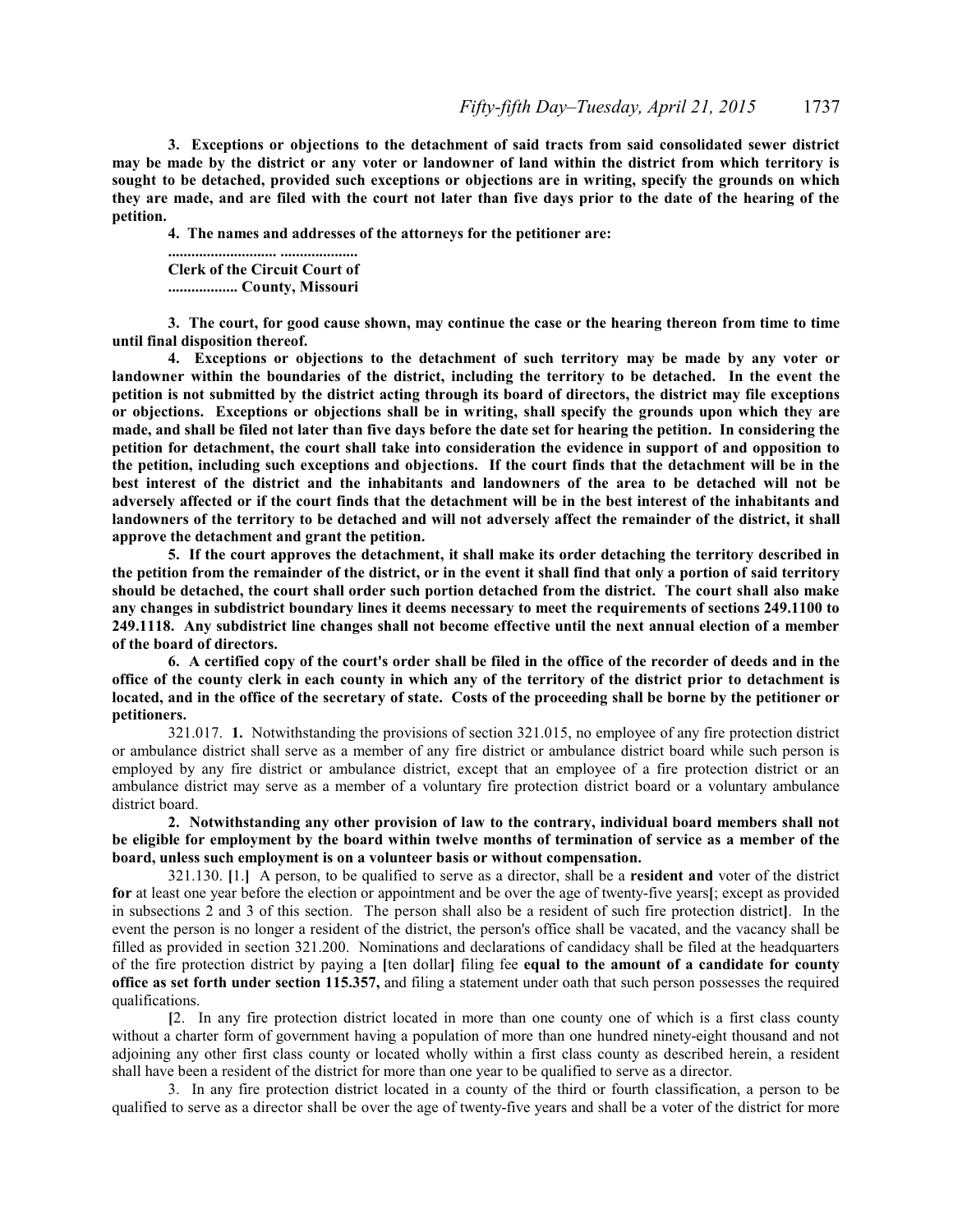**3. Exceptions or objections to the detachment of said tracts from said consolidated sewer district may be made by the district or any voter or landowner of land within the district from which territory is sought to be detached, provided such exceptions or objections are in writing, specify the grounds on which they are made, and are filed with the court not later than five days prior to the date of the hearing of the petition.**

**4. The names and addresses of the attorneys for the petitioner are:**

**............................ ....................**
**Clerk of the Circuit Court of**
**.................. County, Missouri**

**3. The court, for good cause shown, may continue the case or the hearing thereon from time to time until final disposition thereof.**

**4. Exceptions or objections to the detachment of such territory may be made by any voter or landowner within the boundaries of the district, including the territory to be detached. In the event the petition is not submitted by the district acting through its board of directors, the district may file exceptions or objections. Exceptions or objections shall be in writing, shall specify the grounds upon which they are made, and shall be filed not later than five days before the date set for hearing the petition. In considering the petition for detachment, the court shall take into consideration the evidence in support of and opposition to the petition, including such exceptions and objections. If the court finds that the detachment will be in the best interest of the district and the inhabitants and landowners of the area to be detached will not be adversely affected or if the court finds that the detachment will be in the best interest of the inhabitants and landowners of the territory to be detached and will not adversely affect the remainder of the district, it shall approve the detachment and grant the petition.**

**5. If the court approves the detachment, it shall make its order detaching the territory described in the petition from the remainder of the district, or in the event it shall find that only a portion of said territory should be detached, the court shall order such portion detached from the district. The court shall also make any changes in subdistrict boundary lines it deems necessary to meet the requirements of sections 249.1100 to 249.1118. Any subdistrict line changes shall not become effective until the next annual election of a member of the board of directors.**

**6. A certified copy of the court's order shall be filed in the office of the recorder of deeds and in the office of the county clerk in each county in which any of the territory of the district prior to detachment is located, and in the office of the secretary of state. Costs of the proceeding shall be borne by the petitioner or petitioners.**

321.017. **1.** Notwithstanding the provisions of section 321.015, no employee of any fire protection district or ambulance district shall serve as a member of any fire district or ambulance district board while such person is employed by any fire district or ambulance district, except that an employee of a fire protection district or an ambulance district may serve as a member of a voluntary fire protection district board or a voluntary ambulance district board.

**2. Notwithstanding any other provision of law to the contrary, individual board members shall not be eligible for employment by the board within twelve months of termination of service as a member of the board, unless such employment is on a volunteer basis or without compensation.**

321.130. **[**1.**]** A person, to be qualified to serve as a director, shall be a **resident and** voter of the district **for** at least one year before the election or appointment and be over the age of twenty-five years**[**; except as provided in subsections 2 and 3 of this section. The person shall also be a resident of such fire protection district**]**. In the event the person is no longer a resident of the district, the person's office shall be vacated, and the vacancy shall be filled as provided in section 321.200. Nominations and declarations of candidacy shall be filed at the headquarters of the fire protection district by paying a **[**ten dollar**]** filing fee **equal to the amount of a candidate for county office as set forth under section 115.357,** and filing a statement under oath that such person possesses the required qualifications.

**[**2. In any fire protection district located in more than one county one of which is a first class county without a charter form of government having a population of more than one hundred ninety-eight thousand and not adjoining any other first class county or located wholly within a first class county as described herein, a resident shall have been a resident of the district for more than one year to be qualified to serve as a director.

3. In any fire protection district located in a county of the third or fourth classification, a person to be qualified to serve as a director shall be over the age of twenty-five years and shall be a voter of the district for more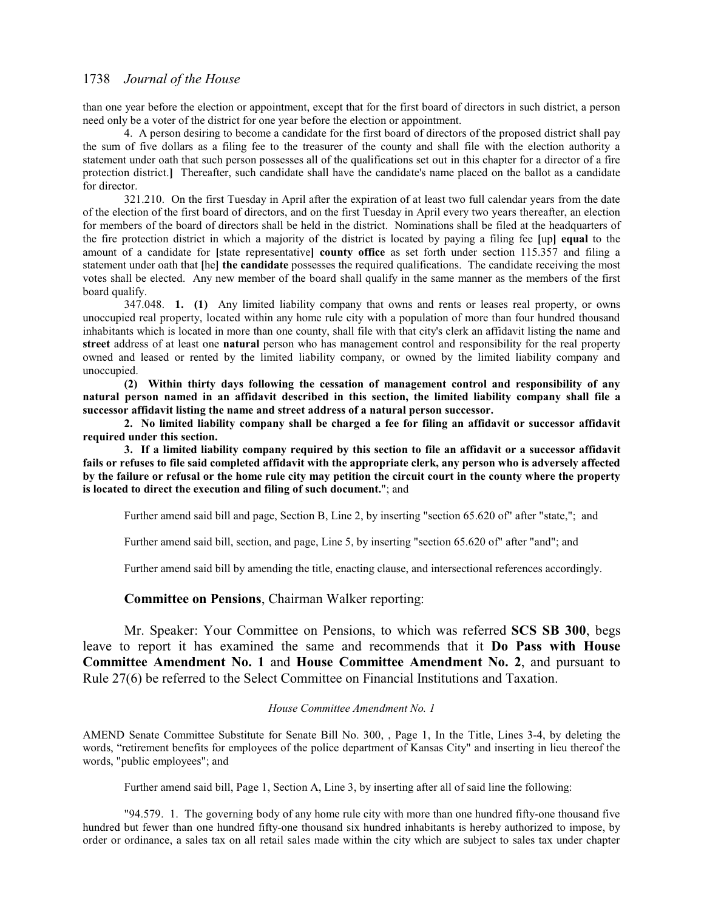than one year before the election or appointment, except that for the first board of directors in such district, a person need only be a voter of the district for one year before the election or appointment.

4. A person desiring to become a candidate for the first board of directors of the proposed district shall pay the sum of five dollars as a filing fee to the treasurer of the county and shall file with the election authority a statement under oath that such person possesses all of the qualifications set out in this chapter for a director of a fire protection district.**]** Thereafter, such candidate shall have the candidate's name placed on the ballot as a candidate for director.

321.210. On the first Tuesday in April after the expiration of at least two full calendar years from the date of the election of the first board of directors, and on the first Tuesday in April every two years thereafter, an election for members of the board of directors shall be held in the district. Nominations shall be filed at the headquarters of the fire protection district in which a majority of the district is located by paying a filing fee **[**up**] equal** to the amount of a candidate for **[**state representative**] county office** as set forth under section 115.357 and filing a statement under oath that **[**he**] the candidate** possesses the required qualifications. The candidate receiving the most votes shall be elected. Any new member of the board shall qualify in the same manner as the members of the first board qualify.

347.048. **1. (1)** Any limited liability company that owns and rents or leases real property, or owns unoccupied real property, located within any home rule city with a population of more than four hundred thousand inhabitants which is located in more than one county, shall file with that city's clerk an affidavit listing the name and **street** address of at least one **natural** person who has management control and responsibility for the real property owned and leased or rented by the limited liability company, or owned by the limited liability company and unoccupied.

**(2) Within thirty days following the cessation of management control and responsibility of any natural person named in an affidavit described in this section, the limited liability company shall file a successor affidavit listing the name and street address of a natural person successor.**

**2. No limited liability company shall be charged a fee for filing an affidavit or successor affidavit required under this section.**

**3. If a limited liability company required by this section to file an affidavit or a successor affidavit fails or refuses to file said completed affidavit with the appropriate clerk, any person who is adversely affected by the failure or refusal or the home rule city may petition the circuit court in the county where the property is located to direct the execution and filing of such document.**"; and

Further amend said bill and page, Section B, Line 2, by inserting "section 65.620 of" after "state,"; and

Further amend said bill, section, and page, Line 5, by inserting "section 65.620 of" after "and"; and

Further amend said bill by amending the title, enacting clause, and intersectional references accordingly.

**Committee on Pensions**, Chairman Walker reporting:

Mr. Speaker: Your Committee on Pensions, to which was referred **SCS SB 300**, begs leave to report it has examined the same and recommends that it **Do Pass with House Committee Amendment No. 1** and **House Committee Amendment No. 2**, and pursuant to Rule 27(6) be referred to the Select Committee on Financial Institutions and Taxation.

*House Committee Amendment No. 1*

AMEND Senate Committee Substitute for Senate Bill No. 300, , Page 1, In the Title, Lines 3-4, by deleting the words, "retirement benefits for employees of the police department of Kansas City" and inserting in lieu thereof the words, "public employees"; and

Further amend said bill, Page 1, Section A, Line 3, by inserting after all of said line the following:

"94.579. 1. The governing body of any home rule city with more than one hundred fifty-one thousand five hundred but fewer than one hundred fifty-one thousand six hundred inhabitants is hereby authorized to impose, by order or ordinance, a sales tax on all retail sales made within the city which are subject to sales tax under chapter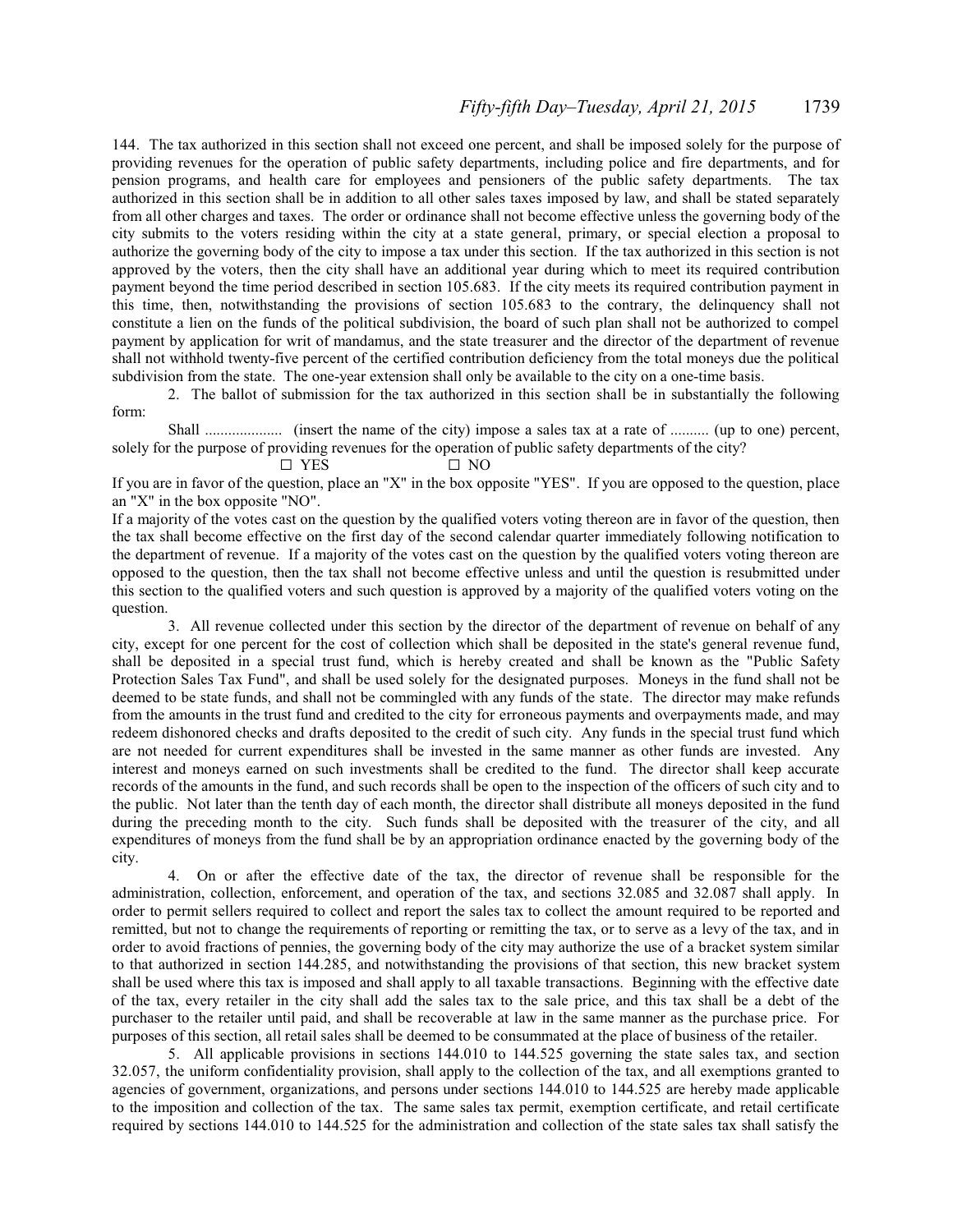144. The tax authorized in this section shall not exceed one percent, and shall be imposed solely for the purpose of providing revenues for the operation of public safety departments, including police and fire departments, and for pension programs, and health care for employees and pensioners of the public safety departments. The tax authorized in this section shall be in addition to all other sales taxes imposed by law, and shall be stated separately from all other charges and taxes. The order or ordinance shall not become effective unless the governing body of the city submits to the voters residing within the city at a state general, primary, or special election a proposal to authorize the governing body of the city to impose a tax under this section. If the tax authorized in this section is not approved by the voters, then the city shall have an additional year during which to meet its required contribution payment beyond the time period described in section 105.683. If the city meets its required contribution payment in this time, then, notwithstanding the provisions of section 105.683 to the contrary, the delinquency shall not constitute a lien on the funds of the political subdivision, the board of such plan shall not be authorized to compel payment by application for writ of mandamus, and the state treasurer and the director of the department of revenue shall not withhold twenty-five percent of the certified contribution deficiency from the total moneys due the political subdivision from the state. The one-year extension shall only be available to the city on a one-time basis.

2. The ballot of submission for the tax authorized in this section shall be in substantially the following form:

Shall .................... (insert the name of the city) impose a sales tax at a rate of .......... (up to one) percent, solely for the purpose of providing revenues for the operation of public safety departments of the city?

☐ YES ☐ NO

If you are in favor of the question, place an "X" in the box opposite "YES". If you are opposed to the question, place an "X" in the box opposite "NO".

If a majority of the votes cast on the question by the qualified voters voting thereon are in favor of the question, then the tax shall become effective on the first day of the second calendar quarter immediately following notification to the department of revenue. If a majority of the votes cast on the question by the qualified voters voting thereon are opposed to the question, then the tax shall not become effective unless and until the question is resubmitted under this section to the qualified voters and such question is approved by a majority of the qualified voters voting on the question.

3. All revenue collected under this section by the director of the department of revenue on behalf of any city, except for one percent for the cost of collection which shall be deposited in the state's general revenue fund, shall be deposited in a special trust fund, which is hereby created and shall be known as the "Public Safety Protection Sales Tax Fund", and shall be used solely for the designated purposes. Moneys in the fund shall not be deemed to be state funds, and shall not be commingled with any funds of the state. The director may make refunds from the amounts in the trust fund and credited to the city for erroneous payments and overpayments made, and may redeem dishonored checks and drafts deposited to the credit of such city. Any funds in the special trust fund which are not needed for current expenditures shall be invested in the same manner as other funds are invested. Any interest and moneys earned on such investments shall be credited to the fund. The director shall keep accurate records of the amounts in the fund, and such records shall be open to the inspection of the officers of such city and to the public. Not later than the tenth day of each month, the director shall distribute all moneys deposited in the fund during the preceding month to the city. Such funds shall be deposited with the treasurer of the city, and all expenditures of moneys from the fund shall be by an appropriation ordinance enacted by the governing body of the city.

4. On or after the effective date of the tax, the director of revenue shall be responsible for the administration, collection, enforcement, and operation of the tax, and sections 32.085 and 32.087 shall apply. In order to permit sellers required to collect and report the sales tax to collect the amount required to be reported and remitted, but not to change the requirements of reporting or remitting the tax, or to serve as a levy of the tax, and in order to avoid fractions of pennies, the governing body of the city may authorize the use of a bracket system similar to that authorized in section 144.285, and notwithstanding the provisions of that section, this new bracket system shall be used where this tax is imposed and shall apply to all taxable transactions. Beginning with the effective date of the tax, every retailer in the city shall add the sales tax to the sale price, and this tax shall be a debt of the purchaser to the retailer until paid, and shall be recoverable at law in the same manner as the purchase price. For purposes of this section, all retail sales shall be deemed to be consummated at the place of business of the retailer.

5. All applicable provisions in sections 144.010 to 144.525 governing the state sales tax, and section 32.057, the uniform confidentiality provision, shall apply to the collection of the tax, and all exemptions granted to agencies of government, organizations, and persons under sections 144.010 to 144.525 are hereby made applicable to the imposition and collection of the tax. The same sales tax permit, exemption certificate, and retail certificate required by sections 144.010 to 144.525 for the administration and collection of the state sales tax shall satisfy the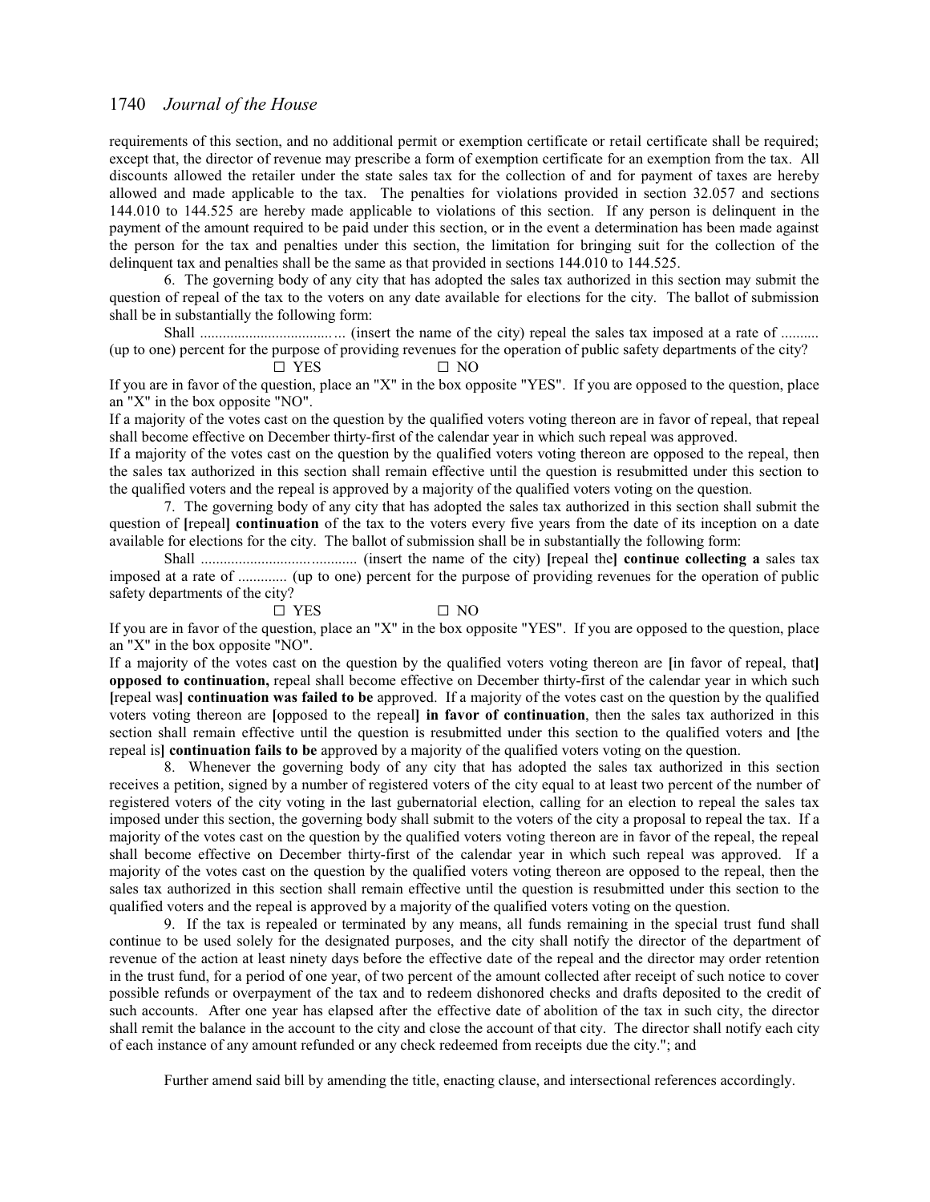requirements of this section, and no additional permit or exemption certificate or retail certificate shall be required; except that, the director of revenue may prescribe a form of exemption certificate for an exemption from the tax. All discounts allowed the retailer under the state sales tax for the collection of and for payment of taxes are hereby allowed and made applicable to the tax. The penalties for violations provided in section 32.057 and sections 144.010 to 144.525 are hereby made applicable to violations of this section. If any person is delinquent in the payment of the amount required to be paid under this section, or in the event a determination has been made against the person for the tax and penalties under this section, the limitation for bringing suit for the collection of the delinquent tax and penalties shall be the same as that provided in sections 144.010 to 144.525.

6. The governing body of any city that has adopted the sales tax authorized in this section may submit the question of repeal of the tax to the voters on any date available for elections for the city. The ballot of submission shall be in substantially the following form:

Shall ...................................… (insert the name of the city) repeal the sales tax imposed at a rate of .......... (up to one) percent for the purpose of providing revenues for the operation of public safety departments of the city?

☐ YES ☐ NO

If you are in favor of the question, place an "X" in the box opposite "YES". If you are opposed to the question, place an "X" in the box opposite "NO".

If a majority of the votes cast on the question by the qualified voters voting thereon are in favor of repeal, that repeal shall become effective on December thirty-first of the calendar year in which such repeal was approved.

If a majority of the votes cast on the question by the qualified voters voting thereon are opposed to the repeal, then the sales tax authorized in this section shall remain effective until the question is resubmitted under this section to the qualified voters and the repeal is approved by a majority of the qualified voters voting on the question.

7. The governing body of any city that has adopted the sales tax authorized in this section shall submit the question of **[**repeal**]** **continuation** of the tax to the voters every five years from the date of its inception on a date available for elections for the city. The ballot of submission shall be in substantially the following form:

Shall .......................…............ (insert the name of the city) **[**repeal the**]** **continue collecting a** sales tax imposed at a rate of ............. (up to one) percent for the purpose of providing revenues for the operation of public safety departments of the city?

☐ YES ☐ NO

If you are in favor of the question, place an "X" in the box opposite "YES". If you are opposed to the question, place an "X" in the box opposite "NO".

If a majority of the votes cast on the question by the qualified voters voting thereon are **[**in favor of repeal, that**]** **opposed to continuation,** repeal shall become effective on December thirty-first of the calendar year in which such **[**repeal was**]** **continuation was failed to be** approved. If a majority of the votes cast on the question by the qualified voters voting thereon are **[**opposed to the repeal**]** **in favor of continuation**, then the sales tax authorized in this section shall remain effective until the question is resubmitted under this section to the qualified voters and **[**the repeal is**]** **continuation fails to be** approved by a majority of the qualified voters voting on the question.

8. Whenever the governing body of any city that has adopted the sales tax authorized in this section receives a petition, signed by a number of registered voters of the city equal to at least two percent of the number of registered voters of the city voting in the last gubernatorial election, calling for an election to repeal the sales tax imposed under this section, the governing body shall submit to the voters of the city a proposal to repeal the tax. If a majority of the votes cast on the question by the qualified voters voting thereon are in favor of the repeal, the repeal shall become effective on December thirty-first of the calendar year in which such repeal was approved. If a majority of the votes cast on the question by the qualified voters voting thereon are opposed to the repeal, then the sales tax authorized in this section shall remain effective until the question is resubmitted under this section to the qualified voters and the repeal is approved by a majority of the qualified voters voting on the question.

9. If the tax is repealed or terminated by any means, all funds remaining in the special trust fund shall continue to be used solely for the designated purposes, and the city shall notify the director of the department of revenue of the action at least ninety days before the effective date of the repeal and the director may order retention in the trust fund, for a period of one year, of two percent of the amount collected after receipt of such notice to cover possible refunds or overpayment of the tax and to redeem dishonored checks and drafts deposited to the credit of such accounts. After one year has elapsed after the effective date of abolition of the tax in such city, the director shall remit the balance in the account to the city and close the account of that city. The director shall notify each city of each instance of any amount refunded or any check redeemed from receipts due the city."; and

Further amend said bill by amending the title, enacting clause, and intersectional references accordingly.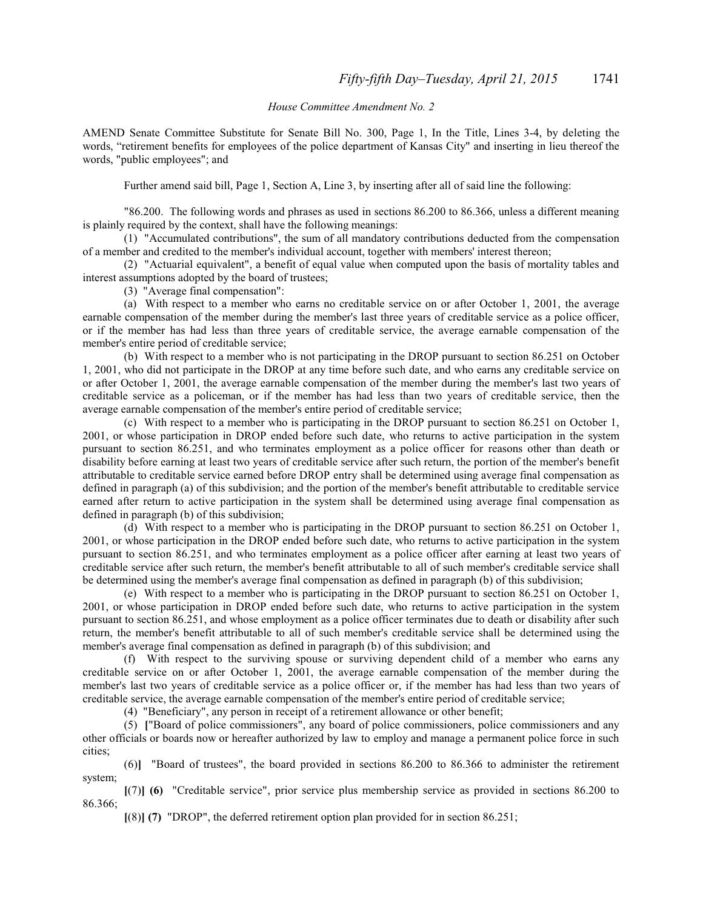*House Committee Amendment No. 2*

AMEND Senate Committee Substitute for Senate Bill No. 300, Page 1, In the Title, Lines 3-4, by deleting the words, “retirement benefits for employees of the police department of Kansas City" and inserting in lieu thereof the words, "public employees"; and

Further amend said bill, Page 1, Section A, Line 3, by inserting after all of said line the following:

"86.200. The following words and phrases as used in sections 86.200 to 86.366, unless a different meaning is plainly required by the context, shall have the following meanings:

(1) "Accumulated contributions", the sum of all mandatory contributions deducted from the compensation of a member and credited to the member's individual account, together with members' interest thereon;

(2) "Actuarial equivalent", a benefit of equal value when computed upon the basis of mortality tables and interest assumptions adopted by the board of trustees;

(3) "Average final compensation":

(a) With respect to a member who earns no creditable service on or after October 1, 2001, the average earnable compensation of the member during the member's last three years of creditable service as a police officer, or if the member has had less than three years of creditable service, the average earnable compensation of the member's entire period of creditable service;

(b) With respect to a member who is not participating in the DROP pursuant to section 86.251 on October 1, 2001, who did not participate in the DROP at any time before such date, and who earns any creditable service on or after October 1, 2001, the average earnable compensation of the member during the member's last two years of creditable service as a policeman, or if the member has had less than two years of creditable service, then the average earnable compensation of the member's entire period of creditable service;

(c) With respect to a member who is participating in the DROP pursuant to section 86.251 on October 1, 2001, or whose participation in DROP ended before such date, who returns to active participation in the system pursuant to section 86.251, and who terminates employment as a police officer for reasons other than death or disability before earning at least two years of creditable service after such return, the portion of the member's benefit attributable to creditable service earned before DROP entry shall be determined using average final compensation as defined in paragraph (a) of this subdivision; and the portion of the member's benefit attributable to creditable service earned after return to active participation in the system shall be determined using average final compensation as defined in paragraph (b) of this subdivision;

(d) With respect to a member who is participating in the DROP pursuant to section 86.251 on October 1, 2001, or whose participation in the DROP ended before such date, who returns to active participation in the system pursuant to section 86.251, and who terminates employment as a police officer after earning at least two years of creditable service after such return, the member's benefit attributable to all of such member's creditable service shall be determined using the member's average final compensation as defined in paragraph (b) of this subdivision;

(e) With respect to a member who is participating in the DROP pursuant to section 86.251 on October 1, 2001, or whose participation in DROP ended before such date, who returns to active participation in the system pursuant to section 86.251, and whose employment as a police officer terminates due to death or disability after such return, the member's benefit attributable to all of such member's creditable service shall be determined using the member's average final compensation as defined in paragraph (b) of this subdivision; and

(f) With respect to the surviving spouse or surviving dependent child of a member who earns any creditable service on or after October 1, 2001, the average earnable compensation of the member during the member's last two years of creditable service as a police officer or, if the member has had less than two years of creditable service, the average earnable compensation of the member's entire period of creditable service;

(4) "Beneficiary", any person in receipt of a retirement allowance or other benefit;

(5) **[**"Board of police commissioners", any board of police commissioners, police commissioners and any other officials or boards now or hereafter authorized by law to employ and manage a permanent police force in such cities;

(6)**]** "Board of trustees", the board provided in sections 86.200 to 86.366 to administer the retirement system;

**[**(7)**] (6)** "Creditable service", prior service plus membership service as provided in sections 86.200 to 86.366;

**[**(8)**] (7)** "DROP", the deferred retirement option plan provided for in section 86.251;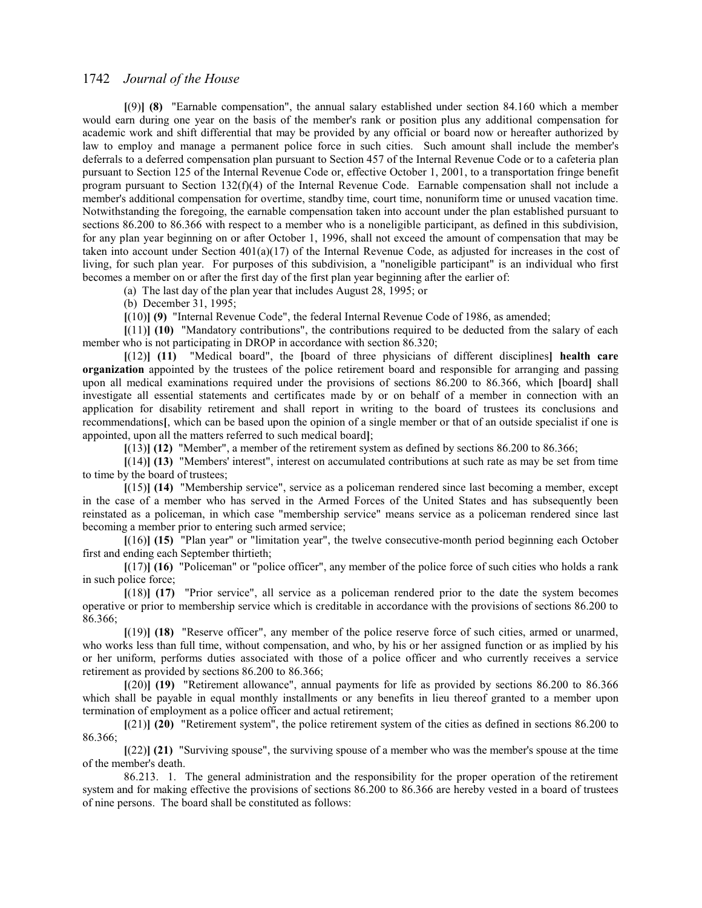**[**(9)**] (8)** "Earnable compensation", the annual salary established under section 84.160 which a member would earn during one year on the basis of the member's rank or position plus any additional compensation for academic work and shift differential that may be provided by any official or board now or hereafter authorized by law to employ and manage a permanent police force in such cities. Such amount shall include the member's deferrals to a deferred compensation plan pursuant to Section 457 of the Internal Revenue Code or to a cafeteria plan pursuant to Section 125 of the Internal Revenue Code or, effective October 1, 2001, to a transportation fringe benefit program pursuant to Section 132(f)(4) of the Internal Revenue Code. Earnable compensation shall not include a member's additional compensation for overtime, standby time, court time, nonuniform time or unused vacation time. Notwithstanding the foregoing, the earnable compensation taken into account under the plan established pursuant to sections 86.200 to 86.366 with respect to a member who is a noneligible participant, as defined in this subdivision, for any plan year beginning on or after October 1, 1996, shall not exceed the amount of compensation that may be taken into account under Section 401(a)(17) of the Internal Revenue Code, as adjusted for increases in the cost of living, for such plan year. For purposes of this subdivision, a "noneligible participant" is an individual who first becomes a member on or after the first day of the first plan year beginning after the earlier of:

(a) The last day of the plan year that includes August 28, 1995; or

(b) December 31, 1995;

**[**(10)**] (9)** "Internal Revenue Code", the federal Internal Revenue Code of 1986, as amended;

**[**(11)**] (10)** "Mandatory contributions", the contributions required to be deducted from the salary of each member who is not participating in DROP in accordance with section 86.320;

**[**(12)**] (11)** "Medical board", the **[**board of three physicians of different disciplines**] health care organization** appointed by the trustees of the police retirement board and responsible for arranging and passing upon all medical examinations required under the provisions of sections 86.200 to 86.366, which **[**board**]** shall investigate all essential statements and certificates made by or on behalf of a member in connection with an application for disability retirement and shall report in writing to the board of trustees its conclusions and recommendations**[**, which can be based upon the opinion of a single member or that of an outside specialist if one is appointed, upon all the matters referred to such medical board**]**;

**[**(13)**] (12)** "Member", a member of the retirement system as defined by sections 86.200 to 86.366;

**[**(14)**] (13)** "Members' interest", interest on accumulated contributions at such rate as may be set from time to time by the board of trustees;

**[**(15)**] (14)** "Membership service", service as a policeman rendered since last becoming a member, except in the case of a member who has served in the Armed Forces of the United States and has subsequently been reinstated as a policeman, in which case "membership service" means service as a policeman rendered since last becoming a member prior to entering such armed service;

**[**(16)**] (15)** "Plan year" or "limitation year", the twelve consecutive-month period beginning each October first and ending each September thirtieth;

**[**(17)**] (16)** "Policeman" or "police officer", any member of the police force of such cities who holds a rank in such police force;

**[**(18)**] (17)** "Prior service", all service as a policeman rendered prior to the date the system becomes operative or prior to membership service which is creditable in accordance with the provisions of sections 86.200 to 86.366;

**[**(19)**] (18)** "Reserve officer", any member of the police reserve force of such cities, armed or unarmed, who works less than full time, without compensation, and who, by his or her assigned function or as implied by his or her uniform, performs duties associated with those of a police officer and who currently receives a service retirement as provided by sections 86.200 to 86.366;

**[**(20)**] (19)** "Retirement allowance", annual payments for life as provided by sections 86.200 to 86.366 which shall be payable in equal monthly installments or any benefits in lieu thereof granted to a member upon termination of employment as a police officer and actual retirement;

**[**(21)**] (20)** "Retirement system", the police retirement system of the cities as defined in sections 86.200 to 86.366;

**[**(22)**] (21)** "Surviving spouse", the surviving spouse of a member who was the member's spouse at the time of the member's death.

86.213. 1. The general administration and the responsibility for the proper operation of the retirement system and for making effective the provisions of sections 86.200 to 86.366 are hereby vested in a board of trustees of nine persons. The board shall be constituted as follows: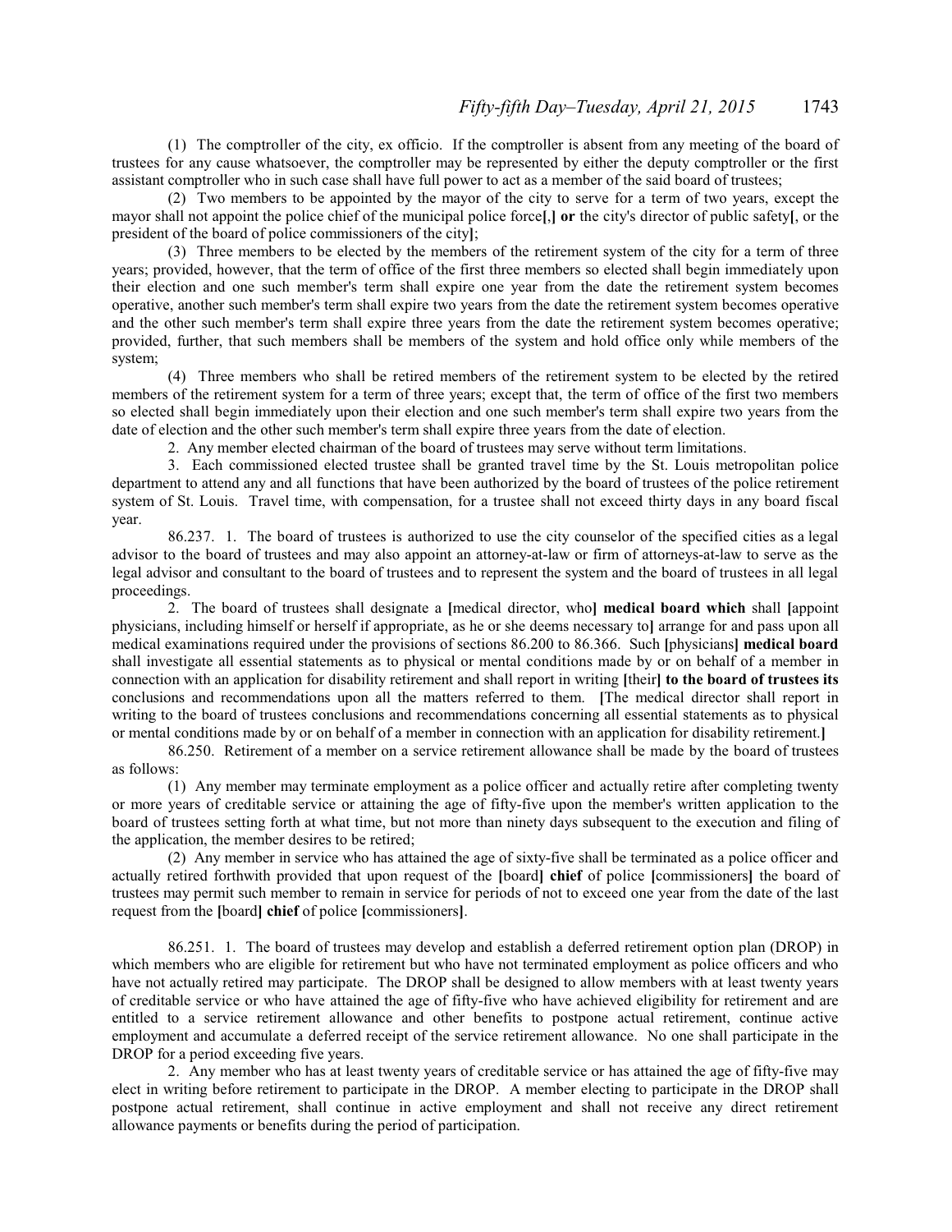(1) The comptroller of the city, ex officio. If the comptroller is absent from any meeting of the board of trustees for any cause whatsoever, the comptroller may be represented by either the deputy comptroller or the first assistant comptroller who in such case shall have full power to act as a member of the said board of trustees;

(2) Two members to be appointed by the mayor of the city to serve for a term of two years, except the mayor shall not appoint the police chief of the municipal police force**[**,**] or** the city's director of public safety**[**, or the president of the board of police commissioners of the city**]**;

(3) Three members to be elected by the members of the retirement system of the city for a term of three years; provided, however, that the term of office of the first three members so elected shall begin immediately upon their election and one such member's term shall expire one year from the date the retirement system becomes operative, another such member's term shall expire two years from the date the retirement system becomes operative and the other such member's term shall expire three years from the date the retirement system becomes operative; provided, further, that such members shall be members of the system and hold office only while members of the system;

(4) Three members who shall be retired members of the retirement system to be elected by the retired members of the retirement system for a term of three years; except that, the term of office of the first two members so elected shall begin immediately upon their election and one such member's term shall expire two years from the date of election and the other such member's term shall expire three years from the date of election.

2. Any member elected chairman of the board of trustees may serve without term limitations.

3. Each commissioned elected trustee shall be granted travel time by the St. Louis metropolitan police department to attend any and all functions that have been authorized by the board of trustees of the police retirement system of St. Louis. Travel time, with compensation, for a trustee shall not exceed thirty days in any board fiscal year.

86.237. 1. The board of trustees is authorized to use the city counselor of the specified cities as a legal advisor to the board of trustees and may also appoint an attorney-at-law or firm of attorneys-at-law to serve as the legal advisor and consultant to the board of trustees and to represent the system and the board of trustees in all legal proceedings.

2. The board of trustees shall designate a **[**medical director, who**] medical board which** shall **[**appoint physicians, including himself or herself if appropriate, as he or she deems necessary to**]** arrange for and pass upon all medical examinations required under the provisions of sections 86.200 to 86.366. Such **[**physicians**] medical board** shall investigate all essential statements as to physical or mental conditions made by or on behalf of a member in connection with an application for disability retirement and shall report in writing **[**their**] to the board of trustees its** conclusions and recommendations upon all the matters referred to them. **[**The medical director shall report in writing to the board of trustees conclusions and recommendations concerning all essential statements as to physical or mental conditions made by or on behalf of a member in connection with an application for disability retirement.**]**

86.250. Retirement of a member on a service retirement allowance shall be made by the board of trustees as follows:

(1) Any member may terminate employment as a police officer and actually retire after completing twenty or more years of creditable service or attaining the age of fifty-five upon the member's written application to the board of trustees setting forth at what time, but not more than ninety days subsequent to the execution and filing of the application, the member desires to be retired;

(2) Any member in service who has attained the age of sixty-five shall be terminated as a police officer and actually retired forthwith provided that upon request of the **[**board**] chief** of police **[**commissioners**]** the board of trustees may permit such member to remain in service for periods of not to exceed one year from the date of the last request from the **[**board**] chief** of police **[**commissioners**]**.

86.251. 1. The board of trustees may develop and establish a deferred retirement option plan (DROP) in which members who are eligible for retirement but who have not terminated employment as police officers and who have not actually retired may participate. The DROP shall be designed to allow members with at least twenty years of creditable service or who have attained the age of fifty-five who have achieved eligibility for retirement and are entitled to a service retirement allowance and other benefits to postpone actual retirement, continue active employment and accumulate a deferred receipt of the service retirement allowance. No one shall participate in the DROP for a period exceeding five years.

2. Any member who has at least twenty years of creditable service or has attained the age of fifty-five may elect in writing before retirement to participate in the DROP. A member electing to participate in the DROP shall postpone actual retirement, shall continue in active employment and shall not receive any direct retirement allowance payments or benefits during the period of participation.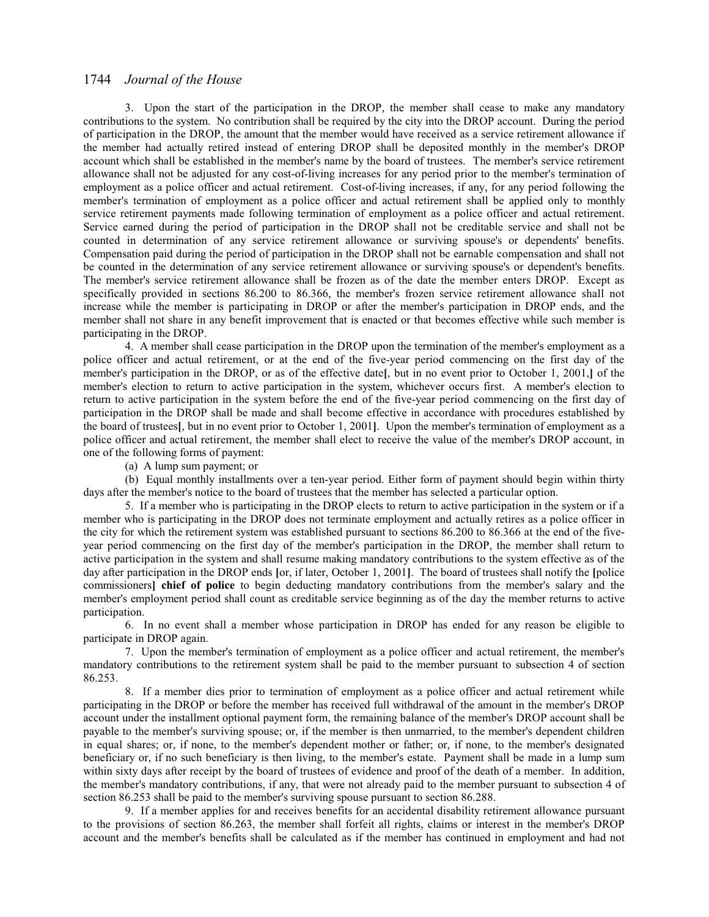3. Upon the start of the participation in the DROP, the member shall cease to make any mandatory contributions to the system. No contribution shall be required by the city into the DROP account. During the period of participation in the DROP, the amount that the member would have received as a service retirement allowance if the member had actually retired instead of entering DROP shall be deposited monthly in the member's DROP account which shall be established in the member's name by the board of trustees. The member's service retirement allowance shall not be adjusted for any cost-of-living increases for any period prior to the member's termination of employment as a police officer and actual retirement. Cost-of-living increases, if any, for any period following the member's termination of employment as a police officer and actual retirement shall be applied only to monthly service retirement payments made following termination of employment as a police officer and actual retirement. Service earned during the period of participation in the DROP shall not be creditable service and shall not be counted in determination of any service retirement allowance or surviving spouse's or dependents' benefits. Compensation paid during the period of participation in the DROP shall not be earnable compensation and shall not be counted in the determination of any service retirement allowance or surviving spouse's or dependent's benefits. The member's service retirement allowance shall be frozen as of the date the member enters DROP. Except as specifically provided in sections 86.200 to 86.366, the member's frozen service retirement allowance shall not increase while the member is participating in DROP or after the member's participation in DROP ends, and the member shall not share in any benefit improvement that is enacted or that becomes effective while such member is participating in the DROP.

4. A member shall cease participation in the DROP upon the termination of the member's employment as a police officer and actual retirement, or at the end of the five-year period commencing on the first day of the member's participation in the DROP, or as of the effective date**[**, but in no event prior to October 1, 2001,**]** of the member's election to return to active participation in the system, whichever occurs first. A member's election to return to active participation in the system before the end of the five-year period commencing on the first day of participation in the DROP shall be made and shall become effective in accordance with procedures established by the board of trustees**[**, but in no event prior to October 1, 2001**]**. Upon the member's termination of employment as a police officer and actual retirement, the member shall elect to receive the value of the member's DROP account, in one of the following forms of payment:

(a) A lump sum payment; or

(b) Equal monthly installments over a ten-year period. Either form of payment should begin within thirty days after the member's notice to the board of trustees that the member has selected a particular option.

5. If a member who is participating in the DROP elects to return to active participation in the system or if a member who is participating in the DROP does not terminate employment and actually retires as a police officer in the city for which the retirement system was established pursuant to sections 86.200 to 86.366 at the end of the five-year period commencing on the first day of the member's participation in the DROP, the member shall return to active participation in the system and shall resume making mandatory contributions to the system effective as of the day after participation in the DROP ends **[**or, if later, October 1, 2001**]**. The board of trustees shall notify the **[**police commissioners**]** **chief of police** to begin deducting mandatory contributions from the member's salary and the member's employment period shall count as creditable service beginning as of the day the member returns to active participation.

6. In no event shall a member whose participation in DROP has ended for any reason be eligible to participate in DROP again.

7. Upon the member's termination of employment as a police officer and actual retirement, the member's mandatory contributions to the retirement system shall be paid to the member pursuant to subsection 4 of section 86.253.

8. If a member dies prior to termination of employment as a police officer and actual retirement while participating in the DROP or before the member has received full withdrawal of the amount in the member's DROP account under the installment optional payment form, the remaining balance of the member's DROP account shall be payable to the member's surviving spouse; or, if the member is then unmarried, to the member's dependent children in equal shares; or, if none, to the member's dependent mother or father; or, if none, to the member's designated beneficiary or, if no such beneficiary is then living, to the member's estate. Payment shall be made in a lump sum within sixty days after receipt by the board of trustees of evidence and proof of the death of a member. In addition, the member's mandatory contributions, if any, that were not already paid to the member pursuant to subsection 4 of section 86.253 shall be paid to the member's surviving spouse pursuant to section 86.288.

9. If a member applies for and receives benefits for an accidental disability retirement allowance pursuant to the provisions of section 86.263, the member shall forfeit all rights, claims or interest in the member's DROP account and the member's benefits shall be calculated as if the member has continued in employment and had not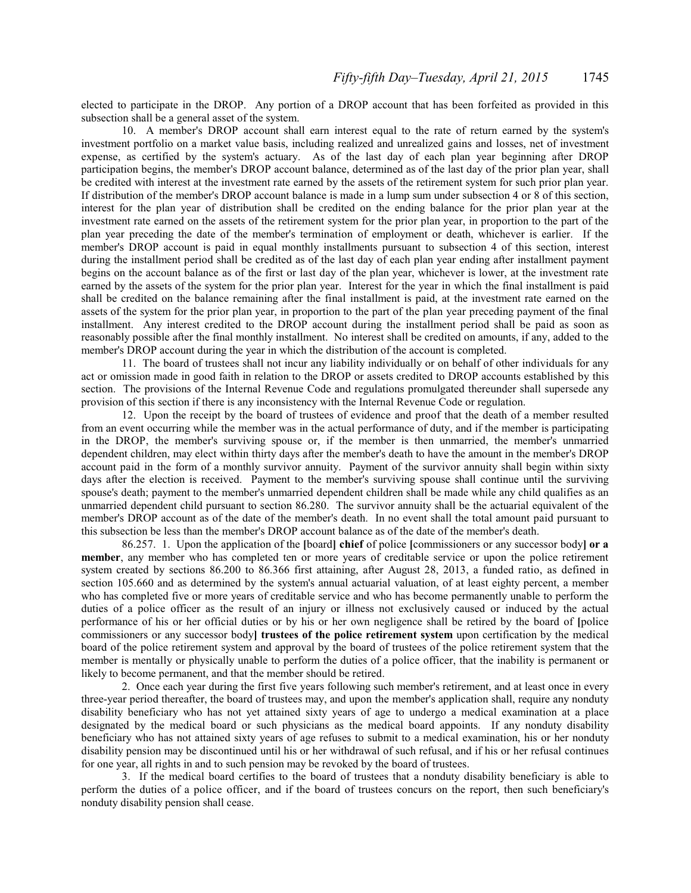elected to participate in the DROP. Any portion of a DROP account that has been forfeited as provided in this subsection shall be a general asset of the system.

10. A member's DROP account shall earn interest equal to the rate of return earned by the system's investment portfolio on a market value basis, including realized and unrealized gains and losses, net of investment expense, as certified by the system's actuary. As of the last day of each plan year beginning after DROP participation begins, the member's DROP account balance, determined as of the last day of the prior plan year, shall be credited with interest at the investment rate earned by the assets of the retirement system for such prior plan year. If distribution of the member's DROP account balance is made in a lump sum under subsection 4 or 8 of this section, interest for the plan year of distribution shall be credited on the ending balance for the prior plan year at the investment rate earned on the assets of the retirement system for the prior plan year, in proportion to the part of the plan year preceding the date of the member's termination of employment or death, whichever is earlier. If the member's DROP account is paid in equal monthly installments pursuant to subsection 4 of this section, interest during the installment period shall be credited as of the last day of each plan year ending after installment payment begins on the account balance as of the first or last day of the plan year, whichever is lower, at the investment rate earned by the assets of the system for the prior plan year. Interest for the year in which the final installment is paid shall be credited on the balance remaining after the final installment is paid, at the investment rate earned on the assets of the system for the prior plan year, in proportion to the part of the plan year preceding payment of the final installment. Any interest credited to the DROP account during the installment period shall be paid as soon as reasonably possible after the final monthly installment. No interest shall be credited on amounts, if any, added to the member's DROP account during the year in which the distribution of the account is completed.

11. The board of trustees shall not incur any liability individually or on behalf of other individuals for any act or omission made in good faith in relation to the DROP or assets credited to DROP accounts established by this section. The provisions of the Internal Revenue Code and regulations promulgated thereunder shall supersede any provision of this section if there is any inconsistency with the Internal Revenue Code or regulation.

12. Upon the receipt by the board of trustees of evidence and proof that the death of a member resulted from an event occurring while the member was in the actual performance of duty, and if the member is participating in the DROP, the member's surviving spouse or, if the member is then unmarried, the member's unmarried dependent children, may elect within thirty days after the member's death to have the amount in the member's DROP account paid in the form of a monthly survivor annuity. Payment of the survivor annuity shall begin within sixty days after the election is received. Payment to the member's surviving spouse shall continue until the surviving spouse's death; payment to the member's unmarried dependent children shall be made while any child qualifies as an unmarried dependent child pursuant to section 86.280. The survivor annuity shall be the actuarial equivalent of the member's DROP account as of the date of the member's death. In no event shall the total amount paid pursuant to this subsection be less than the member's DROP account balance as of the date of the member's death.

86.257. 1. Upon the application of the [board] **chief** of police [commissioners or any successor body] **or a member**, any member who has completed ten or more years of creditable service or upon the police retirement system created by sections 86.200 to 86.366 first attaining, after August 28, 2013, a funded ratio, as defined in section 105.660 and as determined by the system's annual actuarial valuation, of at least eighty percent, a member who has completed five or more years of creditable service and who has become permanently unable to perform the duties of a police officer as the result of an injury or illness not exclusively caused or induced by the actual performance of his or her official duties or by his or her own negligence shall be retired by the board of [police commissioners or any successor body] **trustees of the police retirement system** upon certification by the medical board of the police retirement system and approval by the board of trustees of the police retirement system that the member is mentally or physically unable to perform the duties of a police officer, that the inability is permanent or likely to become permanent, and that the member should be retired.

2. Once each year during the first five years following such member's retirement, and at least once in every three-year period thereafter, the board of trustees may, and upon the member's application shall, require any nonduty disability beneficiary who has not yet attained sixty years of age to undergo a medical examination at a place designated by the medical board or such physicians as the medical board appoints. If any nonduty disability beneficiary who has not attained sixty years of age refuses to submit to a medical examination, his or her nonduty disability pension may be discontinued until his or her withdrawal of such refusal, and if his or her refusal continues for one year, all rights in and to such pension may be revoked by the board of trustees.

3. If the medical board certifies to the board of trustees that a nonduty disability beneficiary is able to perform the duties of a police officer, and if the board of trustees concurs on the report, then such beneficiary's nonduty disability pension shall cease.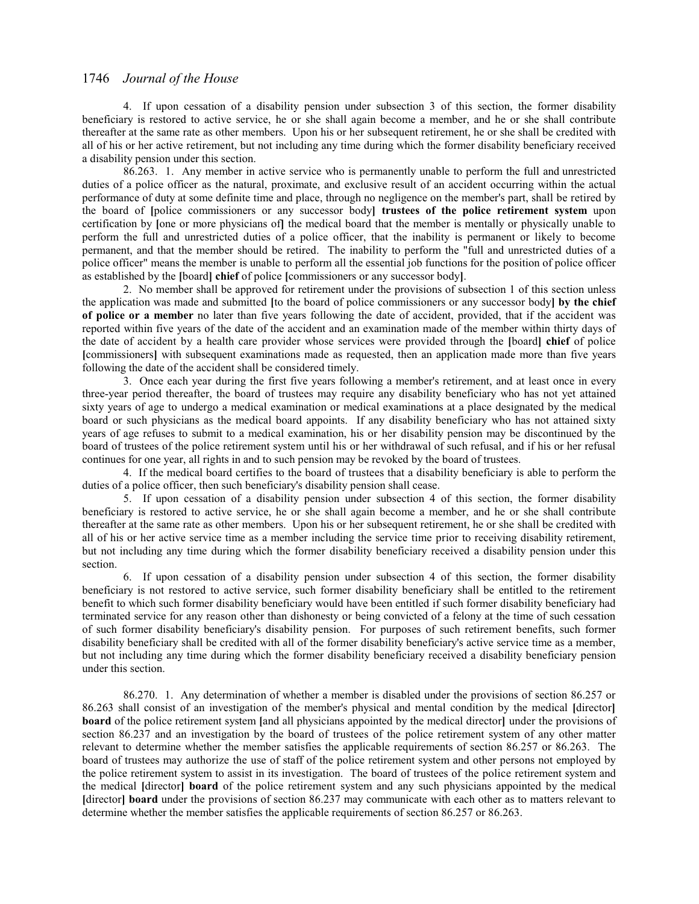4. If upon cessation of a disability pension under subsection 3 of this section, the former disability beneficiary is restored to active service, he or she shall again become a member, and he or she shall contribute thereafter at the same rate as other members. Upon his or her subsequent retirement, he or she shall be credited with all of his or her active retirement, but not including any time during which the former disability beneficiary received a disability pension under this section.

86.263. 1. Any member in active service who is permanently unable to perform the full and unrestricted duties of a police officer as the natural, proximate, and exclusive result of an accident occurring within the actual performance of duty at some definite time and place, through no negligence on the member's part, shall be retired by the board of **[**police commissioners or any successor body**]** **trustees of the police retirement system** upon certification by **[**one or more physicians of**]** the medical board that the member is mentally or physically unable to perform the full and unrestricted duties of a police officer, that the inability is permanent or likely to become permanent, and that the member should be retired. The inability to perform the "full and unrestricted duties of a police officer" means the member is unable to perform all the essential job functions for the position of police officer as established by the **[**board**]** **chief** of police **[**commissioners or any successor body**]**.

2. No member shall be approved for retirement under the provisions of subsection 1 of this section unless the application was made and submitted **[**to the board of police commissioners or any successor body**]** **by the chief of police or a member** no later than five years following the date of accident, provided, that if the accident was reported within five years of the date of the accident and an examination made of the member within thirty days of the date of accident by a health care provider whose services were provided through the **[**board**]** **chief** of police **[**commissioners**]** with subsequent examinations made as requested, then an application made more than five years following the date of the accident shall be considered timely.

3. Once each year during the first five years following a member's retirement, and at least once in every three-year period thereafter, the board of trustees may require any disability beneficiary who has not yet attained sixty years of age to undergo a medical examination or medical examinations at a place designated by the medical board or such physicians as the medical board appoints. If any disability beneficiary who has not attained sixty years of age refuses to submit to a medical examination, his or her disability pension may be discontinued by the board of trustees of the police retirement system until his or her withdrawal of such refusal, and if his or her refusal continues for one year, all rights in and to such pension may be revoked by the board of trustees.

4. If the medical board certifies to the board of trustees that a disability beneficiary is able to perform the duties of a police officer, then such beneficiary's disability pension shall cease.

5. If upon cessation of a disability pension under subsection 4 of this section, the former disability beneficiary is restored to active service, he or she shall again become a member, and he or she shall contribute thereafter at the same rate as other members. Upon his or her subsequent retirement, he or she shall be credited with all of his or her active service time as a member including the service time prior to receiving disability retirement, but not including any time during which the former disability beneficiary received a disability pension under this section.

6. If upon cessation of a disability pension under subsection 4 of this section, the former disability beneficiary is not restored to active service, such former disability beneficiary shall be entitled to the retirement benefit to which such former disability beneficiary would have been entitled if such former disability beneficiary had terminated service for any reason other than dishonesty or being convicted of a felony at the time of such cessation of such former disability beneficiary's disability pension. For purposes of such retirement benefits, such former disability beneficiary shall be credited with all of the former disability beneficiary's active service time as a member, but not including any time during which the former disability beneficiary received a disability beneficiary pension under this section.

86.270. 1. Any determination of whether a member is disabled under the provisions of section 86.257 or 86.263 shall consist of an investigation of the member's physical and mental condition by the medical **[**director**]** **board** of the police retirement system **[**and all physicians appointed by the medical director**]** under the provisions of section 86.237 and an investigation by the board of trustees of the police retirement system of any other matter relevant to determine whether the member satisfies the applicable requirements of section 86.257 or 86.263. The board of trustees may authorize the use of staff of the police retirement system and other persons not employed by the police retirement system to assist in its investigation. The board of trustees of the police retirement system and the medical **[**director**]** **board** of the police retirement system and any such physicians appointed by the medical **[**director**]** **board** under the provisions of section 86.237 may communicate with each other as to matters relevant to determine whether the member satisfies the applicable requirements of section 86.257 or 86.263.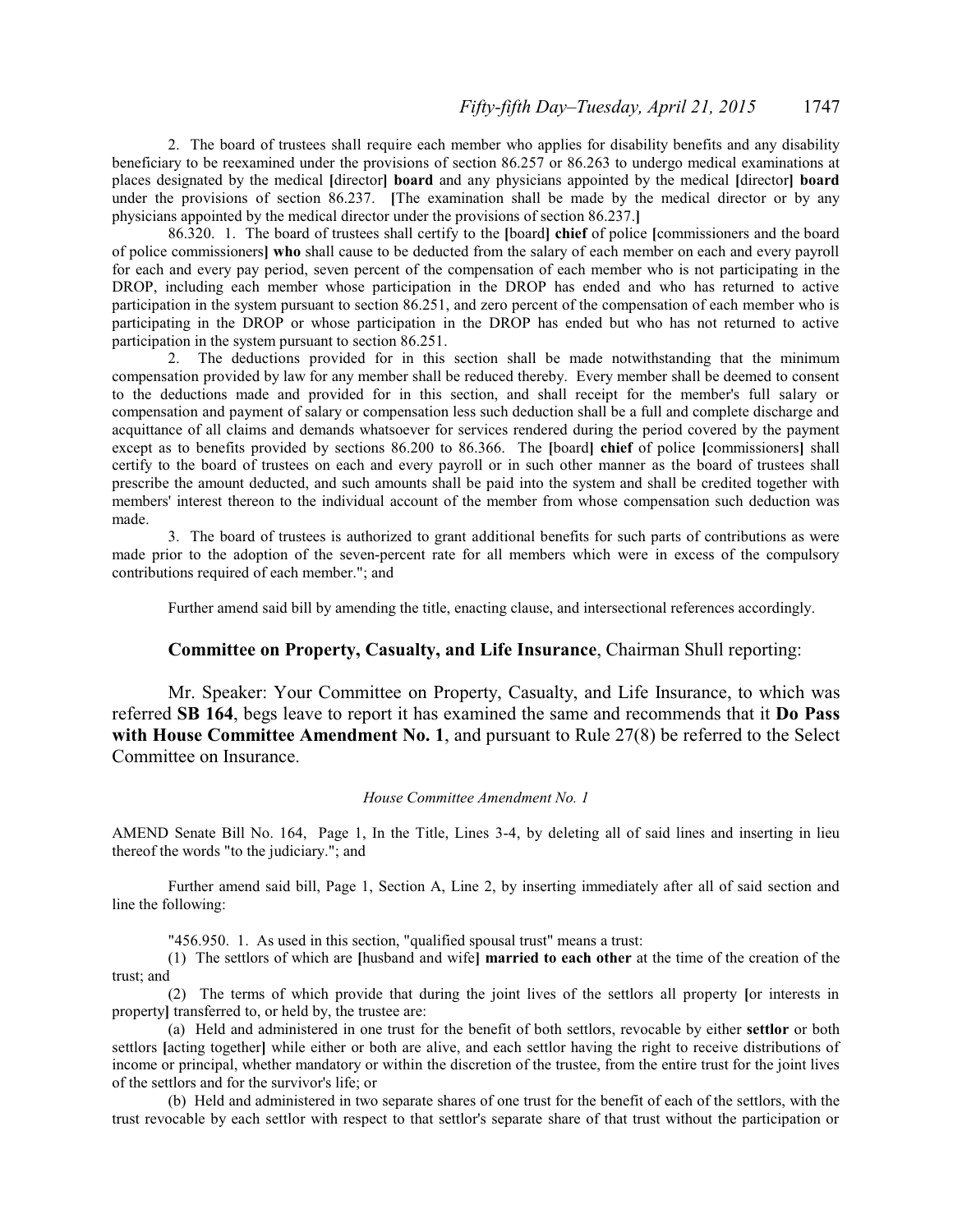2. The board of trustees shall require each member who applies for disability benefits and any disability beneficiary to be reexamined under the provisions of section 86.257 or 86.263 to undergo medical examinations at places designated by the medical **[**director**] board** and any physicians appointed by the medical **[**director**] board** under the provisions of section 86.237. **[**The examination shall be made by the medical director or by any physicians appointed by the medical director under the provisions of section 86.237.**]**

86.320. 1. The board of trustees shall certify to the **[**board**] chief** of police **[**commissioners and the board of police commissioners**] who** shall cause to be deducted from the salary of each member on each and every payroll for each and every pay period, seven percent of the compensation of each member who is not participating in the DROP, including each member whose participation in the DROP has ended and who has returned to active participation in the system pursuant to section 86.251, and zero percent of the compensation of each member who is participating in the DROP or whose participation in the DROP has ended but who has not returned to active participation in the system pursuant to section 86.251.

2. The deductions provided for in this section shall be made notwithstanding that the minimum compensation provided by law for any member shall be reduced thereby. Every member shall be deemed to consent to the deductions made and provided for in this section, and shall receipt for the member's full salary or compensation and payment of salary or compensation less such deduction shall be a full and complete discharge and acquittance of all claims and demands whatsoever for services rendered during the period covered by the payment except as to benefits provided by sections 86.200 to 86.366. The **[**board**] chief** of police **[**commissioners**]** shall certify to the board of trustees on each and every payroll or in such other manner as the board of trustees shall prescribe the amount deducted, and such amounts shall be paid into the system and shall be credited together with members' interest thereon to the individual account of the member from whose compensation such deduction was made.

3. The board of trustees is authorized to grant additional benefits for such parts of contributions as were made prior to the adoption of the seven-percent rate for all members which were in excess of the compulsory contributions required of each member."; and

Further amend said bill by amending the title, enacting clause, and intersectional references accordingly.

**Committee on Property, Casualty, and Life Insurance**, Chairman Shull reporting:

Mr. Speaker: Your Committee on Property, Casualty, and Life Insurance, to which was referred **SB 164**, begs leave to report it has examined the same and recommends that it **Do Pass with House Committee Amendment No. 1**, and pursuant to Rule 27(8) be referred to the Select Committee on Insurance.

*House Committee Amendment No. 1*

AMEND Senate Bill No. 164, Page 1, In the Title, Lines 3-4, by deleting all of said lines and inserting in lieu thereof the words "to the judiciary."; and

Further amend said bill, Page 1, Section A, Line 2, by inserting immediately after all of said section and line the following:

"456.950. 1. As used in this section, "qualified spousal trust" means a trust:

(1) The settlors of which are **[**husband and wife**] married to each other** at the time of the creation of the trust; and

(2) The terms of which provide that during the joint lives of the settlors all property **[**or interests in property**]** transferred to, or held by, the trustee are:

(a) Held and administered in one trust for the benefit of both settlors, revocable by either **settlor** or both settlors **[**acting together**]** while either or both are alive, and each settlor having the right to receive distributions of income or principal, whether mandatory or within the discretion of the trustee, from the entire trust for the joint lives of the settlors and for the survivor's life; or

(b) Held and administered in two separate shares of one trust for the benefit of each of the settlors, with the trust revocable by each settlor with respect to that settlor's separate share of that trust without the participation or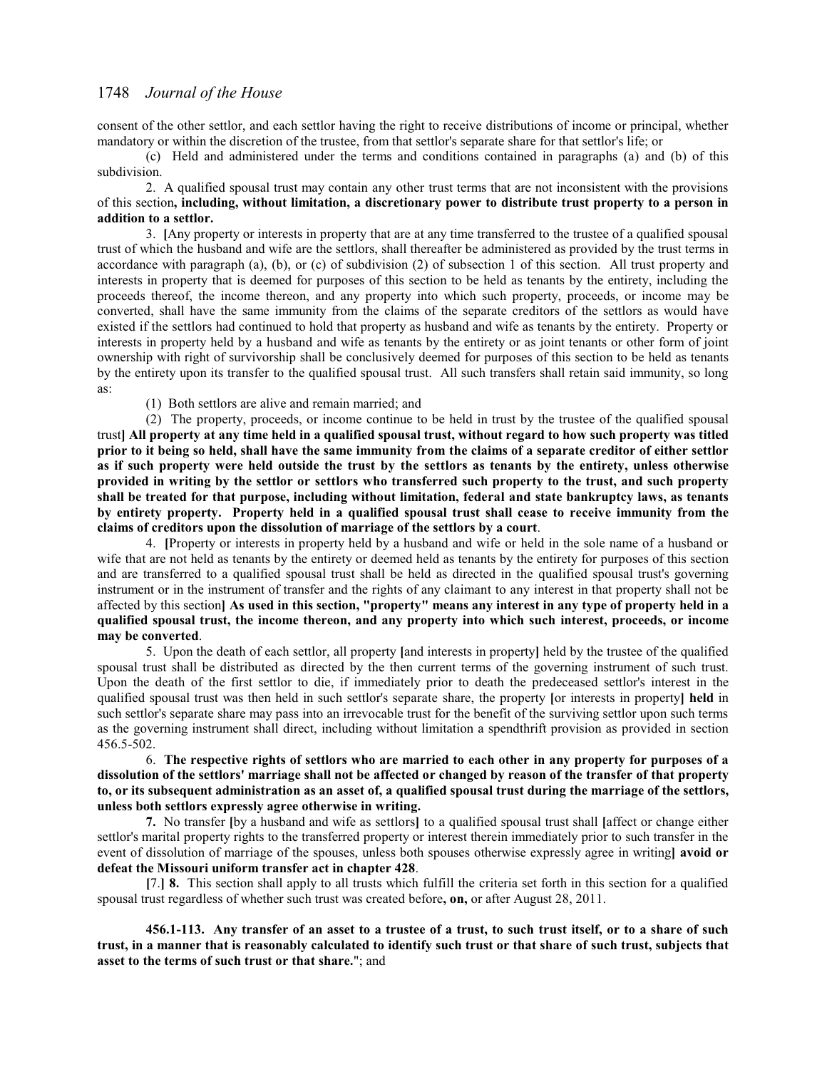consent of the other settlor, and each settlor having the right to receive distributions of income or principal, whether mandatory or within the discretion of the trustee, from that settlor's separate share for that settlor's life; or

(c) Held and administered under the terms and conditions contained in paragraphs (a) and (b) of this subdivision.

2. A qualified spousal trust may contain any other trust terms that are not inconsistent with the provisions of this section**, including, without limitation, a discretionary power to distribute trust property to a person in addition to a settlor.**

3. **[**Any property or interests in property that are at any time transferred to the trustee of a qualified spousal trust of which the husband and wife are the settlors, shall thereafter be administered as provided by the trust terms in accordance with paragraph (a), (b), or (c) of subdivision (2) of subsection 1 of this section. All trust property and interests in property that is deemed for purposes of this section to be held as tenants by the entirety, including the proceeds thereof, the income thereon, and any property into which such property, proceeds, or income may be converted, shall have the same immunity from the claims of the separate creditors of the settlors as would have existed if the settlors had continued to hold that property as husband and wife as tenants by the entirety. Property or interests in property held by a husband and wife as tenants by the entirety or as joint tenants or other form of joint ownership with right of survivorship shall be conclusively deemed for purposes of this section to be held as tenants by the entirety upon its transfer to the qualified spousal trust. All such transfers shall retain said immunity, so long as:

(1) Both settlors are alive and remain married; and

(2) The property, proceeds, or income continue to be held in trust by the trustee of the qualified spousal trust**] All property at any time held in a qualified spousal trust, without regard to how such property was titled prior to it being so held, shall have the same immunity from the claims of a separate creditor of either settlor as if such property were held outside the trust by the settlors as tenants by the entirety, unless otherwise provided in writing by the settlor or settlors who transferred such property to the trust, and such property shall be treated for that purpose, including without limitation, federal and state bankruptcy laws, as tenants by entirety property. Property held in a qualified spousal trust shall cease to receive immunity from the claims of creditors upon the dissolution of marriage of the settlors by a court**.

4. **[**Property or interests in property held by a husband and wife or held in the sole name of a husband or wife that are not held as tenants by the entirety or deemed held as tenants by the entirety for purposes of this section and are transferred to a qualified spousal trust shall be held as directed in the qualified spousal trust's governing instrument or in the instrument of transfer and the rights of any claimant to any interest in that property shall not be affected by this section**] As used in this section, "property" means any interest in any type of property held in a qualified spousal trust, the income thereon, and any property into which such interest, proceeds, or income may be converted**.

5. Upon the death of each settlor, all property **[**and interests in property**]** held by the trustee of the qualified spousal trust shall be distributed as directed by the then current terms of the governing instrument of such trust. Upon the death of the first settlor to die, if immediately prior to death the predeceased settlor's interest in the qualified spousal trust was then held in such settlor's separate share, the property **[**or interests in property**] held** in such settlor's separate share may pass into an irrevocable trust for the benefit of the surviving settlor upon such terms as the governing instrument shall direct, including without limitation a spendthrift provision as provided in section 456.5-502.

6. **The respective rights of settlors who are married to each other in any property for purposes of a dissolution of the settlors' marriage shall not be affected or changed by reason of the transfer of that property to, or its subsequent administration as an asset of, a qualified spousal trust during the marriage of the settlors, unless both settlors expressly agree otherwise in writing.**

**7.** No transfer **[**by a husband and wife as settlors**]** to a qualified spousal trust shall **[**affect or change either settlor's marital property rights to the transferred property or interest therein immediately prior to such transfer in the event of dissolution of marriage of the spouses, unless both spouses otherwise expressly agree in writing**] avoid or defeat the Missouri uniform transfer act in chapter 428**.

**[**7.**] 8.** This section shall apply to all trusts which fulfill the criteria set forth in this section for a qualified spousal trust regardless of whether such trust was created before**, on,** or after August 28, 2011.

**456.1-113. Any transfer of an asset to a trustee of a trust, to such trust itself, or to a share of such trust, in a manner that is reasonably calculated to identify such trust or that share of such trust, subjects that asset to the terms of such trust or that share.**"; and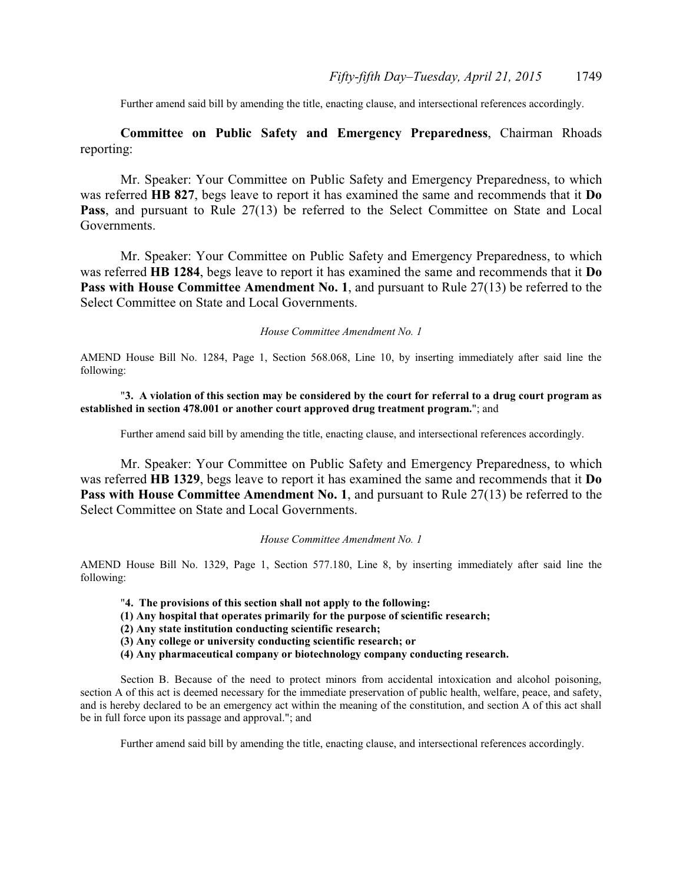Further amend said bill by amending the title, enacting clause, and intersectional references accordingly.

**Committee on Public Safety and Emergency Preparedness**, Chairman Rhoads reporting:

Mr. Speaker: Your Committee on Public Safety and Emergency Preparedness, to which was referred **HB 827**, begs leave to report it has examined the same and recommends that it **Do Pass**, and pursuant to Rule 27(13) be referred to the Select Committee on State and Local Governments.

Mr. Speaker: Your Committee on Public Safety and Emergency Preparedness, to which was referred **HB 1284**, begs leave to report it has examined the same and recommends that it **Do Pass with House Committee Amendment No. 1**, and pursuant to Rule 27(13) be referred to the Select Committee on State and Local Governments.

*House Committee Amendment No. 1*

AMEND House Bill No. 1284, Page 1, Section 568.068, Line 10, by inserting immediately after said line the following:

"**3. A violation of this section may be considered by the court for referral to a drug court program as established in section 478.001 or another court approved drug treatment program.**"; and

Further amend said bill by amending the title, enacting clause, and intersectional references accordingly.

Mr. Speaker: Your Committee on Public Safety and Emergency Preparedness, to which was referred **HB 1329**, begs leave to report it has examined the same and recommends that it **Do Pass with House Committee Amendment No. 1**, and pursuant to Rule 27(13) be referred to the Select Committee on State and Local Governments.

*House Committee Amendment No. 1*

AMEND House Bill No. 1329, Page 1, Section 577.180, Line 8, by inserting immediately after said line the following:

"**4. The provisions of this section shall not apply to the following:**
**(1) Any hospital that operates primarily for the purpose of scientific research;**
**(2) Any state institution conducting scientific research;**
**(3) Any college or university conducting scientific research; or**
**(4) Any pharmaceutical company or biotechnology company conducting research.**

Section B. Because of the need to protect minors from accidental intoxication and alcohol poisoning, section A of this act is deemed necessary for the immediate preservation of public health, welfare, peace, and safety, and is hereby declared to be an emergency act within the meaning of the constitution, and section A of this act shall be in full force upon its passage and approval."; and

Further amend said bill by amending the title, enacting clause, and intersectional references accordingly.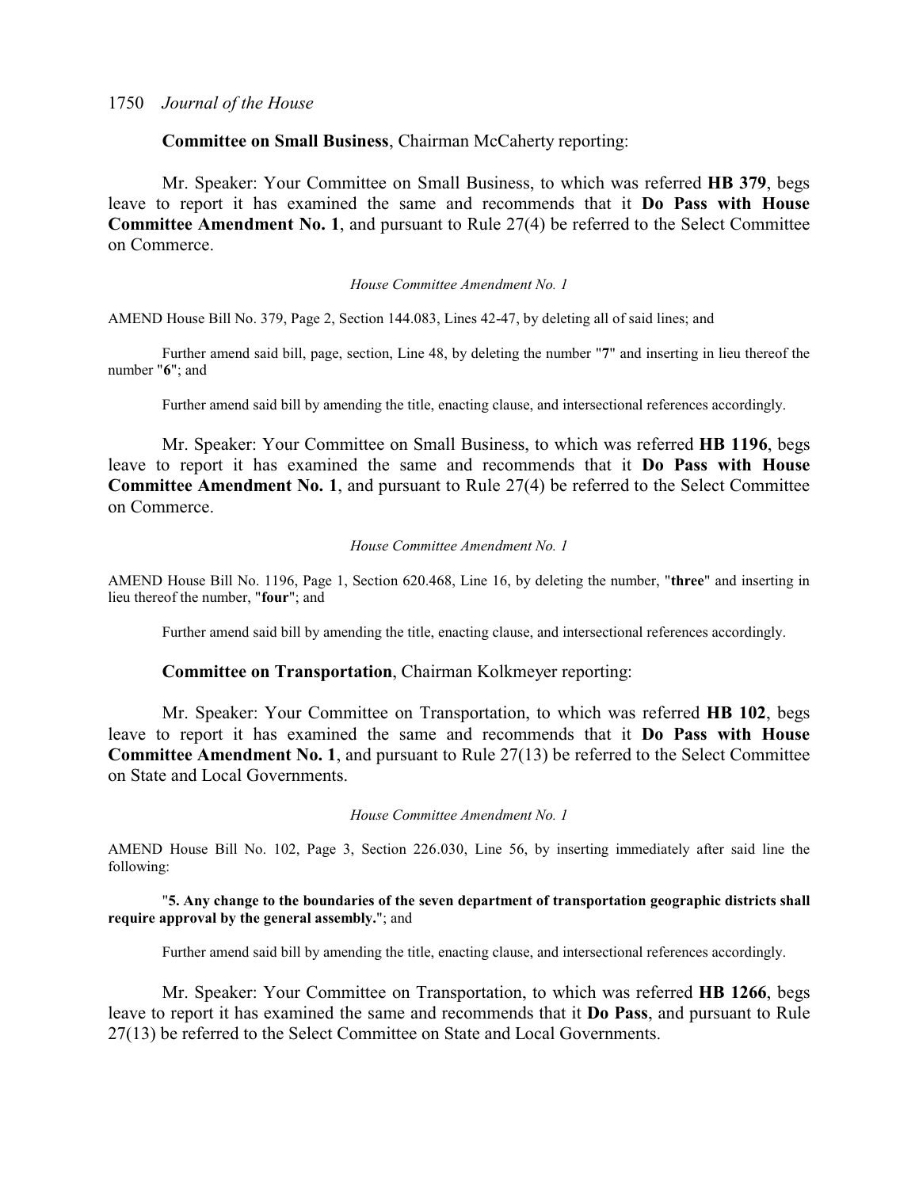**Committee on Small Business**, Chairman McCaherty reporting:

Mr. Speaker: Your Committee on Small Business, to which was referred **HB 379**, begs leave to report it has examined the same and recommends that it **Do Pass with House Committee Amendment No. 1**, and pursuant to Rule 27(4) be referred to the Select Committee on Commerce.

*House Committee Amendment No. 1*

AMEND House Bill No. 379, Page 2, Section 144.083, Lines 42-47, by deleting all of said lines; and

Further amend said bill, page, section, Line 48, by deleting the number "**7**" and inserting in lieu thereof the number "**6**"; and

Further amend said bill by amending the title, enacting clause, and intersectional references accordingly.

Mr. Speaker: Your Committee on Small Business, to which was referred **HB 1196**, begs leave to report it has examined the same and recommends that it **Do Pass with House Committee Amendment No. 1**, and pursuant to Rule 27(4) be referred to the Select Committee on Commerce.

*House Committee Amendment No. 1*

AMEND House Bill No. 1196, Page 1, Section 620.468, Line 16, by deleting the number, "**three**" and inserting in lieu thereof the number, "**four**"; and

Further amend said bill by amending the title, enacting clause, and intersectional references accordingly.

**Committee on Transportation**, Chairman Kolkmeyer reporting:

Mr. Speaker: Your Committee on Transportation, to which was referred **HB 102**, begs leave to report it has examined the same and recommends that it **Do Pass with House Committee Amendment No. 1**, and pursuant to Rule 27(13) be referred to the Select Committee on State and Local Governments.

*House Committee Amendment No. 1*

AMEND House Bill No. 102, Page 3, Section 226.030, Line 56, by inserting immediately after said line the following:

"**5. Any change to the boundaries of the seven department of transportation geographic districts shall require approval by the general assembly.**"; and

Further amend said bill by amending the title, enacting clause, and intersectional references accordingly.

Mr. Speaker: Your Committee on Transportation, to which was referred **HB 1266**, begs leave to report it has examined the same and recommends that it **Do Pass**, and pursuant to Rule 27(13) be referred to the Select Committee on State and Local Governments.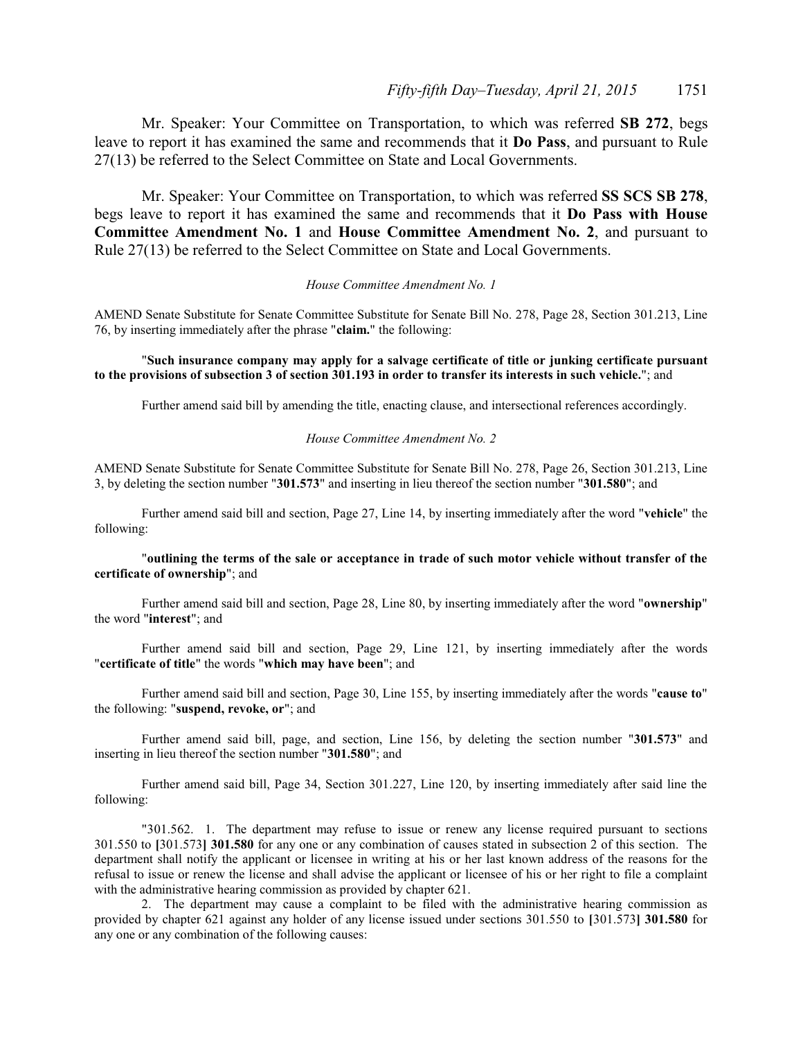Mr. Speaker: Your Committee on Transportation, to which was referred **SB 272**, begs leave to report it has examined the same and recommends that it **Do Pass**, and pursuant to Rule 27(13) be referred to the Select Committee on State and Local Governments.

Mr. Speaker: Your Committee on Transportation, to which was referred **SS SCS SB 278**, begs leave to report it has examined the same and recommends that it **Do Pass with House Committee Amendment No. 1** and **House Committee Amendment No. 2**, and pursuant to Rule 27(13) be referred to the Select Committee on State and Local Governments.

*House Committee Amendment No. 1*

AMEND Senate Substitute for Senate Committee Substitute for Senate Bill No. 278, Page 28, Section 301.213, Line 76, by inserting immediately after the phrase "**claim.**" the following:

"**Such insurance company may apply for a salvage certificate of title or junking certificate pursuant to the provisions of subsection 3 of section 301.193 in order to transfer its interests in such vehicle.**"; and

Further amend said bill by amending the title, enacting clause, and intersectional references accordingly.

*House Committee Amendment No. 2*

AMEND Senate Substitute for Senate Committee Substitute for Senate Bill No. 278, Page 26, Section 301.213, Line 3, by deleting the section number "**301.573**" and inserting in lieu thereof the section number "**301.580**"; and

Further amend said bill and section, Page 27, Line 14, by inserting immediately after the word "**vehicle**" the following:

"**outlining the terms of the sale or acceptance in trade of such motor vehicle without transfer of the certificate of ownership**"; and

Further amend said bill and section, Page 28, Line 80, by inserting immediately after the word "**ownership**" the word "**interest**"; and

Further amend said bill and section, Page 29, Line 121, by inserting immediately after the words "**certificate of title**" the words "**which may have been**"; and

Further amend said bill and section, Page 30, Line 155, by inserting immediately after the words "**cause to**" the following: "**suspend, revoke, or**"; and

Further amend said bill, page, and section, Line 156, by deleting the section number "**301.573**" and inserting in lieu thereof the section number "**301.580**"; and

Further amend said bill, Page 34, Section 301.227, Line 120, by inserting immediately after said line the following:

"301.562. 1. The department may refuse to issue or renew any license required pursuant to sections 301.550 to **[**301.573**] 301.580** for any one or any combination of causes stated in subsection 2 of this section. The department shall notify the applicant or licensee in writing at his or her last known address of the reasons for the refusal to issue or renew the license and shall advise the applicant or licensee of his or her right to file a complaint with the administrative hearing commission as provided by chapter 621.

2. The department may cause a complaint to be filed with the administrative hearing commission as provided by chapter 621 against any holder of any license issued under sections 301.550 to **[**301.573**] 301.580** for any one or any combination of the following causes: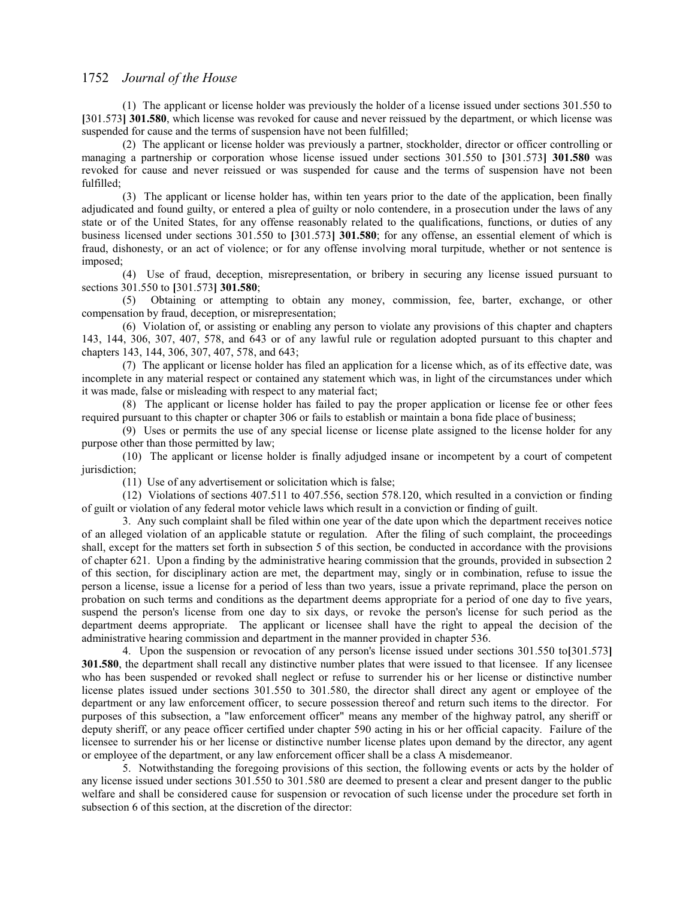(1) The applicant or license holder was previously the holder of a license issued under sections 301.550 to [301.573] **301.580**, which license was revoked for cause and never reissued by the department, or which license was suspended for cause and the terms of suspension have not been fulfilled;

(2) The applicant or license holder was previously a partner, stockholder, director or officer controlling or managing a partnership or corporation whose license issued under sections 301.550 to [301.573] **301.580** was revoked for cause and never reissued or was suspended for cause and the terms of suspension have not been fulfilled;

(3) The applicant or license holder has, within ten years prior to the date of the application, been finally adjudicated and found guilty, or entered a plea of guilty or nolo contendere, in a prosecution under the laws of any state or of the United States, for any offense reasonably related to the qualifications, functions, or duties of any business licensed under sections 301.550 to [301.573] **301.580**; for any offense, an essential element of which is fraud, dishonesty, or an act of violence; or for any offense involving moral turpitude, whether or not sentence is imposed;

(4) Use of fraud, deception, misrepresentation, or bribery in securing any license issued pursuant to sections 301.550 to [301.573] **301.580**;

(5) Obtaining or attempting to obtain any money, commission, fee, barter, exchange, or other compensation by fraud, deception, or misrepresentation;

(6) Violation of, or assisting or enabling any person to violate any provisions of this chapter and chapters 143, 144, 306, 307, 407, 578, and 643 or of any lawful rule or regulation adopted pursuant to this chapter and chapters 143, 144, 306, 307, 407, 578, and 643;

(7) The applicant or license holder has filed an application for a license which, as of its effective date, was incomplete in any material respect or contained any statement which was, in light of the circumstances under which it was made, false or misleading with respect to any material fact;

(8) The applicant or license holder has failed to pay the proper application or license fee or other fees required pursuant to this chapter or chapter 306 or fails to establish or maintain a bona fide place of business;

(9) Uses or permits the use of any special license or license plate assigned to the license holder for any purpose other than those permitted by law;

(10) The applicant or license holder is finally adjudged insane or incompetent by a court of competent jurisdiction;

(11) Use of any advertisement or solicitation which is false;

(12) Violations of sections 407.511 to 407.556, section 578.120, which resulted in a conviction or finding of guilt or violation of any federal motor vehicle laws which result in a conviction or finding of guilt.

3. Any such complaint shall be filed within one year of the date upon which the department receives notice of an alleged violation of an applicable statute or regulation. After the filing of such complaint, the proceedings shall, except for the matters set forth in subsection 5 of this section, be conducted in accordance with the provisions of chapter 621. Upon a finding by the administrative hearing commission that the grounds, provided in subsection 2 of this section, for disciplinary action are met, the department may, singly or in combination, refuse to issue the person a license, issue a license for a period of less than two years, issue a private reprimand, place the person on probation on such terms and conditions as the department deems appropriate for a period of one day to five years, suspend the person's license from one day to six days, or revoke the person's license for such period as the department deems appropriate. The applicant or licensee shall have the right to appeal the decision of the administrative hearing commission and department in the manner provided in chapter 536.

4. Upon the suspension or revocation of any person's license issued under sections 301.550 to[301.573] **301.580**, the department shall recall any distinctive number plates that were issued to that licensee. If any licensee who has been suspended or revoked shall neglect or refuse to surrender his or her license or distinctive number license plates issued under sections 301.550 to 301.580, the director shall direct any agent or employee of the department or any law enforcement officer, to secure possession thereof and return such items to the director. For purposes of this subsection, a "law enforcement officer" means any member of the highway patrol, any sheriff or deputy sheriff, or any peace officer certified under chapter 590 acting in his or her official capacity. Failure of the licensee to surrender his or her license or distinctive number license plates upon demand by the director, any agent or employee of the department, or any law enforcement officer shall be a class A misdemeanor.

5. Notwithstanding the foregoing provisions of this section, the following events or acts by the holder of any license issued under sections 301.550 to 301.580 are deemed to present a clear and present danger to the public welfare and shall be considered cause for suspension or revocation of such license under the procedure set forth in subsection 6 of this section, at the discretion of the director: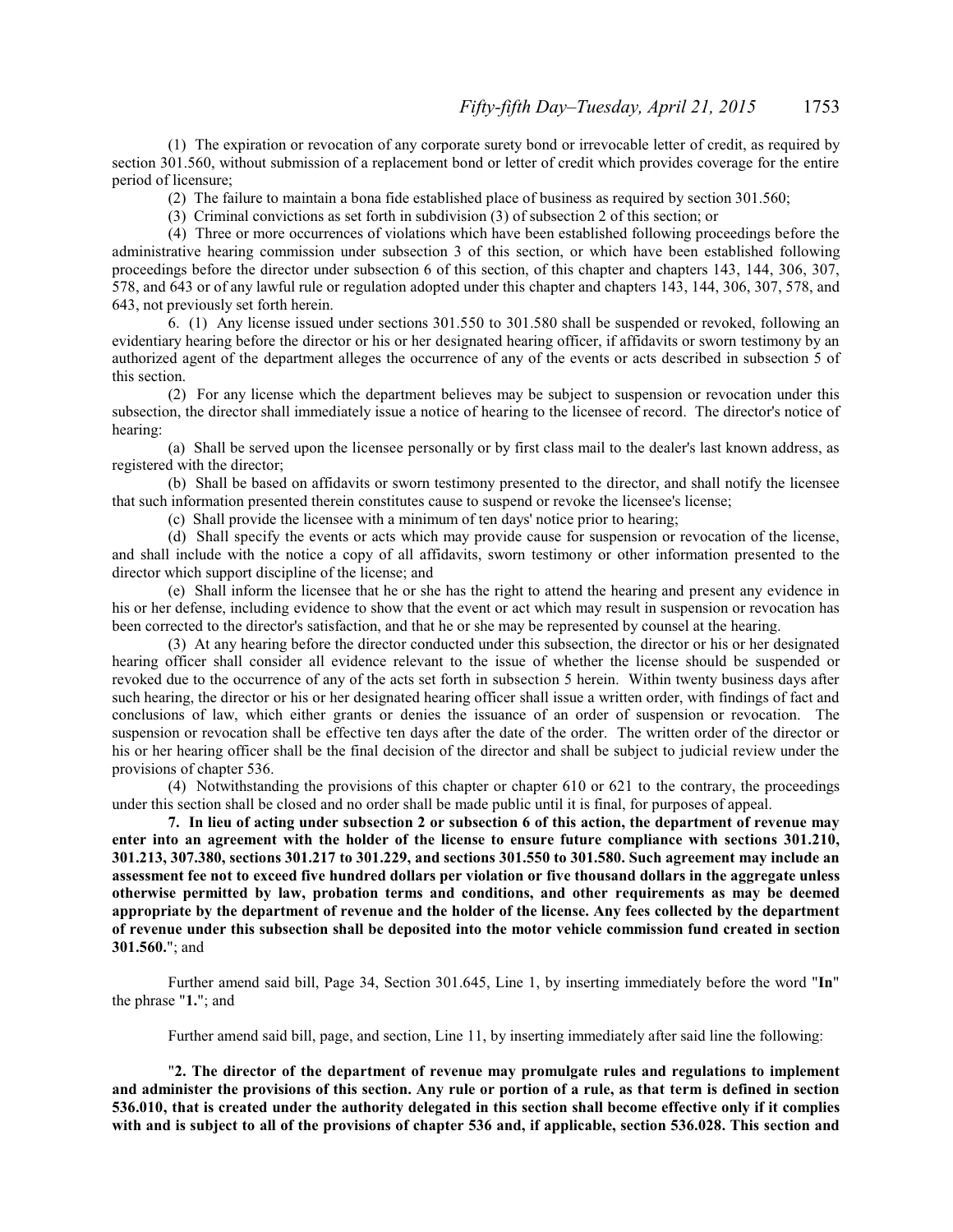(1) The expiration or revocation of any corporate surety bond or irrevocable letter of credit, as required by section 301.560, without submission of a replacement bond or letter of credit which provides coverage for the entire period of licensure;

(2) The failure to maintain a bona fide established place of business as required by section 301.560;

(3) Criminal convictions as set forth in subdivision (3) of subsection 2 of this section; or

(4) Three or more occurrences of violations which have been established following proceedings before the administrative hearing commission under subsection 3 of this section, or which have been established following proceedings before the director under subsection 6 of this section, of this chapter and chapters 143, 144, 306, 307, 578, and 643 or of any lawful rule or regulation adopted under this chapter and chapters 143, 144, 306, 307, 578, and 643, not previously set forth herein.

6. (1) Any license issued under sections 301.550 to 301.580 shall be suspended or revoked, following an evidentiary hearing before the director or his or her designated hearing officer, if affidavits or sworn testimony by an authorized agent of the department alleges the occurrence of any of the events or acts described in subsection 5 of this section.

(2) For any license which the department believes may be subject to suspension or revocation under this subsection, the director shall immediately issue a notice of hearing to the licensee of record. The director's notice of hearing:

(a) Shall be served upon the licensee personally or by first class mail to the dealer's last known address, as registered with the director;

(b) Shall be based on affidavits or sworn testimony presented to the director, and shall notify the licensee that such information presented therein constitutes cause to suspend or revoke the licensee's license;

(c) Shall provide the licensee with a minimum of ten days' notice prior to hearing;

(d) Shall specify the events or acts which may provide cause for suspension or revocation of the license, and shall include with the notice a copy of all affidavits, sworn testimony or other information presented to the director which support discipline of the license; and

(e) Shall inform the licensee that he or she has the right to attend the hearing and present any evidence in his or her defense, including evidence to show that the event or act which may result in suspension or revocation has been corrected to the director's satisfaction, and that he or she may be represented by counsel at the hearing.

(3) At any hearing before the director conducted under this subsection, the director or his or her designated hearing officer shall consider all evidence relevant to the issue of whether the license should be suspended or revoked due to the occurrence of any of the acts set forth in subsection 5 herein. Within twenty business days after such hearing, the director or his or her designated hearing officer shall issue a written order, with findings of fact and conclusions of law, which either grants or denies the issuance of an order of suspension or revocation. The suspension or revocation shall be effective ten days after the date of the order. The written order of the director or his or her hearing officer shall be the final decision of the director and shall be subject to judicial review under the provisions of chapter 536.

(4) Notwithstanding the provisions of this chapter or chapter 610 or 621 to the contrary, the proceedings under this section shall be closed and no order shall be made public until it is final, for purposes of appeal.

**7. In lieu of acting under subsection 2 or subsection 6 of this action, the department of revenue may enter into an agreement with the holder of the license to ensure future compliance with sections 301.210, 301.213, 307.380, sections 301.217 to 301.229, and sections 301.550 to 301.580. Such agreement may include an assessment fee not to exceed five hundred dollars per violation or five thousand dollars in the aggregate unless otherwise permitted by law, probation terms and conditions, and other requirements as may be deemed appropriate by the department of revenue and the holder of the license. Any fees collected by the department of revenue under this subsection shall be deposited into the motor vehicle commission fund created in section 301.560.**"; and

Further amend said bill, Page 34, Section 301.645, Line 1, by inserting immediately before the word "**In**" the phrase "**1.**"; and

Further amend said bill, page, and section, Line 11, by inserting immediately after said line the following:

"**2. The director of the department of revenue may promulgate rules and regulations to implement and administer the provisions of this section. Any rule or portion of a rule, as that term is defined in section 536.010, that is created under the authority delegated in this section shall become effective only if it complies with and is subject to all of the provisions of chapter 536 and, if applicable, section 536.028. This section and**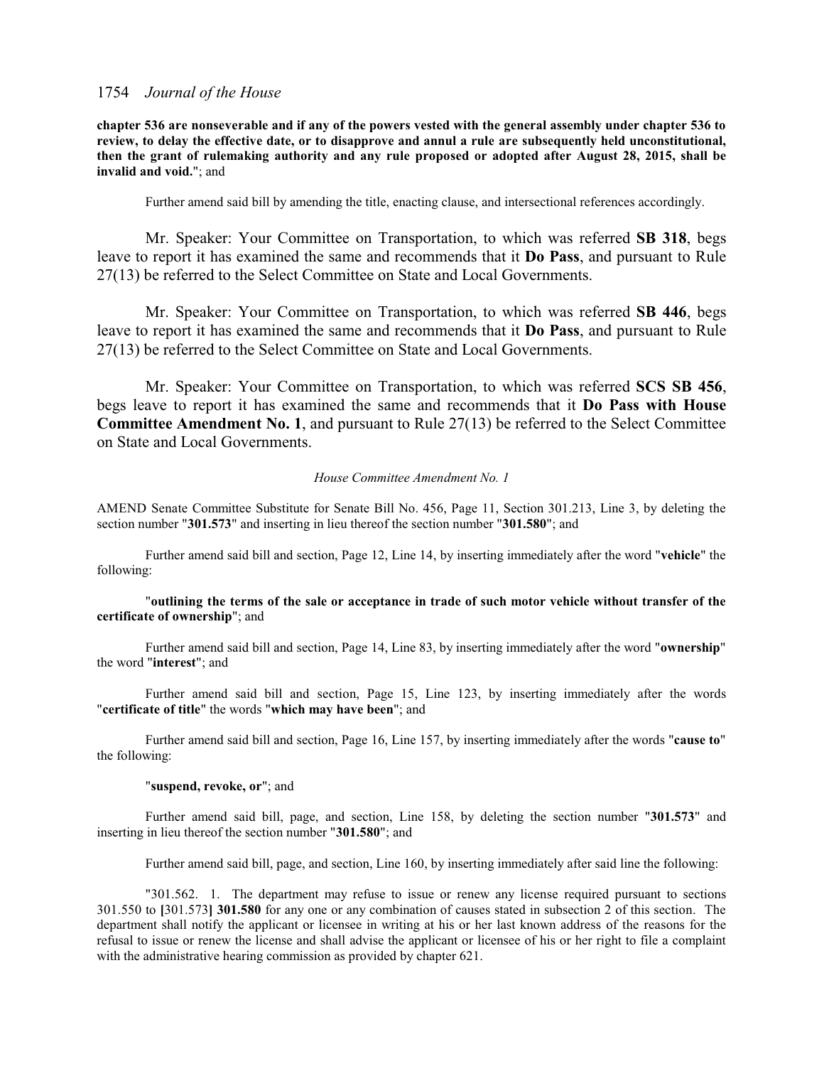**chapter 536 are nonseverable and if any of the powers vested with the general assembly under chapter 536 to review, to delay the effective date, or to disapprove and annul a rule are subsequently held unconstitutional, then the grant of rulemaking authority and any rule proposed or adopted after August 28, 2015, shall be invalid and void.**"; and

Further amend said bill by amending the title, enacting clause, and intersectional references accordingly.

Mr. Speaker: Your Committee on Transportation, to which was referred **SB 318**, begs leave to report it has examined the same and recommends that it **Do Pass**, and pursuant to Rule 27(13) be referred to the Select Committee on State and Local Governments.

Mr. Speaker: Your Committee on Transportation, to which was referred **SB 446**, begs leave to report it has examined the same and recommends that it **Do Pass**, and pursuant to Rule 27(13) be referred to the Select Committee on State and Local Governments.

Mr. Speaker: Your Committee on Transportation, to which was referred **SCS SB 456**, begs leave to report it has examined the same and recommends that it **Do Pass with House Committee Amendment No. 1**, and pursuant to Rule 27(13) be referred to the Select Committee on State and Local Governments.

*House Committee Amendment No. 1*

AMEND Senate Committee Substitute for Senate Bill No. 456, Page 11, Section 301.213, Line 3, by deleting the section number "**301.573**" and inserting in lieu thereof the section number "**301.580**"; and

Further amend said bill and section, Page 12, Line 14, by inserting immediately after the word "**vehicle**" the following:

"**outlining the terms of the sale or acceptance in trade of such motor vehicle without transfer of the certificate of ownership**"; and

Further amend said bill and section, Page 14, Line 83, by inserting immediately after the word "**ownership**" the word "**interest**"; and

Further amend said bill and section, Page 15, Line 123, by inserting immediately after the words "**certificate of title**" the words "**which may have been**"; and

Further amend said bill and section, Page 16, Line 157, by inserting immediately after the words "**cause to**" the following:

"**suspend, revoke, or**"; and

Further amend said bill, page, and section, Line 158, by deleting the section number "**301.573**" and inserting in lieu thereof the section number "**301.580**"; and

Further amend said bill, page, and section, Line 160, by inserting immediately after said line the following:

"301.562. 1. The department may refuse to issue or renew any license required pursuant to sections 301.550 to **[**301.573**] 301.580** for any one or any combination of causes stated in subsection 2 of this section. The department shall notify the applicant or licensee in writing at his or her last known address of the reasons for the refusal to issue or renew the license and shall advise the applicant or licensee of his or her right to file a complaint with the administrative hearing commission as provided by chapter 621.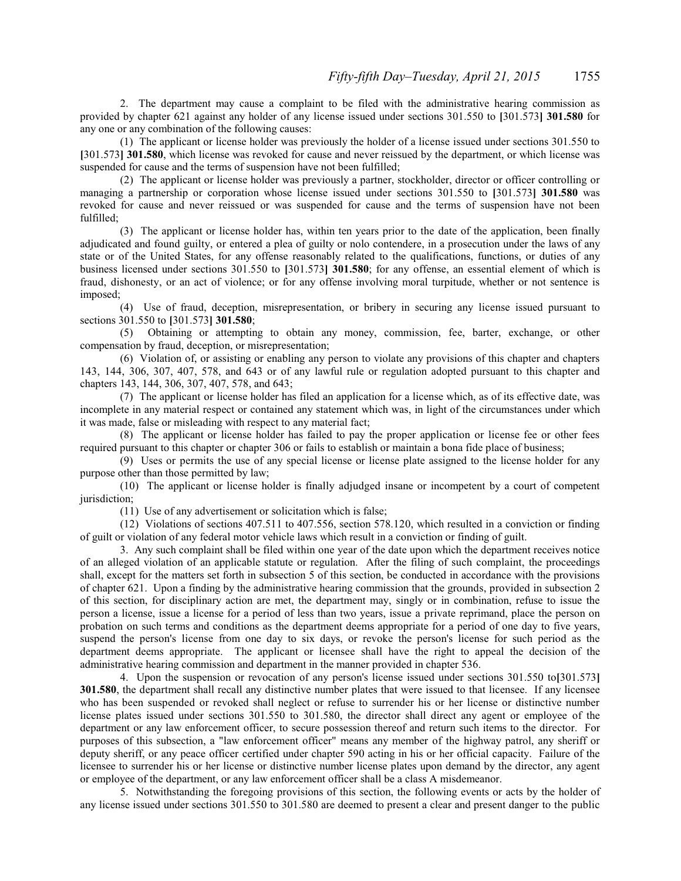2. The department may cause a complaint to be filed with the administrative hearing commission as provided by chapter 621 against any holder of any license issued under sections 301.550 to [301.573] **301.580** for any one or any combination of the following causes:

(1) The applicant or license holder was previously the holder of a license issued under sections 301.550 to [301.573] **301.580**, which license was revoked for cause and never reissued by the department, or which license was suspended for cause and the terms of suspension have not been fulfilled;

(2) The applicant or license holder was previously a partner, stockholder, director or officer controlling or managing a partnership or corporation whose license issued under sections 301.550 to [301.573] **301.580** was revoked for cause and never reissued or was suspended for cause and the terms of suspension have not been fulfilled;

(3) The applicant or license holder has, within ten years prior to the date of the application, been finally adjudicated and found guilty, or entered a plea of guilty or nolo contendere, in a prosecution under the laws of any state or of the United States, for any offense reasonably related to the qualifications, functions, or duties of any business licensed under sections 301.550 to [301.573] **301.580**; for any offense, an essential element of which is fraud, dishonesty, or an act of violence; or for any offense involving moral turpitude, whether or not sentence is imposed;

(4) Use of fraud, deception, misrepresentation, or bribery in securing any license issued pursuant to sections 301.550 to [301.573] **301.580**;

(5) Obtaining or attempting to obtain any money, commission, fee, barter, exchange, or other compensation by fraud, deception, or misrepresentation;

(6) Violation of, or assisting or enabling any person to violate any provisions of this chapter and chapters 143, 144, 306, 307, 407, 578, and 643 or of any lawful rule or regulation adopted pursuant to this chapter and chapters 143, 144, 306, 307, 407, 578, and 643;

(7) The applicant or license holder has filed an application for a license which, as of its effective date, was incomplete in any material respect or contained any statement which was, in light of the circumstances under which it was made, false or misleading with respect to any material fact;

(8) The applicant or license holder has failed to pay the proper application or license fee or other fees required pursuant to this chapter or chapter 306 or fails to establish or maintain a bona fide place of business;

(9) Uses or permits the use of any special license or license plate assigned to the license holder for any purpose other than those permitted by law;

(10) The applicant or license holder is finally adjudged insane or incompetent by a court of competent jurisdiction;

(11) Use of any advertisement or solicitation which is false;

(12) Violations of sections 407.511 to 407.556, section 578.120, which resulted in a conviction or finding of guilt or violation of any federal motor vehicle laws which result in a conviction or finding of guilt.

3. Any such complaint shall be filed within one year of the date upon which the department receives notice of an alleged violation of an applicable statute or regulation. After the filing of such complaint, the proceedings shall, except for the matters set forth in subsection 5 of this section, be conducted in accordance with the provisions of chapter 621. Upon a finding by the administrative hearing commission that the grounds, provided in subsection 2 of this section, for disciplinary action are met, the department may, singly or in combination, refuse to issue the person a license, issue a license for a period of less than two years, issue a private reprimand, place the person on probation on such terms and conditions as the department deems appropriate for a period of one day to five years, suspend the person's license from one day to six days, or revoke the person's license for such period as the department deems appropriate. The applicant or licensee shall have the right to appeal the decision of the administrative hearing commission and department in the manner provided in chapter 536.

4. Upon the suspension or revocation of any person's license issued under sections 301.550 to[301.573] **301.580**, the department shall recall any distinctive number plates that were issued to that licensee. If any licensee who has been suspended or revoked shall neglect or refuse to surrender his or her license or distinctive number license plates issued under sections 301.550 to 301.580, the director shall direct any agent or employee of the department or any law enforcement officer, to secure possession thereof and return such items to the director. For purposes of this subsection, a "law enforcement officer" means any member of the highway patrol, any sheriff or deputy sheriff, or any peace officer certified under chapter 590 acting in his or her official capacity. Failure of the licensee to surrender his or her license or distinctive number license plates upon demand by the director, any agent or employee of the department, or any law enforcement officer shall be a class A misdemeanor.

5. Notwithstanding the foregoing provisions of this section, the following events or acts by the holder of any license issued under sections 301.550 to 301.580 are deemed to present a clear and present danger to the public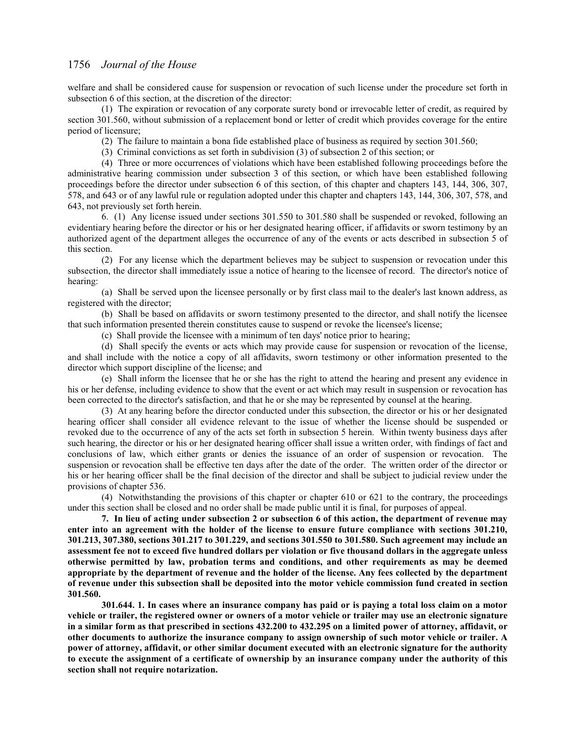welfare and shall be considered cause for suspension or revocation of such license under the procedure set forth in subsection 6 of this section, at the discretion of the director:

(1) The expiration or revocation of any corporate surety bond or irrevocable letter of credit, as required by section 301.560, without submission of a replacement bond or letter of credit which provides coverage for the entire period of licensure;

(2) The failure to maintain a bona fide established place of business as required by section 301.560;

(3) Criminal convictions as set forth in subdivision (3) of subsection 2 of this section; or

(4) Three or more occurrences of violations which have been established following proceedings before the administrative hearing commission under subsection 3 of this section, or which have been established following proceedings before the director under subsection 6 of this section, of this chapter and chapters 143, 144, 306, 307, 578, and 643 or of any lawful rule or regulation adopted under this chapter and chapters 143, 144, 306, 307, 578, and 643, not previously set forth herein.

6. (1) Any license issued under sections 301.550 to 301.580 shall be suspended or revoked, following an evidentiary hearing before the director or his or her designated hearing officer, if affidavits or sworn testimony by an authorized agent of the department alleges the occurrence of any of the events or acts described in subsection 5 of this section.

(2) For any license which the department believes may be subject to suspension or revocation under this subsection, the director shall immediately issue a notice of hearing to the licensee of record. The director's notice of hearing:

(a) Shall be served upon the licensee personally or by first class mail to the dealer's last known address, as registered with the director;

(b) Shall be based on affidavits or sworn testimony presented to the director, and shall notify the licensee that such information presented therein constitutes cause to suspend or revoke the licensee's license;

(c) Shall provide the licensee with a minimum of ten days' notice prior to hearing;

(d) Shall specify the events or acts which may provide cause for suspension or revocation of the license, and shall include with the notice a copy of all affidavits, sworn testimony or other information presented to the director which support discipline of the license; and

(e) Shall inform the licensee that he or she has the right to attend the hearing and present any evidence in his or her defense, including evidence to show that the event or act which may result in suspension or revocation has been corrected to the director's satisfaction, and that he or she may be represented by counsel at the hearing.

(3) At any hearing before the director conducted under this subsection, the director or his or her designated hearing officer shall consider all evidence relevant to the issue of whether the license should be suspended or revoked due to the occurrence of any of the acts set forth in subsection 5 herein. Within twenty business days after such hearing, the director or his or her designated hearing officer shall issue a written order, with findings of fact and conclusions of law, which either grants or denies the issuance of an order of suspension or revocation. The suspension or revocation shall be effective ten days after the date of the order. The written order of the director or his or her hearing officer shall be the final decision of the director and shall be subject to judicial review under the provisions of chapter 536.

(4) Notwithstanding the provisions of this chapter or chapter 610 or 621 to the contrary, the proceedings under this section shall be closed and no order shall be made public until it is final, for purposes of appeal.

**7. In lieu of acting under subsection 2 or subsection 6 of this action, the department of revenue may enter into an agreement with the holder of the license to ensure future compliance with sections 301.210, 301.213, 307.380, sections 301.217 to 301.229, and sections 301.550 to 301.580. Such agreement may include an assessment fee not to exceed five hundred dollars per violation or five thousand dollars in the aggregate unless otherwise permitted by law, probation terms and conditions, and other requirements as may be deemed appropriate by the department of revenue and the holder of the license. Any fees collected by the department of revenue under this subsection shall be deposited into the motor vehicle commission fund created in section 301.560.**

**301.644. 1. In cases where an insurance company has paid or is paying a total loss claim on a motor vehicle or trailer, the registered owner or owners of a motor vehicle or trailer may use an electronic signature in a similar form as that prescribed in sections 432.200 to 432.295 on a limited power of attorney, affidavit, or other documents to authorize the insurance company to assign ownership of such motor vehicle or trailer. A power of attorney, affidavit, or other similar document executed with an electronic signature for the authority to execute the assignment of a certificate of ownership by an insurance company under the authority of this section shall not require notarization.**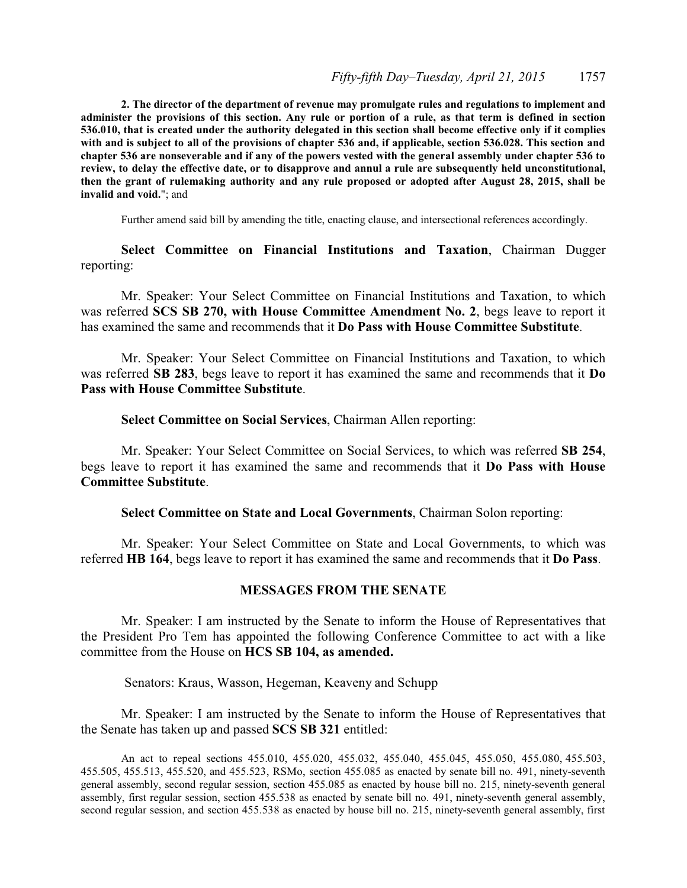**2. The director of the department of revenue may promulgate rules and regulations to implement and administer the provisions of this section. Any rule or portion of a rule, as that term is defined in section 536.010, that is created under the authority delegated in this section shall become effective only if it complies with and is subject to all of the provisions of chapter 536 and, if applicable, section 536.028. This section and chapter 536 are nonseverable and if any of the powers vested with the general assembly under chapter 536 to review, to delay the effective date, or to disapprove and annul a rule are subsequently held unconstitutional, then the grant of rulemaking authority and any rule proposed or adopted after August 28, 2015, shall be invalid and void.**"; and

Further amend said bill by amending the title, enacting clause, and intersectional references accordingly.

**Select Committee on Financial Institutions and Taxation**, Chairman Dugger reporting:

Mr. Speaker: Your Select Committee on Financial Institutions and Taxation, to which was referred **SCS SB 270, with House Committee Amendment No. 2**, begs leave to report it has examined the same and recommends that it **Do Pass with House Committee Substitute**.

Mr. Speaker: Your Select Committee on Financial Institutions and Taxation, to which was referred **SB 283**, begs leave to report it has examined the same and recommends that it **Do Pass with House Committee Substitute**.

**Select Committee on Social Services**, Chairman Allen reporting:

Mr. Speaker: Your Select Committee on Social Services, to which was referred **SB 254**, begs leave to report it has examined the same and recommends that it **Do Pass with House Committee Substitute**.

**Select Committee on State and Local Governments**, Chairman Solon reporting:

Mr. Speaker: Your Select Committee on State and Local Governments, to which was referred **HB 164**, begs leave to report it has examined the same and recommends that it **Do Pass**.

## MESSAGES FROM THE SENATE

Mr. Speaker: I am instructed by the Senate to inform the House of Representatives that the President Pro Tem has appointed the following Conference Committee to act with a like committee from the House on **HCS SB 104, as amended.**

Senators: Kraus, Wasson, Hegeman, Keaveny and Schupp

Mr. Speaker: I am instructed by the Senate to inform the House of Representatives that the Senate has taken up and passed **SCS SB 321** entitled:

An act to repeal sections 455.010, 455.020, 455.032, 455.040, 455.045, 455.050, 455.080, 455.503, 455.505, 455.513, 455.520, and 455.523, RSMo, section 455.085 as enacted by senate bill no. 491, ninety-seventh general assembly, second regular session, section 455.085 as enacted by house bill no. 215, ninety-seventh general assembly, first regular session, section 455.538 as enacted by senate bill no. 491, ninety-seventh general assembly, second regular session, and section 455.538 as enacted by house bill no. 215, ninety-seventh general assembly, first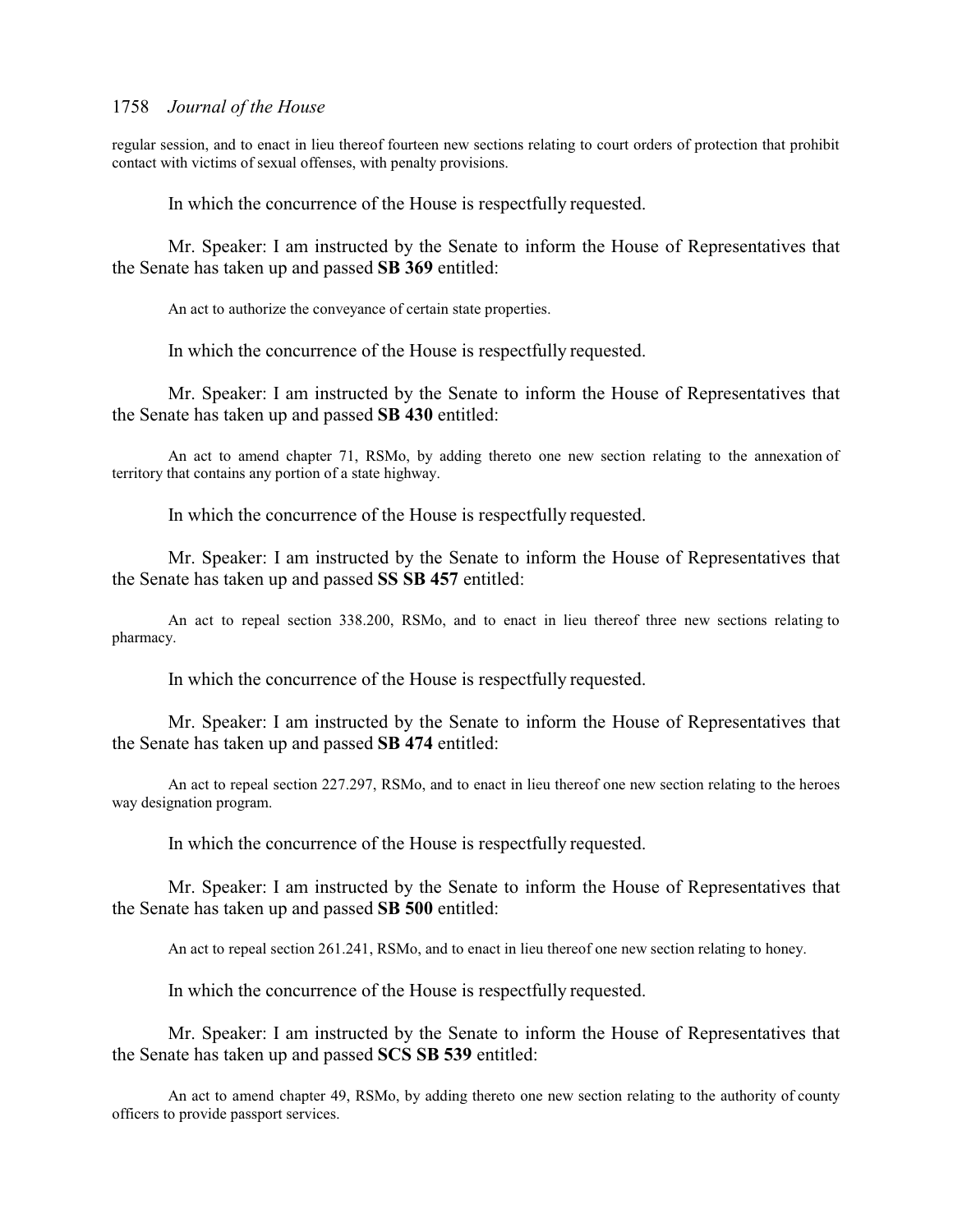regular session, and to enact in lieu thereof fourteen new sections relating to court orders of protection that prohibit contact with victims of sexual offenses, with penalty provisions.

In which the concurrence of the House is respectfully requested.

Mr. Speaker: I am instructed by the Senate to inform the House of Representatives that the Senate has taken up and passed **SB 369** entitled:

An act to authorize the conveyance of certain state properties.

In which the concurrence of the House is respectfully requested.

Mr. Speaker: I am instructed by the Senate to inform the House of Representatives that the Senate has taken up and passed **SB 430** entitled:

An act to amend chapter 71, RSMo, by adding thereto one new section relating to the annexation of territory that contains any portion of a state highway.

In which the concurrence of the House is respectfully requested.

Mr. Speaker: I am instructed by the Senate to inform the House of Representatives that the Senate has taken up and passed **SS SB 457** entitled:

An act to repeal section 338.200, RSMo, and to enact in lieu thereof three new sections relating to pharmacy.

In which the concurrence of the House is respectfully requested.

Mr. Speaker: I am instructed by the Senate to inform the House of Representatives that the Senate has taken up and passed **SB 474** entitled:

An act to repeal section 227.297, RSMo, and to enact in lieu thereof one new section relating to the heroes way designation program.

In which the concurrence of the House is respectfully requested.

Mr. Speaker: I am instructed by the Senate to inform the House of Representatives that the Senate has taken up and passed **SB 500** entitled:

An act to repeal section 261.241, RSMo, and to enact in lieu thereof one new section relating to honey.

In which the concurrence of the House is respectfully requested.

Mr. Speaker: I am instructed by the Senate to inform the House of Representatives that the Senate has taken up and passed **SCS SB 539** entitled:

An act to amend chapter 49, RSMo, by adding thereto one new section relating to the authority of county officers to provide passport services.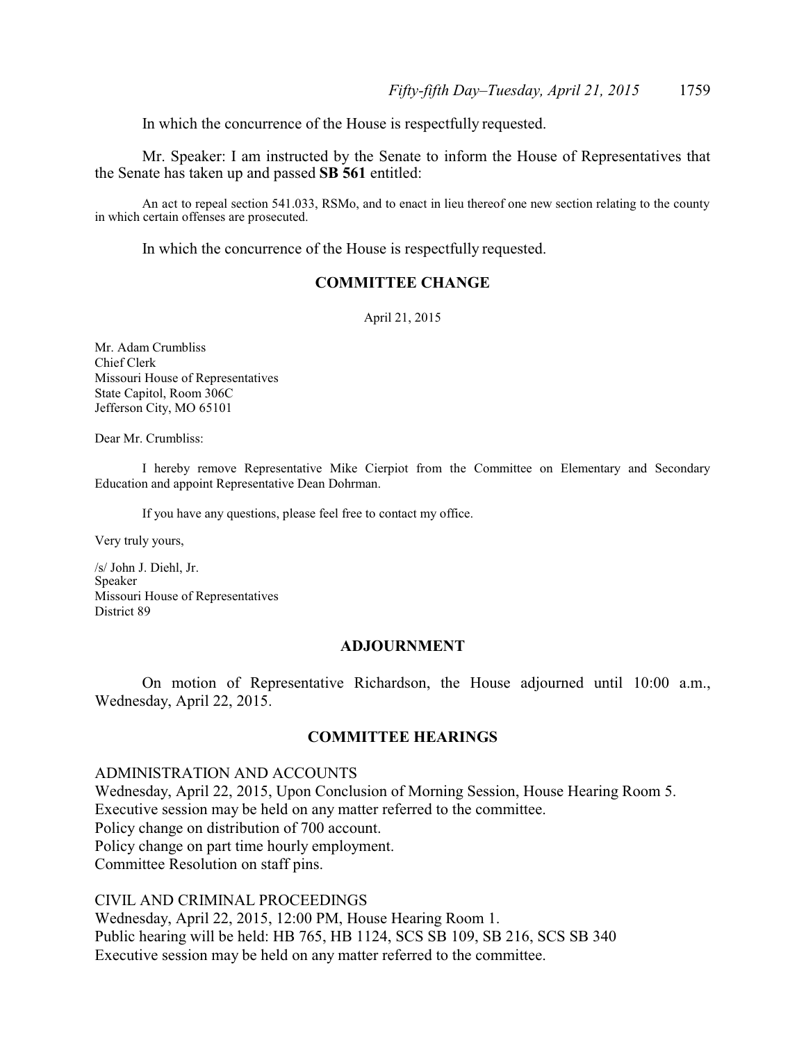In which the concurrence of the House is respectfully requested.

Mr. Speaker: I am instructed by the Senate to inform the House of Representatives that the Senate has taken up and passed **SB 561** entitled:

An act to repeal section 541.033, RSMo, and to enact in lieu thereof one new section relating to the county in which certain offenses are prosecuted.

In which the concurrence of the House is respectfully requested.

## COMMITTEE CHANGE

April 21, 2015

Mr. Adam Crumbliss
Chief Clerk
Missouri House of Representatives
State Capitol, Room 306C
Jefferson City, MO 65101

Dear Mr. Crumbliss:

I hereby remove Representative Mike Cierpiot from the Committee on Elementary and Secondary Education and appoint Representative Dean Dohrman.

If you have any questions, please feel free to contact my office.

Very truly yours,

/s/ John J. Diehl, Jr.
Speaker
Missouri House of Representatives
District 89

## ADJOURNMENT

On motion of Representative Richardson, the House adjourned until 10:00 a.m., Wednesday, April 22, 2015.

## COMMITTEE HEARINGS

ADMINISTRATION AND ACCOUNTS
Wednesday, April 22, 2015, Upon Conclusion of Morning Session, House Hearing Room 5.
Executive session may be held on any matter referred to the committee.
Policy change on distribution of 700 account.
Policy change on part time hourly employment.
Committee Resolution on staff pins.

CIVIL AND CRIMINAL PROCEEDINGS
Wednesday, April 22, 2015, 12:00 PM, House Hearing Room 1.
Public hearing will be held: HB 765, HB 1124, SCS SB 109, SB 216, SCS SB 340
Executive session may be held on any matter referred to the committee.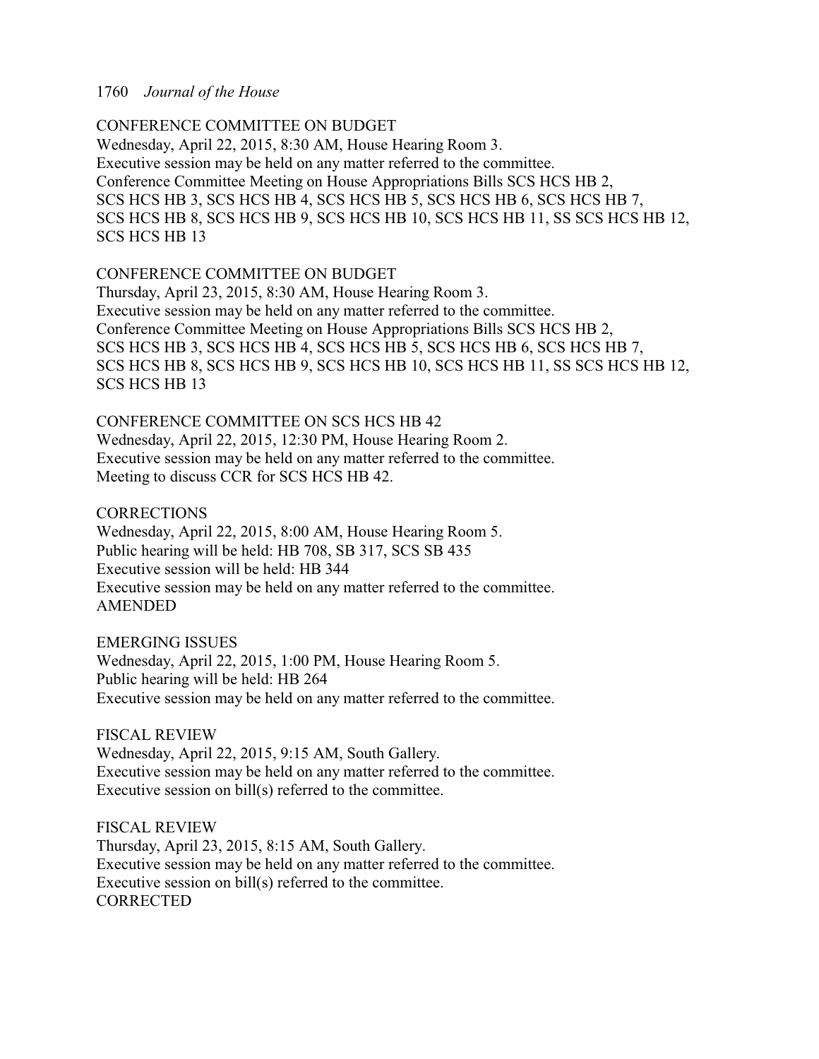CONFERENCE COMMITTEE ON BUDGET
Wednesday, April 22, 2015, 8:30 AM, House Hearing Room 3.
Executive session may be held on any matter referred to the committee.
Conference Committee Meeting on House Appropriations Bills SCS HCS HB 2, SCS HCS HB 3, SCS HCS HB 4, SCS HCS HB 5, SCS HCS HB 6, SCS HCS HB 7, SCS HCS HB 8, SCS HCS HB 9, SCS HCS HB 10, SCS HCS HB 11, SS SCS HCS HB 12, SCS HCS HB 13

CONFERENCE COMMITTEE ON BUDGET
Thursday, April 23, 2015, 8:30 AM, House Hearing Room 3.
Executive session may be held on any matter referred to the committee.
Conference Committee Meeting on House Appropriations Bills SCS HCS HB 2, SCS HCS HB 3, SCS HCS HB 4, SCS HCS HB 5, SCS HCS HB 6, SCS HCS HB 7, SCS HCS HB 8, SCS HCS HB 9, SCS HCS HB 10, SCS HCS HB 11, SS SCS HCS HB 12, SCS HCS HB 13

CONFERENCE COMMITTEE ON SCS HCS HB 42
Wednesday, April 22, 2015, 12:30 PM, House Hearing Room 2.
Executive session may be held on any matter referred to the committee.
Meeting to discuss CCR for SCS HCS HB 42.

CORRECTIONS
Wednesday, April 22, 2015, 8:00 AM, House Hearing Room 5.
Public hearing will be held: HB 708, SB 317, SCS SB 435
Executive session will be held: HB 344
Executive session may be held on any matter referred to the committee.
AMENDED

EMERGING ISSUES
Wednesday, April 22, 2015, 1:00 PM, House Hearing Room 5.
Public hearing will be held: HB 264
Executive session may be held on any matter referred to the committee.

FISCAL REVIEW
Wednesday, April 22, 2015, 9:15 AM, South Gallery.
Executive session may be held on any matter referred to the committee.
Executive session on bill(s) referred to the committee.

FISCAL REVIEW
Thursday, April 23, 2015, 8:15 AM, South Gallery.
Executive session may be held on any matter referred to the committee.
Executive session on bill(s) referred to the committee.
CORRECTED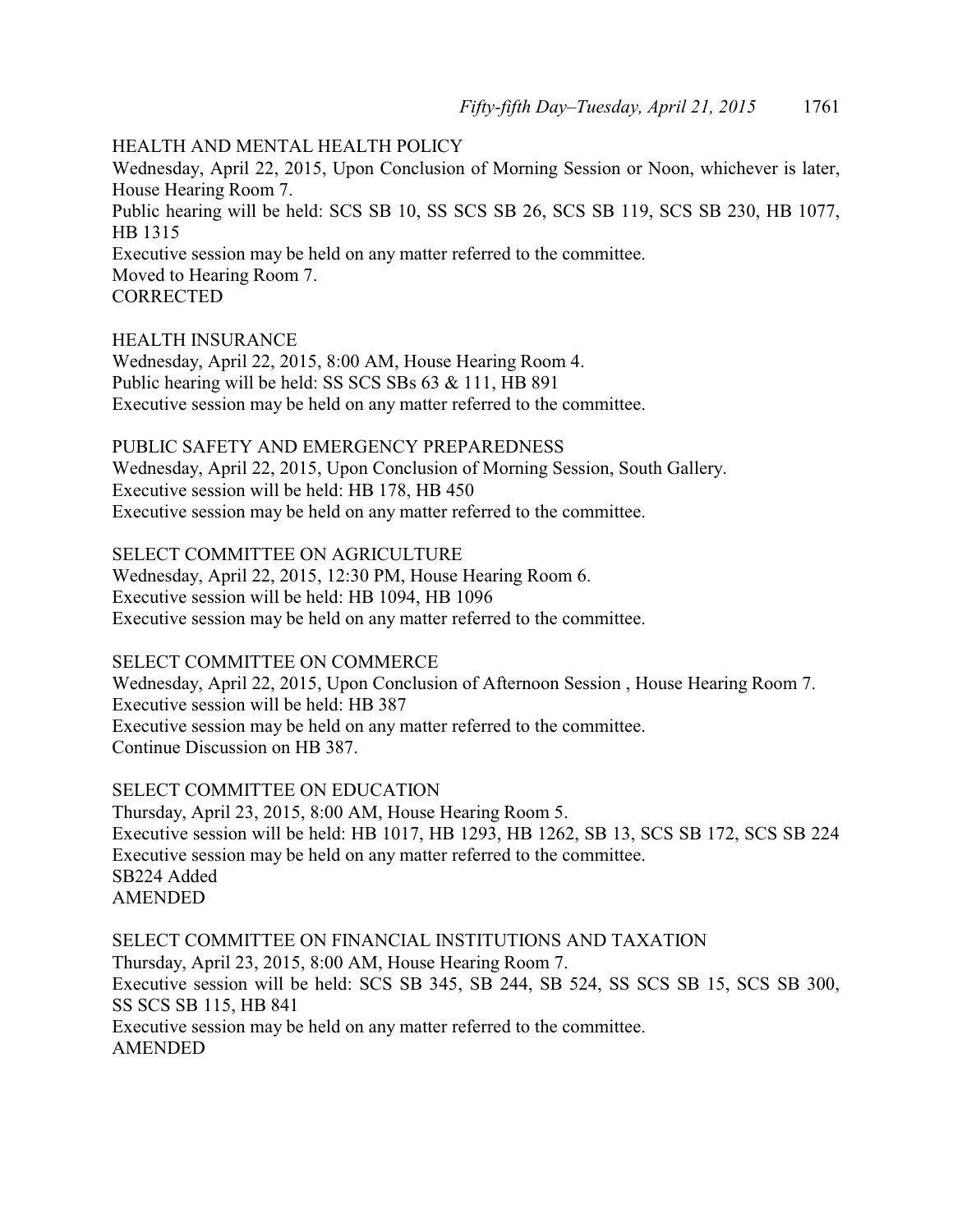HEALTH AND MENTAL HEALTH POLICY
Wednesday, April 22, 2015, Upon Conclusion of Morning Session or Noon, whichever is later, House Hearing Room 7.
Public hearing will be held: SCS SB 10, SS SCS SB 26, SCS SB 119, SCS SB 230, HB 1077, HB 1315
Executive session may be held on any matter referred to the committee.
Moved to Hearing Room 7.
CORRECTED

HEALTH INSURANCE
Wednesday, April 22, 2015, 8:00 AM, House Hearing Room 4.
Public hearing will be held: SS SCS SBs 63 & 111, HB 891
Executive session may be held on any matter referred to the committee.

PUBLIC SAFETY AND EMERGENCY PREPAREDNESS
Wednesday, April 22, 2015, Upon Conclusion of Morning Session, South Gallery.
Executive session will be held: HB 178, HB 450
Executive session may be held on any matter referred to the committee.

SELECT COMMITTEE ON AGRICULTURE
Wednesday, April 22, 2015, 12:30 PM, House Hearing Room 6.
Executive session will be held: HB 1094, HB 1096
Executive session may be held on any matter referred to the committee.

SELECT COMMITTEE ON COMMERCE
Wednesday, April 22, 2015, Upon Conclusion of Afternoon Session , House Hearing Room 7.
Executive session will be held: HB 387
Executive session may be held on any matter referred to the committee.
Continue Discussion on HB 387.

SELECT COMMITTEE ON EDUCATION
Thursday, April 23, 2015, 8:00 AM, House Hearing Room 5.
Executive session will be held: HB 1017, HB 1293, HB 1262, SB 13, SCS SB 172, SCS SB 224
Executive session may be held on any matter referred to the committee.
SB224 Added
AMENDED

SELECT COMMITTEE ON FINANCIAL INSTITUTIONS AND TAXATION
Thursday, April 23, 2015, 8:00 AM, House Hearing Room 7.
Executive session will be held: SCS SB 345, SB 244, SB 524, SS SCS SB 15, SCS SB 300, SS SCS SB 115, HB 841
Executive session may be held on any matter referred to the committee.
AMENDED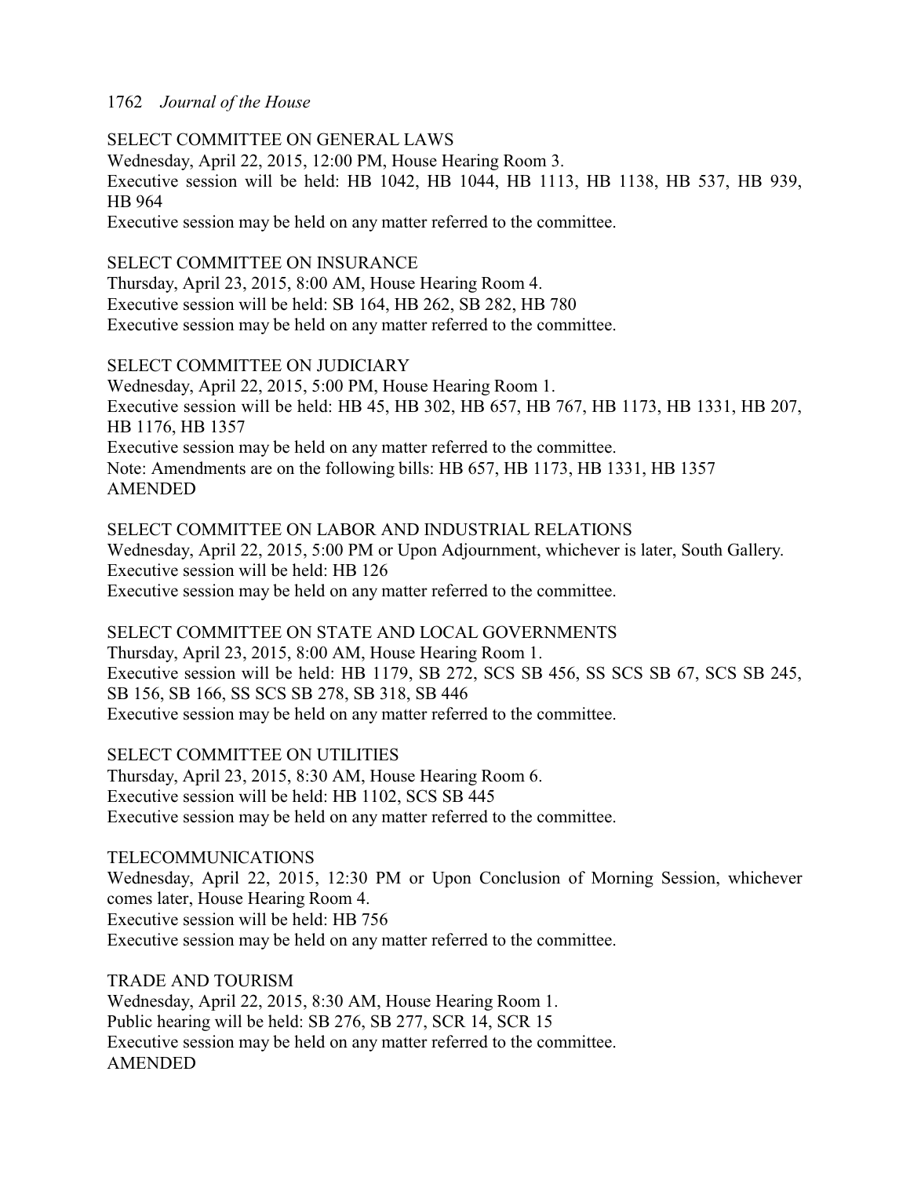SELECT COMMITTEE ON GENERAL LAWS
Wednesday, April 22, 2015, 12:00 PM, House Hearing Room 3.
Executive session will be held: HB 1042, HB 1044, HB 1113, HB 1138, HB 537, HB 939, HB 964
Executive session may be held on any matter referred to the committee.

SELECT COMMITTEE ON INSURANCE
Thursday, April 23, 2015, 8:00 AM, House Hearing Room 4.
Executive session will be held: SB 164, HB 262, SB 282, HB 780
Executive session may be held on any matter referred to the committee.

SELECT COMMITTEE ON JUDICIARY
Wednesday, April 22, 2015, 5:00 PM, House Hearing Room 1.
Executive session will be held: HB 45, HB 302, HB 657, HB 767, HB 1173, HB 1331, HB 207, HB 1176, HB 1357
Executive session may be held on any matter referred to the committee.
Note: Amendments are on the following bills: HB 657, HB 1173, HB 1331, HB 1357
AMENDED

SELECT COMMITTEE ON LABOR AND INDUSTRIAL RELATIONS
Wednesday, April 22, 2015, 5:00 PM or Upon Adjournment, whichever is later, South Gallery.
Executive session will be held: HB 126
Executive session may be held on any matter referred to the committee.

SELECT COMMITTEE ON STATE AND LOCAL GOVERNMENTS
Thursday, April 23, 2015, 8:00 AM, House Hearing Room 1.
Executive session will be held: HB 1179, SB 272, SCS SB 456, SS SCS SB 67, SCS SB 245, SB 156, SB 166, SS SCS SB 278, SB 318, SB 446
Executive session may be held on any matter referred to the committee.

SELECT COMMITTEE ON UTILITIES
Thursday, April 23, 2015, 8:30 AM, House Hearing Room 6.
Executive session will be held: HB 1102, SCS SB 445
Executive session may be held on any matter referred to the committee.

TELECOMMUNICATIONS
Wednesday, April 22, 2015, 12:30 PM or Upon Conclusion of Morning Session, whichever comes later, House Hearing Room 4.
Executive session will be held: HB 756
Executive session may be held on any matter referred to the committee.

TRADE AND TOURISM
Wednesday, April 22, 2015, 8:30 AM, House Hearing Room 1.
Public hearing will be held: SB 276, SB 277, SCR 14, SCR 15
Executive session may be held on any matter referred to the committee.
AMENDED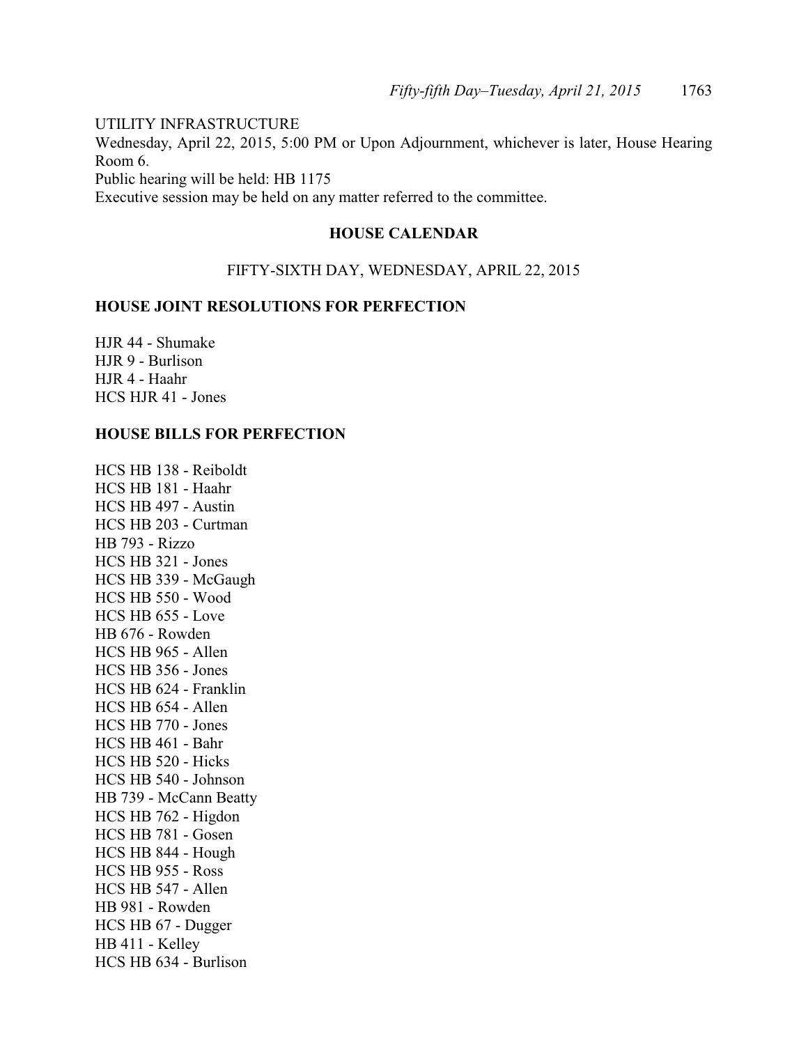UTILITY INFRASTRUCTURE
Wednesday, April 22, 2015, 5:00 PM or Upon Adjournment, whichever is later, House Hearing Room 6.
Public hearing will be held: HB 1175
Executive session may be held on any matter referred to the committee.

## HOUSE CALENDAR

FIFTY-SIXTH DAY, WEDNESDAY, APRIL 22, 2015

### HOUSE JOINT RESOLUTIONS FOR PERFECTION

HJR 44 - Shumake
HJR 9 - Burlison
HJR 4 - Haahr
HCS HJR 41 - Jones

### HOUSE BILLS FOR PERFECTION

HCS HB 138 - Reiboldt
HCS HB 181 - Haahr
HCS HB 497 - Austin
HCS HB 203 - Curtman
HB 793 - Rizzo
HCS HB 321 - Jones
HCS HB 339 - McGaugh
HCS HB 550 - Wood
HCS HB 655 - Love
HB 676 - Rowden
HCS HB 965 - Allen
HCS HB 356 - Jones
HCS HB 624 - Franklin
HCS HB 654 - Allen
HCS HB 770 - Jones
HCS HB 461 - Bahr
HCS HB 520 - Hicks
HCS HB 540 - Johnson
HB 739 - McCann Beatty
HCS HB 762 - Higdon
HCS HB 781 - Gosen
HCS HB 844 - Hough
HCS HB 955 - Ross
HCS HB 547 - Allen
HB 981 - Rowden
HCS HB 67 - Dugger
HB 411 - Kelley
HCS HB 634 - Burlison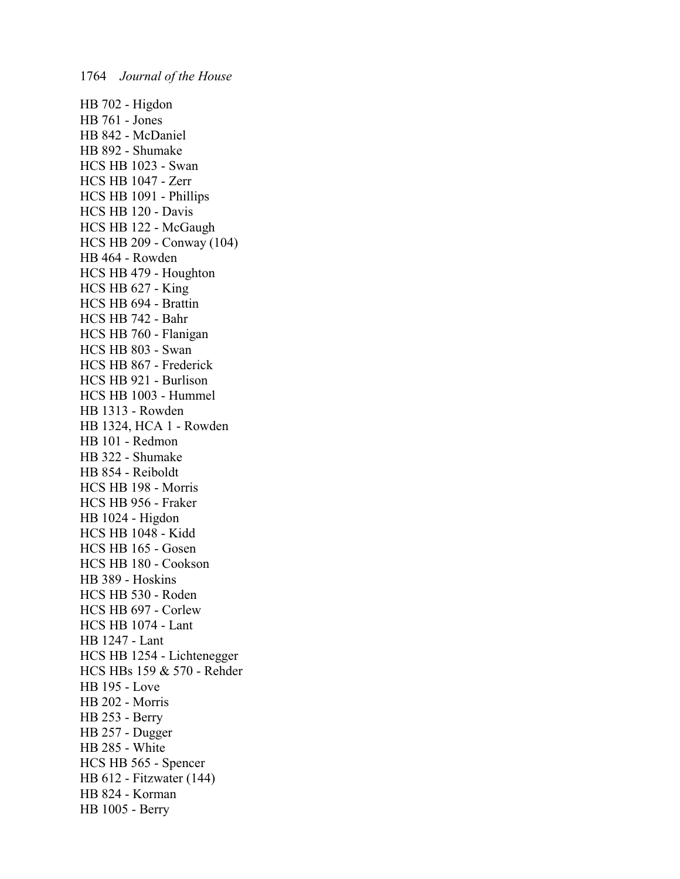HB 702 - Higdon
HB 761 - Jones
HB 842 - McDaniel
HB 892 - Shumake
HCS HB 1023 - Swan
HCS HB 1047 - Zerr
HCS HB 1091 - Phillips
HCS HB 120 - Davis
HCS HB 122 - McGaugh
HCS HB 209 - Conway (104)
HB 464 - Rowden
HCS HB 479 - Houghton
HCS HB 627 - King
HCS HB 694 - Brattin
HCS HB 742 - Bahr
HCS HB 760 - Flanigan
HCS HB 803 - Swan
HCS HB 867 - Frederick
HCS HB 921 - Burlison
HCS HB 1003 - Hummel
HB 1313 - Rowden
HB 1324, HCA 1 - Rowden
HB 101 - Redmon
HB 322 - Shumake
HB 854 - Reiboldt
HCS HB 198 - Morris
HCS HB 956 - Fraker
HB 1024 - Higdon
HCS HB 1048 - Kidd
HCS HB 165 - Gosen
HCS HB 180 - Cookson
HB 389 - Hoskins
HCS HB 530 - Roden
HCS HB 697 - Corlew
HCS HB 1074 - Lant
HB 1247 - Lant
HCS HB 1254 - Lichtenegger
HCS HBs 159 & 570 - Rehder
HB 195 - Love
HB 202 - Morris
HB 253 - Berry
HB 257 - Dugger
HB 285 - White
HCS HB 565 - Spencer
HB 612 - Fitzwater (144)
HB 824 - Korman
HB 1005 - Berry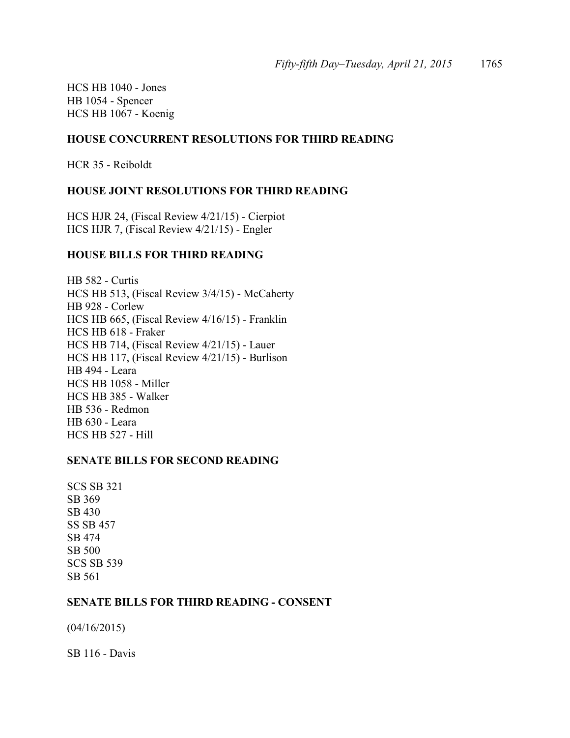HCS HB 1040 - Jones
HB 1054 - Spencer
HCS HB 1067 - Koenig

**HOUSE CONCURRENT RESOLUTIONS FOR THIRD READING**

HCR 35 - Reiboldt

**HOUSE JOINT RESOLUTIONS FOR THIRD READING**

HCS HJR 24, (Fiscal Review 4/21/15) - Cierpiot
HCS HJR 7, (Fiscal Review 4/21/15) - Engler

**HOUSE BILLS FOR THIRD READING**

HB 582 - Curtis
HCS HB 513, (Fiscal Review 3/4/15) - McCaherty
HB 928 - Corlew
HCS HB 665, (Fiscal Review 4/16/15) - Franklin
HCS HB 618 - Fraker
HCS HB 714, (Fiscal Review 4/21/15) - Lauer
HCS HB 117, (Fiscal Review 4/21/15) - Burlison
HB 494 - Leara
HCS HB 1058 - Miller
HCS HB 385 - Walker
HB 536 - Redmon
HB 630 - Leara
HCS HB 527 - Hill

**SENATE BILLS FOR SECOND READING**

SCS SB 321
SB 369
SB 430
SS SB 457
SB 474
SB 500
SCS SB 539
SB 561

**SENATE BILLS FOR THIRD READING - CONSENT**

(04/16/2015)

SB 116 - Davis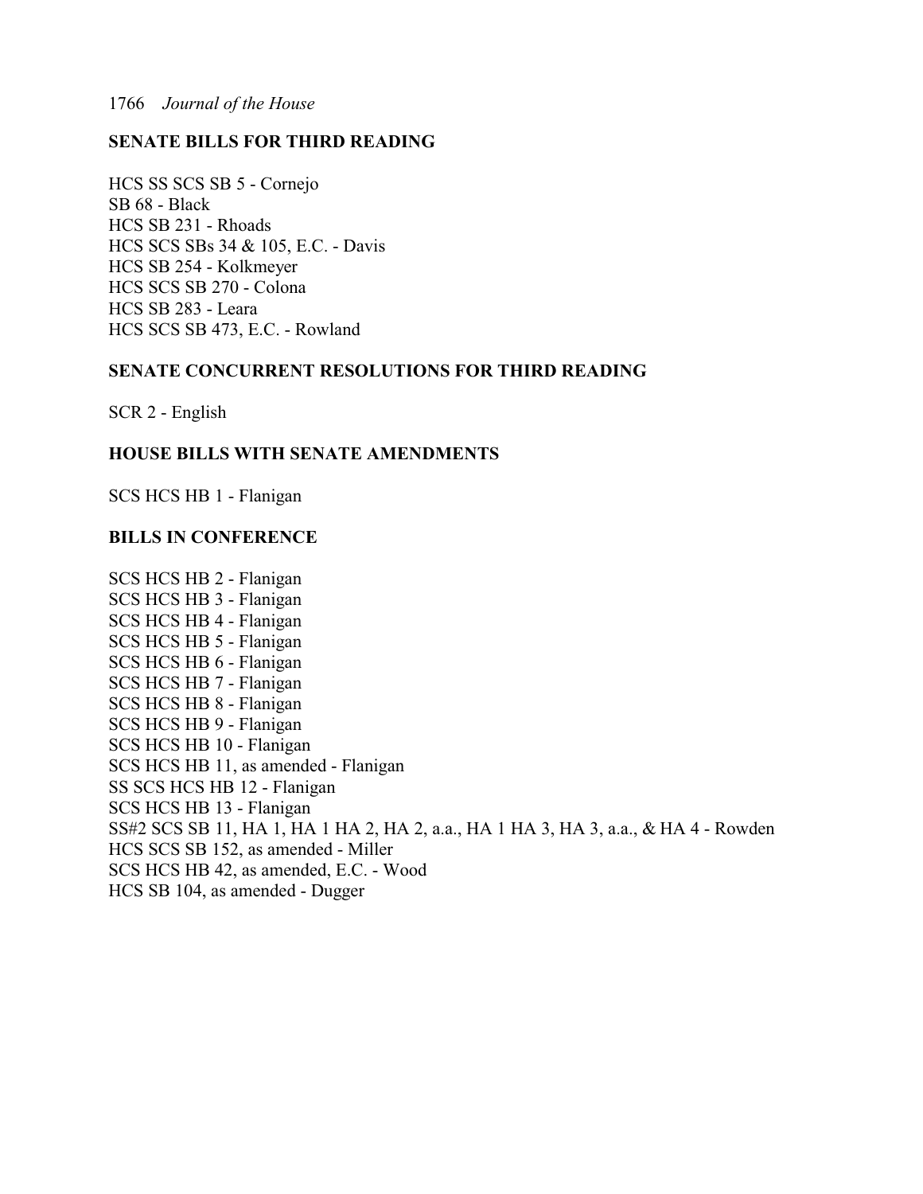## SENATE BILLS FOR THIRD READING

HCS SS SCS SB 5 - Cornejo
SB 68 - Black
HCS SB 231 - Rhoads
HCS SCS SBs 34 & 105, E.C. - Davis
HCS SB 254 - Kolkmeyer
HCS SCS SB 270 - Colona
HCS SB 283 - Leara
HCS SCS SB 473, E.C. - Rowland

## SENATE CONCURRENT RESOLUTIONS FOR THIRD READING

SCR 2 - English

## HOUSE BILLS WITH SENATE AMENDMENTS

SCS HCS HB 1 - Flanigan

## BILLS IN CONFERENCE

SCS HCS HB 2 - Flanigan
SCS HCS HB 3 - Flanigan
SCS HCS HB 4 - Flanigan
SCS HCS HB 5 - Flanigan
SCS HCS HB 6 - Flanigan
SCS HCS HB 7 - Flanigan
SCS HCS HB 8 - Flanigan
SCS HCS HB 9 - Flanigan
SCS HCS HB 10 - Flanigan
SCS HCS HB 11, as amended - Flanigan
SS SCS HCS HB 12 - Flanigan
SCS HCS HB 13 - Flanigan
SS#2 SCS SB 11, HA 1, HA 1 HA 2, HA 2, a.a., HA 1 HA 3, HA 3, a.a., & HA 4 - Rowden
HCS SCS SB 152, as amended - Miller
SCS HCS HB 42, as amended, E.C. - Wood
HCS SB 104, as amended - Dugger